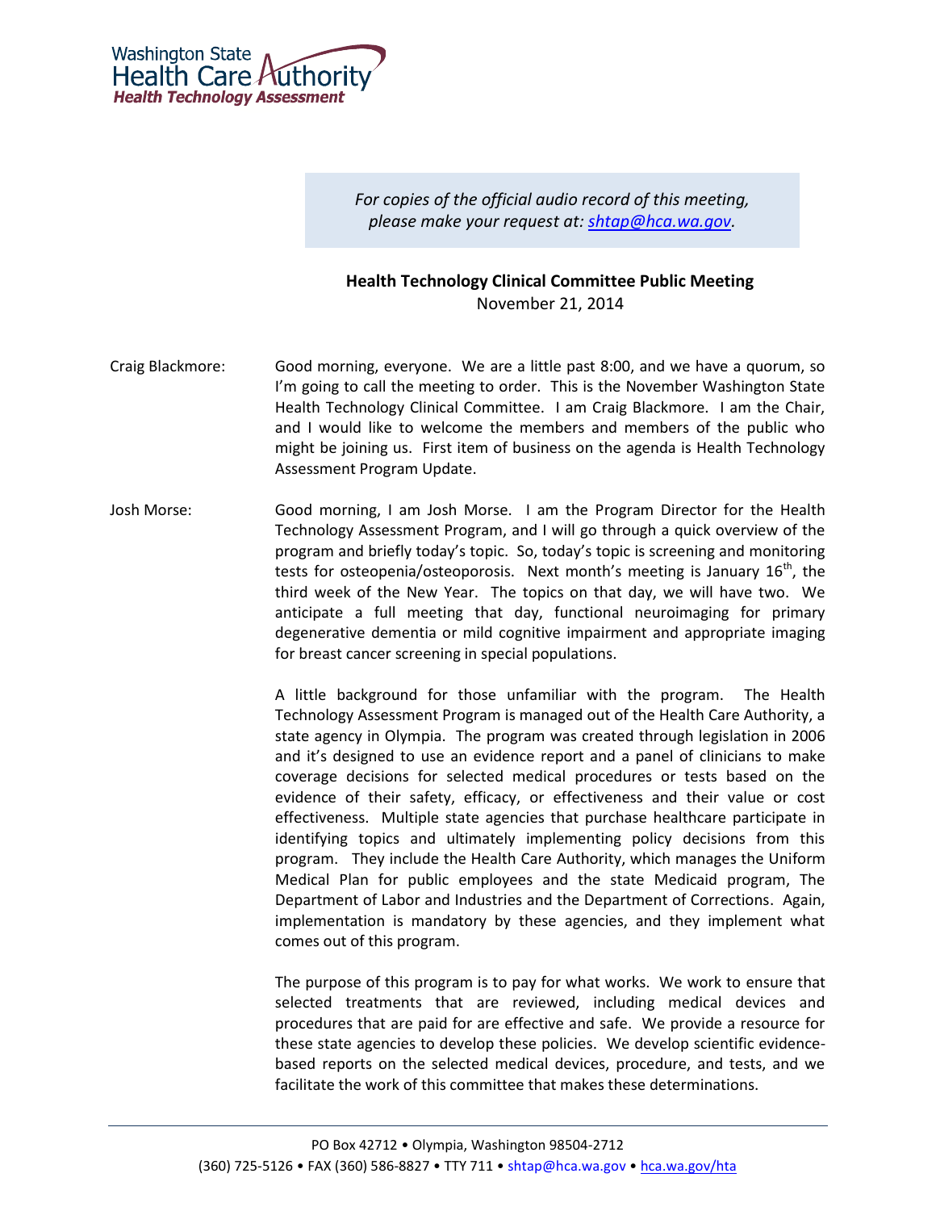*For copies of the official audio record of this meeting, please make your request at: [shtap@hca.wa.gov](mailto:shtap@hca.wa.gov).*

**Health Technology Clinical Committee Public Meeting**
November 21, 2014

Craig Blackmore: Good morning, everyone. We are a little past 8:00, and we have a quorum, so I'm going to call the meeting to order. This is the November Washington State Health Technology Clinical Committee. I am Craig Blackmore. I am the Chair, and I would like to welcome the members and members of the public who might be joining us. First item of business on the agenda is Health Technology Assessment Program Update.

Josh Morse: Good morning, I am Josh Morse. I am the Program Director for the Health Technology Assessment Program, and I will go through a quick overview of the program and briefly today's topic. So, today's topic is screening and monitoring tests for osteopenia/osteoporosis. Next month's meeting is January 16th, the third week of the New Year. The topics on that day, we will have two. We anticipate a full meeting that day, functional neuroimaging for primary degenerative dementia or mild cognitive impairment and appropriate imaging for breast cancer screening in special populations.

A little background for those unfamiliar with the program. The Health Technology Assessment Program is managed out of the Health Care Authority, a state agency in Olympia. The program was created through legislation in 2006 and it's designed to use an evidence report and a panel of clinicians to make coverage decisions for selected medical procedures or tests based on the evidence of their safety, efficacy, or effectiveness and their value or cost effectiveness. Multiple state agencies that purchase healthcare participate in identifying topics and ultimately implementing policy decisions from this program. They include the Health Care Authority, which manages the Uniform Medical Plan for public employees and the state Medicaid program, The Department of Labor and Industries and the Department of Corrections. Again, implementation is mandatory by these agencies, and they implement what comes out of this program.

The purpose of this program is to pay for what works. We work to ensure that selected treatments that are reviewed, including medical devices and procedures that are paid for are effective and safe. We provide a resource for these state agencies to develop these policies. We develop scientific evidence-based reports on the selected medical devices, procedure, and tests, and we facilitate the work of this committee that makes these determinations.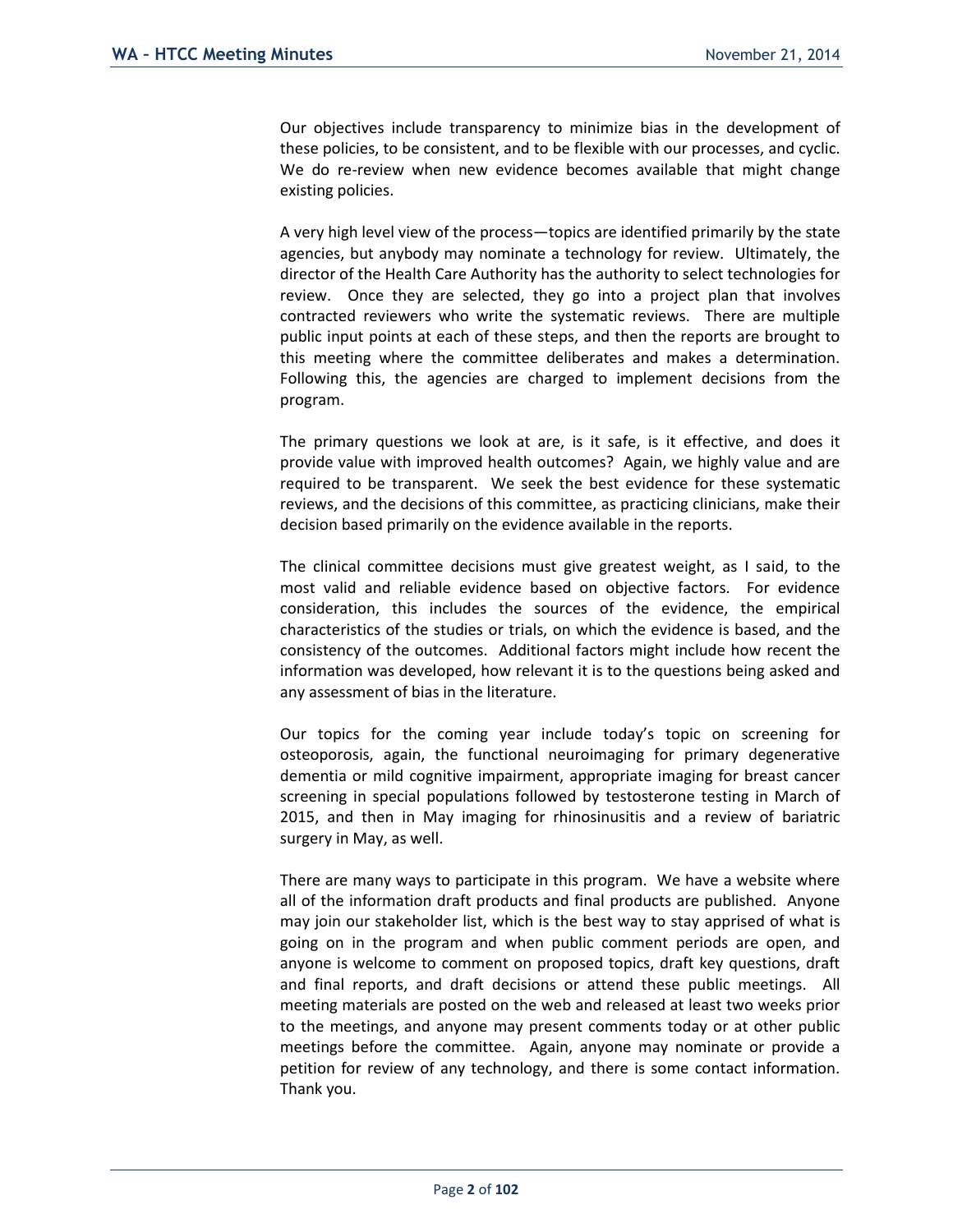Our objectives include transparency to minimize bias in the development of these policies, to be consistent, and to be flexible with our processes, and cyclic. We do re-review when new evidence becomes available that might change existing policies.

A very high level view of the process—topics are identified primarily by the state agencies, but anybody may nominate a technology for review. Ultimately, the director of the Health Care Authority has the authority to select technologies for review. Once they are selected, they go into a project plan that involves contracted reviewers who write the systematic reviews. There are multiple public input points at each of these steps, and then the reports are brought to this meeting where the committee deliberates and makes a determination. Following this, the agencies are charged to implement decisions from the program.

The primary questions we look at are, is it safe, is it effective, and does it provide value with improved health outcomes? Again, we highly value and are required to be transparent. We seek the best evidence for these systematic reviews, and the decisions of this committee, as practicing clinicians, make their decision based primarily on the evidence available in the reports.

The clinical committee decisions must give greatest weight, as I said, to the most valid and reliable evidence based on objective factors. For evidence consideration, this includes the sources of the evidence, the empirical characteristics of the studies or trials, on which the evidence is based, and the consistency of the outcomes. Additional factors might include how recent the information was developed, how relevant it is to the questions being asked and any assessment of bias in the literature.

Our topics for the coming year include today's topic on screening for osteoporosis, again, the functional neuroimaging for primary degenerative dementia or mild cognitive impairment, appropriate imaging for breast cancer screening in special populations followed by testosterone testing in March of 2015, and then in May imaging for rhinosinusitis and a review of bariatric surgery in May, as well.

There are many ways to participate in this program. We have a website where all of the information draft products and final products are published. Anyone may join our stakeholder list, which is the best way to stay apprised of what is going on in the program and when public comment periods are open, and anyone is welcome to comment on proposed topics, draft key questions, draft and final reports, and draft decisions or attend these public meetings. All meeting materials are posted on the web and released at least two weeks prior to the meetings, and anyone may present comments today or at other public meetings before the committee. Again, anyone may nominate or provide a petition for review of any technology, and there is some contact information. Thank you.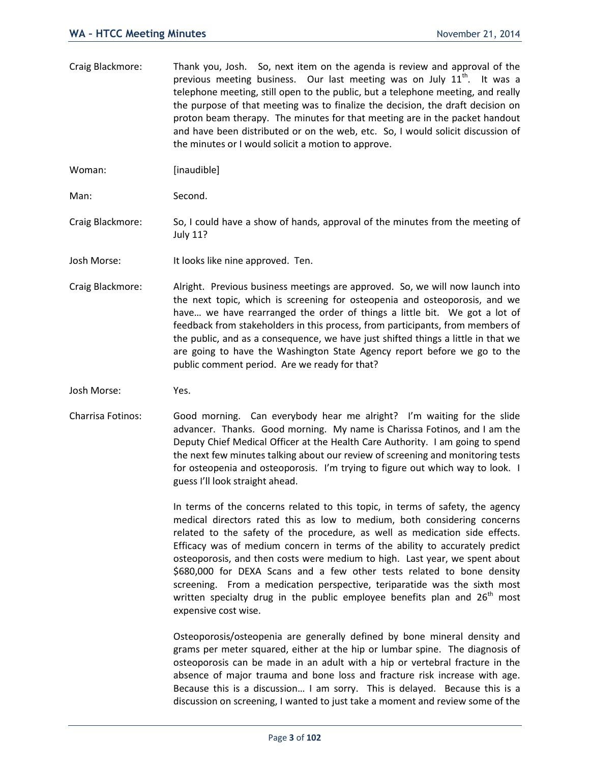Craig Blackmore: Thank you, Josh. So, next item on the agenda is review and approval of the previous meeting business. Our last meeting was on July 11th. It was a telephone meeting, still open to the public, but a telephone meeting, and really the purpose of that meeting was to finalize the decision, the draft decision on proton beam therapy. The minutes for that meeting are in the packet handout and have been distributed or on the web, etc. So, I would solicit discussion of the minutes or I would solicit a motion to approve.

Woman: [inaudible]

Man: Second.

Craig Blackmore: So, I could have a show of hands, approval of the minutes from the meeting of July 11?

Josh Morse: It looks like nine approved. Ten.

Craig Blackmore: Alright. Previous business meetings are approved. So, we will now launch into the next topic, which is screening for osteopenia and osteoporosis, and we have… we have rearranged the order of things a little bit. We got a lot of feedback from stakeholders in this process, from participants, from members of the public, and as a consequence, we have just shifted things a little in that we are going to have the Washington State Agency report before we go to the public comment period. Are we ready for that?

Josh Morse: Yes.

Charrisa Fotinos: Good morning. Can everybody hear me alright? I'm waiting for the slide advancer. Thanks. Good morning. My name is Charissa Fotinos, and I am the Deputy Chief Medical Officer at the Health Care Authority. I am going to spend the next few minutes talking about our review of screening and monitoring tests for osteopenia and osteoporosis. I'm trying to figure out which way to look. I guess I'll look straight ahead.

In terms of the concerns related to this topic, in terms of safety, the agency medical directors rated this as low to medium, both considering concerns related to the safety of the procedure, as well as medication side effects. Efficacy was of medium concern in terms of the ability to accurately predict osteoporosis, and then costs were medium to high. Last year, we spent about $680,000 for DEXA Scans and a few other tests related to bone density screening. From a medication perspective, teriparatide was the sixth most written specialty drug in the public employee benefits plan and 26th most expensive cost wise.

Osteoporosis/osteopenia are generally defined by bone mineral density and grams per meter squared, either at the hip or lumbar spine. The diagnosis of osteoporosis can be made in an adult with a hip or vertebral fracture in the absence of major trauma and bone loss and fracture risk increase with age. Because this is a discussion… I am sorry. This is delayed. Because this is a discussion on screening, I wanted to just take a moment and review some of the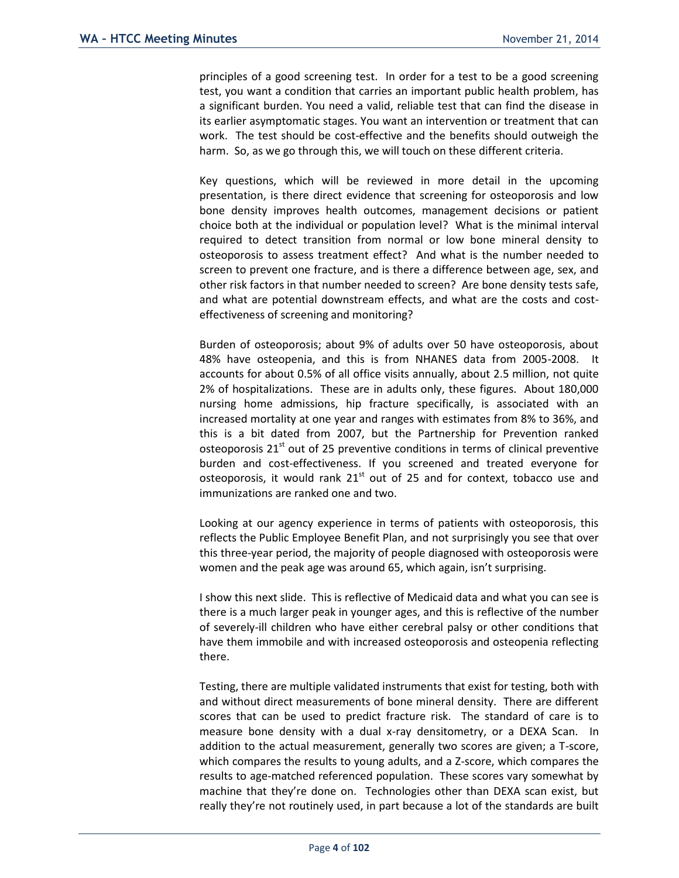principles of a good screening test. In order for a test to be a good screening test, you want a condition that carries an important public health problem, has a significant burden. You need a valid, reliable test that can find the disease in its earlier asymptomatic stages. You want an intervention or treatment that can work. The test should be cost-effective and the benefits should outweigh the harm. So, as we go through this, we will touch on these different criteria.

Key questions, which will be reviewed in more detail in the upcoming presentation, is there direct evidence that screening for osteoporosis and low bone density improves health outcomes, management decisions or patient choice both at the individual or population level? What is the minimal interval required to detect transition from normal or low bone mineral density to osteoporosis to assess treatment effect? And what is the number needed to screen to prevent one fracture, and is there a difference between age, sex, and other risk factors in that number needed to screen? Are bone density tests safe, and what are potential downstream effects, and what are the costs and cost-effectiveness of screening and monitoring?

Burden of osteoporosis; about 9% of adults over 50 have osteoporosis, about 48% have osteopenia, and this is from NHANES data from 2005-2008. It accounts for about 0.5% of all office visits annually, about 2.5 million, not quite 2% of hospitalizations. These are in adults only, these figures. About 180,000 nursing home admissions, hip fracture specifically, is associated with an increased mortality at one year and ranges with estimates from 8% to 36%, and this is a bit dated from 2007, but the Partnership for Prevention ranked osteoporosis 21st out of 25 preventive conditions in terms of clinical preventive burden and cost-effectiveness. If you screened and treated everyone for osteoporosis, it would rank 21st out of 25 and for context, tobacco use and immunizations are ranked one and two.

Looking at our agency experience in terms of patients with osteoporosis, this reflects the Public Employee Benefit Plan, and not surprisingly you see that over this three-year period, the majority of people diagnosed with osteoporosis were women and the peak age was around 65, which again, isn't surprising.

I show this next slide. This is reflective of Medicaid data and what you can see is there is a much larger peak in younger ages, and this is reflective of the number of severely-ill children who have either cerebral palsy or other conditions that have them immobile and with increased osteoporosis and osteopenia reflecting there.

Testing, there are multiple validated instruments that exist for testing, both with and without direct measurements of bone mineral density. There are different scores that can be used to predict fracture risk. The standard of care is to measure bone density with a dual x-ray densitometry, or a DEXA Scan. In addition to the actual measurement, generally two scores are given; a T-score, which compares the results to young adults, and a Z-score, which compares the results to age-matched referenced population. These scores vary somewhat by machine that they're done on. Technologies other than DEXA scan exist, but really they're not routinely used, in part because a lot of the standards are built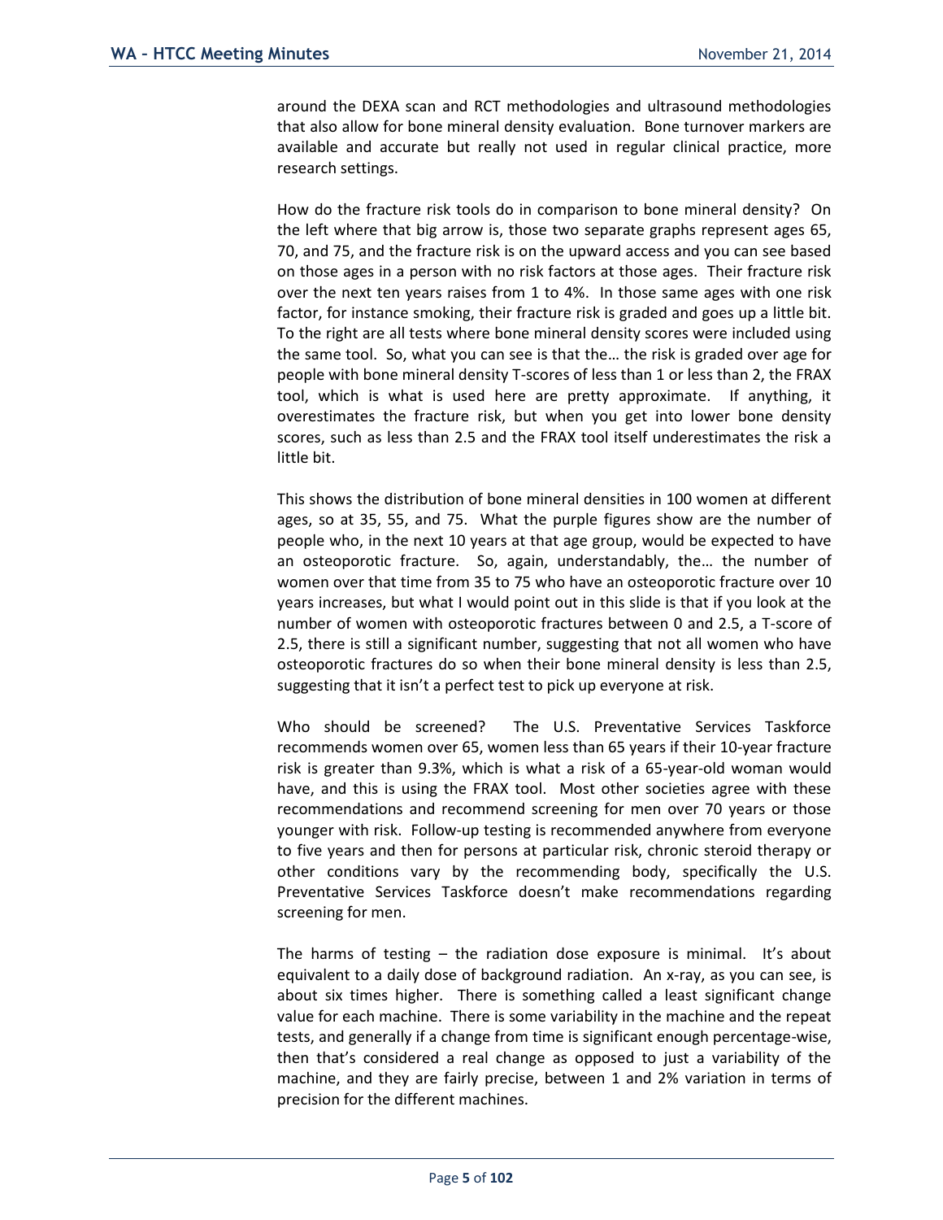around the DEXA scan and RCT methodologies and ultrasound methodologies that also allow for bone mineral density evaluation. Bone turnover markers are available and accurate but really not used in regular clinical practice, more research settings.

How do the fracture risk tools do in comparison to bone mineral density? On the left where that big arrow is, those two separate graphs represent ages 65, 70, and 75, and the fracture risk is on the upward access and you can see based on those ages in a person with no risk factors at those ages. Their fracture risk over the next ten years raises from 1 to 4%. In those same ages with one risk factor, for instance smoking, their fracture risk is graded and goes up a little bit. To the right are all tests where bone mineral density scores were included using the same tool. So, what you can see is that the… the risk is graded over age for people with bone mineral density T-scores of less than 1 or less than 2, the FRAX tool, which is what is used here are pretty approximate. If anything, it overestimates the fracture risk, but when you get into lower bone density scores, such as less than 2.5 and the FRAX tool itself underestimates the risk a little bit.

This shows the distribution of bone mineral densities in 100 women at different ages, so at 35, 55, and 75. What the purple figures show are the number of people who, in the next 10 years at that age group, would be expected to have an osteoporotic fracture. So, again, understandably, the… the number of women over that time from 35 to 75 who have an osteoporotic fracture over 10 years increases, but what I would point out in this slide is that if you look at the number of women with osteoporotic fractures between 0 and 2.5, a T-score of 2.5, there is still a significant number, suggesting that not all women who have osteoporotic fractures do so when their bone mineral density is less than 2.5, suggesting that it isn't a perfect test to pick up everyone at risk.

Who should be screened? The U.S. Preventative Services Taskforce recommends women over 65, women less than 65 years if their 10-year fracture risk is greater than 9.3%, which is what a risk of a 65-year-old woman would have, and this is using the FRAX tool. Most other societies agree with these recommendations and recommend screening for men over 70 years or those younger with risk. Follow-up testing is recommended anywhere from everyone to five years and then for persons at particular risk, chronic steroid therapy or other conditions vary by the recommending body, specifically the U.S. Preventative Services Taskforce doesn't make recommendations regarding screening for men.

The harms of testing – the radiation dose exposure is minimal. It's about equivalent to a daily dose of background radiation. An x-ray, as you can see, is about six times higher. There is something called a least significant change value for each machine. There is some variability in the machine and the repeat tests, and generally if a change from time is significant enough percentage-wise, then that's considered a real change as opposed to just a variability of the machine, and they are fairly precise, between 1 and 2% variation in terms of precision for the different machines.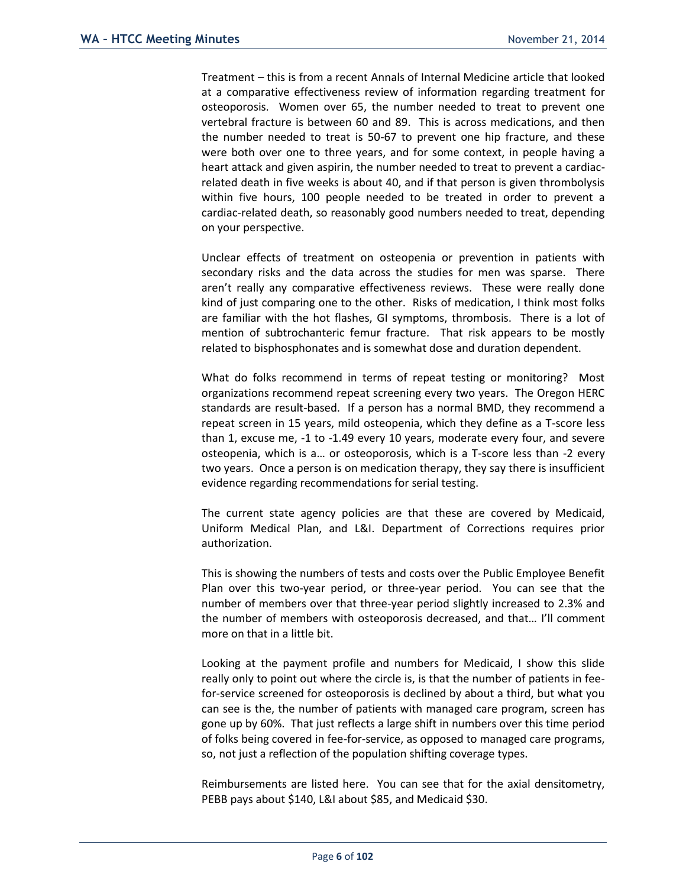Treatment – this is from a recent Annals of Internal Medicine article that looked at a comparative effectiveness review of information regarding treatment for osteoporosis. Women over 65, the number needed to treat to prevent one vertebral fracture is between 60 and 89. This is across medications, and then the number needed to treat is 50-67 to prevent one hip fracture, and these were both over one to three years, and for some context, in people having a heart attack and given aspirin, the number needed to treat to prevent a cardiac-related death in five weeks is about 40, and if that person is given thrombolysis within five hours, 100 people needed to be treated in order to prevent a cardiac-related death, so reasonably good numbers needed to treat, depending on your perspective.

Unclear effects of treatment on osteopenia or prevention in patients with secondary risks and the data across the studies for men was sparse. There aren't really any comparative effectiveness reviews. These were really done kind of just comparing one to the other. Risks of medication, I think most folks are familiar with the hot flashes, GI symptoms, thrombosis. There is a lot of mention of subtrochanteric femur fracture. That risk appears to be mostly related to bisphosphonates and is somewhat dose and duration dependent.

What do folks recommend in terms of repeat testing or monitoring? Most organizations recommend repeat screening every two years. The Oregon HERC standards are result-based. If a person has a normal BMD, they recommend a repeat screen in 15 years, mild osteopenia, which they define as a T-score less than 1, excuse me, -1 to -1.49 every 10 years, moderate every four, and severe osteopenia, which is a… or osteoporosis, which is a T-score less than -2 every two years. Once a person is on medication therapy, they say there is insufficient evidence regarding recommendations for serial testing.

The current state agency policies are that these are covered by Medicaid, Uniform Medical Plan, and L&I. Department of Corrections requires prior authorization.

This is showing the numbers of tests and costs over the Public Employee Benefit Plan over this two-year period, or three-year period. You can see that the number of members over that three-year period slightly increased to 2.3% and the number of members with osteoporosis decreased, and that… I'll comment more on that in a little bit.

Looking at the payment profile and numbers for Medicaid, I show this slide really only to point out where the circle is, is that the number of patients in fee-for-service screened for osteoporosis is declined by about a third, but what you can see is the, the number of patients with managed care program, screen has gone up by 60%. That just reflects a large shift in numbers over this time period of folks being covered in fee-for-service, as opposed to managed care programs, so, not just a reflection of the population shifting coverage types.

Reimbursements are listed here. You can see that for the axial densitometry, PEBB pays about $140, L&I about $85, and Medicaid $30.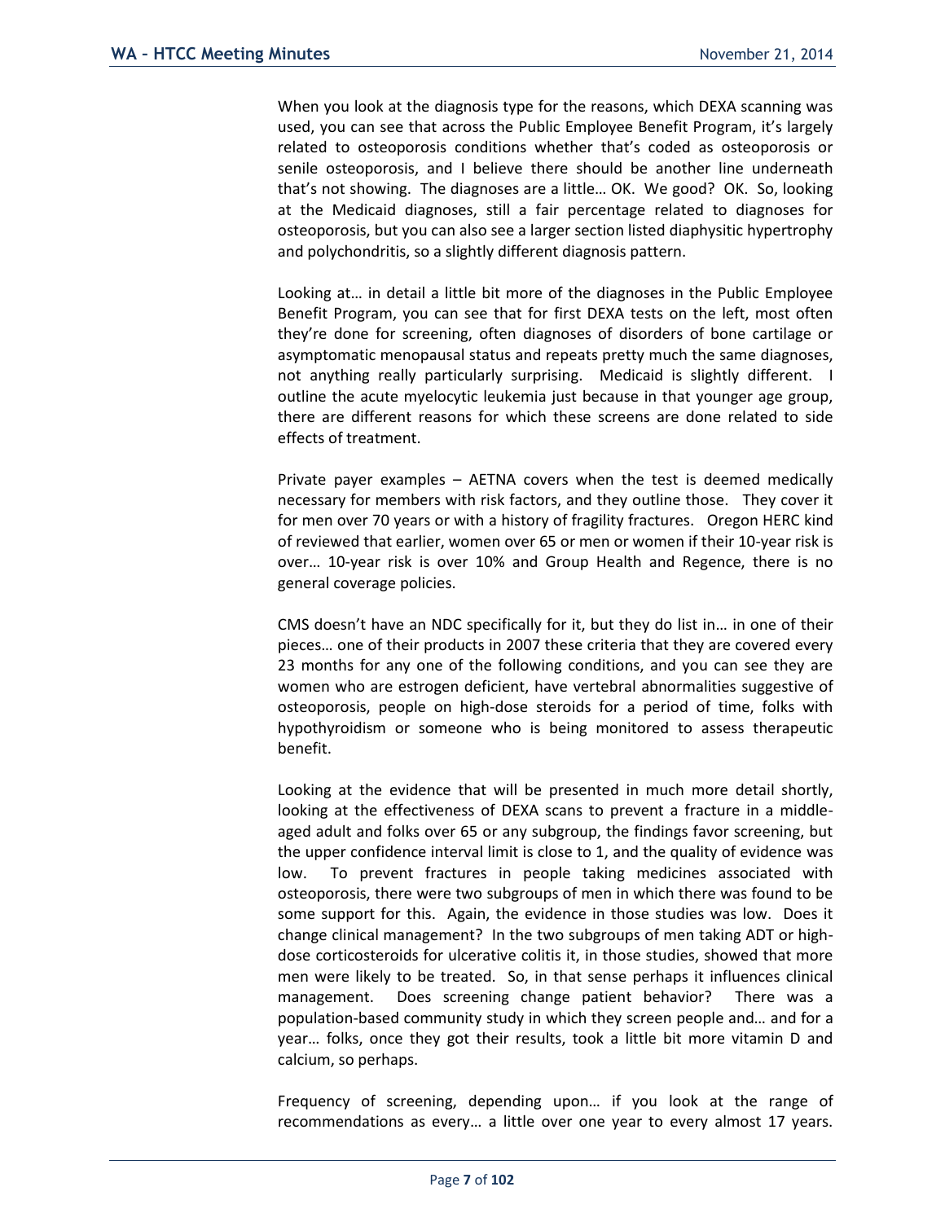When you look at the diagnosis type for the reasons, which DEXA scanning was used, you can see that across the Public Employee Benefit Program, it's largely related to osteoporosis conditions whether that's coded as osteoporosis or senile osteoporosis, and I believe there should be another line underneath that's not showing. The diagnoses are a little… OK. We good? OK. So, looking at the Medicaid diagnoses, still a fair percentage related to diagnoses for osteoporosis, but you can also see a larger section listed diaphysitic hypertrophy and polychondritis, so a slightly different diagnosis pattern.

Looking at… in detail a little bit more of the diagnoses in the Public Employee Benefit Program, you can see that for first DEXA tests on the left, most often they're done for screening, often diagnoses of disorders of bone cartilage or asymptomatic menopausal status and repeats pretty much the same diagnoses, not anything really particularly surprising. Medicaid is slightly different. I outline the acute myelocytic leukemia just because in that younger age group, there are different reasons for which these screens are done related to side effects of treatment.

Private payer examples – AETNA covers when the test is deemed medically necessary for members with risk factors, and they outline those. They cover it for men over 70 years or with a history of fragility fractures. Oregon HERC kind of reviewed that earlier, women over 65 or men or women if their 10-year risk is over… 10-year risk is over 10% and Group Health and Regence, there is no general coverage policies.

CMS doesn't have an NDC specifically for it, but they do list in… in one of their pieces… one of their products in 2007 these criteria that they are covered every 23 months for any one of the following conditions, and you can see they are women who are estrogen deficient, have vertebral abnormalities suggestive of osteoporosis, people on high-dose steroids for a period of time, folks with hypothyroidism or someone who is being monitored to assess therapeutic benefit.

Looking at the evidence that will be presented in much more detail shortly, looking at the effectiveness of DEXA scans to prevent a fracture in a middle-aged adult and folks over 65 or any subgroup, the findings favor screening, but the upper confidence interval limit is close to 1, and the quality of evidence was low. To prevent fractures in people taking medicines associated with osteoporosis, there were two subgroups of men in which there was found to be some support for this. Again, the evidence in those studies was low. Does it change clinical management? In the two subgroups of men taking ADT or high-dose corticosteroids for ulcerative colitis it, in those studies, showed that more men were likely to be treated. So, in that sense perhaps it influences clinical management. Does screening change patient behavior? There was a population-based community study in which they screen people and… and for a year… folks, once they got their results, took a little bit more vitamin D and calcium, so perhaps.

Frequency of screening, depending upon… if you look at the range of recommendations as every… a little over one year to every almost 17 years.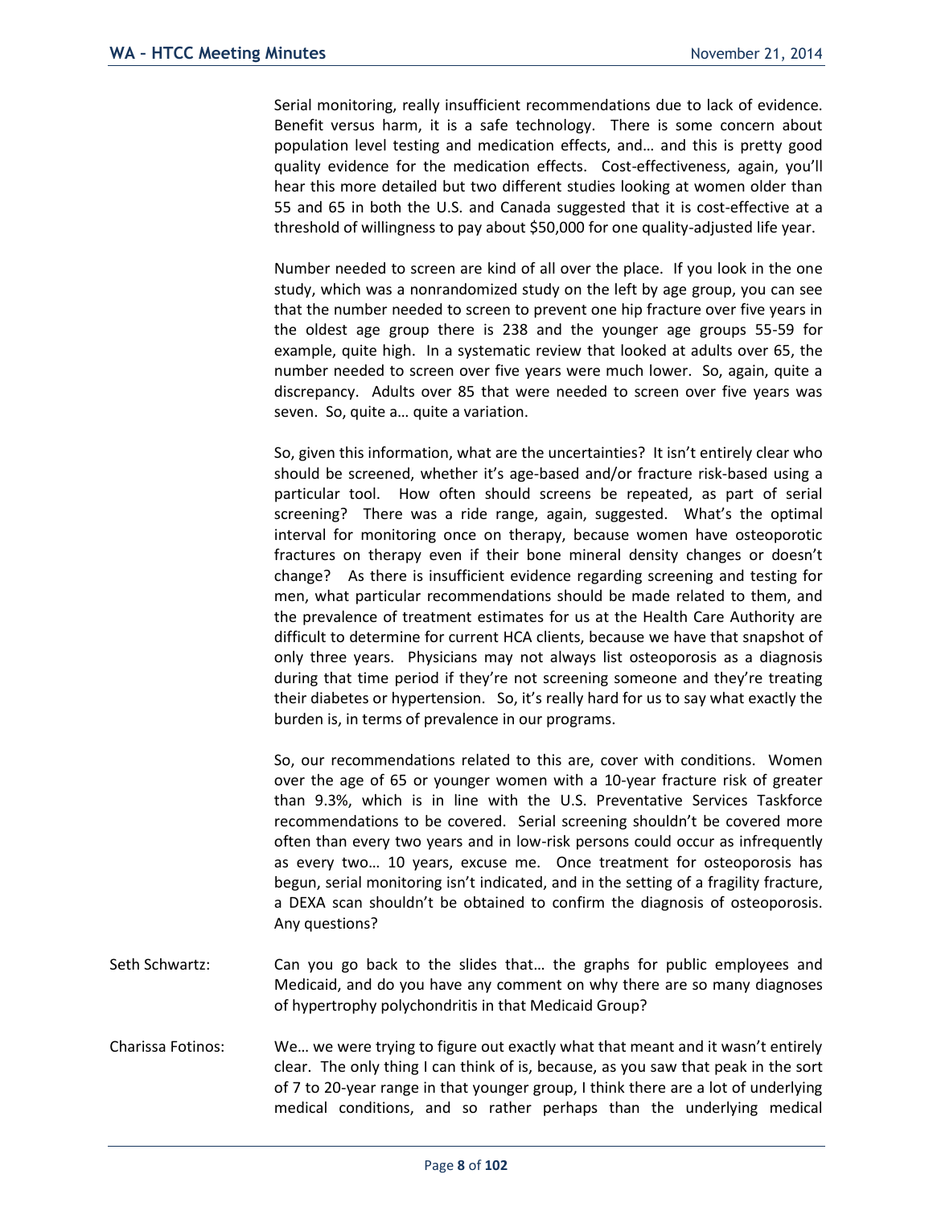Serial monitoring, really insufficient recommendations due to lack of evidence. Benefit versus harm, it is a safe technology. There is some concern about population level testing and medication effects, and… and this is pretty good quality evidence for the medication effects. Cost-effectiveness, again, you'll hear this more detailed but two different studies looking at women older than 55 and 65 in both the U.S. and Canada suggested that it is cost-effective at a threshold of willingness to pay about $50,000 for one quality-adjusted life year.

Number needed to screen are kind of all over the place. If you look in the one study, which was a nonrandomized study on the left by age group, you can see that the number needed to screen to prevent one hip fracture over five years in the oldest age group there is 238 and the younger age groups 55-59 for example, quite high. In a systematic review that looked at adults over 65, the number needed to screen over five years were much lower. So, again, quite a discrepancy. Adults over 85 that were needed to screen over five years was seven. So, quite a… quite a variation.

So, given this information, what are the uncertainties? It isn't entirely clear who should be screened, whether it's age-based and/or fracture risk-based using a particular tool. How often should screens be repeated, as part of serial screening? There was a ride range, again, suggested. What's the optimal interval for monitoring once on therapy, because women have osteoporotic fractures on therapy even if their bone mineral density changes or doesn't change? As there is insufficient evidence regarding screening and testing for men, what particular recommendations should be made related to them, and the prevalence of treatment estimates for us at the Health Care Authority are difficult to determine for current HCA clients, because we have that snapshot of only three years. Physicians may not always list osteoporosis as a diagnosis during that time period if they're not screening someone and they're treating their diabetes or hypertension. So, it's really hard for us to say what exactly the burden is, in terms of prevalence in our programs.

So, our recommendations related to this are, cover with conditions. Women over the age of 65 or younger women with a 10-year fracture risk of greater than 9.3%, which is in line with the U.S. Preventative Services Taskforce recommendations to be covered. Serial screening shouldn't be covered more often than every two years and in low-risk persons could occur as infrequently as every two… 10 years, excuse me. Once treatment for osteoporosis has begun, serial monitoring isn't indicated, and in the setting of a fragility fracture, a DEXA scan shouldn't be obtained to confirm the diagnosis of osteoporosis. Any questions?

Seth Schwartz: Can you go back to the slides that… the graphs for public employees and Medicaid, and do you have any comment on why there are so many diagnoses of hypertrophy polychondritis in that Medicaid Group?

Charissa Fotinos: We… we were trying to figure out exactly what that meant and it wasn't entirely clear. The only thing I can think of is, because, as you saw that peak in the sort of 7 to 20-year range in that younger group, I think there are a lot of underlying medical conditions, and so rather perhaps than the underlying medical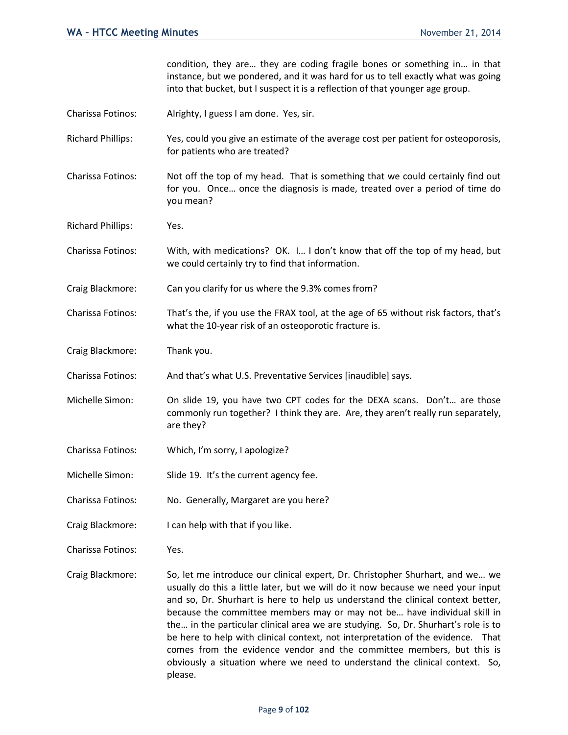condition, they are… they are coding fragile bones or something in… in that instance, but we pondered, and it was hard for us to tell exactly what was going into that bucket, but I suspect it is a reflection of that younger age group.

Charissa Fotinos: Alrighty, I guess I am done. Yes, sir.

Richard Phillips: Yes, could you give an estimate of the average cost per patient for osteoporosis, for patients who are treated?

Charissa Fotinos: Not off the top of my head. That is something that we could certainly find out for you. Once… once the diagnosis is made, treated over a period of time do you mean?

Richard Phillips: Yes.

Charissa Fotinos: With, with medications? OK. I… I don't know that off the top of my head, but we could certainly try to find that information.

Craig Blackmore: Can you clarify for us where the 9.3% comes from?

Charissa Fotinos: That's the, if you use the FRAX tool, at the age of 65 without risk factors, that's what the 10-year risk of an osteoporotic fracture is.

Craig Blackmore: Thank you.

Charissa Fotinos: And that's what U.S. Preventative Services [inaudible] says.

Michelle Simon: On slide 19, you have two CPT codes for the DEXA scans. Don't… are those commonly run together? I think they are. Are, they aren't really run separately, are they?

Charissa Fotinos: Which, I'm sorry, I apologize?

Michelle Simon: Slide 19. It's the current agency fee.

Charissa Fotinos: No. Generally, Margaret are you here?

Craig Blackmore: I can help with that if you like.

Charissa Fotinos: Yes.

Craig Blackmore: So, let me introduce our clinical expert, Dr. Christopher Shurhart, and we… we usually do this a little later, but we will do it now because we need your input and so, Dr. Shurhart is here to help us understand the clinical context better, because the committee members may or may not be… have individual skill in the… in the particular clinical area we are studying. So, Dr. Shurhart's role is to be here to help with clinical context, not interpretation of the evidence. That comes from the evidence vendor and the committee members, but this is obviously a situation where we need to understand the clinical context. So, please.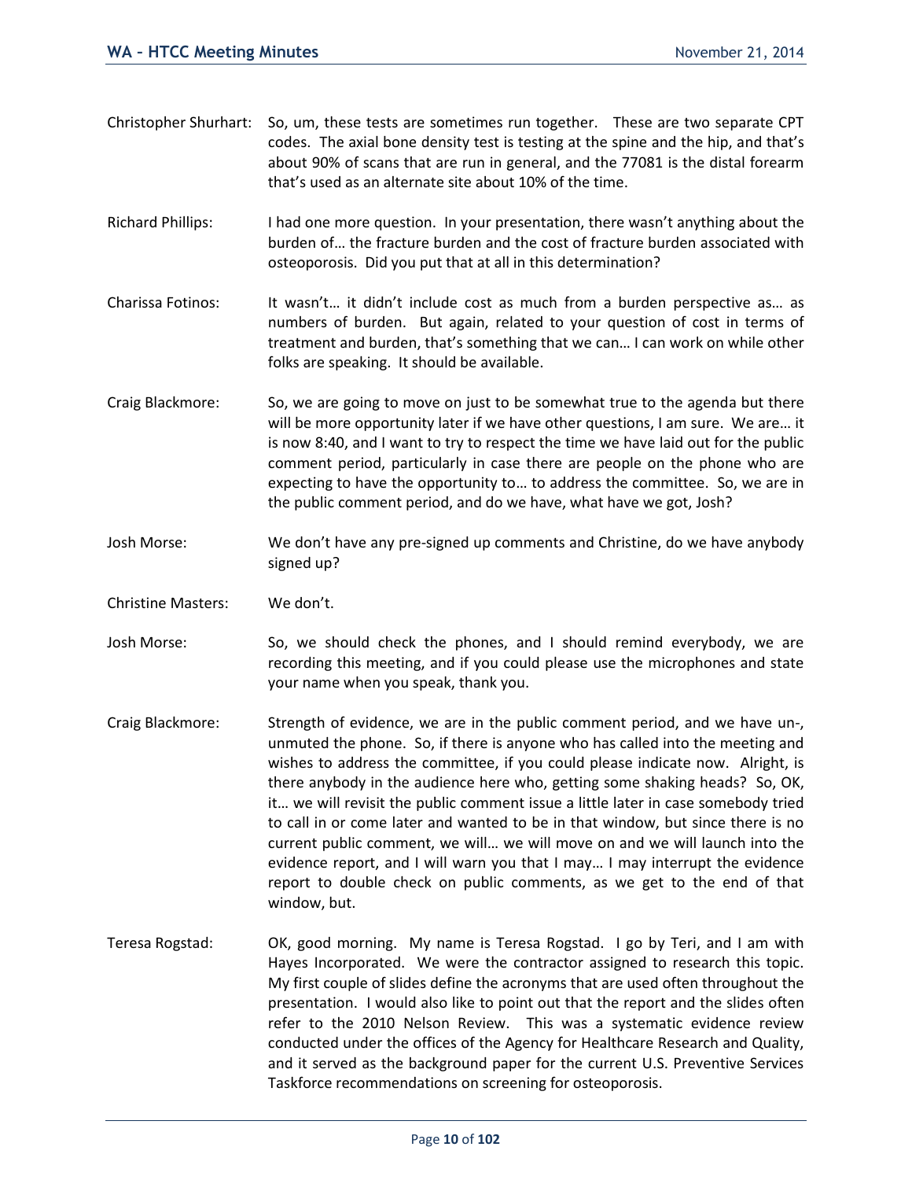Christopher Shurhart: So, um, these tests are sometimes run together. These are two separate CPT codes. The axial bone density test is testing at the spine and the hip, and that's about 90% of scans that are run in general, and the 77081 is the distal forearm that's used as an alternate site about 10% of the time.

Richard Phillips: I had one more question. In your presentation, there wasn't anything about the burden of… the fracture burden and the cost of fracture burden associated with osteoporosis. Did you put that at all in this determination?

Charissa Fotinos: It wasn't… it didn't include cost as much from a burden perspective as… as numbers of burden. But again, related to your question of cost in terms of treatment and burden, that's something that we can… I can work on while other folks are speaking. It should be available.

Craig Blackmore: So, we are going to move on just to be somewhat true to the agenda but there will be more opportunity later if we have other questions, I am sure. We are… it is now 8:40, and I want to try to respect the time we have laid out for the public comment period, particularly in case there are people on the phone who are expecting to have the opportunity to… to address the committee. So, we are in the public comment period, and do we have, what have we got, Josh?

Josh Morse: We don't have any pre-signed up comments and Christine, do we have anybody signed up?

Christine Masters: We don't.

Josh Morse: So, we should check the phones, and I should remind everybody, we are recording this meeting, and if you could please use the microphones and state your name when you speak, thank you.

Craig Blackmore: Strength of evidence, we are in the public comment period, and we have un-, unmuted the phone. So, if there is anyone who has called into the meeting and wishes to address the committee, if you could please indicate now. Alright, is there anybody in the audience here who, getting some shaking heads? So, OK, it… we will revisit the public comment issue a little later in case somebody tried to call in or come later and wanted to be in that window, but since there is no current public comment, we will… we will move on and we will launch into the evidence report, and I will warn you that I may… I may interrupt the evidence report to double check on public comments, as we get to the end of that window, but.

Teresa Rogstad: OK, good morning. My name is Teresa Rogstad. I go by Teri, and I am with Hayes Incorporated. We were the contractor assigned to research this topic. My first couple of slides define the acronyms that are used often throughout the presentation. I would also like to point out that the report and the slides often refer to the 2010 Nelson Review. This was a systematic evidence review conducted under the offices of the Agency for Healthcare Research and Quality, and it served as the background paper for the current U.S. Preventive Services Taskforce recommendations on screening for osteoporosis.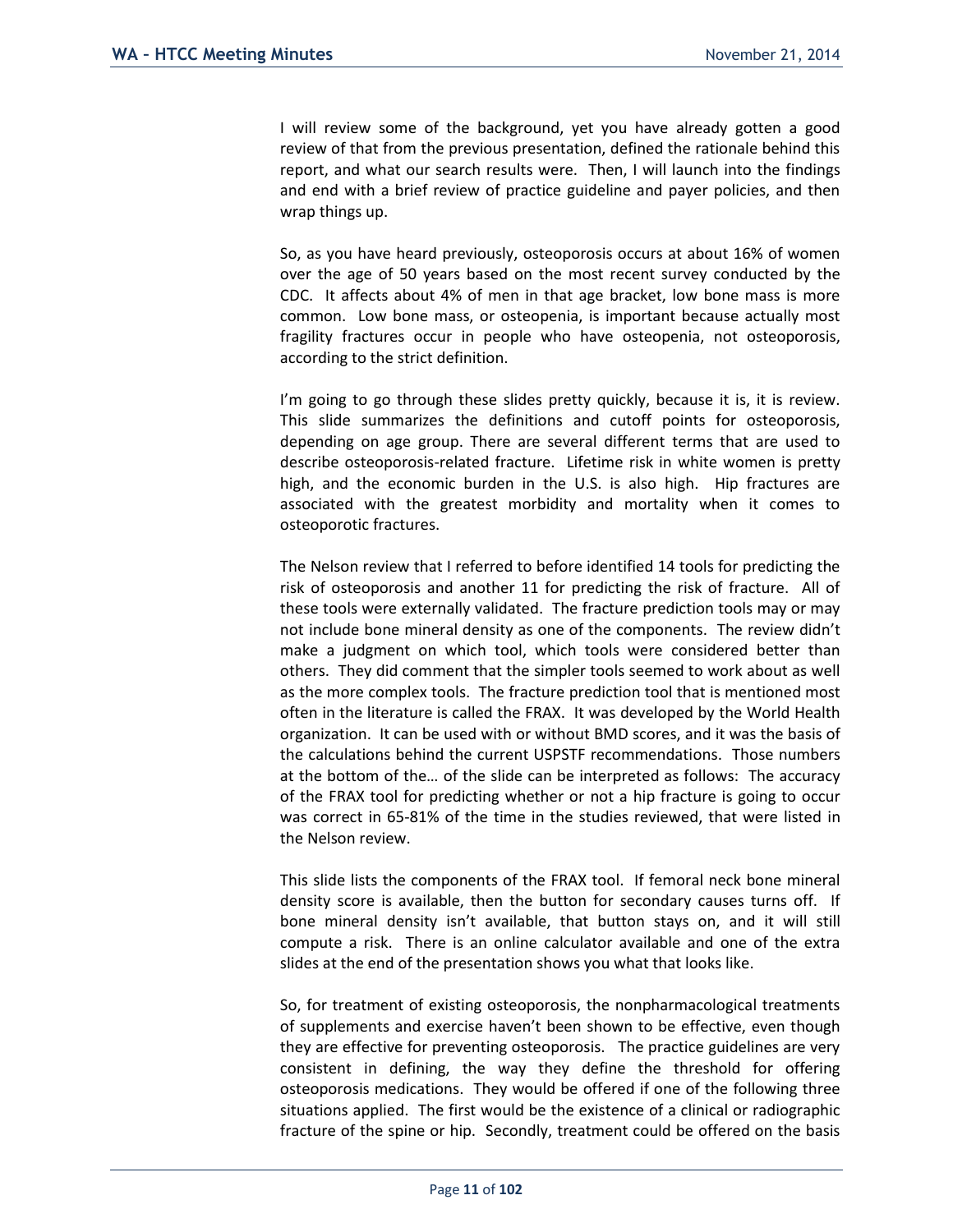I will review some of the background, yet you have already gotten a good review of that from the previous presentation, defined the rationale behind this report, and what our search results were. Then, I will launch into the findings and end with a brief review of practice guideline and payer policies, and then wrap things up.

So, as you have heard previously, osteoporosis occurs at about 16% of women over the age of 50 years based on the most recent survey conducted by the CDC. It affects about 4% of men in that age bracket, low bone mass is more common. Low bone mass, or osteopenia, is important because actually most fragility fractures occur in people who have osteopenia, not osteoporosis, according to the strict definition.

I'm going to go through these slides pretty quickly, because it is, it is review. This slide summarizes the definitions and cutoff points for osteoporosis, depending on age group. There are several different terms that are used to describe osteoporosis-related fracture. Lifetime risk in white women is pretty high, and the economic burden in the U.S. is also high. Hip fractures are associated with the greatest morbidity and mortality when it comes to osteoporotic fractures.

The Nelson review that I referred to before identified 14 tools for predicting the risk of osteoporosis and another 11 for predicting the risk of fracture. All of these tools were externally validated. The fracture prediction tools may or may not include bone mineral density as one of the components. The review didn't make a judgment on which tool, which tools were considered better than others. They did comment that the simpler tools seemed to work about as well as the more complex tools. The fracture prediction tool that is mentioned most often in the literature is called the FRAX. It was developed by the World Health organization. It can be used with or without BMD scores, and it was the basis of the calculations behind the current USPSTF recommendations. Those numbers at the bottom of the… of the slide can be interpreted as follows: The accuracy of the FRAX tool for predicting whether or not a hip fracture is going to occur was correct in 65-81% of the time in the studies reviewed, that were listed in the Nelson review.

This slide lists the components of the FRAX tool. If femoral neck bone mineral density score is available, then the button for secondary causes turns off. If bone mineral density isn't available, that button stays on, and it will still compute a risk. There is an online calculator available and one of the extra slides at the end of the presentation shows you what that looks like.

So, for treatment of existing osteoporosis, the nonpharmacological treatments of supplements and exercise haven't been shown to be effective, even though they are effective for preventing osteoporosis. The practice guidelines are very consistent in defining, the way they define the threshold for offering osteoporosis medications. They would be offered if one of the following three situations applied. The first would be the existence of a clinical or radiographic fracture of the spine or hip. Secondly, treatment could be offered on the basis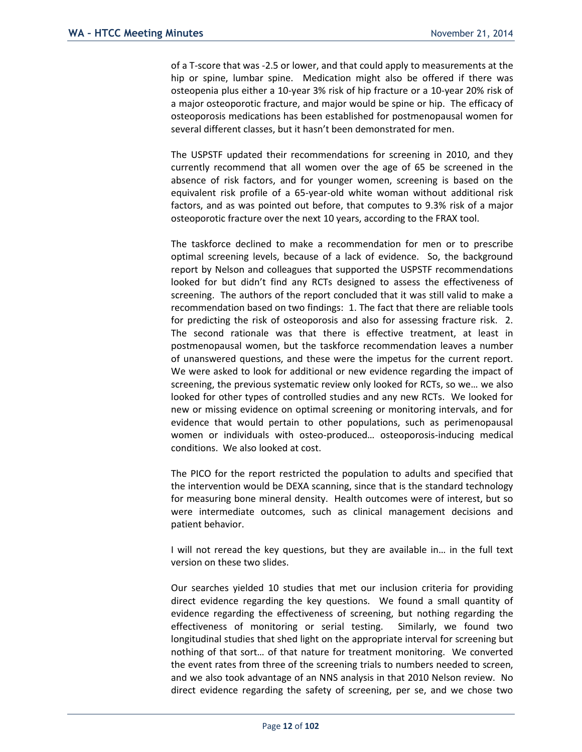of a T-score that was -2.5 or lower, and that could apply to measurements at the hip or spine, lumbar spine. Medication might also be offered if there was osteopenia plus either a 10-year 3% risk of hip fracture or a 10-year 20% risk of a major osteoporotic fracture, and major would be spine or hip. The efficacy of osteoporosis medications has been established for postmenopausal women for several different classes, but it hasn't been demonstrated for men.

The USPSTF updated their recommendations for screening in 2010, and they currently recommend that all women over the age of 65 be screened in the absence of risk factors, and for younger women, screening is based on the equivalent risk profile of a 65-year-old white woman without additional risk factors, and as was pointed out before, that computes to 9.3% risk of a major osteoporotic fracture over the next 10 years, according to the FRAX tool.

The taskforce declined to make a recommendation for men or to prescribe optimal screening levels, because of a lack of evidence. So, the background report by Nelson and colleagues that supported the USPSTF recommendations looked for but didn't find any RCTs designed to assess the effectiveness of screening. The authors of the report concluded that it was still valid to make a recommendation based on two findings: 1. The fact that there are reliable tools for predicting the risk of osteoporosis and also for assessing fracture risk. 2. The second rationale was that there is effective treatment, at least in postmenopausal women, but the taskforce recommendation leaves a number of unanswered questions, and these were the impetus for the current report. We were asked to look for additional or new evidence regarding the impact of screening, the previous systematic review only looked for RCTs, so we… we also looked for other types of controlled studies and any new RCTs. We looked for new or missing evidence on optimal screening or monitoring intervals, and for evidence that would pertain to other populations, such as perimenopausal women or individuals with osteo-produced… osteoporosis-inducing medical conditions. We also looked at cost.

The PICO for the report restricted the population to adults and specified that the intervention would be DEXA scanning, since that is the standard technology for measuring bone mineral density. Health outcomes were of interest, but so were intermediate outcomes, such as clinical management decisions and patient behavior.

I will not reread the key questions, but they are available in… in the full text version on these two slides.

Our searches yielded 10 studies that met our inclusion criteria for providing direct evidence regarding the key questions. We found a small quantity of evidence regarding the effectiveness of screening, but nothing regarding the effectiveness of monitoring or serial testing. Similarly, we found two longitudinal studies that shed light on the appropriate interval for screening but nothing of that sort… of that nature for treatment monitoring. We converted the event rates from three of the screening trials to numbers needed to screen, and we also took advantage of an NNS analysis in that 2010 Nelson review. No direct evidence regarding the safety of screening, per se, and we chose two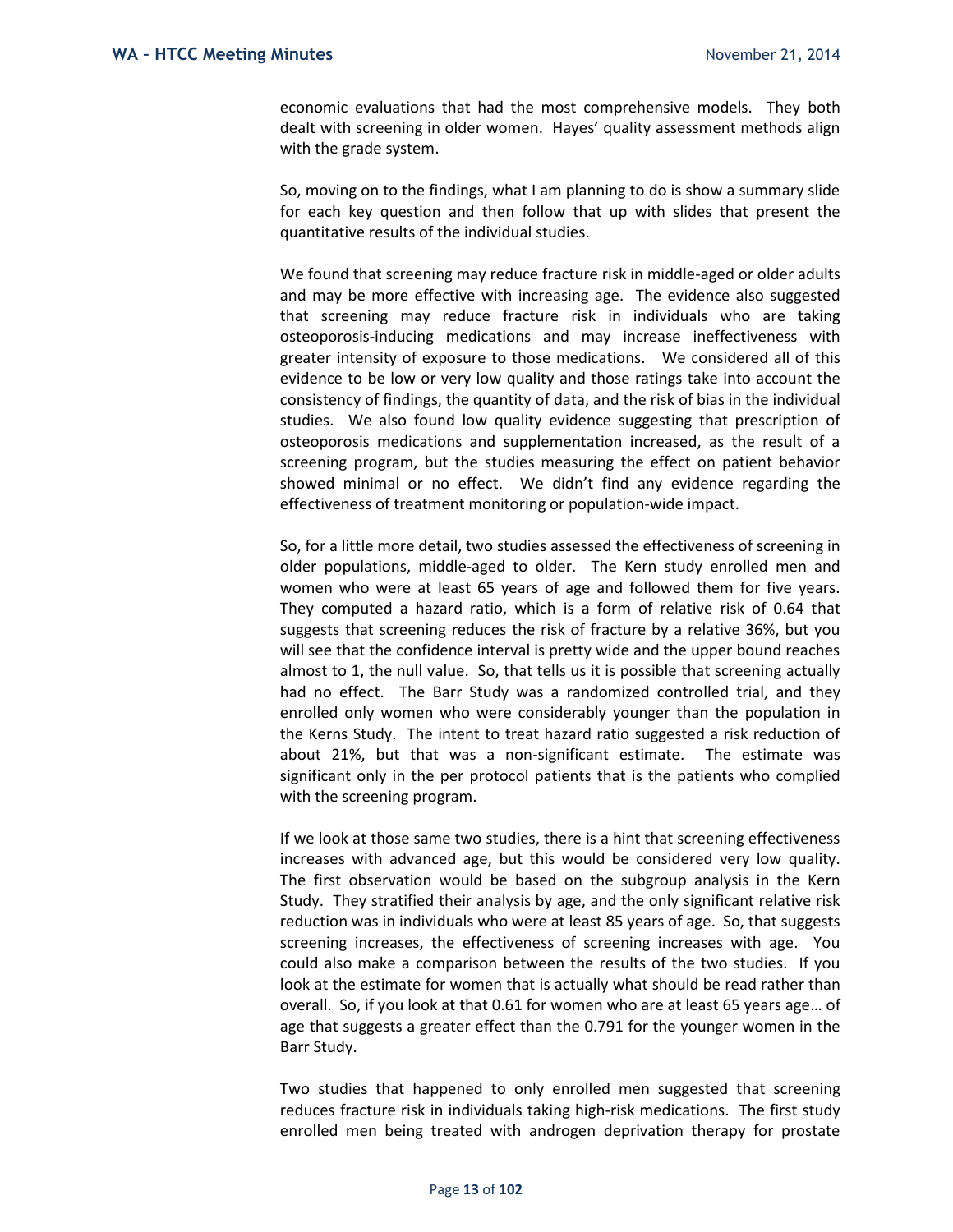economic evaluations that had the most comprehensive models. They both dealt with screening in older women. Hayes' quality assessment methods align with the grade system.

So, moving on to the findings, what I am planning to do is show a summary slide for each key question and then follow that up with slides that present the quantitative results of the individual studies.

We found that screening may reduce fracture risk in middle-aged or older adults and may be more effective with increasing age. The evidence also suggested that screening may reduce fracture risk in individuals who are taking osteoporosis-inducing medications and may increase ineffectiveness with greater intensity of exposure to those medications. We considered all of this evidence to be low or very low quality and those ratings take into account the consistency of findings, the quantity of data, and the risk of bias in the individual studies. We also found low quality evidence suggesting that prescription of osteoporosis medications and supplementation increased, as the result of a screening program, but the studies measuring the effect on patient behavior showed minimal or no effect. We didn't find any evidence regarding the effectiveness of treatment monitoring or population-wide impact.

So, for a little more detail, two studies assessed the effectiveness of screening in older populations, middle-aged to older. The Kern study enrolled men and women who were at least 65 years of age and followed them for five years. They computed a hazard ratio, which is a form of relative risk of 0.64 that suggests that screening reduces the risk of fracture by a relative 36%, but you will see that the confidence interval is pretty wide and the upper bound reaches almost to 1, the null value. So, that tells us it is possible that screening actually had no effect. The Barr Study was a randomized controlled trial, and they enrolled only women who were considerably younger than the population in the Kerns Study. The intent to treat hazard ratio suggested a risk reduction of about 21%, but that was a non-significant estimate. The estimate was significant only in the per protocol patients that is the patients who complied with the screening program.

If we look at those same two studies, there is a hint that screening effectiveness increases with advanced age, but this would be considered very low quality. The first observation would be based on the subgroup analysis in the Kern Study. They stratified their analysis by age, and the only significant relative risk reduction was in individuals who were at least 85 years of age. So, that suggests screening increases, the effectiveness of screening increases with age. You could also make a comparison between the results of the two studies. If you look at the estimate for women that is actually what should be read rather than overall. So, if you look at that 0.61 for women who are at least 65 years age… of age that suggests a greater effect than the 0.791 for the younger women in the Barr Study.

Two studies that happened to only enrolled men suggested that screening reduces fracture risk in individuals taking high-risk medications. The first study enrolled men being treated with androgen deprivation therapy for prostate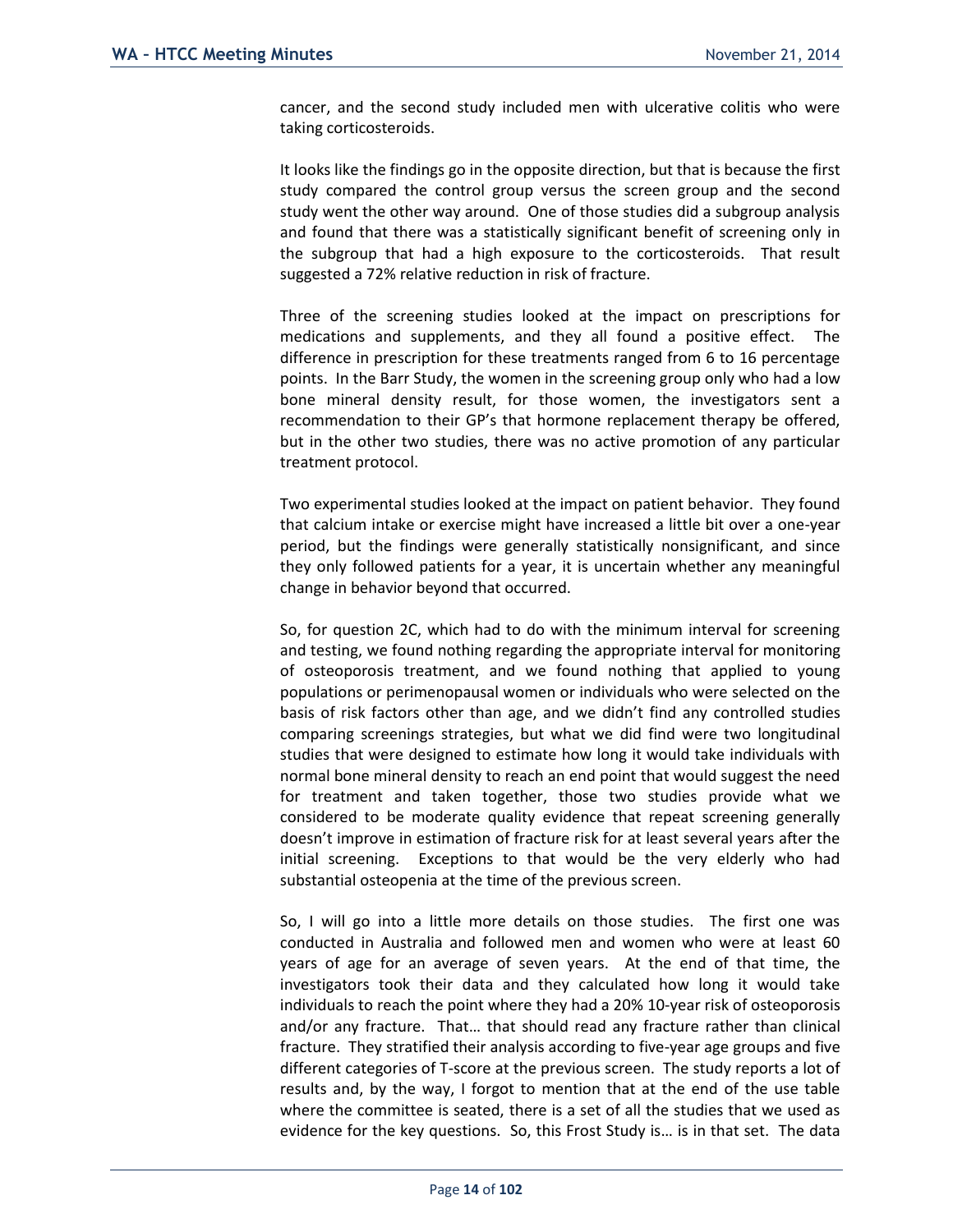cancer, and the second study included men with ulcerative colitis who were taking corticosteroids.

It looks like the findings go in the opposite direction, but that is because the first study compared the control group versus the screen group and the second study went the other way around. One of those studies did a subgroup analysis and found that there was a statistically significant benefit of screening only in the subgroup that had a high exposure to the corticosteroids. That result suggested a 72% relative reduction in risk of fracture.

Three of the screening studies looked at the impact on prescriptions for medications and supplements, and they all found a positive effect. The difference in prescription for these treatments ranged from 6 to 16 percentage points. In the Barr Study, the women in the screening group only who had a low bone mineral density result, for those women, the investigators sent a recommendation to their GP's that hormone replacement therapy be offered, but in the other two studies, there was no active promotion of any particular treatment protocol.

Two experimental studies looked at the impact on patient behavior. They found that calcium intake or exercise might have increased a little bit over a one-year period, but the findings were generally statistically nonsignificant, and since they only followed patients for a year, it is uncertain whether any meaningful change in behavior beyond that occurred.

So, for question 2C, which had to do with the minimum interval for screening and testing, we found nothing regarding the appropriate interval for monitoring of osteoporosis treatment, and we found nothing that applied to young populations or perimenopausal women or individuals who were selected on the basis of risk factors other than age, and we didn't find any controlled studies comparing screenings strategies, but what we did find were two longitudinal studies that were designed to estimate how long it would take individuals with normal bone mineral density to reach an end point that would suggest the need for treatment and taken together, those two studies provide what we considered to be moderate quality evidence that repeat screening generally doesn't improve in estimation of fracture risk for at least several years after the initial screening. Exceptions to that would be the very elderly who had substantial osteopenia at the time of the previous screen.

So, I will go into a little more details on those studies. The first one was conducted in Australia and followed men and women who were at least 60 years of age for an average of seven years. At the end of that time, the investigators took their data and they calculated how long it would take individuals to reach the point where they had a 20% 10-year risk of osteoporosis and/or any fracture. That… that should read any fracture rather than clinical fracture. They stratified their analysis according to five-year age groups and five different categories of T-score at the previous screen. The study reports a lot of results and, by the way, I forgot to mention that at the end of the use table where the committee is seated, there is a set of all the studies that we used as evidence for the key questions. So, this Frost Study is… is in that set. The data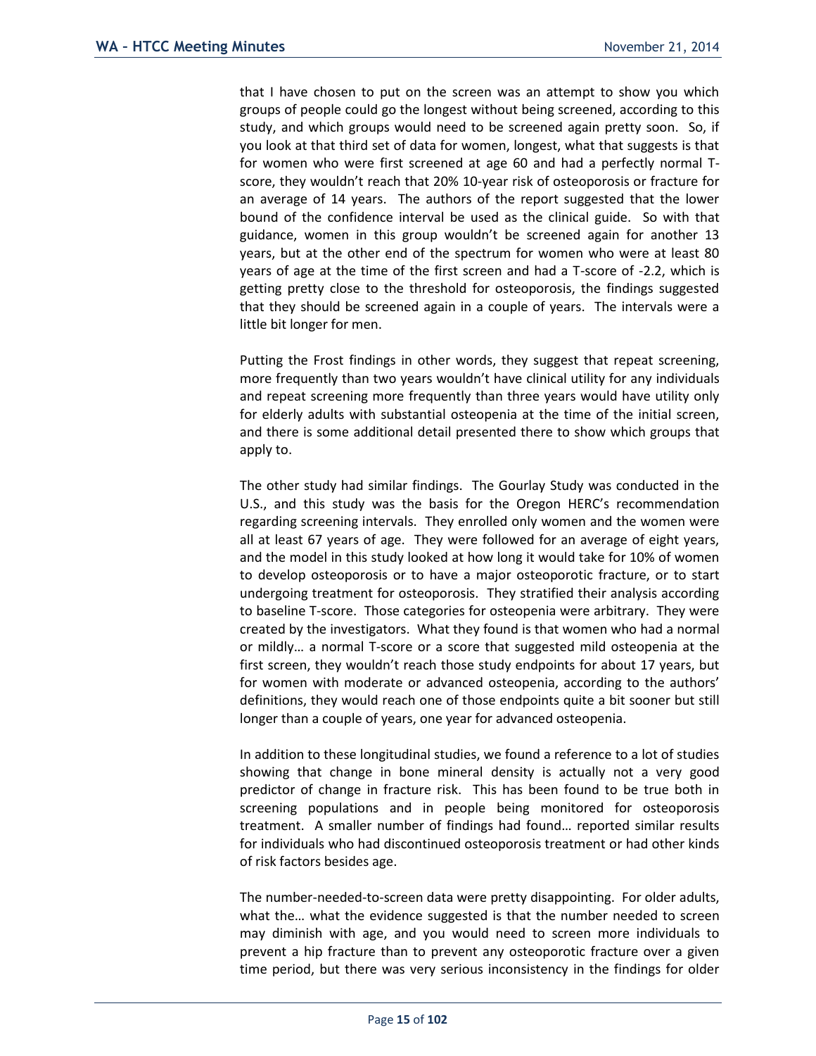that I have chosen to put on the screen was an attempt to show you which groups of people could go the longest without being screened, according to this study, and which groups would need to be screened again pretty soon. So, if you look at that third set of data for women, longest, what that suggests is that for women who were first screened at age 60 and had a perfectly normal T-score, they wouldn't reach that 20% 10-year risk of osteoporosis or fracture for an average of 14 years. The authors of the report suggested that the lower bound of the confidence interval be used as the clinical guide. So with that guidance, women in this group wouldn't be screened again for another 13 years, but at the other end of the spectrum for women who were at least 80 years of age at the time of the first screen and had a T-score of -2.2, which is getting pretty close to the threshold for osteoporosis, the findings suggested that they should be screened again in a couple of years. The intervals were a little bit longer for men.

Putting the Frost findings in other words, they suggest that repeat screening, more frequently than two years wouldn't have clinical utility for any individuals and repeat screening more frequently than three years would have utility only for elderly adults with substantial osteopenia at the time of the initial screen, and there is some additional detail presented there to show which groups that apply to.

The other study had similar findings. The Gourlay Study was conducted in the U.S., and this study was the basis for the Oregon HERC's recommendation regarding screening intervals. They enrolled only women and the women were all at least 67 years of age. They were followed for an average of eight years, and the model in this study looked at how long it would take for 10% of women to develop osteoporosis or to have a major osteoporotic fracture, or to start undergoing treatment for osteoporosis. They stratified their analysis according to baseline T-score. Those categories for osteopenia were arbitrary. They were created by the investigators. What they found is that women who had a normal or mildly… a normal T-score or a score that suggested mild osteopenia at the first screen, they wouldn't reach those study endpoints for about 17 years, but for women with moderate or advanced osteopenia, according to the authors' definitions, they would reach one of those endpoints quite a bit sooner but still longer than a couple of years, one year for advanced osteopenia.

In addition to these longitudinal studies, we found a reference to a lot of studies showing that change in bone mineral density is actually not a very good predictor of change in fracture risk. This has been found to be true both in screening populations and in people being monitored for osteoporosis treatment. A smaller number of findings had found… reported similar results for individuals who had discontinued osteoporosis treatment or had other kinds of risk factors besides age.

The number-needed-to-screen data were pretty disappointing. For older adults, what the… what the evidence suggested is that the number needed to screen may diminish with age, and you would need to screen more individuals to prevent a hip fracture than to prevent any osteoporotic fracture over a given time period, but there was very serious inconsistency in the findings for older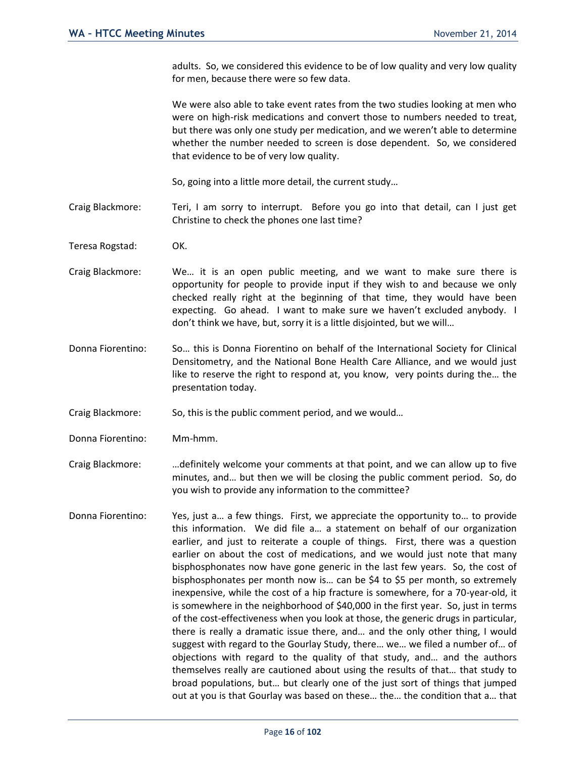adults. So, we considered this evidence to be of low quality and very low quality for men, because there were so few data.

We were also able to take event rates from the two studies looking at men who were on high-risk medications and convert those to numbers needed to treat, but there was only one study per medication, and we weren't able to determine whether the number needed to screen is dose dependent. So, we considered that evidence to be of very low quality.

So, going into a little more detail, the current study…

Craig Blackmore: Teri, I am sorry to interrupt. Before you go into that detail, can I just get Christine to check the phones one last time?

Teresa Rogstad: OK.

Craig Blackmore: We… it is an open public meeting, and we want to make sure there is opportunity for people to provide input if they wish to and because we only checked really right at the beginning of that time, they would have been expecting. Go ahead. I want to make sure we haven't excluded anybody. I don't think we have, but, sorry it is a little disjointed, but we will…

Donna Fiorentino: So… this is Donna Fiorentino on behalf of the International Society for Clinical Densitometry, and the National Bone Health Care Alliance, and we would just like to reserve the right to respond at, you know, very points during the… the presentation today.

Craig Blackmore: So, this is the public comment period, and we would…

Donna Fiorentino: Mm-hmm.

Craig Blackmore: …definitely welcome your comments at that point, and we can allow up to five minutes, and… but then we will be closing the public comment period. So, do you wish to provide any information to the committee?

Donna Fiorentino: Yes, just a… a few things. First, we appreciate the opportunity to… to provide this information. We did file a… a statement on behalf of our organization earlier, and just to reiterate a couple of things. First, there was a question earlier on about the cost of medications, and we would just note that many bisphosphonates now have gone generic in the last few years. So, the cost of bisphosphonates per month now is… can be $4 to $5 per month, so extremely inexpensive, while the cost of a hip fracture is somewhere, for a 70-year-old, it is somewhere in the neighborhood of $40,000 in the first year. So, just in terms of the cost-effectiveness when you look at those, the generic drugs in particular, there is really a dramatic issue there, and… and the only other thing, I would suggest with regard to the Gourlay Study, there… we… we filed a number of… of objections with regard to the quality of that study, and… and the authors themselves really are cautioned about using the results of that… that study to broad populations, but… but clearly one of the just sort of things that jumped out at you is that Gourlay was based on these… the… the condition that a… that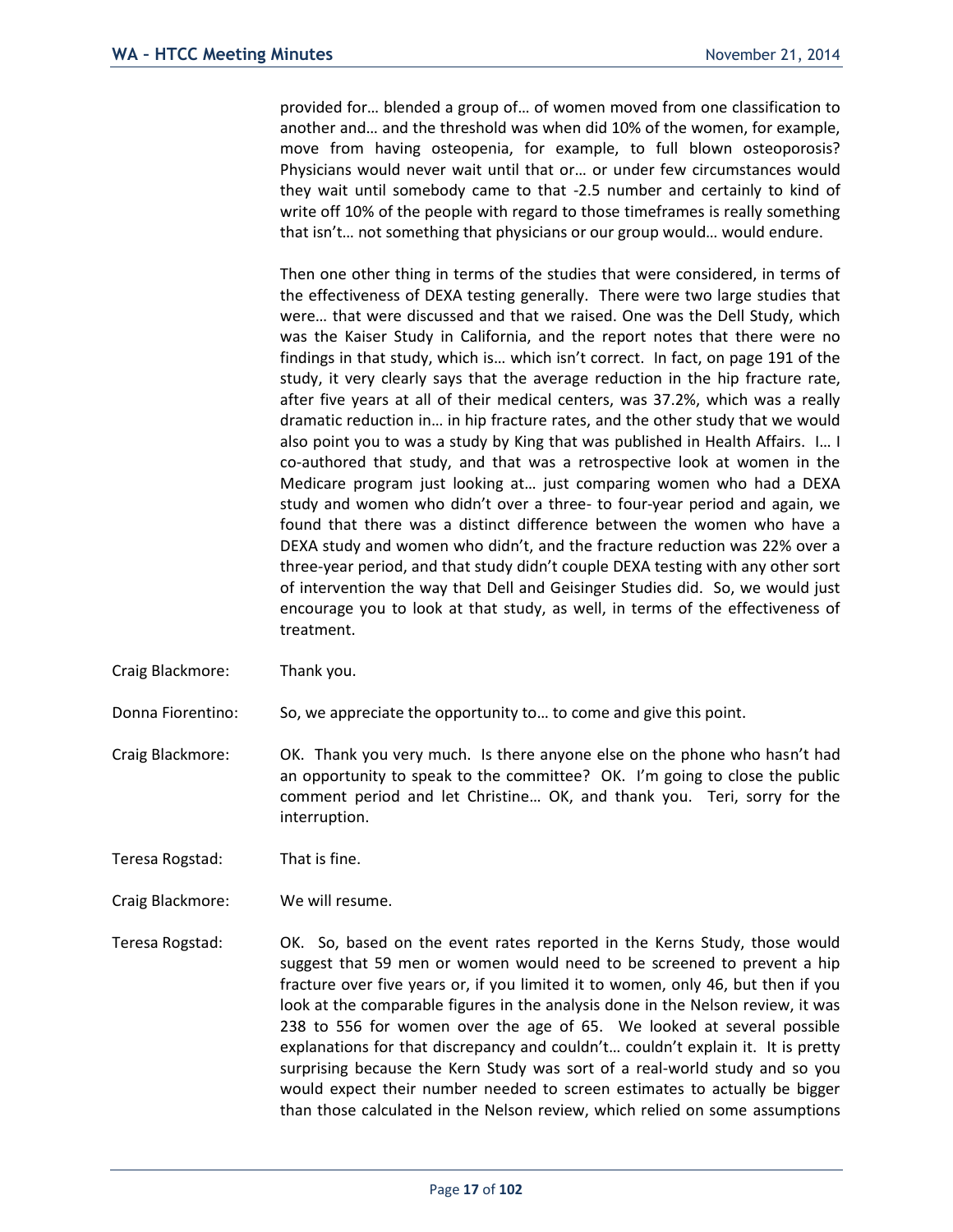provided for… blended a group of… of women moved from one classification to another and… and the threshold was when did 10% of the women, for example, move from having osteopenia, for example, to full blown osteoporosis? Physicians would never wait until that or… or under few circumstances would they wait until somebody came to that -2.5 number and certainly to kind of write off 10% of the people with regard to those timeframes is really something that isn't… not something that physicians or our group would… would endure.

Then one other thing in terms of the studies that were considered, in terms of the effectiveness of DEXA testing generally. There were two large studies that were… that were discussed and that we raised. One was the Dell Study, which was the Kaiser Study in California, and the report notes that there were no findings in that study, which is… which isn't correct. In fact, on page 191 of the study, it very clearly says that the average reduction in the hip fracture rate, after five years at all of their medical centers, was 37.2%, which was a really dramatic reduction in… in hip fracture rates, and the other study that we would also point you to was a study by King that was published in Health Affairs. I… I co-authored that study, and that was a retrospective look at women in the Medicare program just looking at… just comparing women who had a DEXA study and women who didn't over a three- to four-year period and again, we found that there was a distinct difference between the women who have a DEXA study and women who didn't, and the fracture reduction was 22% over a three-year period, and that study didn't couple DEXA testing with any other sort of intervention the way that Dell and Geisinger Studies did. So, we would just encourage you to look at that study, as well, in terms of the effectiveness of treatment.

Craig Blackmore: Thank you.

Donna Fiorentino: So, we appreciate the opportunity to… to come and give this point.

Craig Blackmore: OK. Thank you very much. Is there anyone else on the phone who hasn't had an opportunity to speak to the committee? OK. I'm going to close the public comment period and let Christine… OK, and thank you. Teri, sorry for the interruption.

Teresa Rogstad: That is fine.

Craig Blackmore: We will resume.

Teresa Rogstad: OK. So, based on the event rates reported in the Kerns Study, those would suggest that 59 men or women would need to be screened to prevent a hip fracture over five years or, if you limited it to women, only 46, but then if you look at the comparable figures in the analysis done in the Nelson review, it was 238 to 556 for women over the age of 65. We looked at several possible explanations for that discrepancy and couldn't… couldn't explain it. It is pretty surprising because the Kern Study was sort of a real-world study and so you would expect their number needed to screen estimates to actually be bigger than those calculated in the Nelson review, which relied on some assumptions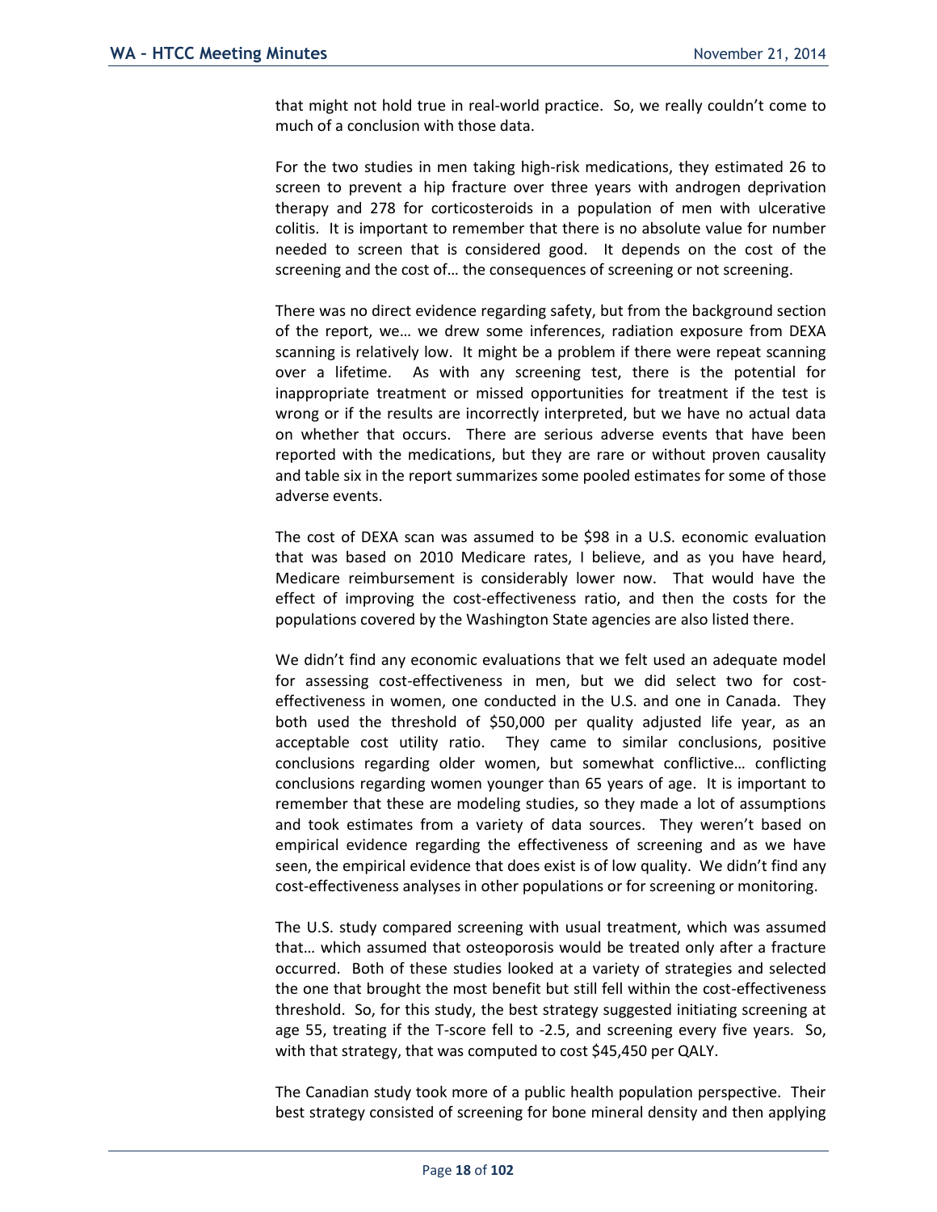that might not hold true in real-world practice. So, we really couldn't come to much of a conclusion with those data.

For the two studies in men taking high-risk medications, they estimated 26 to screen to prevent a hip fracture over three years with androgen deprivation therapy and 278 for corticosteroids in a population of men with ulcerative colitis. It is important to remember that there is no absolute value for number needed to screen that is considered good. It depends on the cost of the screening and the cost of… the consequences of screening or not screening.

There was no direct evidence regarding safety, but from the background section of the report, we… we drew some inferences, radiation exposure from DEXA scanning is relatively low. It might be a problem if there were repeat scanning over a lifetime. As with any screening test, there is the potential for inappropriate treatment or missed opportunities for treatment if the test is wrong or if the results are incorrectly interpreted, but we have no actual data on whether that occurs. There are serious adverse events that have been reported with the medications, but they are rare or without proven causality and table six in the report summarizes some pooled estimates for some of those adverse events.

The cost of DEXA scan was assumed to be $98 in a U.S. economic evaluation that was based on 2010 Medicare rates, I believe, and as you have heard, Medicare reimbursement is considerably lower now. That would have the effect of improving the cost-effectiveness ratio, and then the costs for the populations covered by the Washington State agencies are also listed there.

We didn't find any economic evaluations that we felt used an adequate model for assessing cost-effectiveness in men, but we did select two for cost-effectiveness in women, one conducted in the U.S. and one in Canada. They both used the threshold of $50,000 per quality adjusted life year, as an acceptable cost utility ratio. They came to similar conclusions, positive conclusions regarding older women, but somewhat conflictive… conflicting conclusions regarding women younger than 65 years of age. It is important to remember that these are modeling studies, so they made a lot of assumptions and took estimates from a variety of data sources. They weren't based on empirical evidence regarding the effectiveness of screening and as we have seen, the empirical evidence that does exist is of low quality. We didn't find any cost-effectiveness analyses in other populations or for screening or monitoring.

The U.S. study compared screening with usual treatment, which was assumed that… which assumed that osteoporosis would be treated only after a fracture occurred. Both of these studies looked at a variety of strategies and selected the one that brought the most benefit but still fell within the cost-effectiveness threshold. So, for this study, the best strategy suggested initiating screening at age 55, treating if the T-score fell to -2.5, and screening every five years. So, with that strategy, that was computed to cost $45,450 per QALY.

The Canadian study took more of a public health population perspective. Their best strategy consisted of screening for bone mineral density and then applying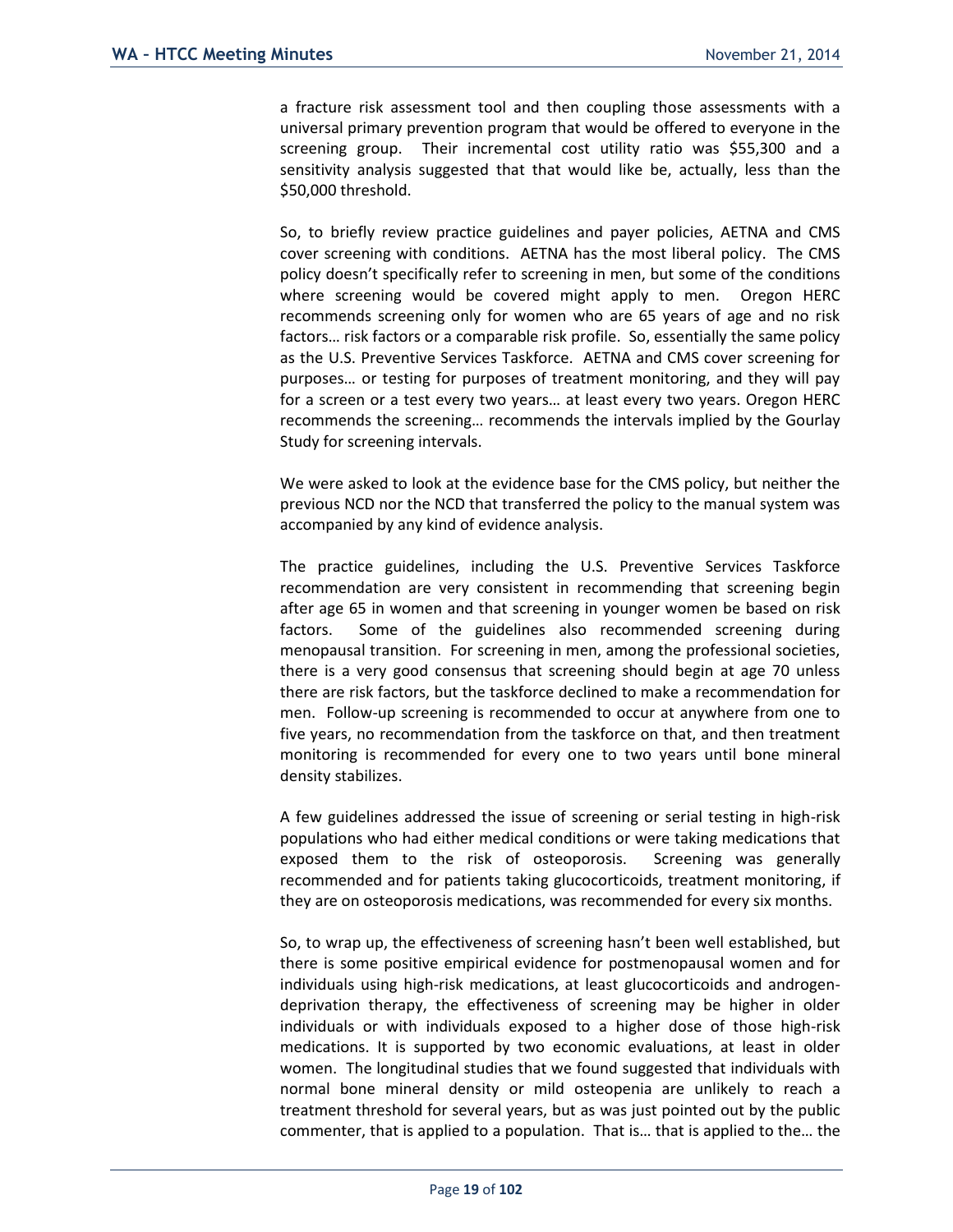a fracture risk assessment tool and then coupling those assessments with a universal primary prevention program that would be offered to everyone in the screening group. Their incremental cost utility ratio was $55,300 and a sensitivity analysis suggested that that would like be, actually, less than the $50,000 threshold.

So, to briefly review practice guidelines and payer policies, AETNA and CMS cover screening with conditions. AETNA has the most liberal policy. The CMS policy doesn't specifically refer to screening in men, but some of the conditions where screening would be covered might apply to men. Oregon HERC recommends screening only for women who are 65 years of age and no risk factors… risk factors or a comparable risk profile. So, essentially the same policy as the U.S. Preventive Services Taskforce. AETNA and CMS cover screening for purposes… or testing for purposes of treatment monitoring, and they will pay for a screen or a test every two years… at least every two years. Oregon HERC recommends the screening… recommends the intervals implied by the Gourlay Study for screening intervals.

We were asked to look at the evidence base for the CMS policy, but neither the previous NCD nor the NCD that transferred the policy to the manual system was accompanied by any kind of evidence analysis.

The practice guidelines, including the U.S. Preventive Services Taskforce recommendation are very consistent in recommending that screening begin after age 65 in women and that screening in younger women be based on risk factors. Some of the guidelines also recommended screening during menopausal transition. For screening in men, among the professional societies, there is a very good consensus that screening should begin at age 70 unless there are risk factors, but the taskforce declined to make a recommendation for men. Follow-up screening is recommended to occur at anywhere from one to five years, no recommendation from the taskforce on that, and then treatment monitoring is recommended for every one to two years until bone mineral density stabilizes.

A few guidelines addressed the issue of screening or serial testing in high-risk populations who had either medical conditions or were taking medications that exposed them to the risk of osteoporosis. Screening was generally recommended and for patients taking glucocorticoids, treatment monitoring, if they are on osteoporosis medications, was recommended for every six months.

So, to wrap up, the effectiveness of screening hasn't been well established, but there is some positive empirical evidence for postmenopausal women and for individuals using high-risk medications, at least glucocorticoids and androgen-deprivation therapy, the effectiveness of screening may be higher in older individuals or with individuals exposed to a higher dose of those high-risk medications. It is supported by two economic evaluations, at least in older women. The longitudinal studies that we found suggested that individuals with normal bone mineral density or mild osteopenia are unlikely to reach a treatment threshold for several years, but as was just pointed out by the public commenter, that is applied to a population. That is… that is applied to the… the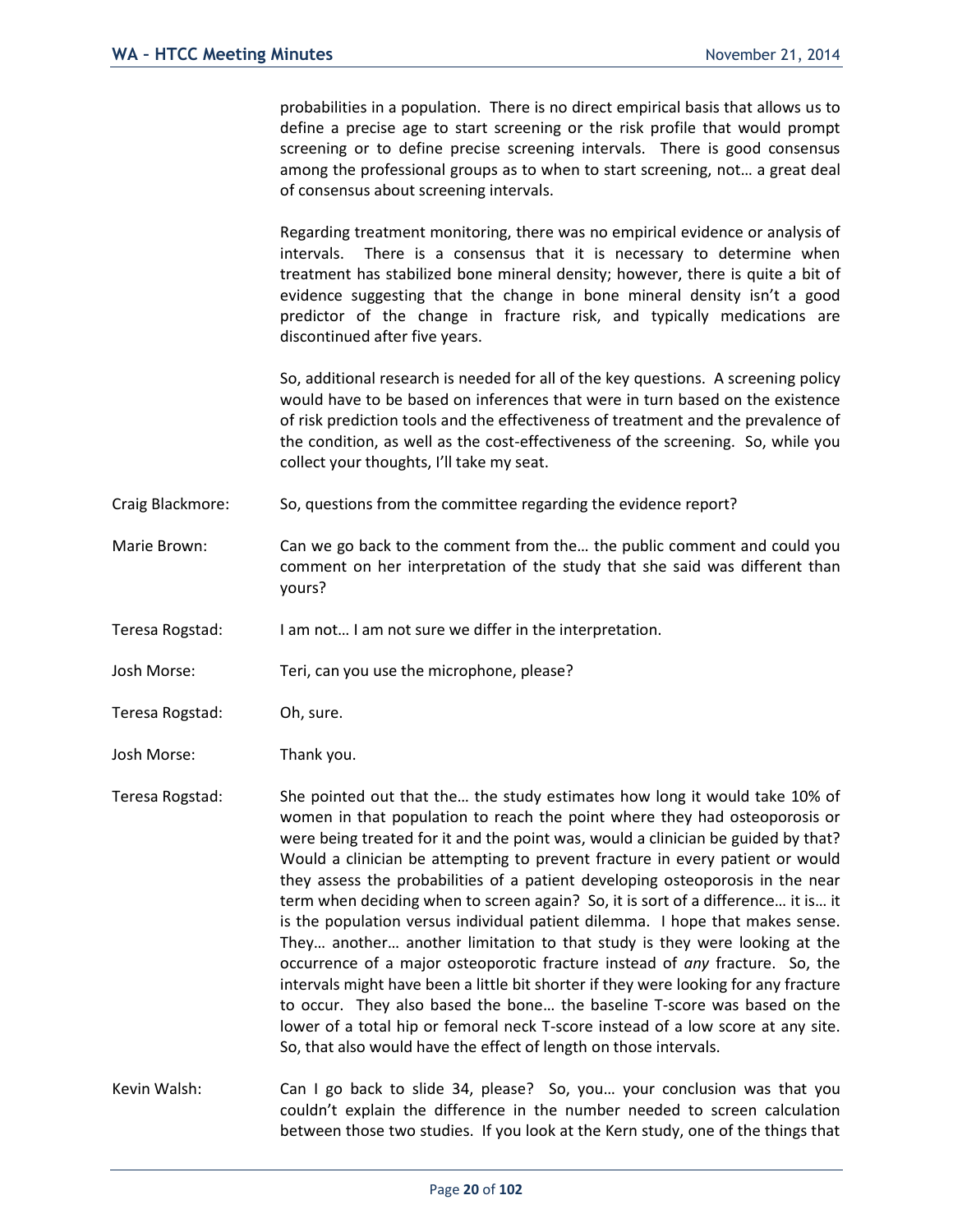probabilities in a population. There is no direct empirical basis that allows us to define a precise age to start screening or the risk profile that would prompt screening or to define precise screening intervals. There is good consensus among the professional groups as to when to start screening, not… a great deal of consensus about screening intervals.

Regarding treatment monitoring, there was no empirical evidence or analysis of intervals. There is a consensus that it is necessary to determine when treatment has stabilized bone mineral density; however, there is quite a bit of evidence suggesting that the change in bone mineral density isn't a good predictor of the change in fracture risk, and typically medications are discontinued after five years.

So, additional research is needed for all of the key questions. A screening policy would have to be based on inferences that were in turn based on the existence of risk prediction tools and the effectiveness of treatment and the prevalence of the condition, as well as the cost-effectiveness of the screening. So, while you collect your thoughts, I'll take my seat.

Craig Blackmore: So, questions from the committee regarding the evidence report?

Marie Brown: Can we go back to the comment from the… the public comment and could you comment on her interpretation of the study that she said was different than yours?

Teresa Rogstad: I am not… I am not sure we differ in the interpretation.

Josh Morse: Teri, can you use the microphone, please?

Teresa Rogstad: Oh, sure.

Josh Morse: Thank you.

Teresa Rogstad: She pointed out that the… the study estimates how long it would take 10% of women in that population to reach the point where they had osteoporosis or were being treated for it and the point was, would a clinician be guided by that? Would a clinician be attempting to prevent fracture in every patient or would they assess the probabilities of a patient developing osteoporosis in the near term when deciding when to screen again? So, it is sort of a difference… it is… it is the population versus individual patient dilemma. I hope that makes sense. They… another… another limitation to that study is they were looking at the occurrence of a major osteoporotic fracture instead of *any* fracture. So, the intervals might have been a little bit shorter if they were looking for any fracture to occur. They also based the bone… the baseline T-score was based on the lower of a total hip or femoral neck T-score instead of a low score at any site. So, that also would have the effect of length on those intervals.

Kevin Walsh: Can I go back to slide 34, please? So, you… your conclusion was that you couldn't explain the difference in the number needed to screen calculation between those two studies. If you look at the Kern study, one of the things that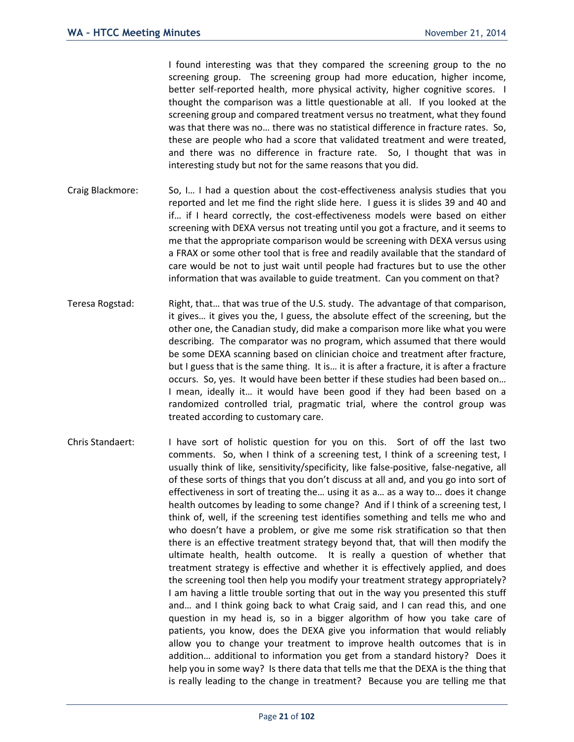I found interesting was that they compared the screening group to the no screening group. The screening group had more education, higher income, better self-reported health, more physical activity, higher cognitive scores. I thought the comparison was a little questionable at all. If you looked at the screening group and compared treatment versus no treatment, what they found was that there was no… there was no statistical difference in fracture rates. So, these are people who had a score that validated treatment and were treated, and there was no difference in fracture rate. So, I thought that was in interesting study but not for the same reasons that you did.

Craig Blackmore: So, I… I had a question about the cost-effectiveness analysis studies that you reported and let me find the right slide here. I guess it is slides 39 and 40 and if… if I heard correctly, the cost-effectiveness models were based on either screening with DEXA versus not treating until you got a fracture, and it seems to me that the appropriate comparison would be screening with DEXA versus using a FRAX or some other tool that is free and readily available that the standard of care would be not to just wait until people had fractures but to use the other information that was available to guide treatment. Can you comment on that?

Teresa Rogstad: Right, that… that was true of the U.S. study. The advantage of that comparison, it gives… it gives you the, I guess, the absolute effect of the screening, but the other one, the Canadian study, did make a comparison more like what you were describing. The comparator was no program, which assumed that there would be some DEXA scanning based on clinician choice and treatment after fracture, but I guess that is the same thing. It is… it is after a fracture, it is after a fracture occurs. So, yes. It would have been better if these studies had been based on… I mean, ideally it… it would have been good if they had been based on a randomized controlled trial, pragmatic trial, where the control group was treated according to customary care.

Chris Standaert: I have sort of holistic question for you on this. Sort of off the last two comments. So, when I think of a screening test, I think of a screening test, I usually think of like, sensitivity/specificity, like false-positive, false-negative, all of these sorts of things that you don't discuss at all and, and you go into sort of effectiveness in sort of treating the… using it as a… as a way to… does it change health outcomes by leading to some change? And if I think of a screening test, I think of, well, if the screening test identifies something and tells me who and who doesn't have a problem, or give me some risk stratification so that then there is an effective treatment strategy beyond that, that will then modify the ultimate health, health outcome. It is really a question of whether that treatment strategy is effective and whether it is effectively applied, and does the screening tool then help you modify your treatment strategy appropriately? I am having a little trouble sorting that out in the way you presented this stuff and… and I think going back to what Craig said, and I can read this, and one question in my head is, so in a bigger algorithm of how you take care of patients, you know, does the DEXA give you information that would reliably allow you to change your treatment to improve health outcomes that is in addition… additional to information you get from a standard history? Does it help you in some way? Is there data that tells me that the DEXA is the thing that is really leading to the change in treatment? Because you are telling me that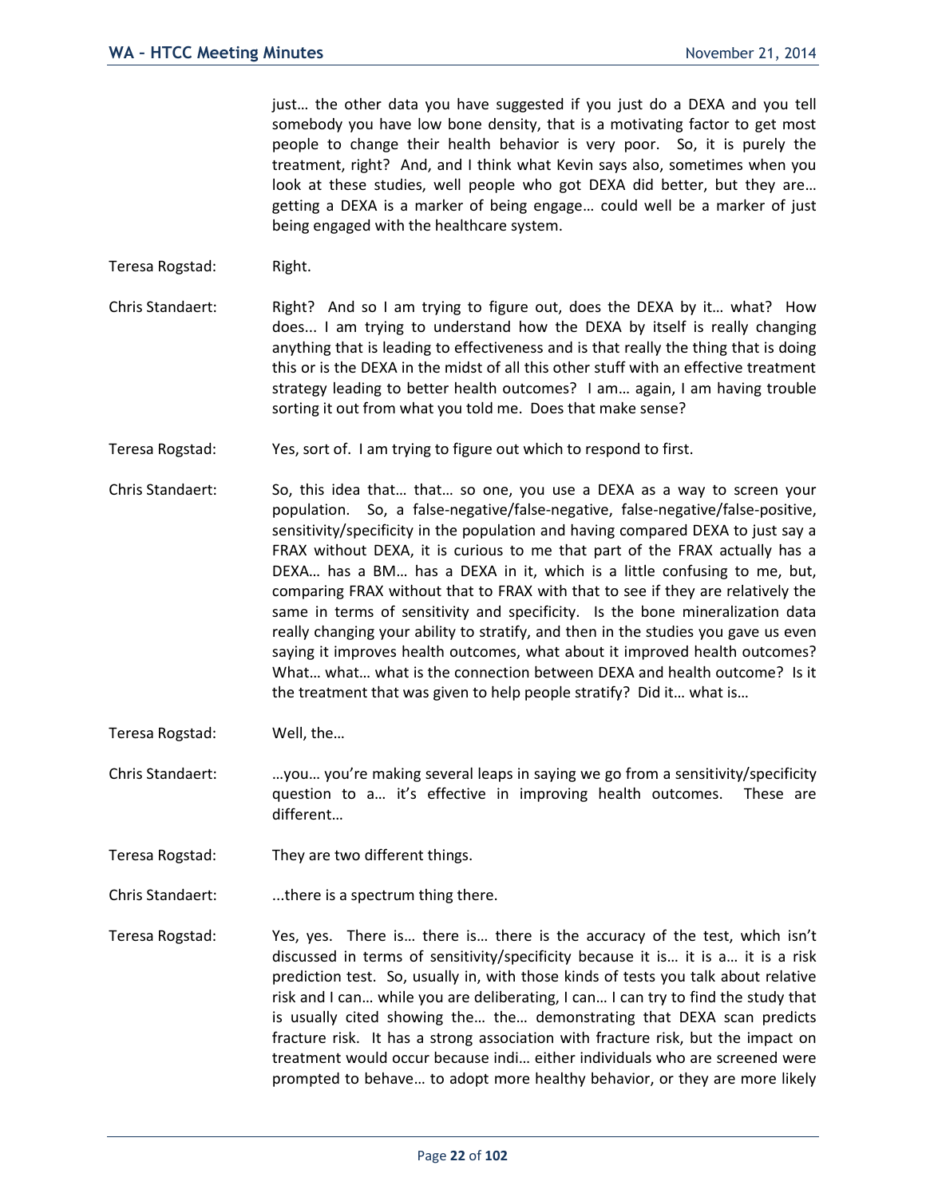just… the other data you have suggested if you just do a DEXA and you tell somebody you have low bone density, that is a motivating factor to get most people to change their health behavior is very poor. So, it is purely the treatment, right? And, and I think what Kevin says also, sometimes when you look at these studies, well people who got DEXA did better, but they are… getting a DEXA is a marker of being engage… could well be a marker of just being engaged with the healthcare system.

Teresa Rogstad: Right.

Chris Standaert: Right? And so I am trying to figure out, does the DEXA by it… what? How does... I am trying to understand how the DEXA by itself is really changing anything that is leading to effectiveness and is that really the thing that is doing this or is the DEXA in the midst of all this other stuff with an effective treatment strategy leading to better health outcomes? I am… again, I am having trouble sorting it out from what you told me. Does that make sense?

Teresa Rogstad: Yes, sort of. I am trying to figure out which to respond to first.

Chris Standaert: So, this idea that… that… so one, you use a DEXA as a way to screen your population. So, a false-negative/false-negative, false-negative/false-positive, sensitivity/specificity in the population and having compared DEXA to just say a FRAX without DEXA, it is curious to me that part of the FRAX actually has a DEXA… has a BM… has a DEXA in it, which is a little confusing to me, but, comparing FRAX without that to FRAX with that to see if they are relatively the same in terms of sensitivity and specificity. Is the bone mineralization data really changing your ability to stratify, and then in the studies you gave us even saying it improves health outcomes, what about it improved health outcomes? What… what… what is the connection between DEXA and health outcome? Is it the treatment that was given to help people stratify? Did it… what is…

Teresa Rogstad: Well, the…

Chris Standaert: …you… you're making several leaps in saying we go from a sensitivity/specificity question to a… it's effective in improving health outcomes. These are different…

Teresa Rogstad: They are two different things.

Chris Standaert: ...there is a spectrum thing there.

Teresa Rogstad: Yes, yes. There is… there is… there is the accuracy of the test, which isn't discussed in terms of sensitivity/specificity because it is… it is a… it is a risk prediction test. So, usually in, with those kinds of tests you talk about relative risk and I can… while you are deliberating, I can… I can try to find the study that is usually cited showing the… the… demonstrating that DEXA scan predicts fracture risk. It has a strong association with fracture risk, but the impact on treatment would occur because indi… either individuals who are screened were prompted to behave… to adopt more healthy behavior, or they are more likely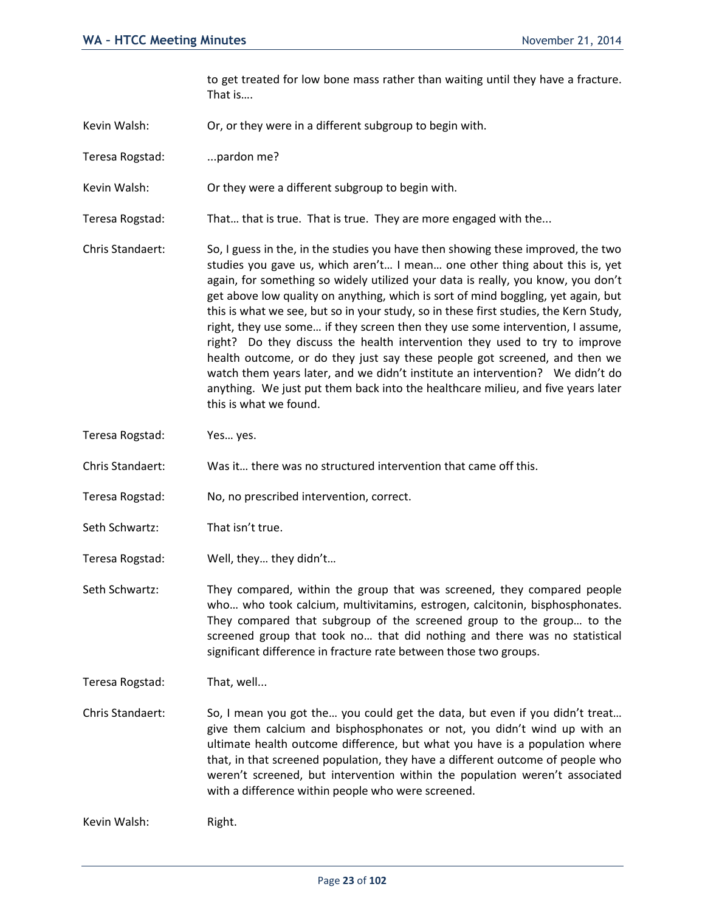to get treated for low bone mass rather than waiting until they have a fracture. That is….

Kevin Walsh: Or, or they were in a different subgroup to begin with.

Teresa Rogstad: ...pardon me?

Kevin Walsh: Or they were a different subgroup to begin with.

Teresa Rogstad: That… that is true. That is true. They are more engaged with the...

Chris Standaert: So, I guess in the, in the studies you have then showing these improved, the two studies you gave us, which aren't… I mean… one other thing about this is, yet again, for something so widely utilized your data is really, you know, you don't get above low quality on anything, which is sort of mind boggling, yet again, but this is what we see, but so in your study, so in these first studies, the Kern Study, right, they use some… if they screen then they use some intervention, I assume, right? Do they discuss the health intervention they used to try to improve health outcome, or do they just say these people got screened, and then we watch them years later, and we didn't institute an intervention? We didn't do anything. We just put them back into the healthcare milieu, and five years later this is what we found.

Teresa Rogstad: Yes… yes.

Chris Standaert: Was it… there was no structured intervention that came off this.

Teresa Rogstad: No, no prescribed intervention, correct.

Seth Schwartz: That isn't true.

Teresa Rogstad: Well, they… they didn't…

Seth Schwartz: They compared, within the group that was screened, they compared people who… who took calcium, multivitamins, estrogen, calcitonin, bisphosphonates. They compared that subgroup of the screened group to the group… to the screened group that took no… that did nothing and there was no statistical significant difference in fracture rate between those two groups.

Teresa Rogstad: That, well...

Chris Standaert: So, I mean you got the… you could get the data, but even if you didn't treat… give them calcium and bisphosphonates or not, you didn't wind up with an ultimate health outcome difference, but what you have is a population where that, in that screened population, they have a different outcome of people who weren't screened, but intervention within the population weren't associated with a difference within people who were screened.

Kevin Walsh: Right.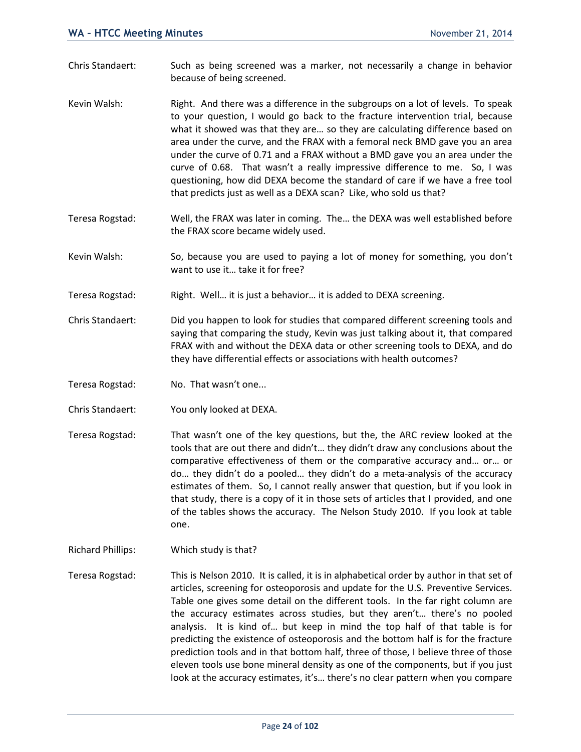Chris Standaert: Such as being screened was a marker, not necessarily a change in behavior because of being screened.

Kevin Walsh: Right. And there was a difference in the subgroups on a lot of levels. To speak to your question, I would go back to the fracture intervention trial, because what it showed was that they are… so they are calculating difference based on area under the curve, and the FRAX with a femoral neck BMD gave you an area under the curve of 0.71 and a FRAX without a BMD gave you an area under the curve of 0.68. That wasn't a really impressive difference to me. So, I was questioning, how did DEXA become the standard of care if we have a free tool that predicts just as well as a DEXA scan? Like, who sold us that?

Teresa Rogstad: Well, the FRAX was later in coming. The… the DEXA was well established before the FRAX score became widely used.

Kevin Walsh: So, because you are used to paying a lot of money for something, you don't want to use it… take it for free?

Teresa Rogstad: Right. Well… it is just a behavior… it is added to DEXA screening.

Chris Standaert: Did you happen to look for studies that compared different screening tools and saying that comparing the study, Kevin was just talking about it, that compared FRAX with and without the DEXA data or other screening tools to DEXA, and do they have differential effects or associations with health outcomes?

Teresa Rogstad: No. That wasn't one...

Chris Standaert: You only looked at DEXA.

Teresa Rogstad: That wasn't one of the key questions, but the, the ARC review looked at the tools that are out there and didn't… they didn't draw any conclusions about the comparative effectiveness of them or the comparative accuracy and… or… or do… they didn't do a pooled… they didn't do a meta-analysis of the accuracy estimates of them. So, I cannot really answer that question, but if you look in that study, there is a copy of it in those sets of articles that I provided, and one of the tables shows the accuracy. The Nelson Study 2010. If you look at table one.

Richard Phillips: Which study is that?

Teresa Rogstad: This is Nelson 2010. It is called, it is in alphabetical order by author in that set of articles, screening for osteoporosis and update for the U.S. Preventive Services. Table one gives some detail on the different tools. In the far right column are the accuracy estimates across studies, but they aren't… there's no pooled analysis. It is kind of… but keep in mind the top half of that table is for predicting the existence of osteoporosis and the bottom half is for the fracture prediction tools and in that bottom half, three of those, I believe three of those eleven tools use bone mineral density as one of the components, but if you just look at the accuracy estimates, it's… there's no clear pattern when you compare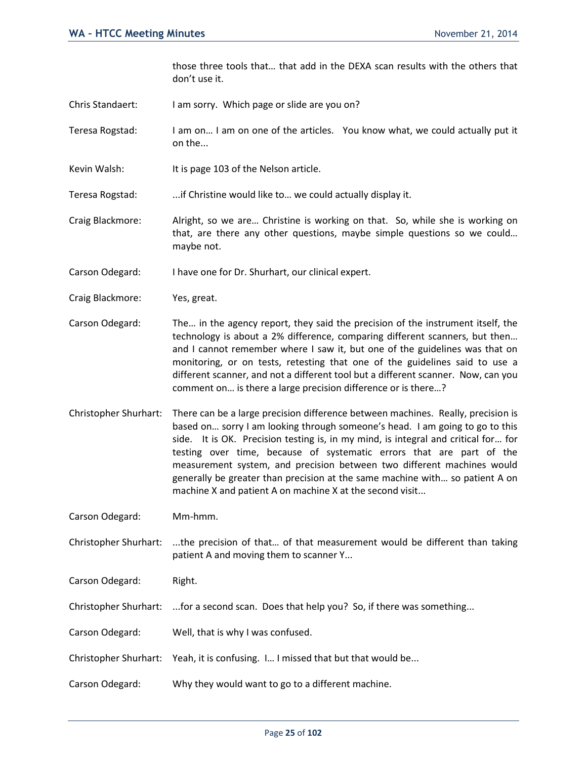those three tools that… that add in the DEXA scan results with the others that don't use it.

Chris Standaert: I am sorry. Which page or slide are you on?

Teresa Rogstad: I am on… I am on one of the articles. You know what, we could actually put it on the...

Kevin Walsh: It is page 103 of the Nelson article.

Teresa Rogstad: ...if Christine would like to… we could actually display it.

Craig Blackmore: Alright, so we are… Christine is working on that. So, while she is working on that, are there any other questions, maybe simple questions so we could… maybe not.

Carson Odegard: I have one for Dr. Shurhart, our clinical expert.

Craig Blackmore: Yes, great.

Carson Odegard: The… in the agency report, they said the precision of the instrument itself, the technology is about a 2% difference, comparing different scanners, but then… and I cannot remember where I saw it, but one of the guidelines was that on monitoring, or on tests, retesting that one of the guidelines said to use a different scanner, and not a different tool but a different scanner. Now, can you comment on… is there a large precision difference or is there…?

Christopher Shurhart: There can be a large precision difference between machines. Really, precision is based on… sorry I am looking through someone's head. I am going to go to this side. It is OK. Precision testing is, in my mind, is integral and critical for… for testing over time, because of systematic errors that are part of the measurement system, and precision between two different machines would generally be greater than precision at the same machine with… so patient A on machine X and patient A on machine X at the second visit...

Carson Odegard: Mm-hmm.

Christopher Shurhart: ...the precision of that… of that measurement would be different than taking patient A and moving them to scanner Y...

Carson Odegard: Right.

Christopher Shurhart: ...for a second scan. Does that help you? So, if there was something...

Carson Odegard: Well, that is why I was confused.

Christopher Shurhart: Yeah, it is confusing. I… I missed that but that would be...

Carson Odegard: Why they would want to go to a different machine.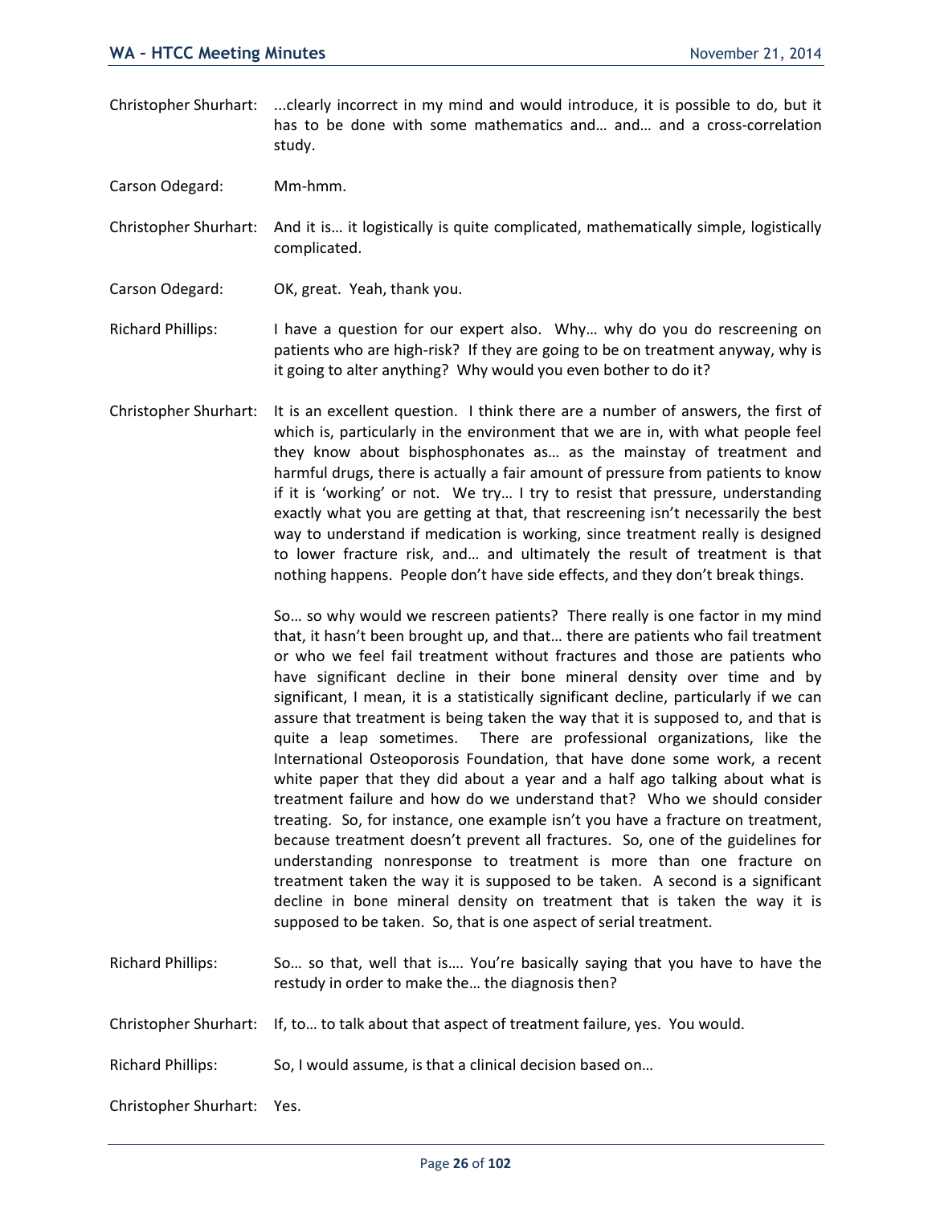Christopher Shurhart: ...clearly incorrect in my mind and would introduce, it is possible to do, but it has to be done with some mathematics and… and… and a cross-correlation study.

Carson Odegard: Mm-hmm.

Christopher Shurhart: And it is… it logistically is quite complicated, mathematically simple, logistically complicated.

Carson Odegard: OK, great. Yeah, thank you.

Richard Phillips: I have a question for our expert also. Why… why do you do rescreening on patients who are high-risk? If they are going to be on treatment anyway, why is it going to alter anything? Why would you even bother to do it?

Christopher Shurhart: It is an excellent question. I think there are a number of answers, the first of which is, particularly in the environment that we are in, with what people feel they know about bisphosphonates as… as the mainstay of treatment and harmful drugs, there is actually a fair amount of pressure from patients to know if it is 'working' or not. We try… I try to resist that pressure, understanding exactly what you are getting at that, that rescreening isn't necessarily the best way to understand if medication is working, since treatment really is designed to lower fracture risk, and… and ultimately the result of treatment is that nothing happens. People don't have side effects, and they don't break things.

So… so why would we rescreen patients? There really is one factor in my mind that, it hasn't been brought up, and that… there are patients who fail treatment or who we feel fail treatment without fractures and those are patients who have significant decline in their bone mineral density over time and by significant, I mean, it is a statistically significant decline, particularly if we can assure that treatment is being taken the way that it is supposed to, and that is quite a leap sometimes. There are professional organizations, like the International Osteoporosis Foundation, that have done some work, a recent white paper that they did about a year and a half ago talking about what is treatment failure and how do we understand that? Who we should consider treating. So, for instance, one example isn't you have a fracture on treatment, because treatment doesn't prevent all fractures. So, one of the guidelines for understanding nonresponse to treatment is more than one fracture on treatment taken the way it is supposed to be taken. A second is a significant decline in bone mineral density on treatment that is taken the way it is supposed to be taken. So, that is one aspect of serial treatment.

Richard Phillips: So… so that, well that is…. You're basically saying that you have to have the restudy in order to make the… the diagnosis then?

Christopher Shurhart: If, to… to talk about that aspect of treatment failure, yes. You would.

Richard Phillips: So, I would assume, is that a clinical decision based on…

Christopher Shurhart: Yes.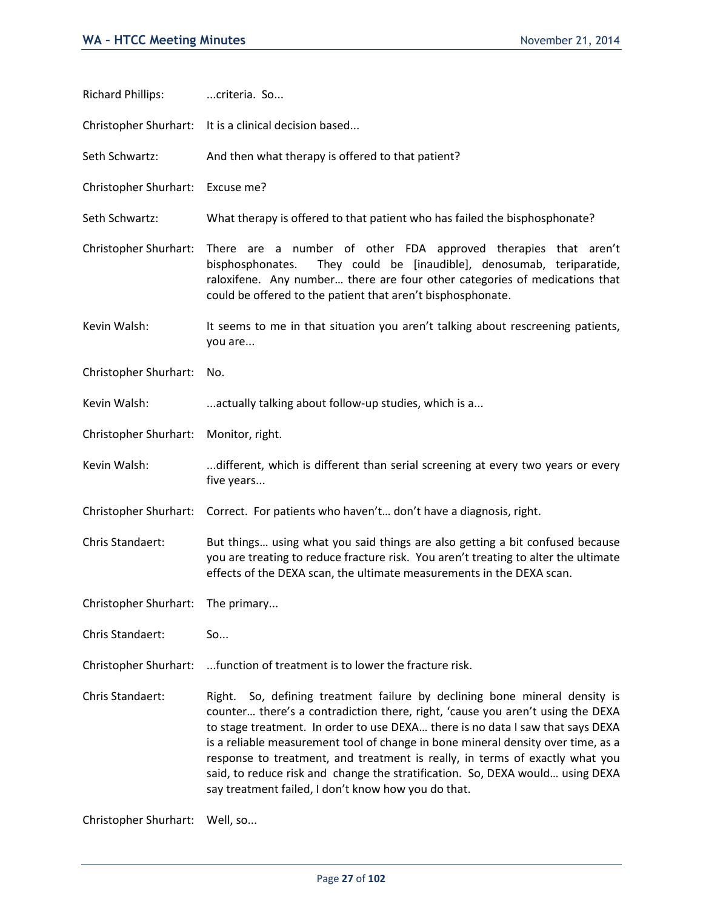Richard Phillips: ...criteria. So...

Christopher Shurhart: It is a clinical decision based...

Seth Schwartz: And then what therapy is offered to that patient?

Christopher Shurhart: Excuse me?

Seth Schwartz: What therapy is offered to that patient who has failed the bisphosphonate?

Christopher Shurhart: There are a number of other FDA approved therapies that aren't bisphosphonates. They could be [inaudible], denosumab, teriparatide, raloxifene. Any number… there are four other categories of medications that could be offered to the patient that aren't bisphosphonate.

Kevin Walsh: It seems to me in that situation you aren't talking about rescreening patients, you are...

Christopher Shurhart: No.

Kevin Walsh: ...actually talking about follow-up studies, which is a...

Christopher Shurhart: Monitor, right.

Kevin Walsh: ...different, which is different than serial screening at every two years or every five years...

Christopher Shurhart: Correct. For patients who haven't… don't have a diagnosis, right.

Chris Standaert: But things… using what you said things are also getting a bit confused because you are treating to reduce fracture risk. You aren't treating to alter the ultimate effects of the DEXA scan, the ultimate measurements in the DEXA scan.

Christopher Shurhart: The primary...

Chris Standaert: So...

Christopher Shurhart: ...function of treatment is to lower the fracture risk.

Chris Standaert: Right. So, defining treatment failure by declining bone mineral density is counter… there's a contradiction there, right, 'cause you aren't using the DEXA to stage treatment. In order to use DEXA… there is no data I saw that says DEXA is a reliable measurement tool of change in bone mineral density over time, as a response to treatment, and treatment is really, in terms of exactly what you said, to reduce risk and change the stratification. So, DEXA would… using DEXA say treatment failed, I don't know how you do that.

Christopher Shurhart: Well, so...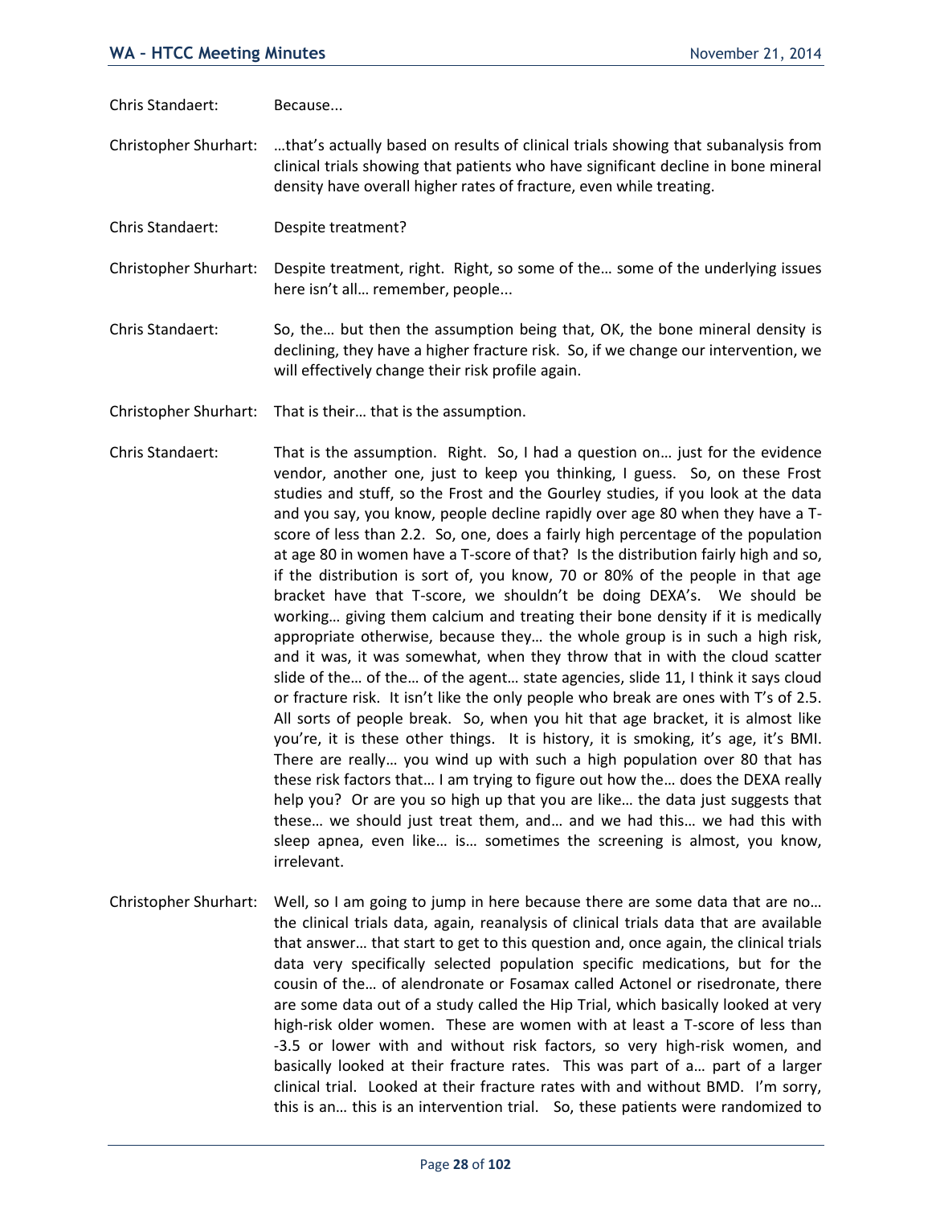Chris Standaert: Because...

Christopher Shurhart: …that's actually based on results of clinical trials showing that subanalysis from clinical trials showing that patients who have significant decline in bone mineral density have overall higher rates of fracture, even while treating.

Chris Standaert: Despite treatment?

Christopher Shurhart: Despite treatment, right. Right, so some of the… some of the underlying issues here isn't all… remember, people...

Chris Standaert: So, the… but then the assumption being that, OK, the bone mineral density is declining, they have a higher fracture risk. So, if we change our intervention, we will effectively change their risk profile again.

Christopher Shurhart: That is their… that is the assumption.

Chris Standaert: That is the assumption. Right. So, I had a question on… just for the evidence vendor, another one, just to keep you thinking, I guess. So, on these Frost studies and stuff, so the Frost and the Gourley studies, if you look at the data and you say, you know, people decline rapidly over age 80 when they have a T-score of less than 2.2. So, one, does a fairly high percentage of the population at age 80 in women have a T-score of that? Is the distribution fairly high and so, if the distribution is sort of, you know, 70 or 80% of the people in that age bracket have that T-score, we shouldn't be doing DEXA's. We should be working… giving them calcium and treating their bone density if it is medically appropriate otherwise, because they… the whole group is in such a high risk, and it was, it was somewhat, when they throw that in with the cloud scatter slide of the… of the… of the agent… state agencies, slide 11, I think it says cloud or fracture risk. It isn't like the only people who break are ones with T's of 2.5. All sorts of people break. So, when you hit that age bracket, it is almost like you're, it is these other things. It is history, it is smoking, it's age, it's BMI. There are really… you wind up with such a high population over 80 that has these risk factors that… I am trying to figure out how the… does the DEXA really help you? Or are you so high up that you are like… the data just suggests that these… we should just treat them, and… and we had this… we had this with sleep apnea, even like… is… sometimes the screening is almost, you know, irrelevant.

Christopher Shurhart: Well, so I am going to jump in here because there are some data that are no… the clinical trials data, again, reanalysis of clinical trials data that are available that answer… that start to get to this question and, once again, the clinical trials data very specifically selected population specific medications, but for the cousin of the… of alendronate or Fosamax called Actonel or risedronate, there are some data out of a study called the Hip Trial, which basically looked at very high-risk older women. These are women with at least a T-score of less than -3.5 or lower with and without risk factors, so very high-risk women, and basically looked at their fracture rates. This was part of a… part of a larger clinical trial. Looked at their fracture rates with and without BMD. I'm sorry, this is an… this is an intervention trial. So, these patients were randomized to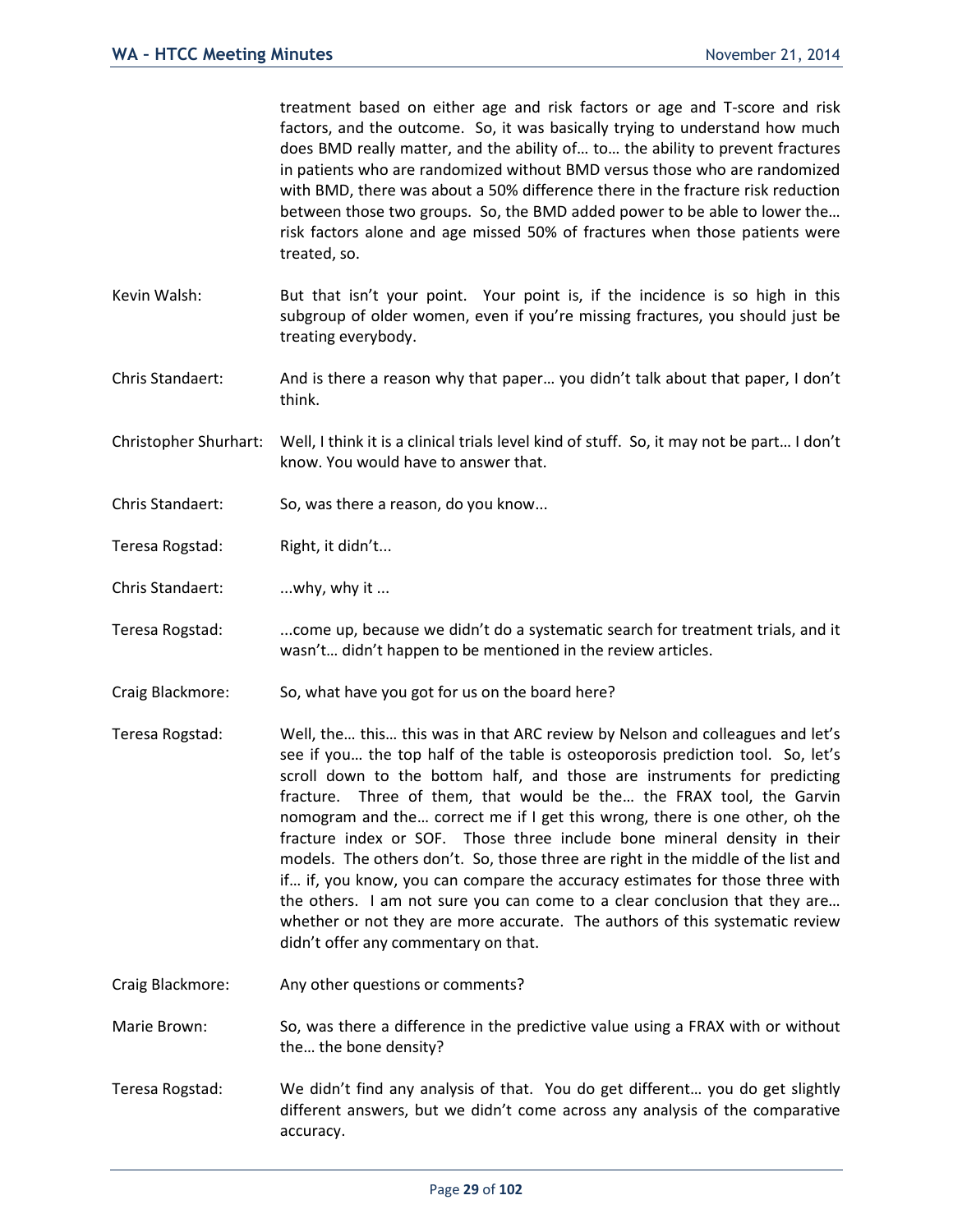treatment based on either age and risk factors or age and T-score and risk factors, and the outcome. So, it was basically trying to understand how much does BMD really matter, and the ability of… to… the ability to prevent fractures in patients who are randomized without BMD versus those who are randomized with BMD, there was about a 50% difference there in the fracture risk reduction between those two groups. So, the BMD added power to be able to lower the… risk factors alone and age missed 50% of fractures when those patients were treated, so.

Kevin Walsh: But that isn't your point. Your point is, if the incidence is so high in this subgroup of older women, even if you're missing fractures, you should just be treating everybody.

Chris Standaert: And is there a reason why that paper… you didn't talk about that paper, I don't think.

Christopher Shurhart: Well, I think it is a clinical trials level kind of stuff. So, it may not be part… I don't know. You would have to answer that.

Chris Standaert: So, was there a reason, do you know...

Teresa Rogstad: Right, it didn't...

Chris Standaert: ...why, why it ...

Teresa Rogstad: ...come up, because we didn't do a systematic search for treatment trials, and it wasn't… didn't happen to be mentioned in the review articles.

Craig Blackmore: So, what have you got for us on the board here?

Teresa Rogstad: Well, the… this… this was in that ARC review by Nelson and colleagues and let's see if you… the top half of the table is osteoporosis prediction tool. So, let's scroll down to the bottom half, and those are instruments for predicting fracture. Three of them, that would be the… the FRAX tool, the Garvin nomogram and the… correct me if I get this wrong, there is one other, oh the fracture index or SOF. Those three include bone mineral density in their models. The others don't. So, those three are right in the middle of the list and if… if, you know, you can compare the accuracy estimates for those three with the others. I am not sure you can come to a clear conclusion that they are… whether or not they are more accurate. The authors of this systematic review didn't offer any commentary on that.

Craig Blackmore: Any other questions or comments?

Marie Brown: So, was there a difference in the predictive value using a FRAX with or without the… the bone density?

Teresa Rogstad: We didn't find any analysis of that. You do get different… you do get slightly different answers, but we didn't come across any analysis of the comparative accuracy.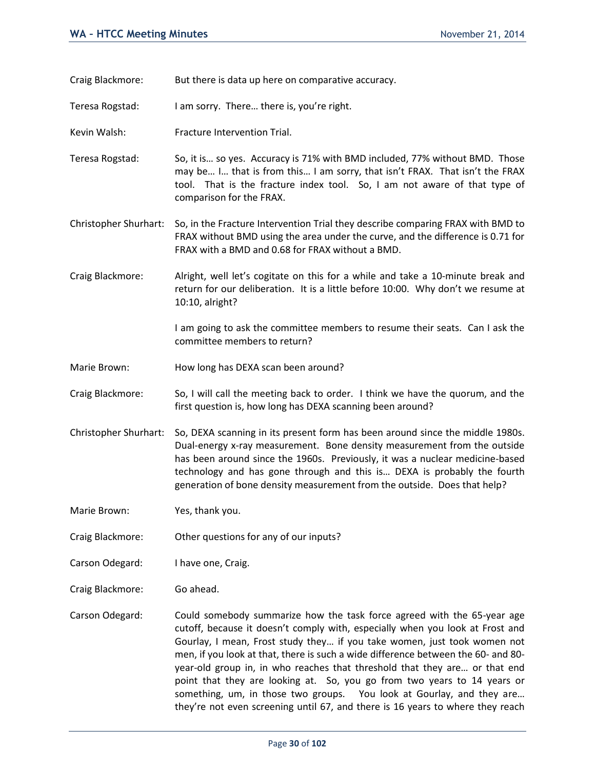Craig Blackmore: But there is data up here on comparative accuracy.

Teresa Rogstad: I am sorry. There… there is, you're right.

Kevin Walsh: Fracture Intervention Trial.

Teresa Rogstad: So, it is… so yes. Accuracy is 71% with BMD included, 77% without BMD. Those may be… I… that is from this… I am sorry, that isn't FRAX. That isn't the FRAX tool. That is the fracture index tool. So, I am not aware of that type of comparison for the FRAX.

Christopher Shurhart: So, in the Fracture Intervention Trial they describe comparing FRAX with BMD to FRAX without BMD using the area under the curve, and the difference is 0.71 for FRAX with a BMD and 0.68 for FRAX without a BMD.

Craig Blackmore: Alright, well let's cogitate on this for a while and take a 10-minute break and return for our deliberation. It is a little before 10:00. Why don't we resume at 10:10, alright?

I am going to ask the committee members to resume their seats. Can I ask the committee members to return?

Marie Brown: How long has DEXA scan been around?

Craig Blackmore: So, I will call the meeting back to order. I think we have the quorum, and the first question is, how long has DEXA scanning been around?

Christopher Shurhart: So, DEXA scanning in its present form has been around since the middle 1980s. Dual-energy x-ray measurement. Bone density measurement from the outside has been around since the 1960s. Previously, it was a nuclear medicine-based technology and has gone through and this is… DEXA is probably the fourth generation of bone density measurement from the outside. Does that help?

Marie Brown: Yes, thank you.

Craig Blackmore: Other questions for any of our inputs?

Carson Odegard: I have one, Craig.

Craig Blackmore: Go ahead.

Carson Odegard: Could somebody summarize how the task force agreed with the 65-year age cutoff, because it doesn't comply with, especially when you look at Frost and Gourlay, I mean, Frost study they… if you take women, just took women not men, if you look at that, there is such a wide difference between the 60- and 80-year-old group in, in who reaches that threshold that they are… or that end point that they are looking at. So, you go from two years to 14 years or something, um, in those two groups. You look at Gourlay, and they are… they're not even screening until 67, and there is 16 years to where they reach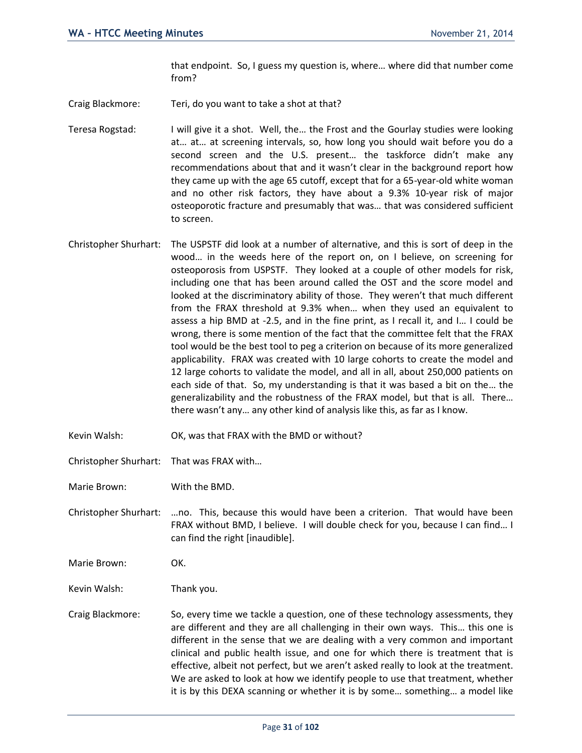that endpoint. So, I guess my question is, where… where did that number come from?

Craig Blackmore: Teri, do you want to take a shot at that?

Teresa Rogstad: I will give it a shot. Well, the… the Frost and the Gourlay studies were looking at… at… at screening intervals, so, how long you should wait before you do a second screen and the U.S. present… the taskforce didn't make any recommendations about that and it wasn't clear in the background report how they came up with the age 65 cutoff, except that for a 65-year-old white woman and no other risk factors, they have about a 9.3% 10-year risk of major osteoporotic fracture and presumably that was… that was considered sufficient to screen.

Christopher Shurhart: The USPSTF did look at a number of alternative, and this is sort of deep in the wood… in the weeds here of the report on, on I believe, on screening for osteoporosis from USPSTF. They looked at a couple of other models for risk, including one that has been around called the OST and the score model and looked at the discriminatory ability of those. They weren't that much different from the FRAX threshold at 9.3% when… when they used an equivalent to assess a hip BMD at -2.5, and in the fine print, as I recall it, and I… I could be wrong, there is some mention of the fact that the committee felt that the FRAX tool would be the best tool to peg a criterion on because of its more generalized applicability. FRAX was created with 10 large cohorts to create the model and 12 large cohorts to validate the model, and all in all, about 250,000 patients on each side of that. So, my understanding is that it was based a bit on the… the generalizability and the robustness of the FRAX model, but that is all. There… there wasn't any… any other kind of analysis like this, as far as I know.

Kevin Walsh: OK, was that FRAX with the BMD or without?

Christopher Shurhart: That was FRAX with…

Marie Brown: With the BMD.

Christopher Shurhart: …no. This, because this would have been a criterion. That would have been FRAX without BMD, I believe. I will double check for you, because I can find… I can find the right [inaudible].

Marie Brown: OK.

Kevin Walsh: Thank you.

Craig Blackmore: So, every time we tackle a question, one of these technology assessments, they are different and they are all challenging in their own ways. This… this one is different in the sense that we are dealing with a very common and important clinical and public health issue, and one for which there is treatment that is effective, albeit not perfect, but we aren't asked really to look at the treatment. We are asked to look at how we identify people to use that treatment, whether it is by this DEXA scanning or whether it is by some… something… a model like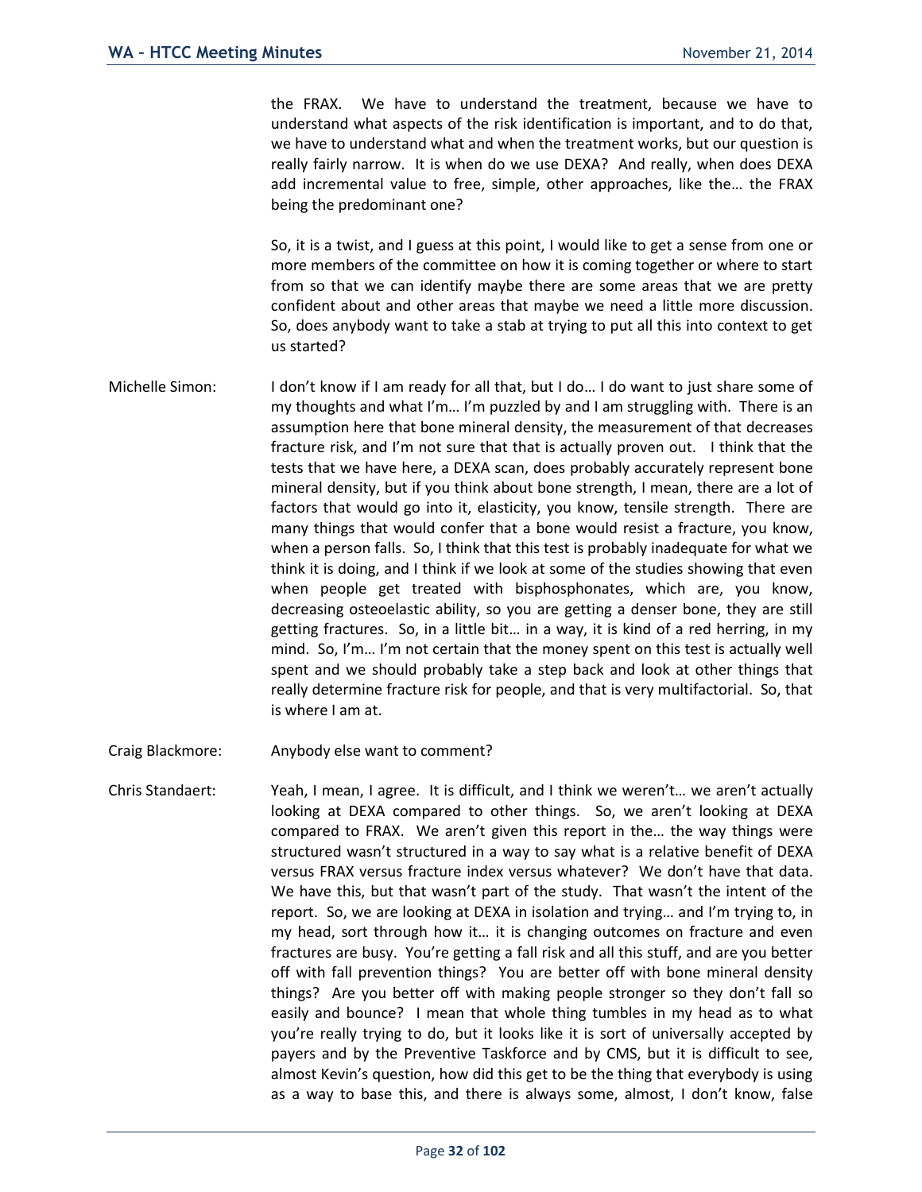the FRAX. We have to understand the treatment, because we have to understand what aspects of the risk identification is important, and to do that, we have to understand what and when the treatment works, but our question is really fairly narrow. It is when do we use DEXA? And really, when does DEXA add incremental value to free, simple, other approaches, like the… the FRAX being the predominant one?

So, it is a twist, and I guess at this point, I would like to get a sense from one or more members of the committee on how it is coming together or where to start from so that we can identify maybe there are some areas that we are pretty confident about and other areas that maybe we need a little more discussion. So, does anybody want to take a stab at trying to put all this into context to get us started?

Michelle Simon: I don't know if I am ready for all that, but I do… I do want to just share some of my thoughts and what I'm… I'm puzzled by and I am struggling with. There is an assumption here that bone mineral density, the measurement of that decreases fracture risk, and I'm not sure that that is actually proven out. I think that the tests that we have here, a DEXA scan, does probably accurately represent bone mineral density, but if you think about bone strength, I mean, there are a lot of factors that would go into it, elasticity, you know, tensile strength. There are many things that would confer that a bone would resist a fracture, you know, when a person falls. So, I think that this test is probably inadequate for what we think it is doing, and I think if we look at some of the studies showing that even when people get treated with bisphosphonates, which are, you know, decreasing osteoelastic ability, so you are getting a denser bone, they are still getting fractures. So, in a little bit… in a way, it is kind of a red herring, in my mind. So, I'm… I'm not certain that the money spent on this test is actually well spent and we should probably take a step back and look at other things that really determine fracture risk for people, and that is very multifactorial. So, that is where I am at.

Craig Blackmore: Anybody else want to comment?

Chris Standaert: Yeah, I mean, I agree. It is difficult, and I think we weren't… we aren't actually looking at DEXA compared to other things. So, we aren't looking at DEXA compared to FRAX. We aren't given this report in the… the way things were structured wasn't structured in a way to say what is a relative benefit of DEXA versus FRAX versus fracture index versus whatever? We don't have that data. We have this, but that wasn't part of the study. That wasn't the intent of the report. So, we are looking at DEXA in isolation and trying… and I'm trying to, in my head, sort through how it… it is changing outcomes on fracture and even fractures are busy. You're getting a fall risk and all this stuff, and are you better off with fall prevention things? You are better off with bone mineral density things? Are you better off with making people stronger so they don't fall so easily and bounce? I mean that whole thing tumbles in my head as to what you're really trying to do, but it looks like it is sort of universally accepted by payers and by the Preventive Taskforce and by CMS, but it is difficult to see, almost Kevin's question, how did this get to be the thing that everybody is using as a way to base this, and there is always some, almost, I don't know, false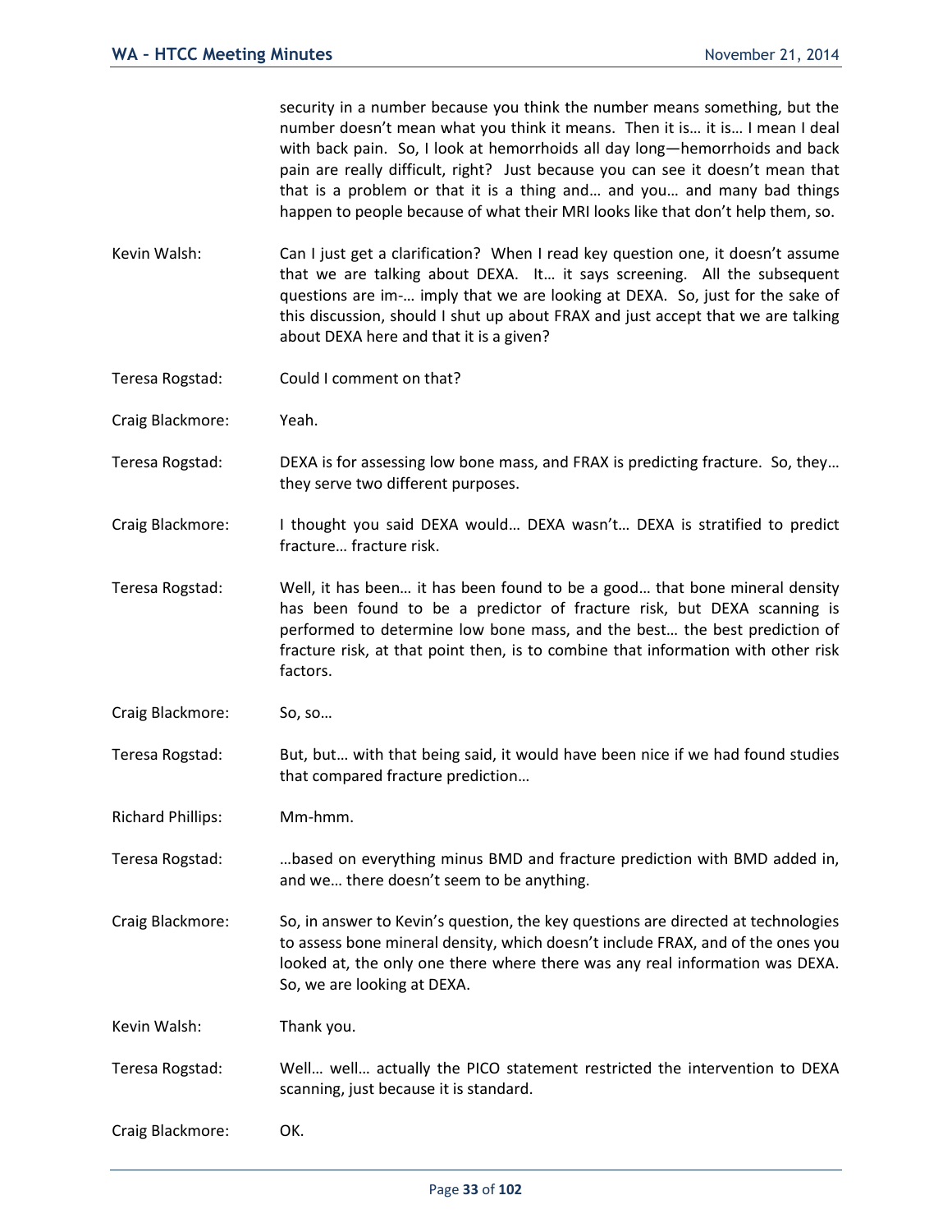security in a number because you think the number means something, but the number doesn't mean what you think it means. Then it is… it is… I mean I deal with back pain. So, I look at hemorrhoids all day long—hemorrhoids and back pain are really difficult, right? Just because you can see it doesn't mean that that is a problem or that it is a thing and… and you… and many bad things happen to people because of what their MRI looks like that don't help them, so.

Kevin Walsh: Can I just get a clarification? When I read key question one, it doesn't assume that we are talking about DEXA. It… it says screening. All the subsequent questions are im-… imply that we are looking at DEXA. So, just for the sake of this discussion, should I shut up about FRAX and just accept that we are talking about DEXA here and that it is a given?

Teresa Rogstad: Could I comment on that?

Craig Blackmore: Yeah.

Teresa Rogstad: DEXA is for assessing low bone mass, and FRAX is predicting fracture. So, they… they serve two different purposes.

Craig Blackmore: I thought you said DEXA would… DEXA wasn't… DEXA is stratified to predict fracture… fracture risk.

Teresa Rogstad: Well, it has been… it has been found to be a good… that bone mineral density has been found to be a predictor of fracture risk, but DEXA scanning is performed to determine low bone mass, and the best… the best prediction of fracture risk, at that point then, is to combine that information with other risk factors.

Craig Blackmore: So, so…

Teresa Rogstad: But, but… with that being said, it would have been nice if we had found studies that compared fracture prediction…

Richard Phillips: Mm-hmm.

Teresa Rogstad: …based on everything minus BMD and fracture prediction with BMD added in, and we… there doesn't seem to be anything.

Craig Blackmore: So, in answer to Kevin's question, the key questions are directed at technologies to assess bone mineral density, which doesn't include FRAX, and of the ones you looked at, the only one there where there was any real information was DEXA. So, we are looking at DEXA.

Kevin Walsh: Thank you.

Teresa Rogstad: Well… well… actually the PICO statement restricted the intervention to DEXA scanning, just because it is standard.

Craig Blackmore: OK.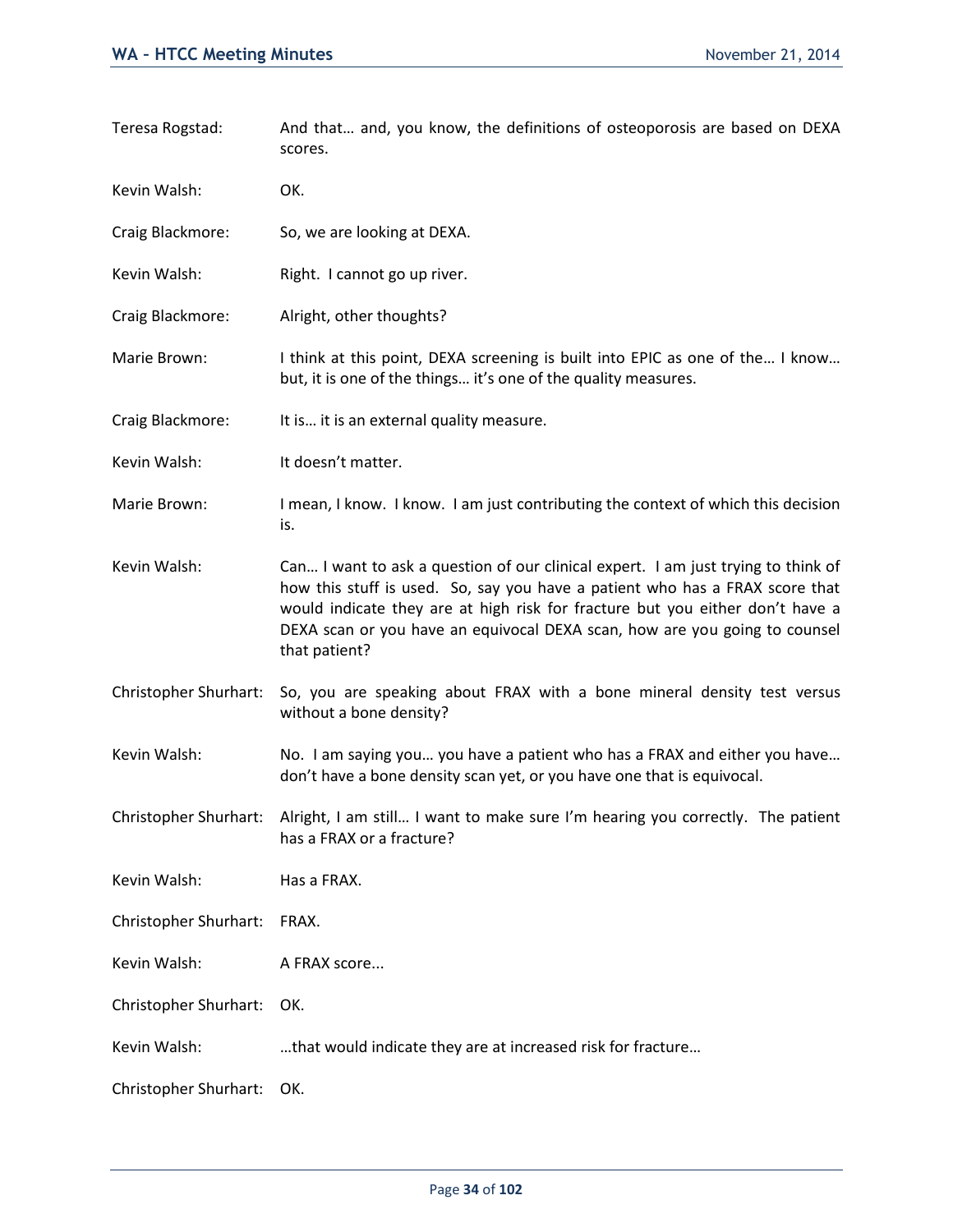Teresa Rogstad: And that… and, you know, the definitions of osteoporosis are based on DEXA scores.

Kevin Walsh: OK.

Craig Blackmore: So, we are looking at DEXA.

Kevin Walsh: Right. I cannot go up river.

Craig Blackmore: Alright, other thoughts?

Marie Brown: I think at this point, DEXA screening is built into EPIC as one of the… I know… but, it is one of the things… it's one of the quality measures.

Craig Blackmore: It is… it is an external quality measure.

Kevin Walsh: It doesn't matter.

Marie Brown: I mean, I know. I know. I am just contributing the context of which this decision is.

Kevin Walsh: Can… I want to ask a question of our clinical expert. I am just trying to think of how this stuff is used. So, say you have a patient who has a FRAX score that would indicate they are at high risk for fracture but you either don't have a DEXA scan or you have an equivocal DEXA scan, how are you going to counsel that patient?

Christopher Shurhart: So, you are speaking about FRAX with a bone mineral density test versus without a bone density?

Kevin Walsh: No. I am saying you… you have a patient who has a FRAX and either you have… don't have a bone density scan yet, or you have one that is equivocal.

Christopher Shurhart: Alright, I am still… I want to make sure I'm hearing you correctly. The patient has a FRAX or a fracture?

Kevin Walsh: Has a FRAX.

Christopher Shurhart: FRAX.

Kevin Walsh: A FRAX score...

Christopher Shurhart: OK.

Kevin Walsh: …that would indicate they are at increased risk for fracture…

Christopher Shurhart: OK.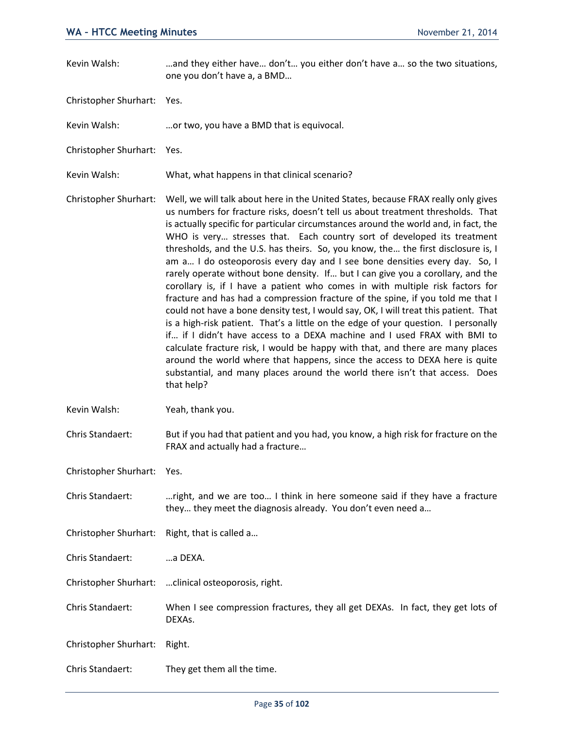Kevin Walsh: …and they either have… don't… you either don't have a… so the two situations, one you don't have a, a BMD…

Christopher Shurhart: Yes.

Kevin Walsh: …or two, you have a BMD that is equivocal.

Christopher Shurhart: Yes.

Kevin Walsh: What, what happens in that clinical scenario?

Christopher Shurhart: Well, we will talk about here in the United States, because FRAX really only gives us numbers for fracture risks, doesn't tell us about treatment thresholds. That is actually specific for particular circumstances around the world and, in fact, the WHO is very… stresses that. Each country sort of developed its treatment thresholds, and the U.S. has theirs. So, you know, the… the first disclosure is, I am a… I do osteoporosis every day and I see bone densities every day. So, I rarely operate without bone density. If… but I can give you a corollary, and the corollary is, if I have a patient who comes in with multiple risk factors for fracture and has had a compression fracture of the spine, if you told me that I could not have a bone density test, I would say, OK, I will treat this patient. That is a high-risk patient. That's a little on the edge of your question. I personally if… if I didn't have access to a DEXA machine and I used FRAX with BMI to calculate fracture risk, I would be happy with that, and there are many places around the world where that happens, since the access to DEXA here is quite substantial, and many places around the world there isn't that access. Does that help?

Kevin Walsh: Yeah, thank you.

Chris Standaert: But if you had that patient and you had, you know, a high risk for fracture on the FRAX and actually had a fracture…

Christopher Shurhart: Yes.

Chris Standaert: …right, and we are too… I think in here someone said if they have a fracture they… they meet the diagnosis already. You don't even need a…

Christopher Shurhart: Right, that is called a…

Chris Standaert: …a DEXA.

Christopher Shurhart: …clinical osteoporosis, right.

Chris Standaert: When I see compression fractures, they all get DEXAs. In fact, they get lots of DEXAs.

Christopher Shurhart: Right.

Chris Standaert: They get them all the time.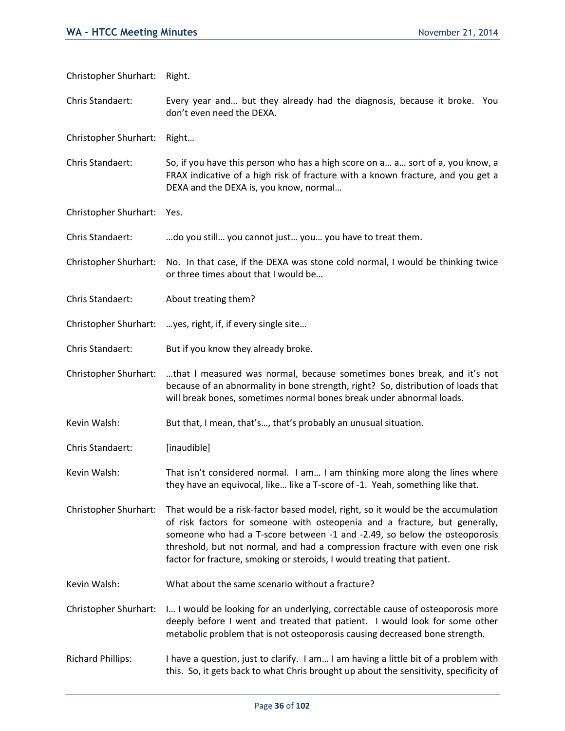Christopher Shurhart: Right.

Chris Standaert: Every year and… but they already had the diagnosis, because it broke. You don't even need the DEXA.

Christopher Shurhart: Right…

Chris Standaert: So, if you have this person who has a high score on a… a… sort of a, you know, a FRAX indicative of a high risk of fracture with a known fracture, and you get a DEXA and the DEXA is, you know, normal…

Christopher Shurhart: Yes.

Chris Standaert: …do you still… you cannot just… you… you have to treat them.

Christopher Shurhart: No. In that case, if the DEXA was stone cold normal, I would be thinking twice or three times about that I would be…

Chris Standaert: About treating them?

Christopher Shurhart: …yes, right, if, if every single site…

Chris Standaert: But if you know they already broke.

Christopher Shurhart: …that I measured was normal, because sometimes bones break, and it's not because of an abnormality in bone strength, right? So, distribution of loads that will break bones, sometimes normal bones break under abnormal loads.

Kevin Walsh: But that, I mean, that's…, that's probably an unusual situation.

Chris Standaert: [inaudible]

Kevin Walsh: That isn't considered normal. I am… I am thinking more along the lines where they have an equivocal, like… like a T-score of -1. Yeah, something like that.

Christopher Shurhart: That would be a risk-factor based model, right, so it would be the accumulation of risk factors for someone with osteopenia and a fracture, but generally, someone who had a T-score between -1 and -2.49, so below the osteoporosis threshold, but not normal, and had a compression fracture with even one risk factor for fracture, smoking or steroids, I would treating that patient.

Kevin Walsh: What about the same scenario without a fracture?

Christopher Shurhart: I… I would be looking for an underlying, correctable cause of osteoporosis more deeply before I went and treated that patient. I would look for some other metabolic problem that is not osteoporosis causing decreased bone strength.

Richard Phillips: I have a question, just to clarify. I am… I am having a little bit of a problem with this. So, it gets back to what Chris brought up about the sensitivity, specificity of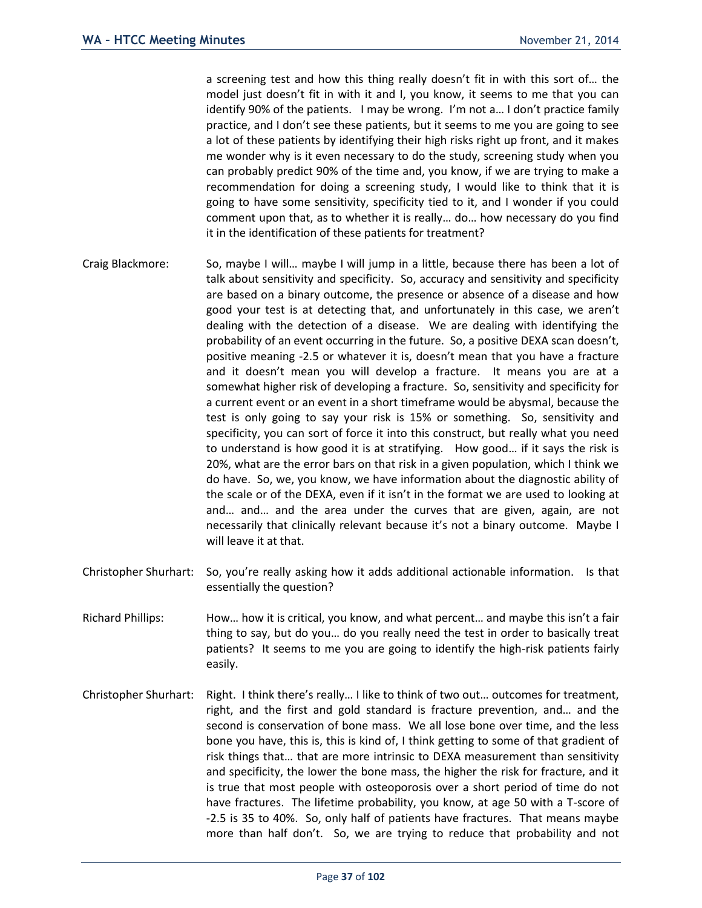a screening test and how this thing really doesn't fit in with this sort of… the model just doesn't fit in with it and I, you know, it seems to me that you can identify 90% of the patients. I may be wrong. I'm not a… I don't practice family practice, and I don't see these patients, but it seems to me you are going to see a lot of these patients by identifying their high risks right up front, and it makes me wonder why is it even necessary to do the study, screening study when you can probably predict 90% of the time and, you know, if we are trying to make a recommendation for doing a screening study, I would like to think that it is going to have some sensitivity, specificity tied to it, and I wonder if you could comment upon that, as to whether it is really… do… how necessary do you find it in the identification of these patients for treatment?

Craig Blackmore: So, maybe I will… maybe I will jump in a little, because there has been a lot of talk about sensitivity and specificity. So, accuracy and sensitivity and specificity are based on a binary outcome, the presence or absence of a disease and how good your test is at detecting that, and unfortunately in this case, we aren't dealing with the detection of a disease. We are dealing with identifying the probability of an event occurring in the future. So, a positive DEXA scan doesn't, positive meaning -2.5 or whatever it is, doesn't mean that you have a fracture and it doesn't mean you will develop a fracture. It means you are at a somewhat higher risk of developing a fracture. So, sensitivity and specificity for a current event or an event in a short timeframe would be abysmal, because the test is only going to say your risk is 15% or something. So, sensitivity and specificity, you can sort of force it into this construct, but really what you need to understand is how good it is at stratifying. How good… if it says the risk is 20%, what are the error bars on that risk in a given population, which I think we do have. So, we, you know, we have information about the diagnostic ability of the scale or of the DEXA, even if it isn't in the format we are used to looking at and… and… and the area under the curves that are given, again, are not necessarily that clinically relevant because it's not a binary outcome. Maybe I will leave it at that.

Christopher Shurhart: So, you're really asking how it adds additional actionable information. Is that essentially the question?

Richard Phillips: How… how it is critical, you know, and what percent… and maybe this isn't a fair thing to say, but do you… do you really need the test in order to basically treat patients? It seems to me you are going to identify the high-risk patients fairly easily.

Christopher Shurhart: Right. I think there's really… I like to think of two out… outcomes for treatment, right, and the first and gold standard is fracture prevention, and… and the second is conservation of bone mass. We all lose bone over time, and the less bone you have, this is, this is kind of, I think getting to some of that gradient of risk things that… that are more intrinsic to DEXA measurement than sensitivity and specificity, the lower the bone mass, the higher the risk for fracture, and it is true that most people with osteoporosis over a short period of time do not have fractures. The lifetime probability, you know, at age 50 with a T-score of -2.5 is 35 to 40%. So, only half of patients have fractures. That means maybe more than half don't. So, we are trying to reduce that probability and not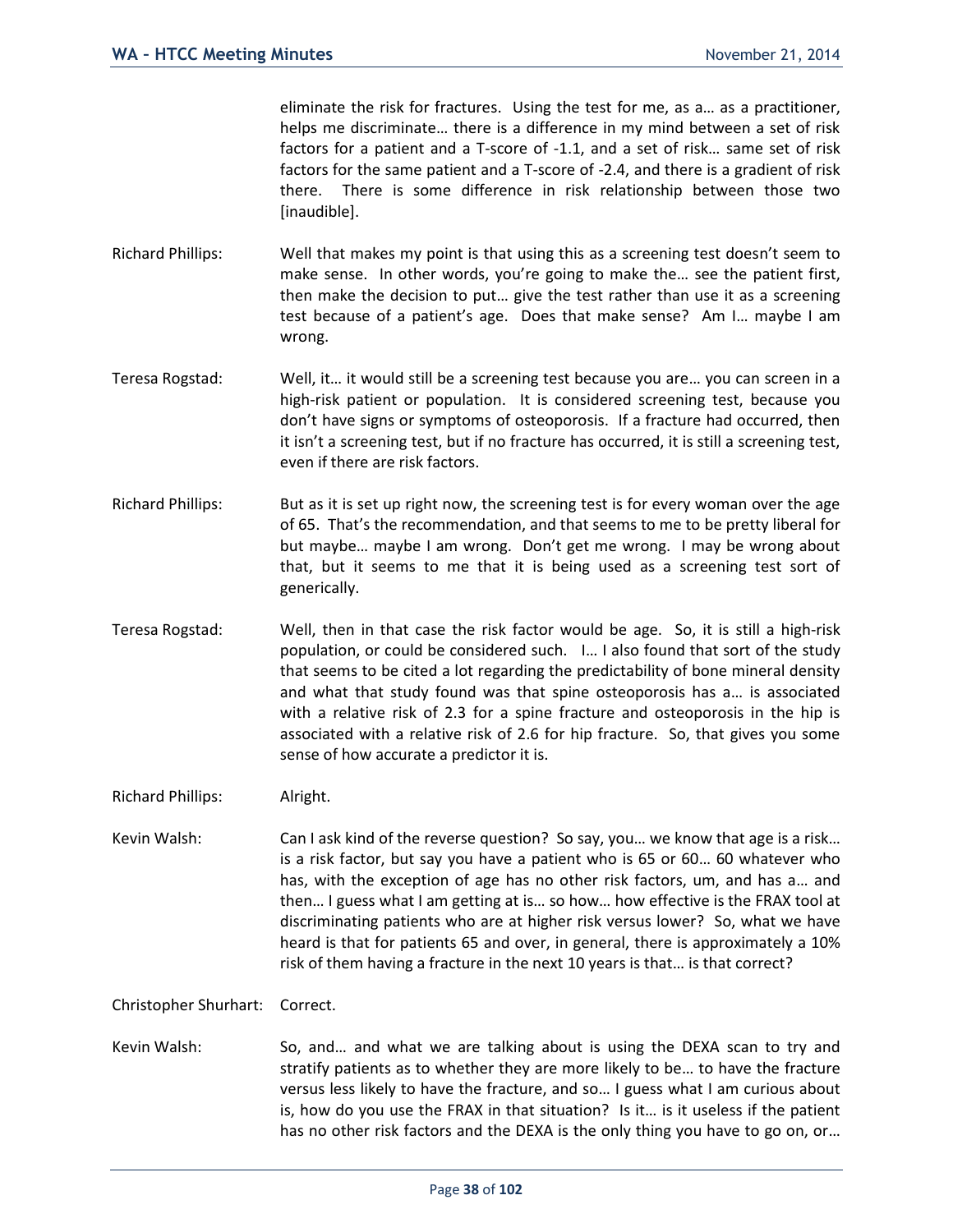eliminate the risk for fractures. Using the test for me, as a… as a practitioner, helps me discriminate… there is a difference in my mind between a set of risk factors for a patient and a T-score of -1.1, and a set of risk… same set of risk factors for the same patient and a T-score of -2.4, and there is a gradient of risk there. There is some difference in risk relationship between those two [inaudible].

Richard Phillips: Well that makes my point is that using this as a screening test doesn't seem to make sense. In other words, you're going to make the… see the patient first, then make the decision to put… give the test rather than use it as a screening test because of a patient's age. Does that make sense? Am I… maybe I am wrong.

Teresa Rogstad: Well, it… it would still be a screening test because you are… you can screen in a high-risk patient or population. It is considered screening test, because you don't have signs or symptoms of osteoporosis. If a fracture had occurred, then it isn't a screening test, but if no fracture has occurred, it is still a screening test, even if there are risk factors.

Richard Phillips: But as it is set up right now, the screening test is for every woman over the age of 65. That's the recommendation, and that seems to me to be pretty liberal for but maybe… maybe I am wrong. Don't get me wrong. I may be wrong about that, but it seems to me that it is being used as a screening test sort of generically.

Teresa Rogstad: Well, then in that case the risk factor would be age. So, it is still a high-risk population, or could be considered such. I… I also found that sort of the study that seems to be cited a lot regarding the predictability of bone mineral density and what that study found was that spine osteoporosis has a… is associated with a relative risk of 2.3 for a spine fracture and osteoporosis in the hip is associated with a relative risk of 2.6 for hip fracture. So, that gives you some sense of how accurate a predictor it is.

Richard Phillips: Alright.

Kevin Walsh: Can I ask kind of the reverse question? So say, you… we know that age is a risk… is a risk factor, but say you have a patient who is 65 or 60… 60 whatever who has, with the exception of age has no other risk factors, um, and has a… and then… I guess what I am getting at is… so how… how effective is the FRAX tool at discriminating patients who are at higher risk versus lower? So, what we have heard is that for patients 65 and over, in general, there is approximately a 10% risk of them having a fracture in the next 10 years is that… is that correct?

Christopher Shurhart: Correct.

Kevin Walsh: So, and… and what we are talking about is using the DEXA scan to try and stratify patients as to whether they are more likely to be… to have the fracture versus less likely to have the fracture, and so… I guess what I am curious about is, how do you use the FRAX in that situation? Is it… is it useless if the patient has no other risk factors and the DEXA is the only thing you have to go on, or…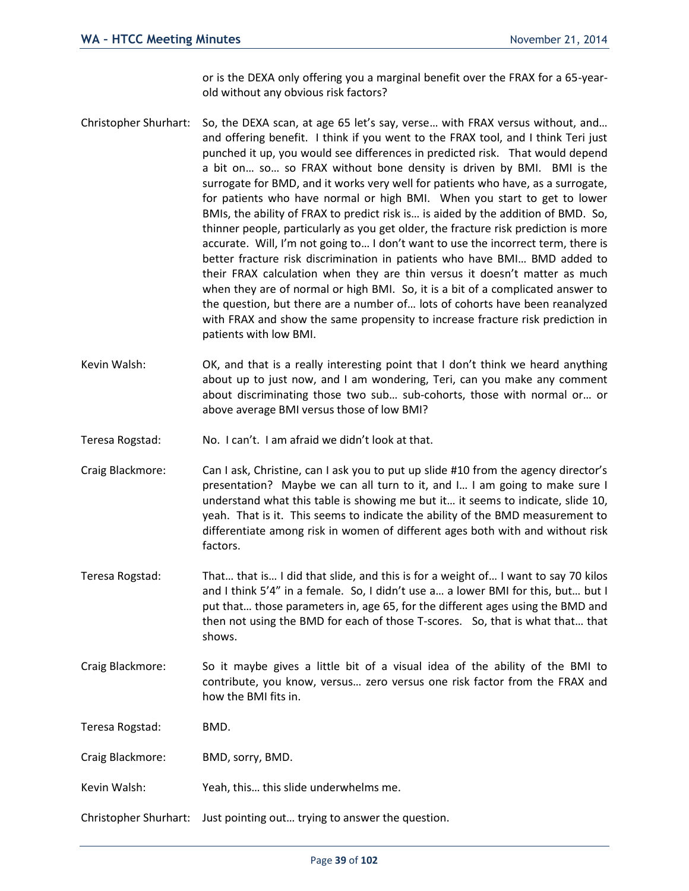or is the DEXA only offering you a marginal benefit over the FRAX for a 65-year-old without any obvious risk factors?

Christopher Shurhart: So, the DEXA scan, at age 65 let's say, verse… with FRAX versus without, and… and offering benefit. I think if you went to the FRAX tool, and I think Teri just punched it up, you would see differences in predicted risk. That would depend a bit on… so… so FRAX without bone density is driven by BMI. BMI is the surrogate for BMD, and it works very well for patients who have, as a surrogate, for patients who have normal or high BMI. When you start to get to lower BMIs, the ability of FRAX to predict risk is… is aided by the addition of BMD. So, thinner people, particularly as you get older, the fracture risk prediction is more accurate. Will, I'm not going to… I don't want to use the incorrect term, there is better fracture risk discrimination in patients who have BMI… BMD added to their FRAX calculation when they are thin versus it doesn't matter as much when they are of normal or high BMI. So, it is a bit of a complicated answer to the question, but there are a number of… lots of cohorts have been reanalyzed with FRAX and show the same propensity to increase fracture risk prediction in patients with low BMI.

Kevin Walsh: OK, and that is a really interesting point that I don't think we heard anything about up to just now, and I am wondering, Teri, can you make any comment about discriminating those two sub… sub-cohorts, those with normal or… or above average BMI versus those of low BMI?

Teresa Rogstad: No. I can't. I am afraid we didn't look at that.

Craig Blackmore: Can I ask, Christine, can I ask you to put up slide #10 from the agency director's presentation? Maybe we can all turn to it, and I… I am going to make sure I understand what this table is showing me but it… it seems to indicate, slide 10, yeah. That is it. This seems to indicate the ability of the BMD measurement to differentiate among risk in women of different ages both with and without risk factors.

Teresa Rogstad: That… that is… I did that slide, and this is for a weight of… I want to say 70 kilos and I think 5'4" in a female. So, I didn't use a… a lower BMI for this, but… but I put that… those parameters in, age 65, for the different ages using the BMD and then not using the BMD for each of those T-scores. So, that is what that… that shows.

Craig Blackmore: So it maybe gives a little bit of a visual idea of the ability of the BMI to contribute, you know, versus… zero versus one risk factor from the FRAX and how the BMI fits in.

Teresa Rogstad: BMD.

Craig Blackmore: BMD, sorry, BMD.

Kevin Walsh: Yeah, this… this slide underwhelms me.

Christopher Shurhart: Just pointing out… trying to answer the question.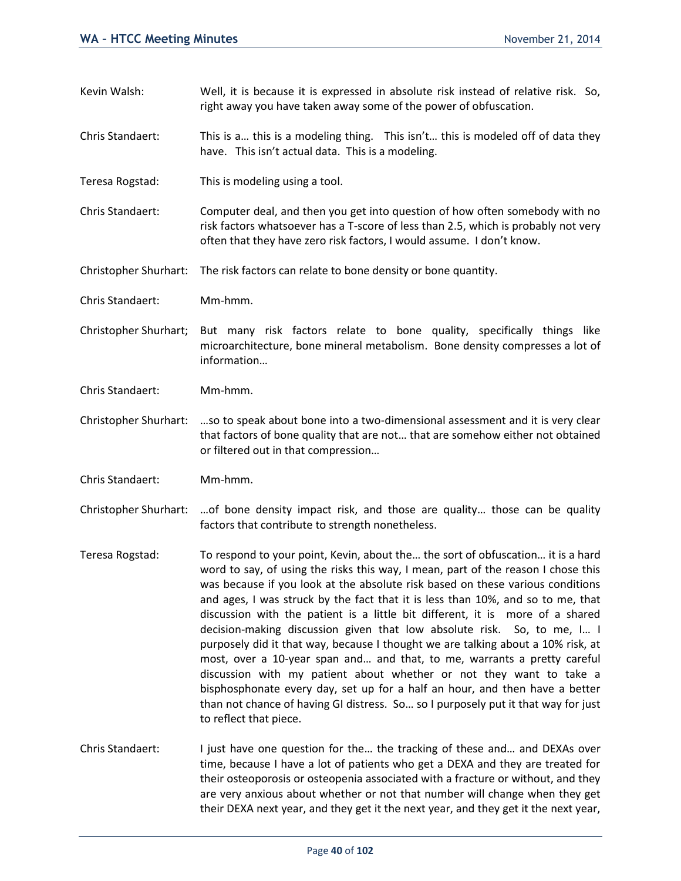Kevin Walsh: Well, it is because it is expressed in absolute risk instead of relative risk. So, right away you have taken away some of the power of obfuscation.

Chris Standaert: This is a… this is a modeling thing. This isn't… this is modeled off of data they have. This isn't actual data. This is a modeling.

Teresa Rogstad: This is modeling using a tool.

Chris Standaert: Computer deal, and then you get into question of how often somebody with no risk factors whatsoever has a T-score of less than 2.5, which is probably not very often that they have zero risk factors, I would assume. I don't know.

Christopher Shurhart: The risk factors can relate to bone density or bone quantity.

Chris Standaert: Mm-hmm.

Christopher Shurhart; But many risk factors relate to bone quality, specifically things like microarchitecture, bone mineral metabolism. Bone density compresses a lot of information…

Chris Standaert: Mm-hmm.

Christopher Shurhart: …so to speak about bone into a two-dimensional assessment and it is very clear that factors of bone quality that are not… that are somehow either not obtained or filtered out in that compression…

Chris Standaert: Mm-hmm.

Christopher Shurhart: …of bone density impact risk, and those are quality… those can be quality factors that contribute to strength nonetheless.

Teresa Rogstad: To respond to your point, Kevin, about the… the sort of obfuscation… it is a hard word to say, of using the risks this way, I mean, part of the reason I chose this was because if you look at the absolute risk based on these various conditions and ages, I was struck by the fact that it is less than 10%, and so to me, that discussion with the patient is a little bit different, it is more of a shared decision-making discussion given that low absolute risk. So, to me, I… I purposely did it that way, because I thought we are talking about a 10% risk, at most, over a 10-year span and… and that, to me, warrants a pretty careful discussion with my patient about whether or not they want to take a bisphosphonate every day, set up for a half an hour, and then have a better than not chance of having GI distress. So… so I purposely put it that way for just to reflect that piece.

Chris Standaert: I just have one question for the… the tracking of these and… and DEXAs over time, because I have a lot of patients who get a DEXA and they are treated for their osteoporosis or osteopenia associated with a fracture or without, and they are very anxious about whether or not that number will change when they get their DEXA next year, and they get it the next year, and they get it the next year,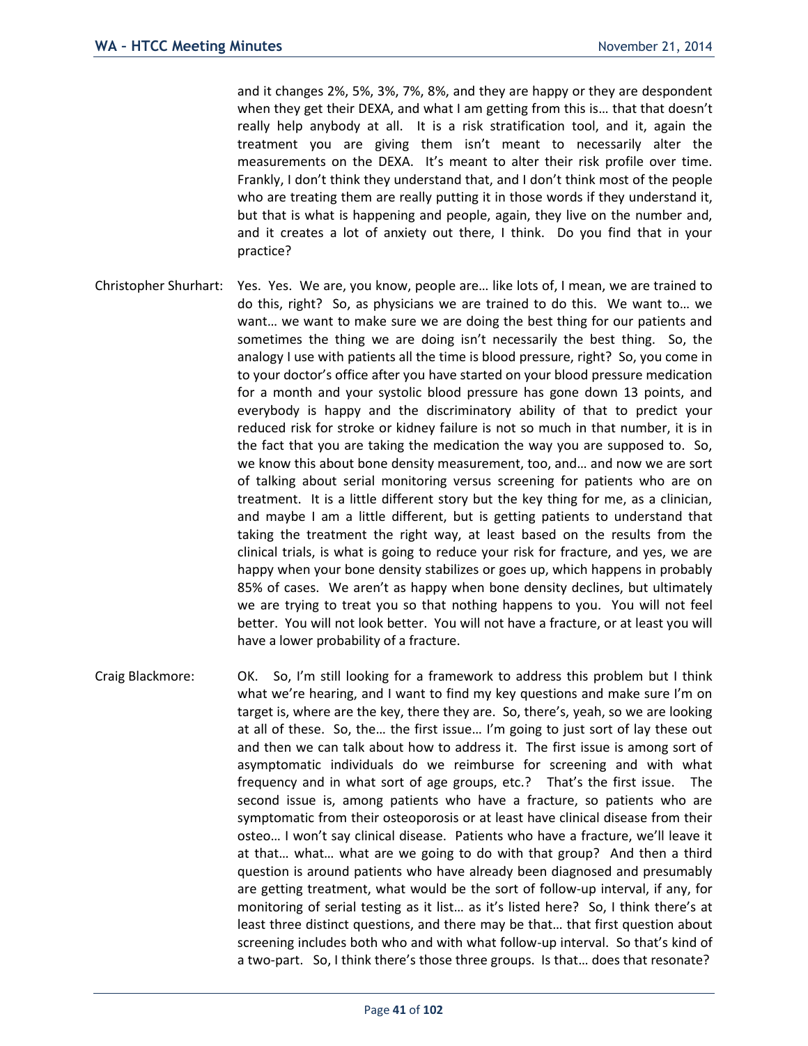and it changes 2%, 5%, 3%, 7%, 8%, and they are happy or they are despondent when they get their DEXA, and what I am getting from this is… that that doesn't really help anybody at all. It is a risk stratification tool, and it, again the treatment you are giving them isn't meant to necessarily alter the measurements on the DEXA. It's meant to alter their risk profile over time. Frankly, I don't think they understand that, and I don't think most of the people who are treating them are really putting it in those words if they understand it, but that is what is happening and people, again, they live on the number and, and it creates a lot of anxiety out there, I think. Do you find that in your practice?

Christopher Shurhart: Yes. Yes. We are, you know, people are… like lots of, I mean, we are trained to do this, right? So, as physicians we are trained to do this. We want to… we want… we want to make sure we are doing the best thing for our patients and sometimes the thing we are doing isn't necessarily the best thing. So, the analogy I use with patients all the time is blood pressure, right? So, you come in to your doctor's office after you have started on your blood pressure medication for a month and your systolic blood pressure has gone down 13 points, and everybody is happy and the discriminatory ability of that to predict your reduced risk for stroke or kidney failure is not so much in that number, it is in the fact that you are taking the medication the way you are supposed to. So, we know this about bone density measurement, too, and… and now we are sort of talking about serial monitoring versus screening for patients who are on treatment. It is a little different story but the key thing for me, as a clinician, and maybe I am a little different, but is getting patients to understand that taking the treatment the right way, at least based on the results from the clinical trials, is what is going to reduce your risk for fracture, and yes, we are happy when your bone density stabilizes or goes up, which happens in probably 85% of cases. We aren't as happy when bone density declines, but ultimately we are trying to treat you so that nothing happens to you. You will not feel better. You will not look better. You will not have a fracture, or at least you will have a lower probability of a fracture.

Craig Blackmore: OK. So, I'm still looking for a framework to address this problem but I think what we're hearing, and I want to find my key questions and make sure I'm on target is, where are the key, there they are. So, there's, yeah, so we are looking at all of these. So, the… the first issue… I'm going to just sort of lay these out and then we can talk about how to address it. The first issue is among sort of asymptomatic individuals do we reimburse for screening and with what frequency and in what sort of age groups, etc.? That's the first issue. The second issue is, among patients who have a fracture, so patients who are symptomatic from their osteoporosis or at least have clinical disease from their osteo… I won't say clinical disease. Patients who have a fracture, we'll leave it at that… what… what are we going to do with that group? And then a third question is around patients who have already been diagnosed and presumably are getting treatment, what would be the sort of follow-up interval, if any, for monitoring of serial testing as it list… as it's listed here? So, I think there's at least three distinct questions, and there may be that… that first question about screening includes both who and with what follow-up interval. So that's kind of a two-part. So, I think there's those three groups. Is that… does that resonate?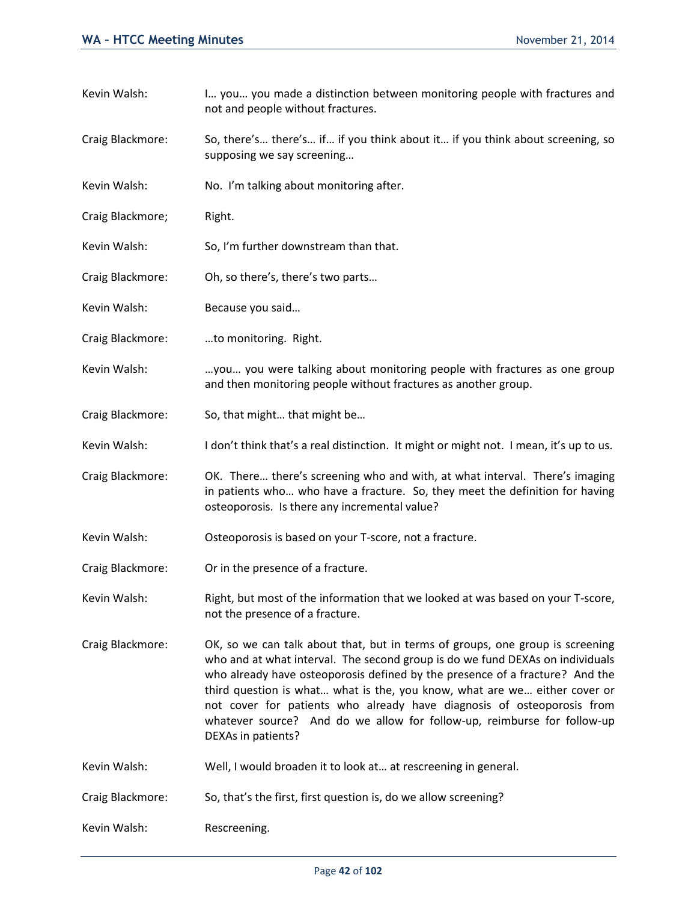Kevin Walsh: I… you… you made a distinction between monitoring people with fractures and not and people without fractures.

Craig Blackmore: So, there's… there's… if… if you think about it… if you think about screening, so supposing we say screening…

Kevin Walsh: No. I'm talking about monitoring after.

Craig Blackmore; Right.

Kevin Walsh: So, I'm further downstream than that.

Craig Blackmore: Oh, so there's, there's two parts…

Kevin Walsh: Because you said…

Craig Blackmore: …to monitoring. Right.

Kevin Walsh: …you… you were talking about monitoring people with fractures as one group and then monitoring people without fractures as another group.

Craig Blackmore: So, that might… that might be…

Kevin Walsh: I don't think that's a real distinction. It might or might not. I mean, it's up to us.

Craig Blackmore: OK. There… there's screening who and with, at what interval. There's imaging in patients who… who have a fracture. So, they meet the definition for having osteoporosis. Is there any incremental value?

Kevin Walsh: Osteoporosis is based on your T-score, not a fracture.

Craig Blackmore: Or in the presence of a fracture.

Kevin Walsh: Right, but most of the information that we looked at was based on your T-score, not the presence of a fracture.

Craig Blackmore: OK, so we can talk about that, but in terms of groups, one group is screening who and at what interval. The second group is do we fund DEXAs on individuals who already have osteoporosis defined by the presence of a fracture? And the third question is what… what is the, you know, what are we… either cover or not cover for patients who already have diagnosis of osteoporosis from whatever source? And do we allow for follow-up, reimburse for follow-up DEXAs in patients?

Kevin Walsh: Well, I would broaden it to look at… at rescreening in general.

Craig Blackmore: So, that's the first, first question is, do we allow screening?

Kevin Walsh: Rescreening.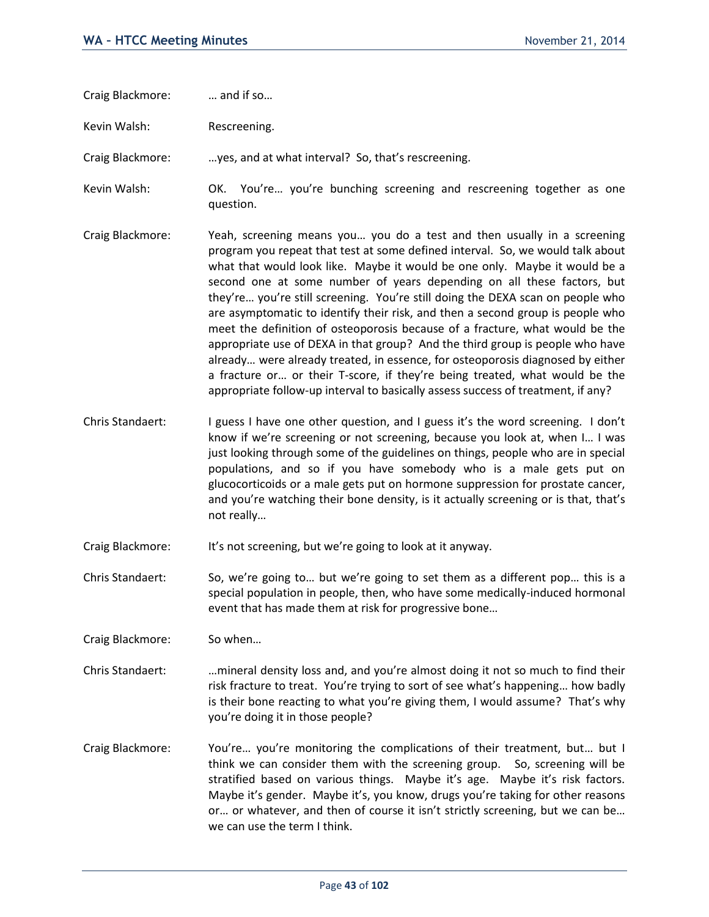Craig Blackmore: … and if so…

Kevin Walsh: Rescreening.

Craig Blackmore: …yes, and at what interval? So, that's rescreening.

Kevin Walsh: OK. You're… you're bunching screening and rescreening together as one question.

Craig Blackmore: Yeah, screening means you… you do a test and then usually in a screening program you repeat that test at some defined interval. So, we would talk about what that would look like. Maybe it would be one only. Maybe it would be a second one at some number of years depending on all these factors, but they're… you're still screening. You're still doing the DEXA scan on people who are asymptomatic to identify their risk, and then a second group is people who meet the definition of osteoporosis because of a fracture, what would be the appropriate use of DEXA in that group? And the third group is people who have already… were already treated, in essence, for osteoporosis diagnosed by either a fracture or… or their T-score, if they're being treated, what would be the appropriate follow-up interval to basically assess success of treatment, if any?

Chris Standaert: I guess I have one other question, and I guess it's the word screening. I don't know if we're screening or not screening, because you look at, when I… I was just looking through some of the guidelines on things, people who are in special populations, and so if you have somebody who is a male gets put on glucocorticoids or a male gets put on hormone suppression for prostate cancer, and you're watching their bone density, is it actually screening or is that, that's not really…

Craig Blackmore: It's not screening, but we're going to look at it anyway.

Chris Standaert: So, we're going to… but we're going to set them as a different pop… this is a special population in people, then, who have some medically-induced hormonal event that has made them at risk for progressive bone…

Craig Blackmore: So when…

Chris Standaert: …mineral density loss and, and you're almost doing it not so much to find their risk fracture to treat. You're trying to sort of see what's happening… how badly is their bone reacting to what you're giving them, I would assume? That's why you're doing it in those people?

Craig Blackmore: You're… you're monitoring the complications of their treatment, but… but I think we can consider them with the screening group. So, screening will be stratified based on various things. Maybe it's age. Maybe it's risk factors. Maybe it's gender. Maybe it's, you know, drugs you're taking for other reasons or… or whatever, and then of course it isn't strictly screening, but we can be… we can use the term I think.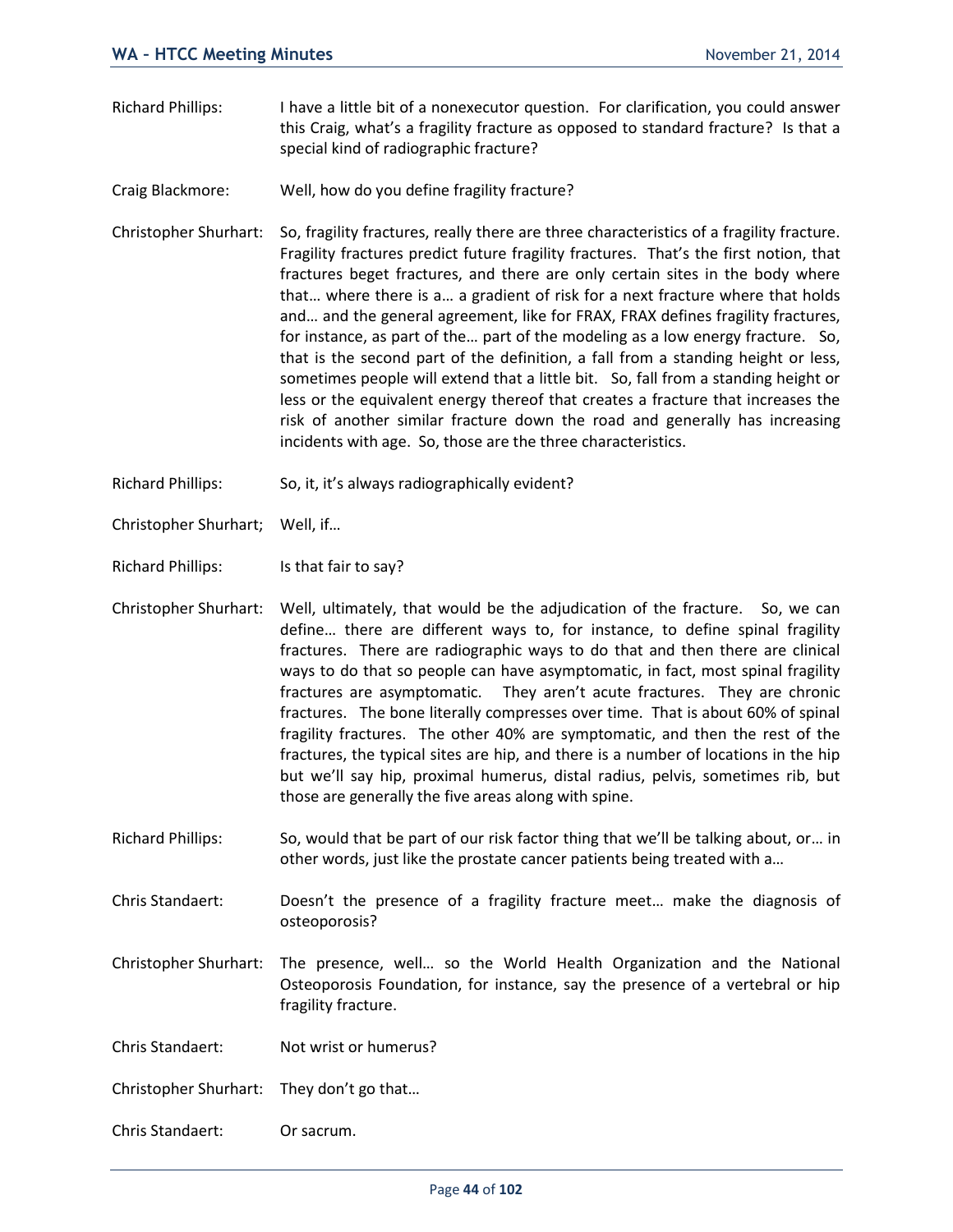Richard Phillips: I have a little bit of a nonexecutor question. For clarification, you could answer this Craig, what's a fragility fracture as opposed to standard fracture? Is that a special kind of radiographic fracture?

Craig Blackmore: Well, how do you define fragility fracture?

Christopher Shurhart: So, fragility fractures, really there are three characteristics of a fragility fracture. Fragility fractures predict future fragility fractures. That's the first notion, that fractures beget fractures, and there are only certain sites in the body where that… where there is a… a gradient of risk for a next fracture where that holds and… and the general agreement, like for FRAX, FRAX defines fragility fractures, for instance, as part of the… part of the modeling as a low energy fracture. So, that is the second part of the definition, a fall from a standing height or less, sometimes people will extend that a little bit. So, fall from a standing height or less or the equivalent energy thereof that creates a fracture that increases the risk of another similar fracture down the road and generally has increasing incidents with age. So, those are the three characteristics.

Richard Phillips: So, it, it's always radiographically evident?

Christopher Shurhart; Well, if…

Richard Phillips: Is that fair to say?

Christopher Shurhart: Well, ultimately, that would be the adjudication of the fracture. So, we can define… there are different ways to, for instance, to define spinal fragility fractures. There are radiographic ways to do that and then there are clinical ways to do that so people can have asymptomatic, in fact, most spinal fragility fractures are asymptomatic. They aren't acute fractures. They are chronic fractures. The bone literally compresses over time. That is about 60% of spinal fragility fractures. The other 40% are symptomatic, and then the rest of the fractures, the typical sites are hip, and there is a number of locations in the hip but we'll say hip, proximal humerus, distal radius, pelvis, sometimes rib, but those are generally the five areas along with spine.

Richard Phillips: So, would that be part of our risk factor thing that we'll be talking about, or… in other words, just like the prostate cancer patients being treated with a…

Chris Standaert: Doesn't the presence of a fragility fracture meet… make the diagnosis of osteoporosis?

Christopher Shurhart: The presence, well… so the World Health Organization and the National Osteoporosis Foundation, for instance, say the presence of a vertebral or hip fragility fracture.

Chris Standaert: Not wrist or humerus?

Christopher Shurhart: They don't go that…

Chris Standaert: Or sacrum.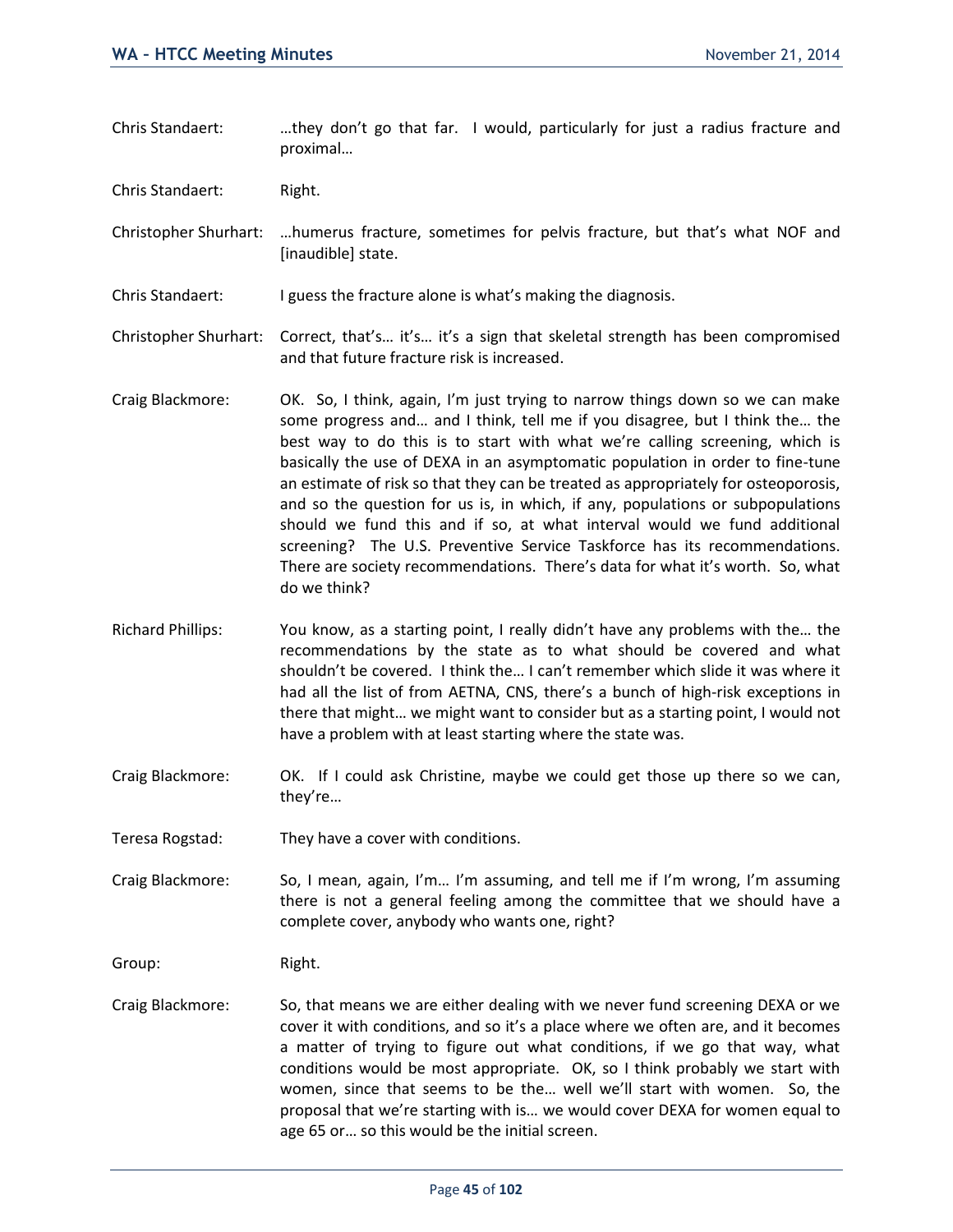Chris Standaert: …they don't go that far. I would, particularly for just a radius fracture and proximal…

Chris Standaert: Right.

Christopher Shurhart: …humerus fracture, sometimes for pelvis fracture, but that's what NOF and [inaudible] state.

Chris Standaert: I guess the fracture alone is what's making the diagnosis.

Christopher Shurhart: Correct, that's… it's… it's a sign that skeletal strength has been compromised and that future fracture risk is increased.

Craig Blackmore: OK. So, I think, again, I'm just trying to narrow things down so we can make some progress and… and I think, tell me if you disagree, but I think the… the best way to do this is to start with what we're calling screening, which is basically the use of DEXA in an asymptomatic population in order to fine-tune an estimate of risk so that they can be treated as appropriately for osteoporosis, and so the question for us is, in which, if any, populations or subpopulations should we fund this and if so, at what interval would we fund additional screening? The U.S. Preventive Service Taskforce has its recommendations. There are society recommendations. There's data for what it's worth. So, what do we think?

Richard Phillips: You know, as a starting point, I really didn't have any problems with the… the recommendations by the state as to what should be covered and what shouldn't be covered. I think the… I can't remember which slide it was where it had all the list of from AETNA, CNS, there's a bunch of high-risk exceptions in there that might… we might want to consider but as a starting point, I would not have a problem with at least starting where the state was.

Craig Blackmore: OK. If I could ask Christine, maybe we could get those up there so we can, they're…

Teresa Rogstad: They have a cover with conditions.

Craig Blackmore: So, I mean, again, I'm… I'm assuming, and tell me if I'm wrong, I'm assuming there is not a general feeling among the committee that we should have a complete cover, anybody who wants one, right?

Group: Right.

Craig Blackmore: So, that means we are either dealing with we never fund screening DEXA or we cover it with conditions, and so it's a place where we often are, and it becomes a matter of trying to figure out what conditions, if we go that way, what conditions would be most appropriate. OK, so I think probably we start with women, since that seems to be the… well we'll start with women. So, the proposal that we're starting with is… we would cover DEXA for women equal to age 65 or… so this would be the initial screen.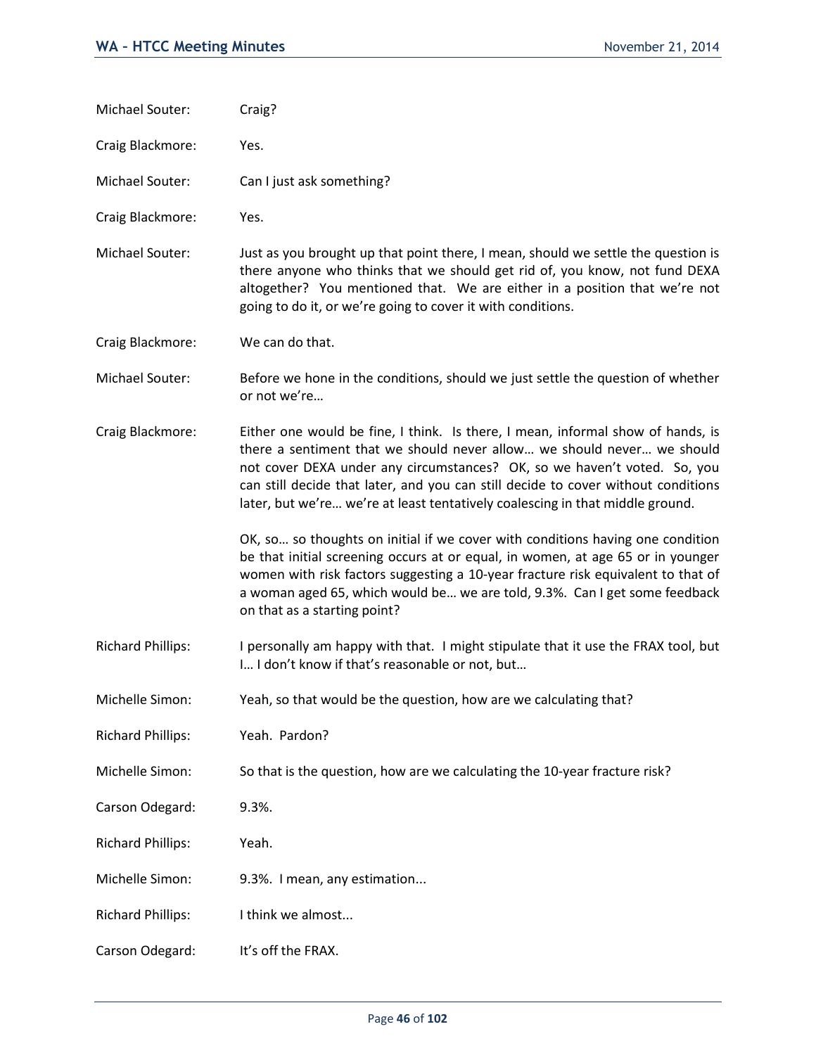Michael Souter: Craig?

Craig Blackmore: Yes.

Michael Souter: Can I just ask something?

Craig Blackmore: Yes.

Michael Souter: Just as you brought up that point there, I mean, should we settle the question is there anyone who thinks that we should get rid of, you know, not fund DEXA altogether? You mentioned that. We are either in a position that we're not going to do it, or we're going to cover it with conditions.

Craig Blackmore: We can do that.

Michael Souter: Before we hone in the conditions, should we just settle the question of whether or not we're…

Craig Blackmore: Either one would be fine, I think. Is there, I mean, informal show of hands, is there a sentiment that we should never allow… we should never… we should not cover DEXA under any circumstances? OK, so we haven't voted. So, you can still decide that later, and you can still decide to cover without conditions later, but we're… we're at least tentatively coalescing in that middle ground.

OK, so… so thoughts on initial if we cover with conditions having one condition be that initial screening occurs at or equal, in women, at age 65 or in younger women with risk factors suggesting a 10-year fracture risk equivalent to that of a woman aged 65, which would be… we are told, 9.3%. Can I get some feedback on that as a starting point?

Richard Phillips: I personally am happy with that. I might stipulate that it use the FRAX tool, but I… I don't know if that's reasonable or not, but…

Michelle Simon: Yeah, so that would be the question, how are we calculating that?

Richard Phillips: Yeah. Pardon?

Michelle Simon: So that is the question, how are we calculating the 10-year fracture risk?

Carson Odegard: 9.3%.

Richard Phillips: Yeah.

Michelle Simon: 9.3%. I mean, any estimation...

Richard Phillips: I think we almost...

Carson Odegard: It's off the FRAX.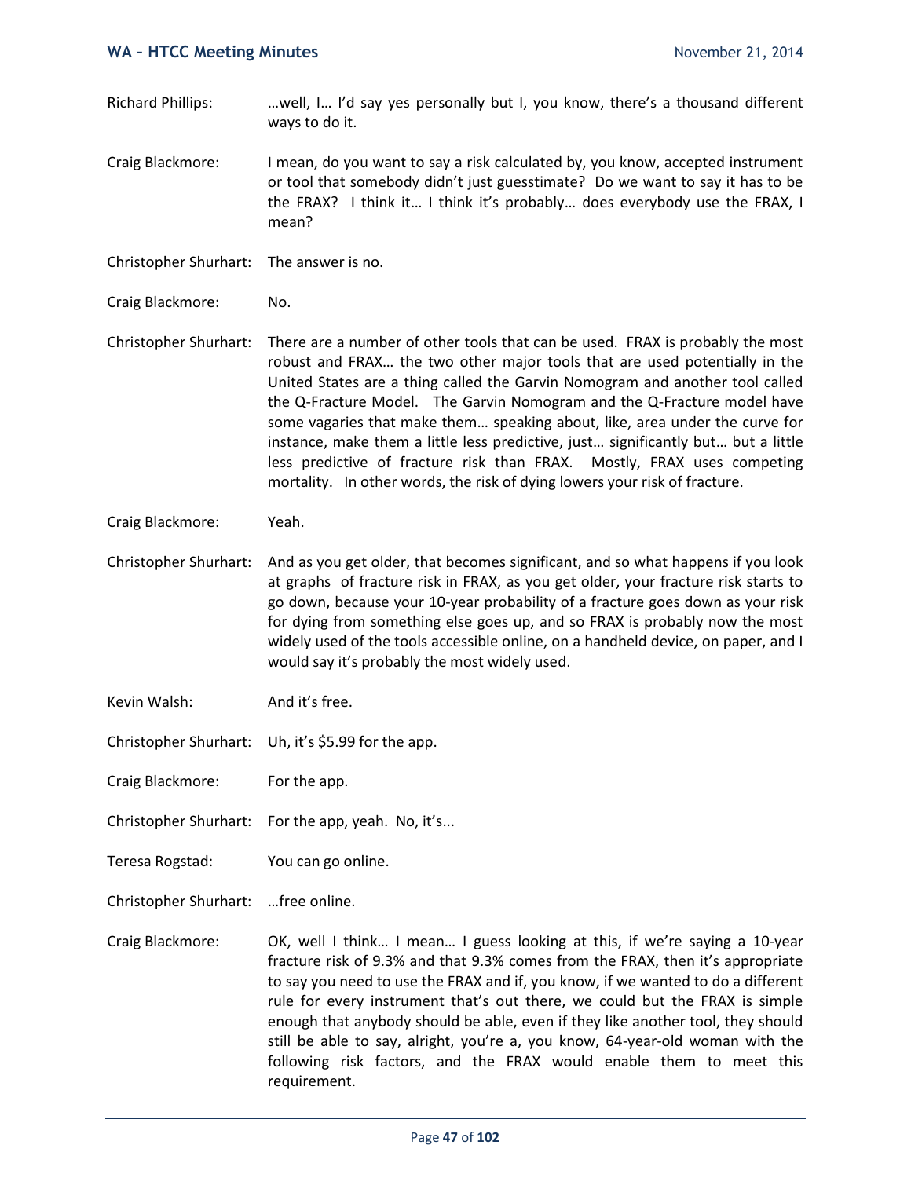Richard Phillips: …well, I… I'd say yes personally but I, you know, there's a thousand different ways to do it.

Craig Blackmore: I mean, do you want to say a risk calculated by, you know, accepted instrument or tool that somebody didn't just guesstimate? Do we want to say it has to be the FRAX? I think it… I think it's probably… does everybody use the FRAX, I mean?

Christopher Shurhart: The answer is no.

Craig Blackmore: No.

Christopher Shurhart: There are a number of other tools that can be used. FRAX is probably the most robust and FRAX… the two other major tools that are used potentially in the United States are a thing called the Garvin Nomogram and another tool called the Q-Fracture Model. The Garvin Nomogram and the Q-Fracture model have some vagaries that make them… speaking about, like, area under the curve for instance, make them a little less predictive, just… significantly but… but a little less predictive of fracture risk than FRAX. Mostly, FRAX uses competing mortality. In other words, the risk of dying lowers your risk of fracture.

Craig Blackmore: Yeah.

Christopher Shurhart: And as you get older, that becomes significant, and so what happens if you look at graphs of fracture risk in FRAX, as you get older, your fracture risk starts to go down, because your 10-year probability of a fracture goes down as your risk for dying from something else goes up, and so FRAX is probably now the most widely used of the tools accessible online, on a handheld device, on paper, and I would say it's probably the most widely used.

Kevin Walsh: And it's free.

Christopher Shurhart: Uh, it's $5.99 for the app.

Craig Blackmore: For the app.

Christopher Shurhart: For the app, yeah. No, it's...

Teresa Rogstad: You can go online.

Christopher Shurhart: …free online.

Craig Blackmore: OK, well I think… I mean… I guess looking at this, if we're saying a 10-year fracture risk of 9.3% and that 9.3% comes from the FRAX, then it's appropriate to say you need to use the FRAX and if, you know, if we wanted to do a different rule for every instrument that's out there, we could but the FRAX is simple enough that anybody should be able, even if they like another tool, they should still be able to say, alright, you're a, you know, 64-year-old woman with the following risk factors, and the FRAX would enable them to meet this requirement.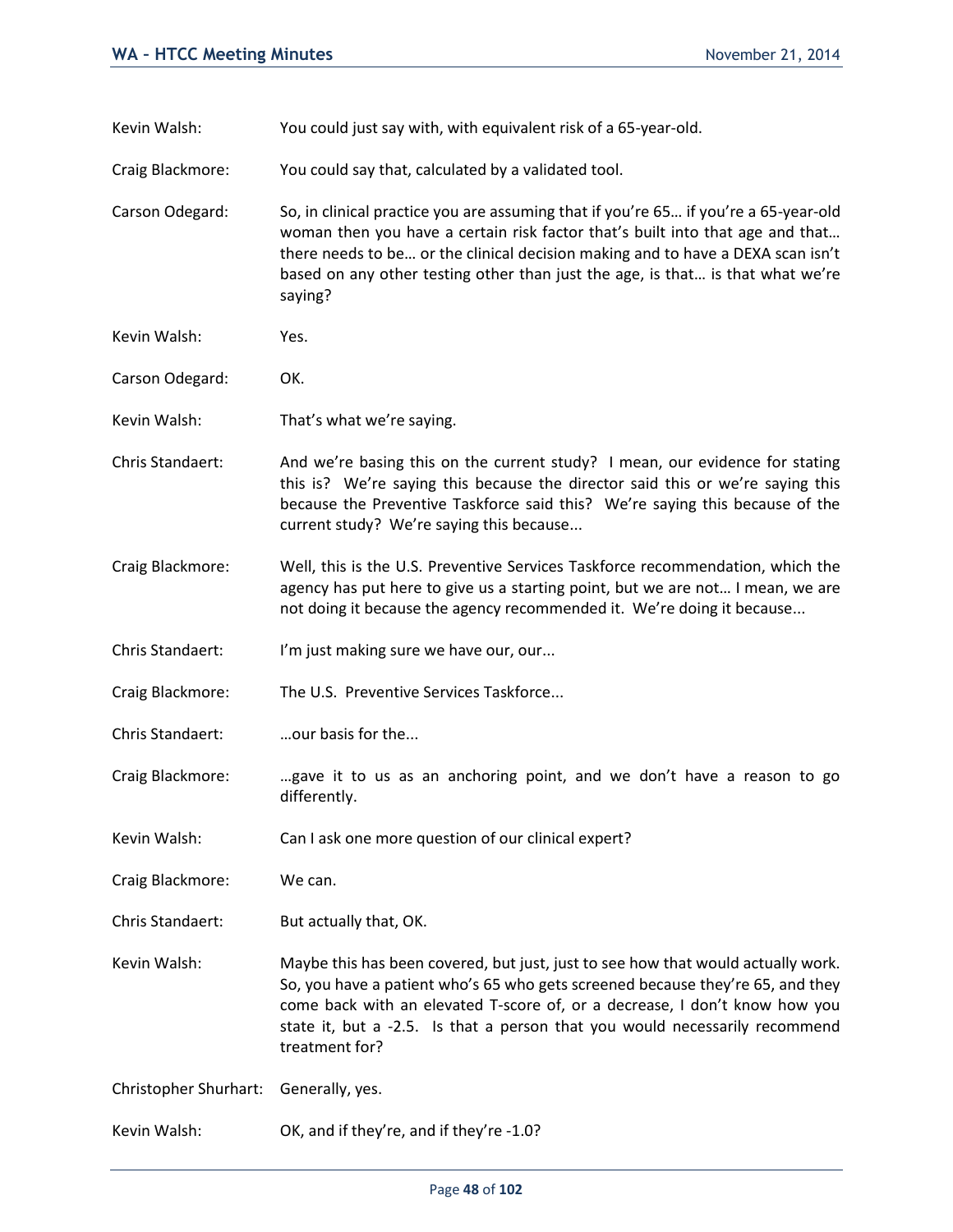Kevin Walsh: You could just say with, with equivalent risk of a 65-year-old.

Craig Blackmore: You could say that, calculated by a validated tool.

Carson Odegard: So, in clinical practice you are assuming that if you're 65… if you're a 65-year-old woman then you have a certain risk factor that's built into that age and that… there needs to be… or the clinical decision making and to have a DEXA scan isn't based on any other testing other than just the age, is that… is that what we're saying?

Kevin Walsh: Yes.

Carson Odegard: OK.

Kevin Walsh: That's what we're saying.

Chris Standaert: And we're basing this on the current study? I mean, our evidence for stating this is? We're saying this because the director said this or we're saying this because the Preventive Taskforce said this? We're saying this because of the current study? We're saying this because...

Craig Blackmore: Well, this is the U.S. Preventive Services Taskforce recommendation, which the agency has put here to give us a starting point, but we are not… I mean, we are not doing it because the agency recommended it. We're doing it because...

Chris Standaert: I'm just making sure we have our, our...

Craig Blackmore: The U.S. Preventive Services Taskforce...

Chris Standaert: …our basis for the...

Craig Blackmore: …gave it to us as an anchoring point, and we don't have a reason to go differently.

Kevin Walsh: Can I ask one more question of our clinical expert?

Craig Blackmore: We can.

Chris Standaert: But actually that, OK.

Kevin Walsh: Maybe this has been covered, but just, just to see how that would actually work. So, you have a patient who's 65 who gets screened because they're 65, and they come back with an elevated T-score of, or a decrease, I don't know how you state it, but a -2.5. Is that a person that you would necessarily recommend treatment for?

Christopher Shurhart: Generally, yes.

Kevin Walsh: OK, and if they're, and if they're -1.0?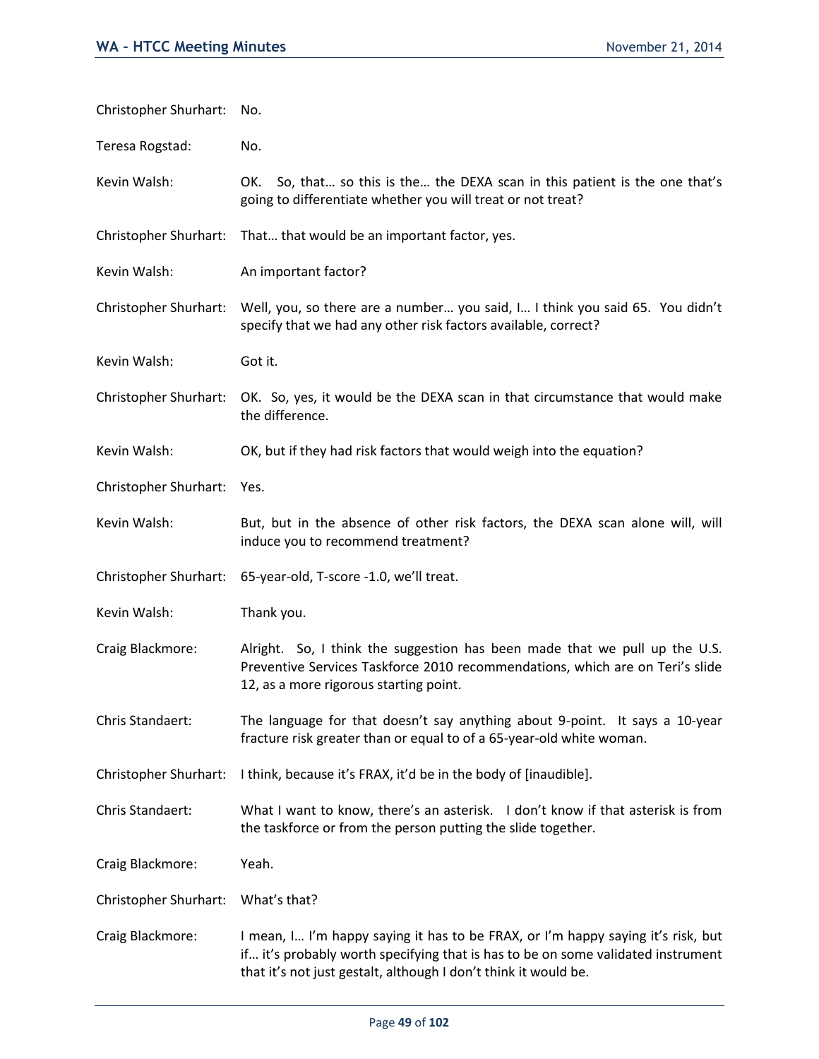Christopher Shurhart: No.

Teresa Rogstad: No.

Kevin Walsh: OK. So, that… so this is the… the DEXA scan in this patient is the one that's going to differentiate whether you will treat or not treat?

Christopher Shurhart: That… that would be an important factor, yes.

Kevin Walsh: An important factor?

Christopher Shurhart: Well, you, so there are a number… you said, I… I think you said 65. You didn't specify that we had any other risk factors available, correct?

Kevin Walsh: Got it.

Christopher Shurhart: OK. So, yes, it would be the DEXA scan in that circumstance that would make the difference.

Kevin Walsh: OK, but if they had risk factors that would weigh into the equation?

Christopher Shurhart: Yes.

Kevin Walsh: But, but in the absence of other risk factors, the DEXA scan alone will, will induce you to recommend treatment?

Christopher Shurhart: 65-year-old, T-score -1.0, we'll treat.

Kevin Walsh: Thank you.

Craig Blackmore: Alright. So, I think the suggestion has been made that we pull up the U.S. Preventive Services Taskforce 2010 recommendations, which are on Teri's slide 12, as a more rigorous starting point.

Chris Standaert: The language for that doesn't say anything about 9-point. It says a 10-year fracture risk greater than or equal to of a 65-year-old white woman.

Christopher Shurhart: I think, because it's FRAX, it'd be in the body of [inaudible].

Chris Standaert: What I want to know, there's an asterisk. I don't know if that asterisk is from the taskforce or from the person putting the slide together.

Craig Blackmore: Yeah.

Christopher Shurhart: What's that?

Craig Blackmore: I mean, I… I'm happy saying it has to be FRAX, or I'm happy saying it's risk, but if… it's probably worth specifying that is has to be on some validated instrument that it's not just gestalt, although I don't think it would be.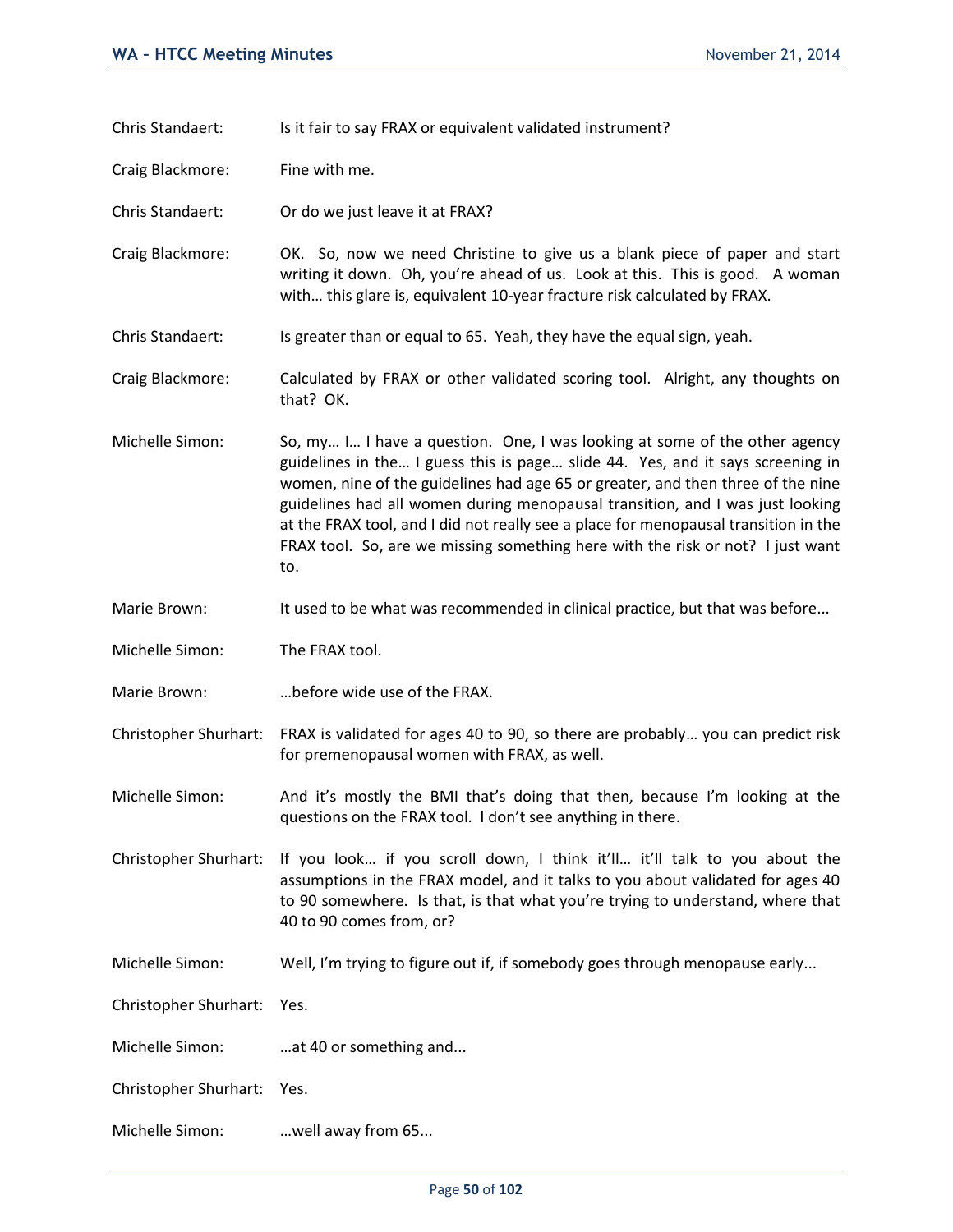Chris Standaert: Is it fair to say FRAX or equivalent validated instrument?

Craig Blackmore: Fine with me.

Chris Standaert: Or do we just leave it at FRAX?

Craig Blackmore: OK. So, now we need Christine to give us a blank piece of paper and start writing it down. Oh, you're ahead of us. Look at this. This is good. A woman with… this glare is, equivalent 10-year fracture risk calculated by FRAX.

Chris Standaert: Is greater than or equal to 65. Yeah, they have the equal sign, yeah.

Craig Blackmore: Calculated by FRAX or other validated scoring tool. Alright, any thoughts on that? OK.

Michelle Simon: So, my… I… I have a question. One, I was looking at some of the other agency guidelines in the… I guess this is page… slide 44. Yes, and it says screening in women, nine of the guidelines had age 65 or greater, and then three of the nine guidelines had all women during menopausal transition, and I was just looking at the FRAX tool, and I did not really see a place for menopausal transition in the FRAX tool. So, are we missing something here with the risk or not? I just want to.

Marie Brown: It used to be what was recommended in clinical practice, but that was before...

Michelle Simon: The FRAX tool.

Marie Brown: …before wide use of the FRAX.

Christopher Shurhart: FRAX is validated for ages 40 to 90, so there are probably… you can predict risk for premenopausal women with FRAX, as well.

Michelle Simon: And it's mostly the BMI that's doing that then, because I'm looking at the questions on the FRAX tool. I don't see anything in there.

Christopher Shurhart: If you look… if you scroll down, I think it'll… it'll talk to you about the assumptions in the FRAX model, and it talks to you about validated for ages 40 to 90 somewhere. Is that, is that what you're trying to understand, where that 40 to 90 comes from, or?

Michelle Simon: Well, I'm trying to figure out if, if somebody goes through menopause early...

Christopher Shurhart: Yes.

Michelle Simon: …at 40 or something and...

Christopher Shurhart: Yes.

Michelle Simon: …well away from 65...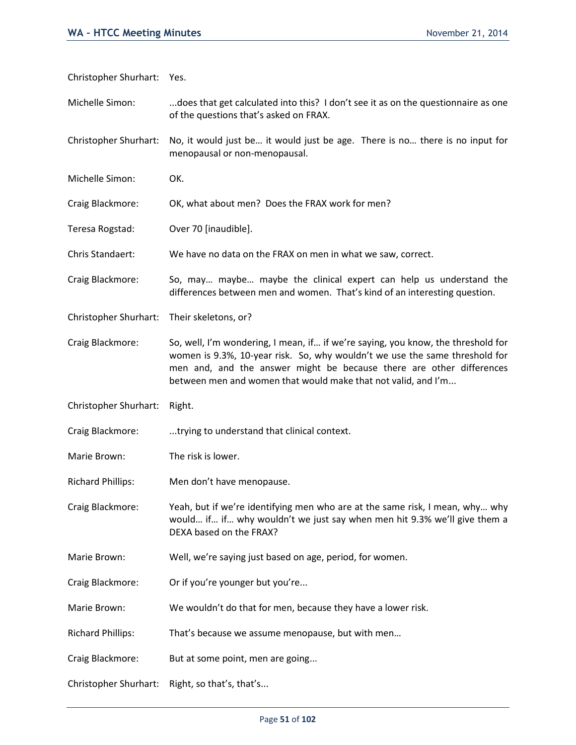Christopher Shurhart: Yes.

Michelle Simon: ...does that get calculated into this? I don't see it as on the questionnaire as one of the questions that's asked on FRAX.

Christopher Shurhart: No, it would just be… it would just be age. There is no… there is no input for menopausal or non-menopausal.

Michelle Simon: OK.

Craig Blackmore: OK, what about men? Does the FRAX work for men?

Teresa Rogstad: Over 70 [inaudible].

Chris Standaert: We have no data on the FRAX on men in what we saw, correct.

Craig Blackmore: So, may… maybe… maybe the clinical expert can help us understand the differences between men and women. That's kind of an interesting question.

Christopher Shurhart: Their skeletons, or?

Craig Blackmore: So, well, I'm wondering, I mean, if… if we're saying, you know, the threshold for women is 9.3%, 10-year risk. So, why wouldn't we use the same threshold for men and, and the answer might be because there are other differences between men and women that would make that not valid, and I'm...

Christopher Shurhart: Right.

Craig Blackmore: ...trying to understand that clinical context.

Marie Brown: The risk is lower.

Richard Phillips: Men don't have menopause.

Craig Blackmore: Yeah, but if we're identifying men who are at the same risk, I mean, why… why would… if… if… why wouldn't we just say when men hit 9.3% we'll give them a DEXA based on the FRAX?

Marie Brown: Well, we're saying just based on age, period, for women.

Craig Blackmore: Or if you're younger but you're...

Marie Brown: We wouldn't do that for men, because they have a lower risk.

Richard Phillips: That's because we assume menopause, but with men…

Craig Blackmore: But at some point, men are going...

Christopher Shurhart: Right, so that's, that's...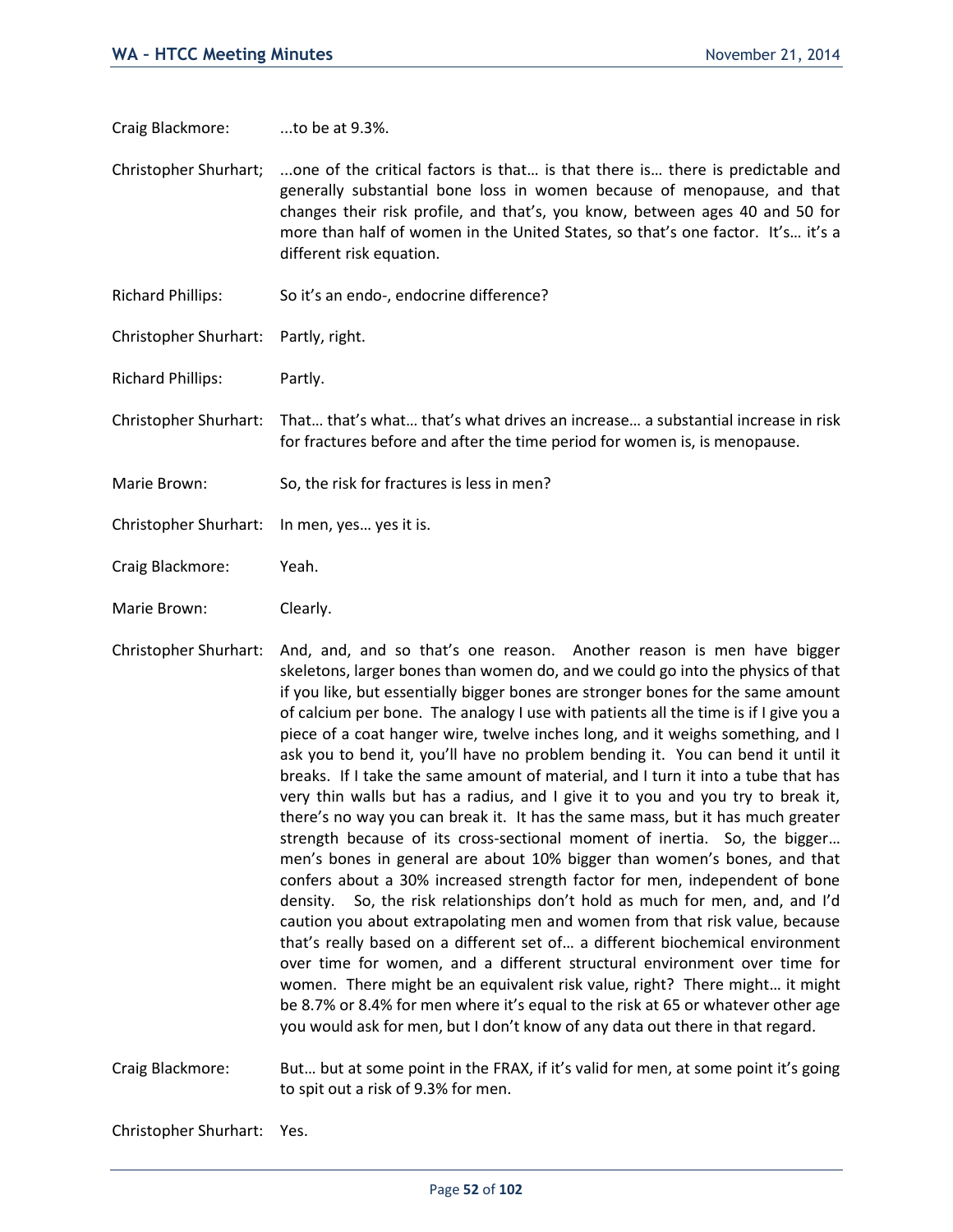Craig Blackmore: ...to be at 9.3%.

Christopher Shurhart; ...one of the critical factors is that… is that there is… there is predictable and generally substantial bone loss in women because of menopause, and that changes their risk profile, and that's, you know, between ages 40 and 50 for more than half of women in the United States, so that's one factor. It's… it's a different risk equation.

Richard Phillips: So it's an endo-, endocrine difference?

Christopher Shurhart: Partly, right.

Richard Phillips: Partly.

Christopher Shurhart: That… that's what… that's what drives an increase… a substantial increase in risk for fractures before and after the time period for women is, is menopause.

Marie Brown: So, the risk for fractures is less in men?

Christopher Shurhart: In men, yes… yes it is.

Craig Blackmore: Yeah.

Marie Brown: Clearly.

Christopher Shurhart: And, and, and so that's one reason. Another reason is men have bigger skeletons, larger bones than women do, and we could go into the physics of that if you like, but essentially bigger bones are stronger bones for the same amount of calcium per bone. The analogy I use with patients all the time is if I give you a piece of a coat hanger wire, twelve inches long, and it weighs something, and I ask you to bend it, you'll have no problem bending it. You can bend it until it breaks. If I take the same amount of material, and I turn it into a tube that has very thin walls but has a radius, and I give it to you and you try to break it, there's no way you can break it. It has the same mass, but it has much greater strength because of its cross-sectional moment of inertia. So, the bigger… men's bones in general are about 10% bigger than women's bones, and that confers about a 30% increased strength factor for men, independent of bone density. So, the risk relationships don't hold as much for men, and, and I'd caution you about extrapolating men and women from that risk value, because that's really based on a different set of… a different biochemical environment over time for women, and a different structural environment over time for women. There might be an equivalent risk value, right? There might… it might be 8.7% or 8.4% for men where it's equal to the risk at 65 or whatever other age you would ask for men, but I don't know of any data out there in that regard.

Craig Blackmore: But… but at some point in the FRAX, if it's valid for men, at some point it's going to spit out a risk of 9.3% for men.

Christopher Shurhart: Yes.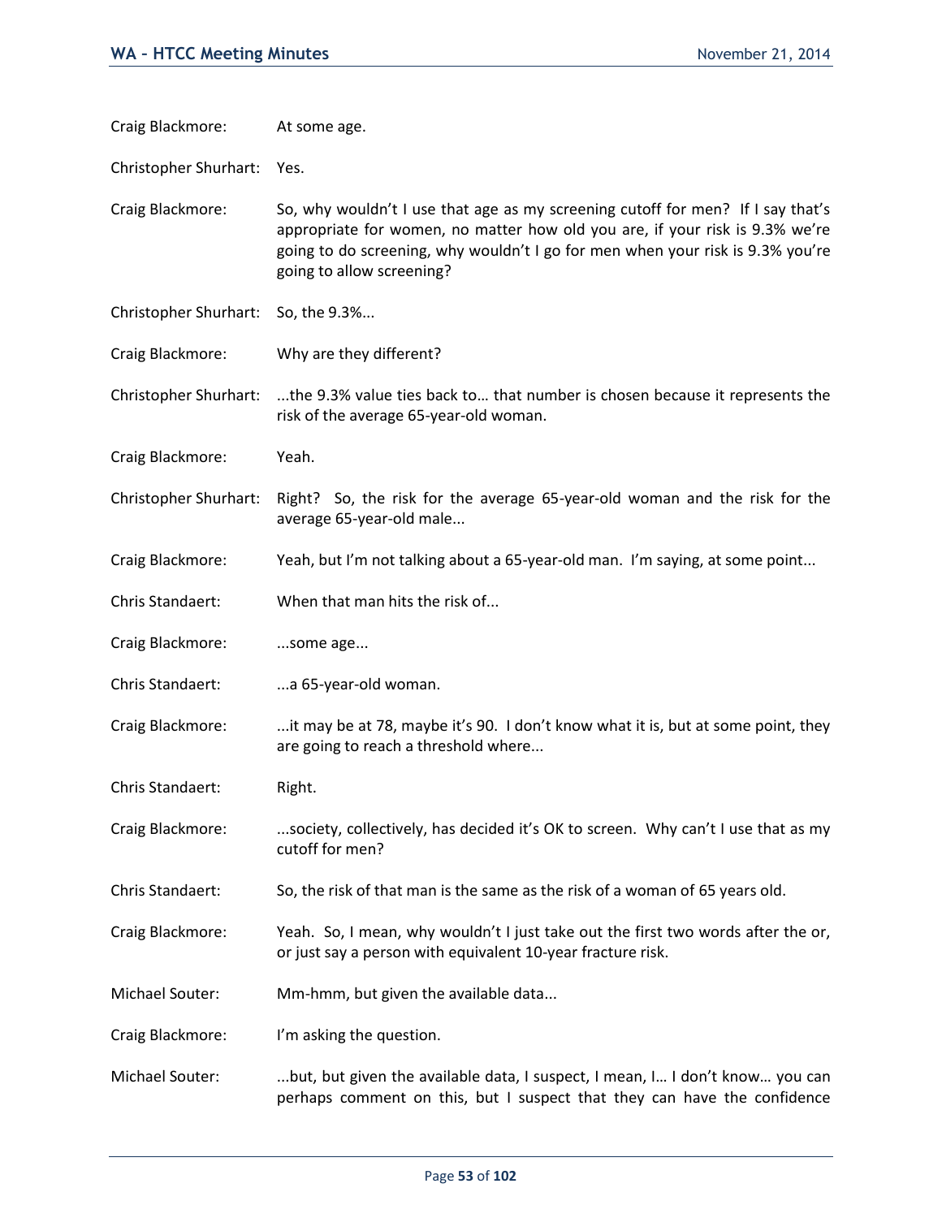Craig Blackmore: At some age.

Christopher Shurhart: Yes.

Craig Blackmore: So, why wouldn't I use that age as my screening cutoff for men? If I say that's appropriate for women, no matter how old you are, if your risk is 9.3% we're going to do screening, why wouldn't I go for men when your risk is 9.3% you're going to allow screening?

Christopher Shurhart: So, the 9.3%...

Craig Blackmore: Why are they different?

Christopher Shurhart: ...the 9.3% value ties back to… that number is chosen because it represents the risk of the average 65-year-old woman.

Craig Blackmore: Yeah.

Christopher Shurhart: Right? So, the risk for the average 65-year-old woman and the risk for the average 65-year-old male...

Craig Blackmore: Yeah, but I'm not talking about a 65-year-old man. I'm saying, at some point...

Chris Standaert: When that man hits the risk of...

Craig Blackmore: ...some age...

Chris Standaert: ...a 65-year-old woman.

Craig Blackmore: ...it may be at 78, maybe it's 90. I don't know what it is, but at some point, they are going to reach a threshold where...

Chris Standaert: Right.

Craig Blackmore: ...society, collectively, has decided it's OK to screen. Why can't I use that as my cutoff for men?

Chris Standaert: So, the risk of that man is the same as the risk of a woman of 65 years old.

Craig Blackmore: Yeah. So, I mean, why wouldn't I just take out the first two words after the or, or just say a person with equivalent 10-year fracture risk.

Michael Souter: Mm-hmm, but given the available data...

Craig Blackmore: I'm asking the question.

Michael Souter: ...but, but given the available data, I suspect, I mean, I… I don't know… you can perhaps comment on this, but I suspect that they can have the confidence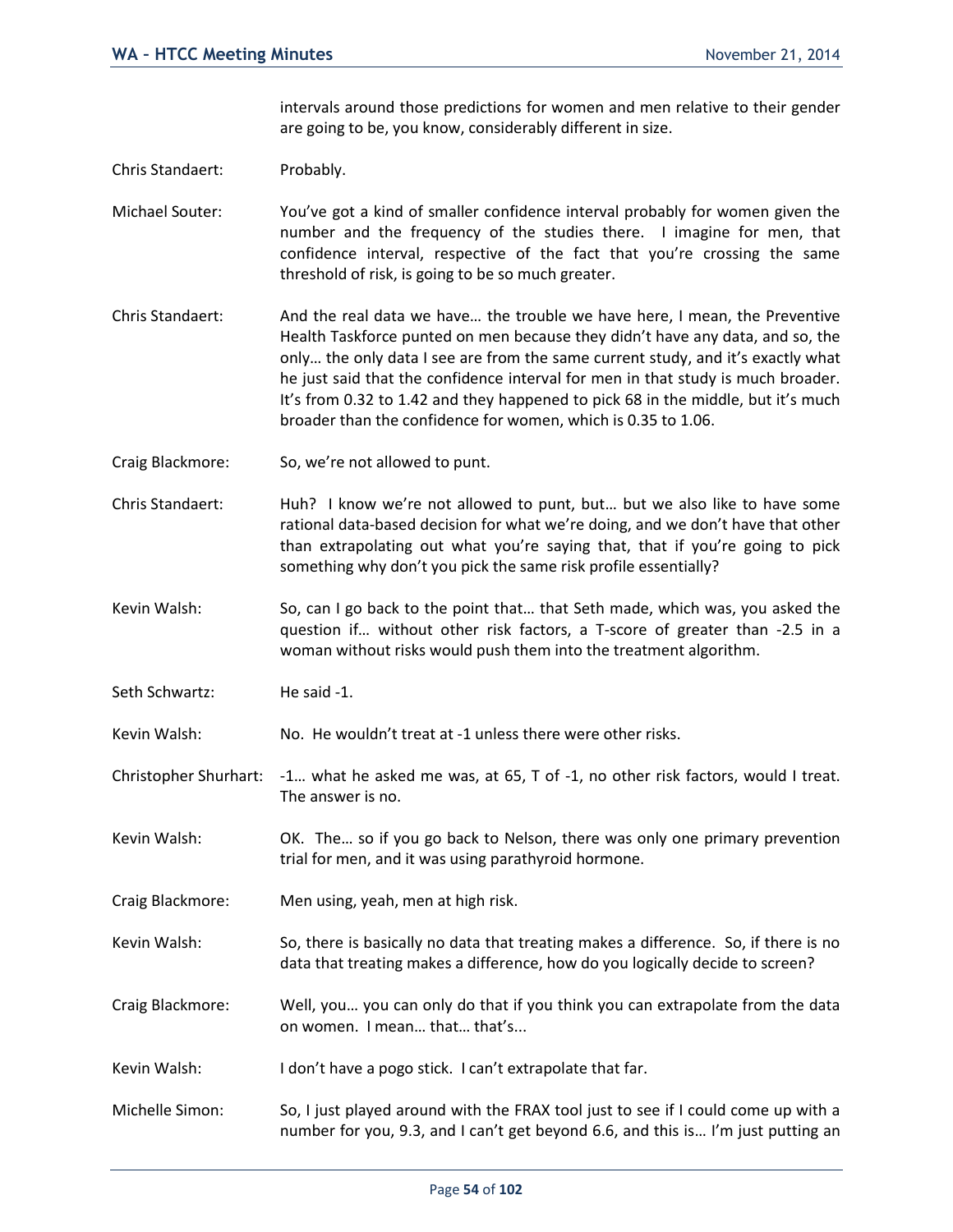intervals around those predictions for women and men relative to their gender are going to be, you know, considerably different in size.

Chris Standaert: Probably.

Michael Souter: You've got a kind of smaller confidence interval probably for women given the number and the frequency of the studies there. I imagine for men, that confidence interval, respective of the fact that you're crossing the same threshold of risk, is going to be so much greater.

Chris Standaert: And the real data we have… the trouble we have here, I mean, the Preventive Health Taskforce punted on men because they didn't have any data, and so, the only… the only data I see are from the same current study, and it's exactly what he just said that the confidence interval for men in that study is much broader. It's from 0.32 to 1.42 and they happened to pick 68 in the middle, but it's much broader than the confidence for women, which is 0.35 to 1.06.

Craig Blackmore: So, we're not allowed to punt.

Chris Standaert: Huh? I know we're not allowed to punt, but… but we also like to have some rational data-based decision for what we're doing, and we don't have that other than extrapolating out what you're saying that, that if you're going to pick something why don't you pick the same risk profile essentially?

Kevin Walsh: So, can I go back to the point that… that Seth made, which was, you asked the question if… without other risk factors, a T-score of greater than -2.5 in a woman without risks would push them into the treatment algorithm.

Seth Schwartz: He said -1.

Kevin Walsh: No. He wouldn't treat at -1 unless there were other risks.

Christopher Shurhart: -1… what he asked me was, at 65, T of -1, no other risk factors, would I treat. The answer is no.

Kevin Walsh: OK. The… so if you go back to Nelson, there was only one primary prevention trial for men, and it was using parathyroid hormone.

Craig Blackmore: Men using, yeah, men at high risk.

Kevin Walsh: So, there is basically no data that treating makes a difference. So, if there is no data that treating makes a difference, how do you logically decide to screen?

Craig Blackmore: Well, you… you can only do that if you think you can extrapolate from the data on women. I mean… that… that's...

Kevin Walsh: I don't have a pogo stick. I can't extrapolate that far.

Michelle Simon: So, I just played around with the FRAX tool just to see if I could come up with a number for you, 9.3, and I can't get beyond 6.6, and this is… I'm just putting an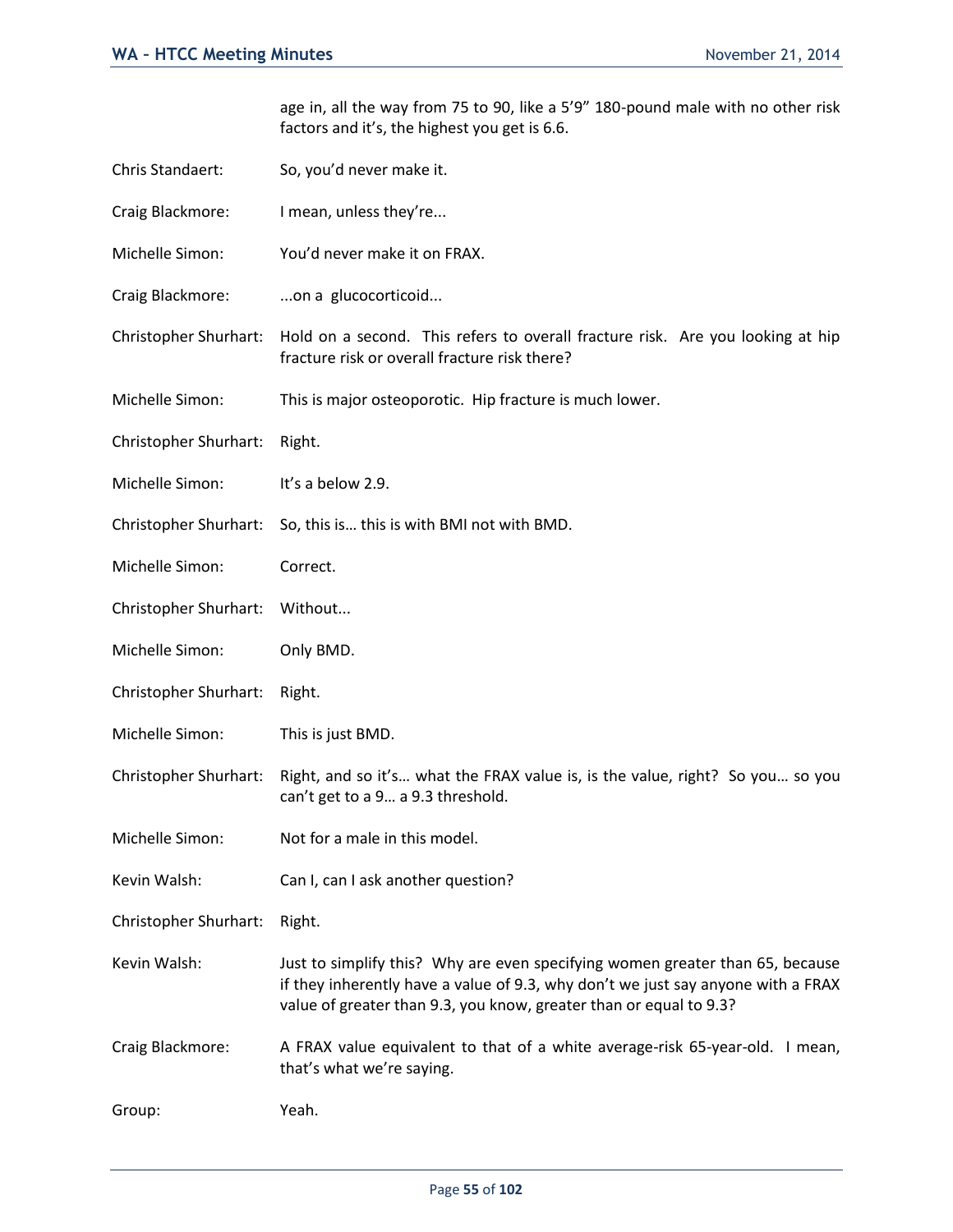age in, all the way from 75 to 90, like a 5'9" 180-pound male with no other risk factors and it's, the highest you get is 6.6.

**Chris Standaert:** So, you'd never make it.

**Craig Blackmore:** I mean, unless they're...

**Michelle Simon:** You'd never make it on FRAX.

**Craig Blackmore:** ...on a glucocorticoid...

**Christopher Shurhart:** Hold on a second. This refers to overall fracture risk. Are you looking at hip fracture risk or overall fracture risk there?

**Michelle Simon:** This is major osteoporotic. Hip fracture is much lower.

**Christopher Shurhart:** Right.

**Michelle Simon:** It's a below 2.9.

**Christopher Shurhart:** So, this is… this is with BMI not with BMD.

**Michelle Simon:** Correct.

**Christopher Shurhart:** Without...

**Michelle Simon:** Only BMD.

**Christopher Shurhart:** Right.

**Michelle Simon:** This is just BMD.

**Christopher Shurhart:** Right, and so it's… what the FRAX value is, is the value, right? So you… so you can't get to a 9… a 9.3 threshold.

**Michelle Simon:** Not for a male in this model.

**Kevin Walsh:** Can I, can I ask another question?

**Christopher Shurhart:** Right.

**Kevin Walsh:** Just to simplify this? Why are even specifying women greater than 65, because if they inherently have a value of 9.3, why don't we just say anyone with a FRAX value of greater than 9.3, you know, greater than or equal to 9.3?

**Craig Blackmore:** A FRAX value equivalent to that of a white average-risk 65-year-old. I mean, that's what we're saying.

**Group:** Yeah.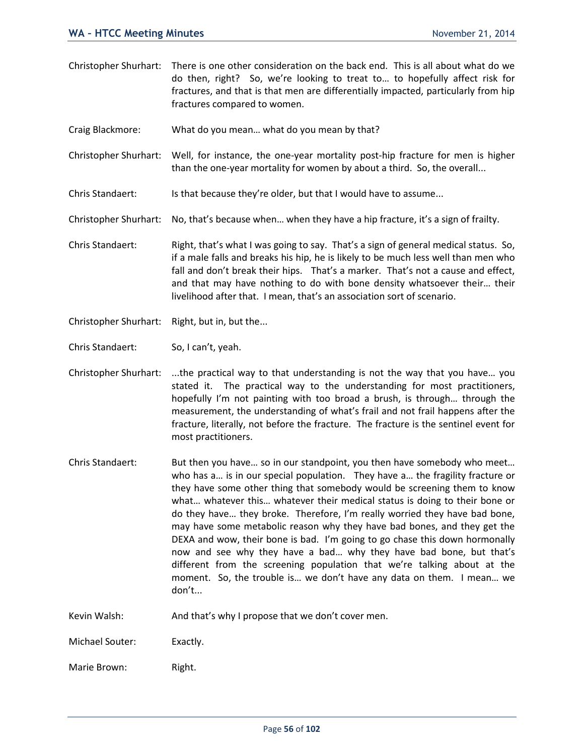Christopher Shurhart: There is one other consideration on the back end. This is all about what do we do then, right? So, we're looking to treat to… to hopefully affect risk for fractures, and that is that men are differentially impacted, particularly from hip fractures compared to women.

Craig Blackmore: What do you mean… what do you mean by that?

Christopher Shurhart: Well, for instance, the one-year mortality post-hip fracture for men is higher than the one-year mortality for women by about a third. So, the overall...

Chris Standaert: Is that because they're older, but that I would have to assume...

Christopher Shurhart: No, that's because when… when they have a hip fracture, it's a sign of frailty.

Chris Standaert: Right, that's what I was going to say. That's a sign of general medical status. So, if a male falls and breaks his hip, he is likely to be much less well than men who fall and don't break their hips. That's a marker. That's not a cause and effect, and that may have nothing to do with bone density whatsoever their… their livelihood after that. I mean, that's an association sort of scenario.

Christopher Shurhart: Right, but in, but the...

Chris Standaert: So, I can't, yeah.

Christopher Shurhart: ...the practical way to that understanding is not the way that you have… you stated it. The practical way to the understanding for most practitioners, hopefully I'm not painting with too broad a brush, is through… through the measurement, the understanding of what's frail and not frail happens after the fracture, literally, not before the fracture. The fracture is the sentinel event for most practitioners.

Chris Standaert: But then you have… so in our standpoint, you then have somebody who meet… who has a… is in our special population. They have a… the fragility fracture or they have some other thing that somebody would be screening them to know what… whatever this… whatever their medical status is doing to their bone or do they have… they broke. Therefore, I'm really worried they have bad bone, may have some metabolic reason why they have bad bones, and they get the DEXA and wow, their bone is bad. I'm going to go chase this down hormonally now and see why they have a bad… why they have bad bone, but that's different from the screening population that we're talking about at the moment. So, the trouble is… we don't have any data on them. I mean… we don't...

Kevin Walsh: And that's why I propose that we don't cover men.

Michael Souter: Exactly.

Marie Brown: Right.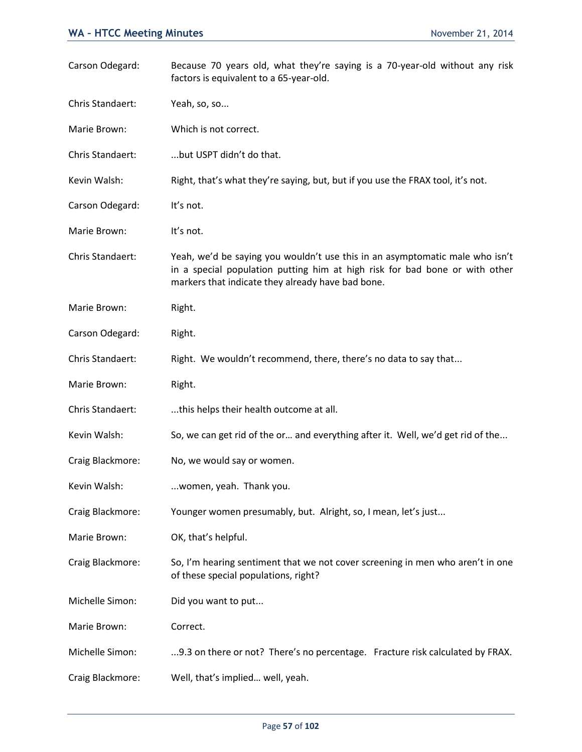Carson Odegard: Because 70 years old, what they're saying is a 70-year-old without any risk factors is equivalent to a 65-year-old.

Chris Standaert: Yeah, so, so...

Marie Brown: Which is not correct.

Chris Standaert: ...but USPT didn't do that.

Kevin Walsh: Right, that's what they're saying, but, but if you use the FRAX tool, it's not.

Carson Odegard: It's not.

Marie Brown: It's not.

Chris Standaert: Yeah, we'd be saying you wouldn't use this in an asymptomatic male who isn't in a special population putting him at high risk for bad bone or with other markers that indicate they already have bad bone.

Marie Brown: Right.

Carson Odegard: Right.

Chris Standaert: Right. We wouldn't recommend, there, there's no data to say that...

Marie Brown: Right.

Chris Standaert: ...this helps their health outcome at all.

Kevin Walsh: So, we can get rid of the or… and everything after it. Well, we'd get rid of the...

Craig Blackmore: No, we would say or women.

Kevin Walsh: ...women, yeah. Thank you.

Craig Blackmore: Younger women presumably, but. Alright, so, I mean, let's just...

Marie Brown: OK, that's helpful.

Craig Blackmore: So, I'm hearing sentiment that we not cover screening in men who aren't in one of these special populations, right?

Michelle Simon: Did you want to put...

Marie Brown: Correct.

Michelle Simon: ...9.3 on there or not? There's no percentage. Fracture risk calculated by FRAX.

Craig Blackmore: Well, that's implied… well, yeah.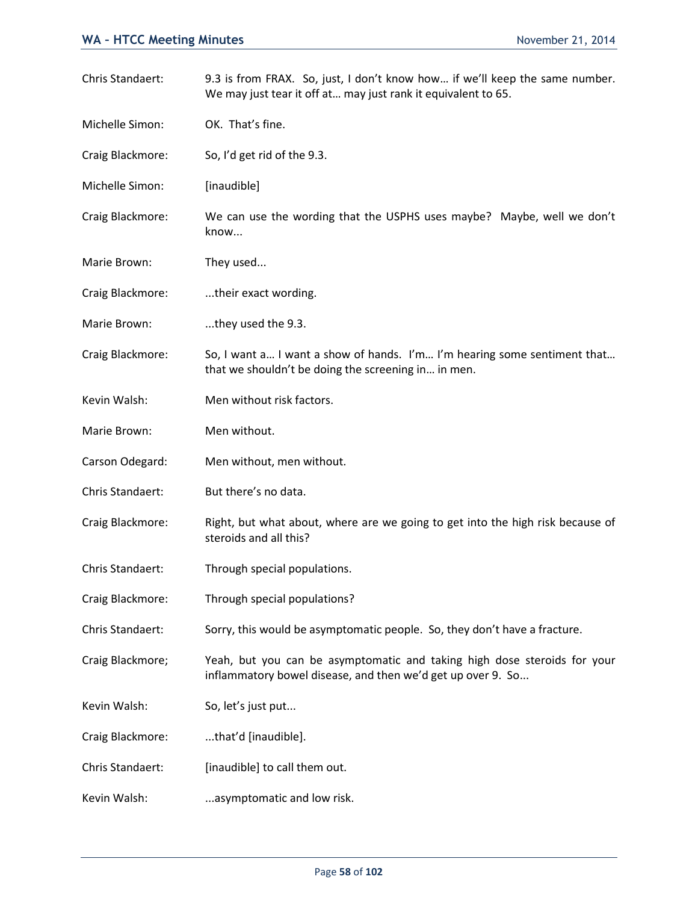Chris Standaert: 9.3 is from FRAX. So, just, I don't know how… if we'll keep the same number. We may just tear it off at… may just rank it equivalent to 65.

Michelle Simon: OK. That's fine.

Craig Blackmore: So, I'd get rid of the 9.3.

Michelle Simon: [inaudible]

Craig Blackmore: We can use the wording that the USPHS uses maybe? Maybe, well we don't know...

Marie Brown: They used...

Craig Blackmore: ...their exact wording.

Marie Brown: ...they used the 9.3.

Craig Blackmore: So, I want a… I want a show of hands. I'm… I'm hearing some sentiment that… that we shouldn't be doing the screening in… in men.

Kevin Walsh: Men without risk factors.

Marie Brown: Men without.

Carson Odegard: Men without, men without.

Chris Standaert: But there's no data.

Craig Blackmore: Right, but what about, where are we going to get into the high risk because of steroids and all this?

Chris Standaert: Through special populations.

Craig Blackmore: Through special populations?

Chris Standaert: Sorry, this would be asymptomatic people. So, they don't have a fracture.

Craig Blackmore; Yeah, but you can be asymptomatic and taking high dose steroids for your inflammatory bowel disease, and then we'd get up over 9. So...

Kevin Walsh: So, let's just put...

Craig Blackmore: ...that'd [inaudible].

Chris Standaert: [inaudible] to call them out.

Kevin Walsh: ...asymptomatic and low risk.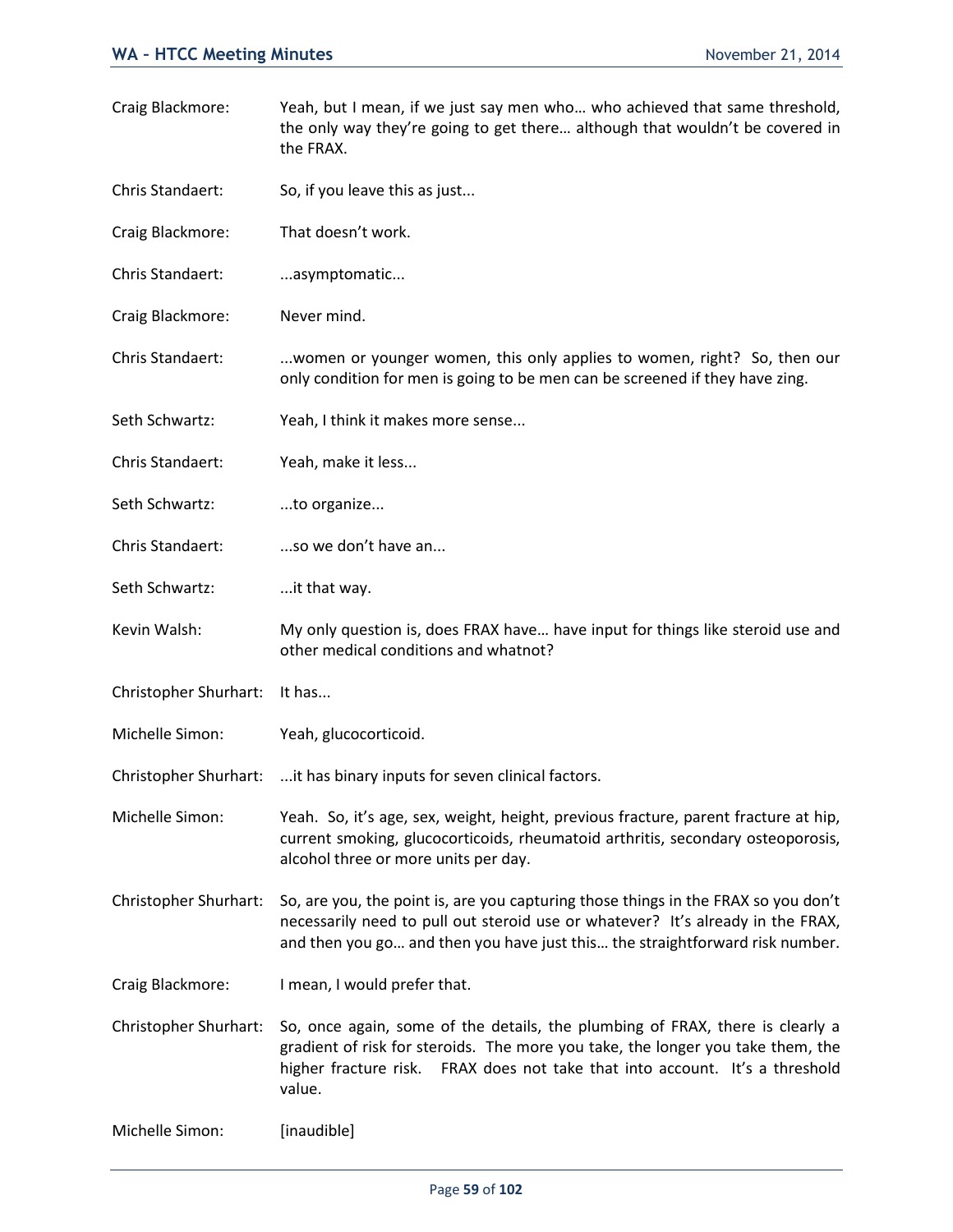Craig Blackmore: Yeah, but I mean, if we just say men who… who achieved that same threshold, the only way they're going to get there… although that wouldn't be covered in the FRAX.

Chris Standaert: So, if you leave this as just...

Craig Blackmore: That doesn't work.

Chris Standaert: ...asymptomatic...

Craig Blackmore: Never mind.

Chris Standaert: ...women or younger women, this only applies to women, right? So, then our only condition for men is going to be men can be screened if they have zing.

Seth Schwartz: Yeah, I think it makes more sense...

Chris Standaert: Yeah, make it less...

Seth Schwartz: ...to organize...

Chris Standaert: ...so we don't have an...

Seth Schwartz: ...it that way.

Kevin Walsh: My only question is, does FRAX have… have input for things like steroid use and other medical conditions and whatnot?

Christopher Shurhart: It has...

Michelle Simon: Yeah, glucocorticoid.

Christopher Shurhart: ...it has binary inputs for seven clinical factors.

Michelle Simon: Yeah. So, it's age, sex, weight, height, previous fracture, parent fracture at hip, current smoking, glucocorticoids, rheumatoid arthritis, secondary osteoporosis, alcohol three or more units per day.

Christopher Shurhart: So, are you, the point is, are you capturing those things in the FRAX so you don't necessarily need to pull out steroid use or whatever? It's already in the FRAX, and then you go… and then you have just this… the straightforward risk number.

Craig Blackmore: I mean, I would prefer that.

Christopher Shurhart: So, once again, some of the details, the plumbing of FRAX, there is clearly a gradient of risk for steroids. The more you take, the longer you take them, the higher fracture risk. FRAX does not take that into account. It's a threshold value.

Michelle Simon: [inaudible]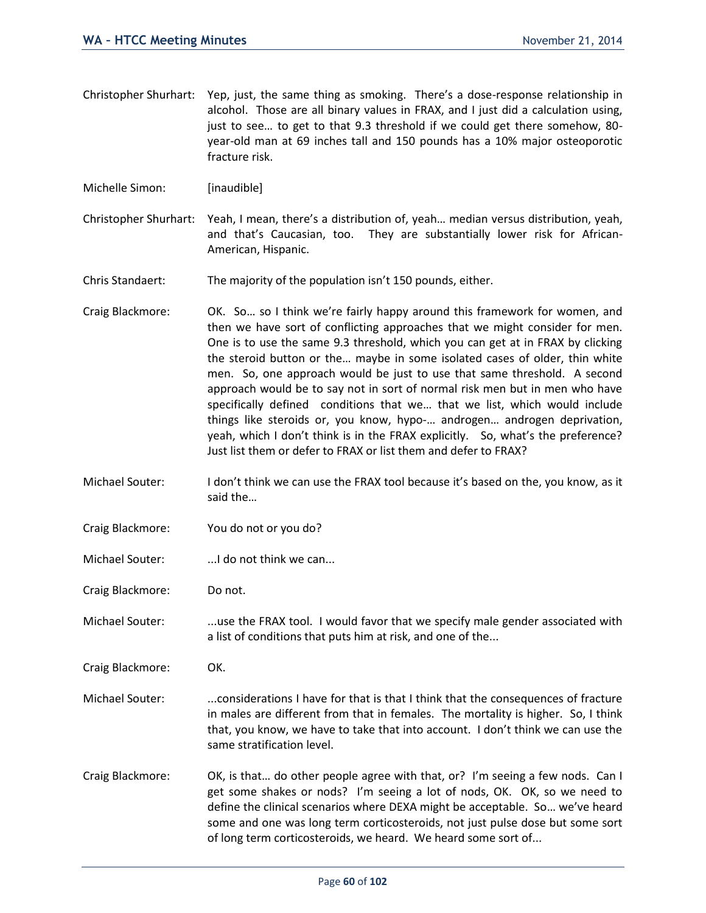Christopher Shurhart: Yep, just, the same thing as smoking. There's a dose-response relationship in alcohol. Those are all binary values in FRAX, and I just did a calculation using, just to see… to get to that 9.3 threshold if we could get there somehow, 80-year-old man at 69 inches tall and 150 pounds has a 10% major osteoporotic fracture risk.

Michelle Simon: [inaudible]

Christopher Shurhart: Yeah, I mean, there's a distribution of, yeah… median versus distribution, yeah, and that's Caucasian, too. They are substantially lower risk for African-American, Hispanic.

Chris Standaert: The majority of the population isn't 150 pounds, either.

Craig Blackmore: OK. So… so I think we're fairly happy around this framework for women, and then we have sort of conflicting approaches that we might consider for men. One is to use the same 9.3 threshold, which you can get at in FRAX by clicking the steroid button or the… maybe in some isolated cases of older, thin white men. So, one approach would be just to use that same threshold. A second approach would be to say not in sort of normal risk men but in men who have specifically defined conditions that we… that we list, which would include things like steroids or, you know, hypo-… androgen… androgen deprivation, yeah, which I don't think is in the FRAX explicitly. So, what's the preference? Just list them or defer to FRAX or list them and defer to FRAX?

Michael Souter: I don't think we can use the FRAX tool because it's based on the, you know, as it said the…

Craig Blackmore: You do not or you do?

Michael Souter: ...I do not think we can...

Craig Blackmore: Do not.

Michael Souter: ...use the FRAX tool. I would favor that we specify male gender associated with a list of conditions that puts him at risk, and one of the...

Craig Blackmore: OK.

Michael Souter: ...considerations I have for that is that I think that the consequences of fracture in males are different from that in females. The mortality is higher. So, I think that, you know, we have to take that into account. I don't think we can use the same stratification level.

Craig Blackmore: OK, is that… do other people agree with that, or? I'm seeing a few nods. Can I get some shakes or nods? I'm seeing a lot of nods, OK. OK, so we need to define the clinical scenarios where DEXA might be acceptable. So… we've heard some and one was long term corticosteroids, not just pulse dose but some sort of long term corticosteroids, we heard. We heard some sort of...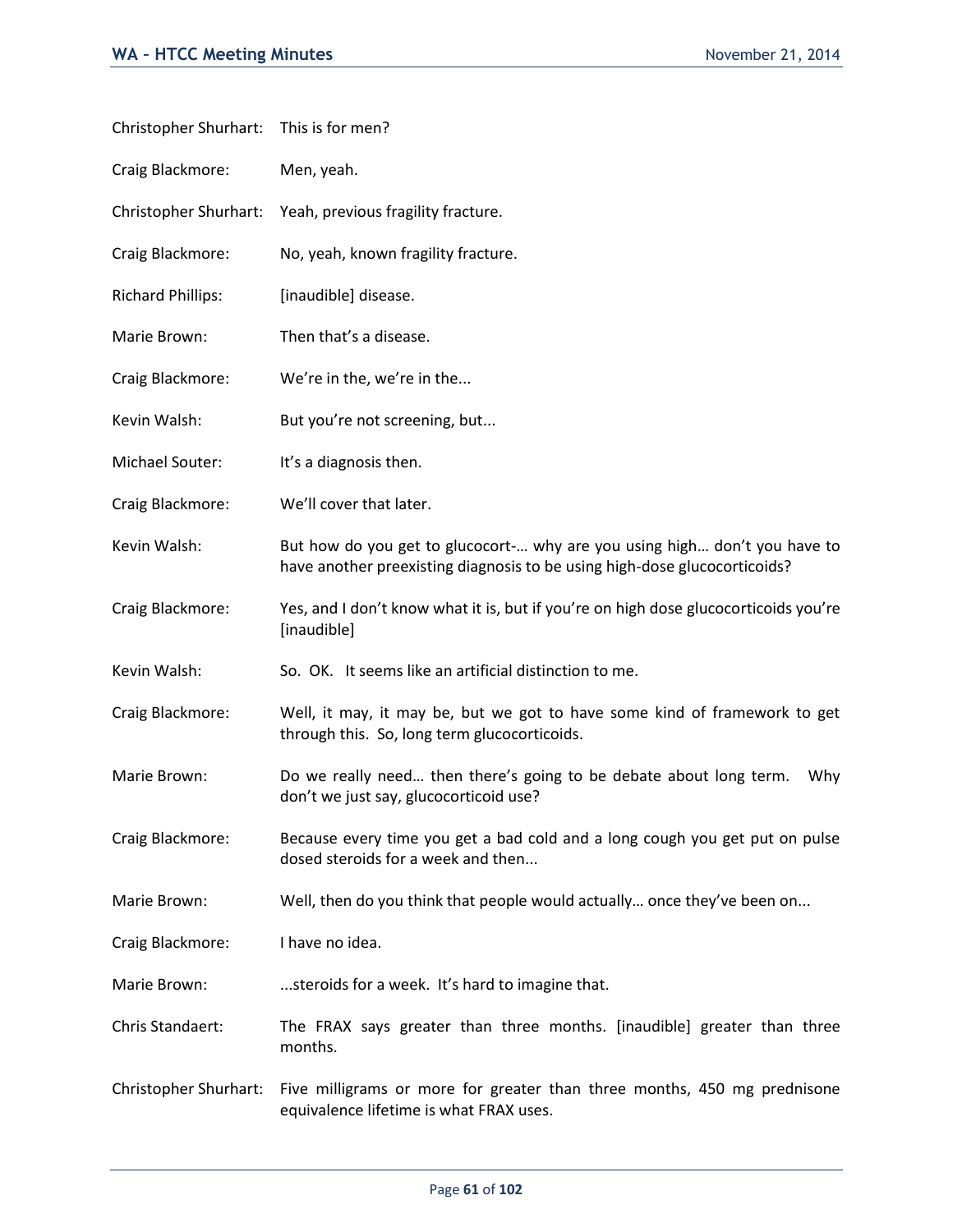Christopher Shurhart: This is for men?

Craig Blackmore: Men, yeah.

Christopher Shurhart: Yeah, previous fragility fracture.

Craig Blackmore: No, yeah, known fragility fracture.

Richard Phillips: [inaudible] disease.

Marie Brown: Then that's a disease.

Craig Blackmore: We're in the, we're in the...

Kevin Walsh: But you're not screening, but...

Michael Souter: It's a diagnosis then.

Craig Blackmore: We'll cover that later.

Kevin Walsh: But how do you get to glucocort-… why are you using high… don't you have to have another preexisting diagnosis to be using high-dose glucocorticoids?

Craig Blackmore: Yes, and I don't know what it is, but if you're on high dose glucocorticoids you're [inaudible]

Kevin Walsh: So. OK. It seems like an artificial distinction to me.

Craig Blackmore: Well, it may, it may be, but we got to have some kind of framework to get through this. So, long term glucocorticoids.

Marie Brown: Do we really need… then there's going to be debate about long term. Why don't we just say, glucocorticoid use?

Craig Blackmore: Because every time you get a bad cold and a long cough you get put on pulse dosed steroids for a week and then...

Marie Brown: Well, then do you think that people would actually… once they've been on...

Craig Blackmore: I have no idea.

Marie Brown: ...steroids for a week. It's hard to imagine that.

Chris Standaert: The FRAX says greater than three months. [inaudible] greater than three months.

Christopher Shurhart: Five milligrams or more for greater than three months, 450 mg prednisone equivalence lifetime is what FRAX uses.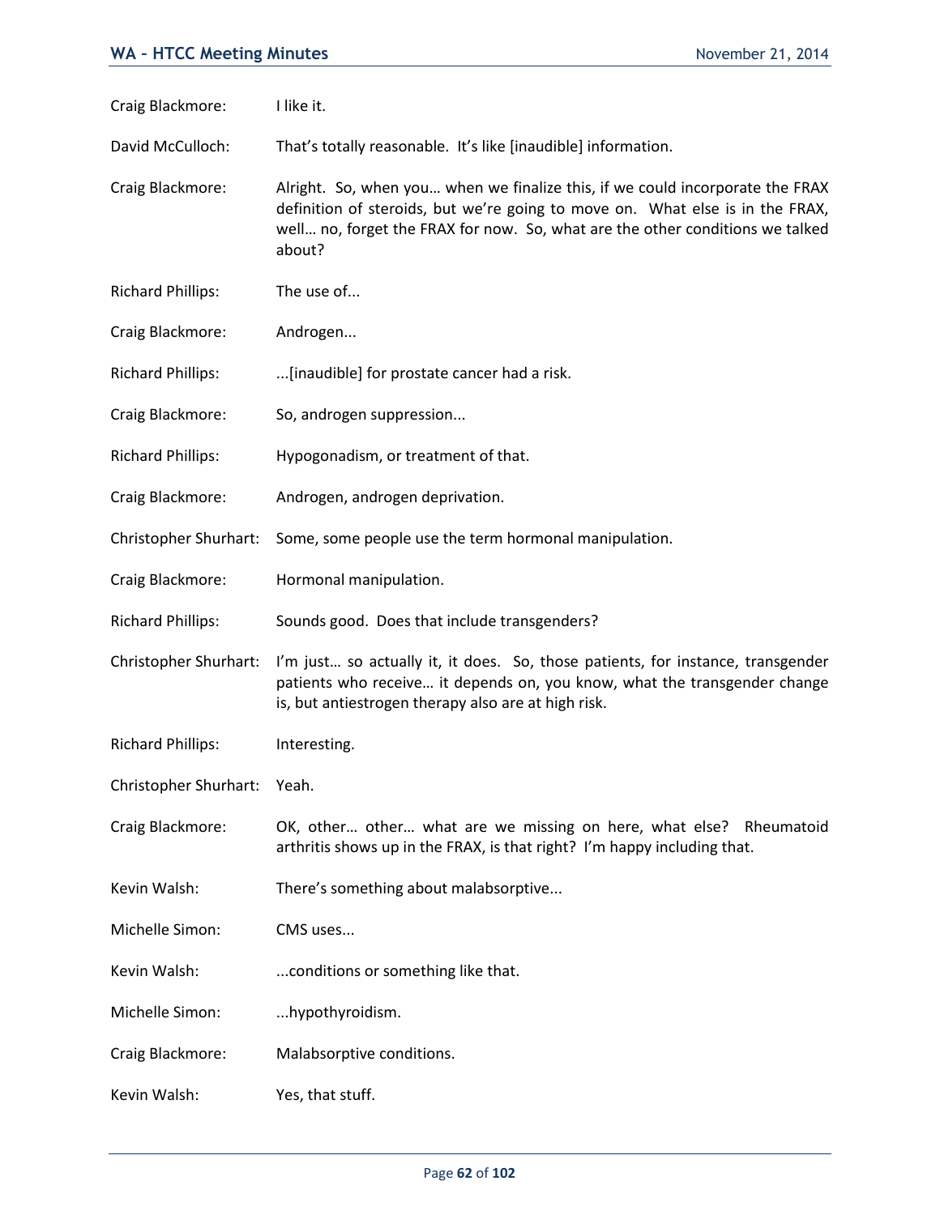Craig Blackmore: I like it.

David McCulloch: That's totally reasonable. It's like [inaudible] information.

Craig Blackmore: Alright. So, when you… when we finalize this, if we could incorporate the FRAX definition of steroids, but we're going to move on. What else is in the FRAX, well… no, forget the FRAX for now. So, what are the other conditions we talked about?

Richard Phillips: The use of...

Craig Blackmore: Androgen...

Richard Phillips: ...[inaudible] for prostate cancer had a risk.

Craig Blackmore: So, androgen suppression...

Richard Phillips: Hypogonadism, or treatment of that.

Craig Blackmore: Androgen, androgen deprivation.

Christopher Shurhart: Some, some people use the term hormonal manipulation.

Craig Blackmore: Hormonal manipulation.

Richard Phillips: Sounds good. Does that include transgenders?

Christopher Shurhart: I'm just… so actually it, it does. So, those patients, for instance, transgender patients who receive… it depends on, you know, what the transgender change is, but antiestrogen therapy also are at high risk.

Richard Phillips: Interesting.

Christopher Shurhart: Yeah.

Craig Blackmore: OK, other… other… what are we missing on here, what else? Rheumatoid arthritis shows up in the FRAX, is that right? I'm happy including that.

Kevin Walsh: There's something about malabsorptive...

Michelle Simon: CMS uses...

Kevin Walsh: ...conditions or something like that.

Michelle Simon: ...hypothyroidism.

Craig Blackmore: Malabsorptive conditions.

Kevin Walsh: Yes, that stuff.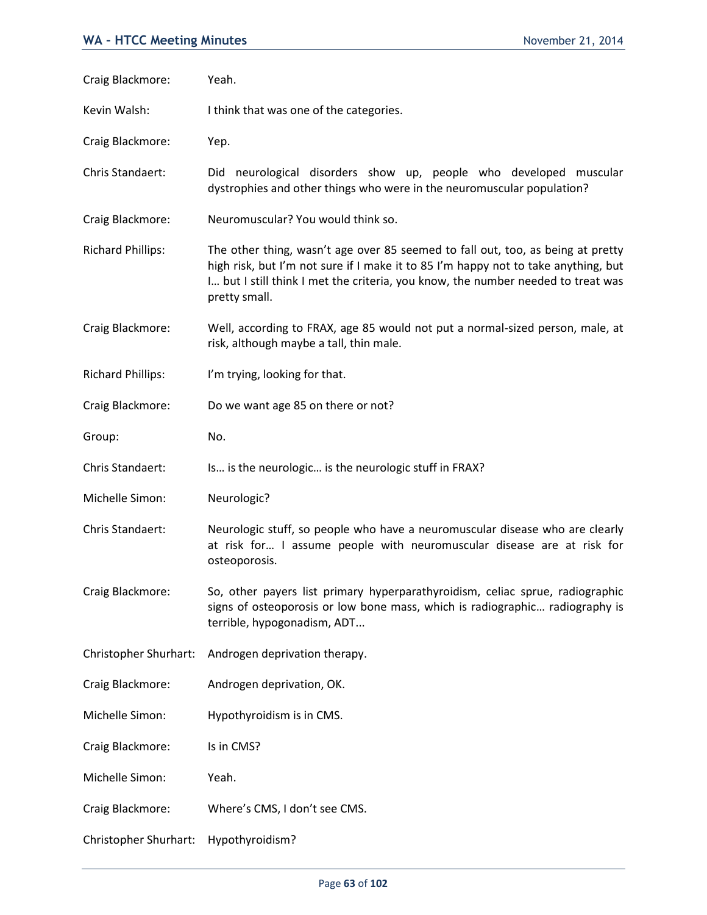Craig Blackmore: Yeah.

Kevin Walsh: I think that was one of the categories.

Craig Blackmore: Yep.

Chris Standaert: Did neurological disorders show up, people who developed muscular dystrophies and other things who were in the neuromuscular population?

Craig Blackmore: Neuromuscular? You would think so.

Richard Phillips: The other thing, wasn't age over 85 seemed to fall out, too, as being at pretty high risk, but I'm not sure if I make it to 85 I'm happy not to take anything, but I… but I still think I met the criteria, you know, the number needed to treat was pretty small.

Craig Blackmore: Well, according to FRAX, age 85 would not put a normal-sized person, male, at risk, although maybe a tall, thin male.

Richard Phillips: I'm trying, looking for that.

Craig Blackmore: Do we want age 85 on there or not?

Group: No.

Chris Standaert: Is… is the neurologic… is the neurologic stuff in FRAX?

Michelle Simon: Neurologic?

Chris Standaert: Neurologic stuff, so people who have a neuromuscular disease who are clearly at risk for… I assume people with neuromuscular disease are at risk for osteoporosis.

Craig Blackmore: So, other payers list primary hyperparathyroidism, celiac sprue, radiographic signs of osteoporosis or low bone mass, which is radiographic… radiography is terrible, hypogonadism, ADT...

Christopher Shurhart: Androgen deprivation therapy.

Craig Blackmore: Androgen deprivation, OK.

Michelle Simon: Hypothyroidism is in CMS.

Craig Blackmore: Is in CMS?

Michelle Simon: Yeah.

Craig Blackmore: Where's CMS, I don't see CMS.

Christopher Shurhart: Hypothyroidism?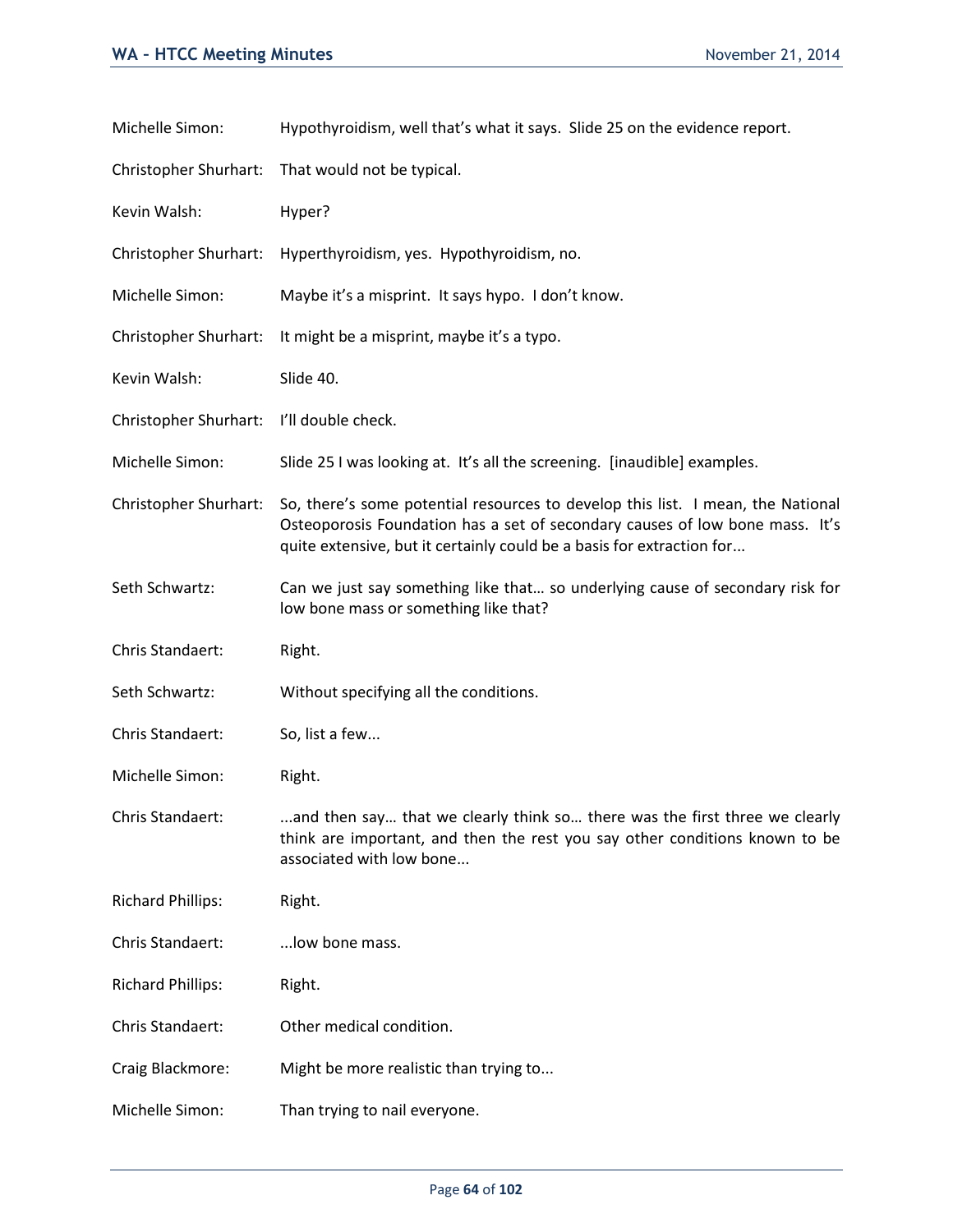Michelle Simon: Hypothyroidism, well that's what it says. Slide 25 on the evidence report.

Christopher Shurhart: That would not be typical.

Kevin Walsh: Hyper?

Christopher Shurhart: Hyperthyroidism, yes. Hypothyroidism, no.

Michelle Simon: Maybe it's a misprint. It says hypo. I don't know.

Christopher Shurhart: It might be a misprint, maybe it's a typo.

Kevin Walsh: Slide 40.

Christopher Shurhart: I'll double check.

Michelle Simon: Slide 25 I was looking at. It's all the screening. [inaudible] examples.

Christopher Shurhart: So, there's some potential resources to develop this list. I mean, the National Osteoporosis Foundation has a set of secondary causes of low bone mass. It's quite extensive, but it certainly could be a basis for extraction for...

Seth Schwartz: Can we just say something like that… so underlying cause of secondary risk for low bone mass or something like that?

Chris Standaert: Right.

Seth Schwartz: Without specifying all the conditions.

Chris Standaert: So, list a few...

Michelle Simon: Right.

Chris Standaert: ...and then say… that we clearly think so… there was the first three we clearly think are important, and then the rest you say other conditions known to be associated with low bone...

Richard Phillips: Right.

Chris Standaert: ...low bone mass.

Richard Phillips: Right.

Chris Standaert: Other medical condition.

Craig Blackmore: Might be more realistic than trying to...

Michelle Simon: Than trying to nail everyone.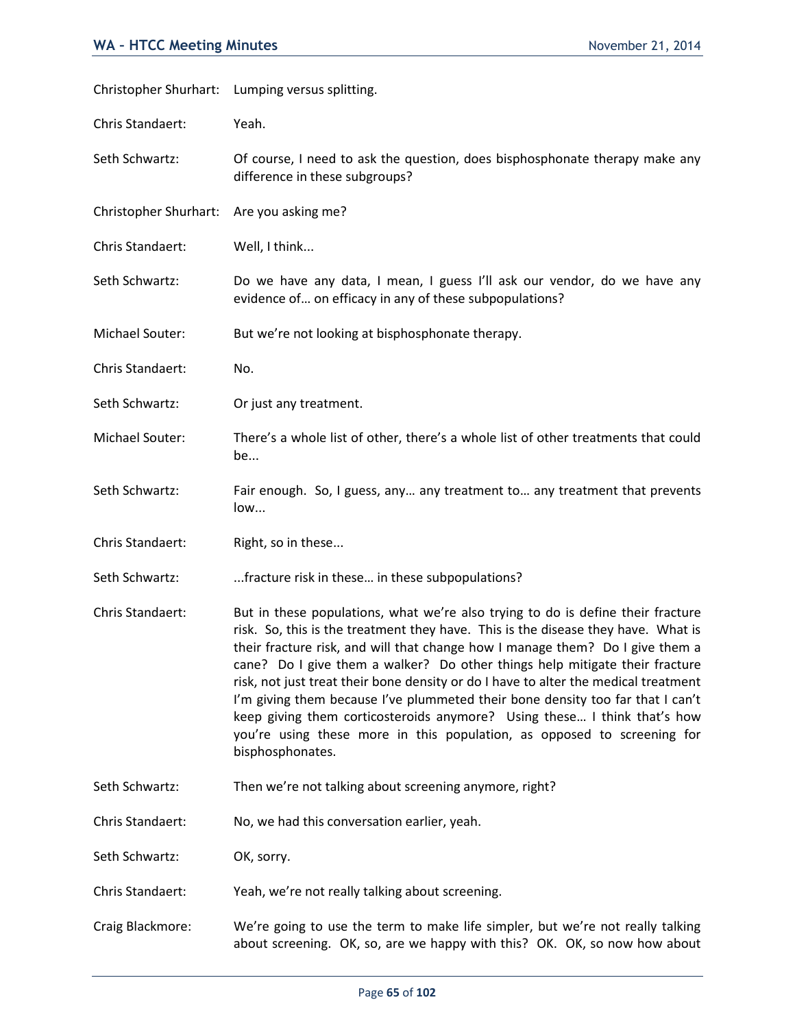Christopher Shurhart: Lumping versus splitting.

Chris Standaert: Yeah.

Seth Schwartz: Of course, I need to ask the question, does bisphosphonate therapy make any difference in these subgroups?

Christopher Shurhart: Are you asking me?

Chris Standaert: Well, I think...

Seth Schwartz: Do we have any data, I mean, I guess I'll ask our vendor, do we have any evidence of… on efficacy in any of these subpopulations?

Michael Souter: But we're not looking at bisphosphonate therapy.

Chris Standaert: No.

Seth Schwartz: Or just any treatment.

Michael Souter: There's a whole list of other, there's a whole list of other treatments that could be...

Seth Schwartz: Fair enough. So, I guess, any… any treatment to… any treatment that prevents low...

Chris Standaert: Right, so in these...

Seth Schwartz: ...fracture risk in these… in these subpopulations?

Chris Standaert: But in these populations, what we're also trying to do is define their fracture risk. So, this is the treatment they have. This is the disease they have. What is their fracture risk, and will that change how I manage them? Do I give them a cane? Do I give them a walker? Do other things help mitigate their fracture risk, not just treat their bone density or do I have to alter the medical treatment I'm giving them because I've plummeted their bone density too far that I can't keep giving them corticosteroids anymore? Using these… I think that's how you're using these more in this population, as opposed to screening for bisphosphonates.

Seth Schwartz: Then we're not talking about screening anymore, right?

Chris Standaert: No, we had this conversation earlier, yeah.

Seth Schwartz: OK, sorry.

Chris Standaert: Yeah, we're not really talking about screening.

Craig Blackmore: We're going to use the term to make life simpler, but we're not really talking about screening. OK, so, are we happy with this? OK. OK, so now how about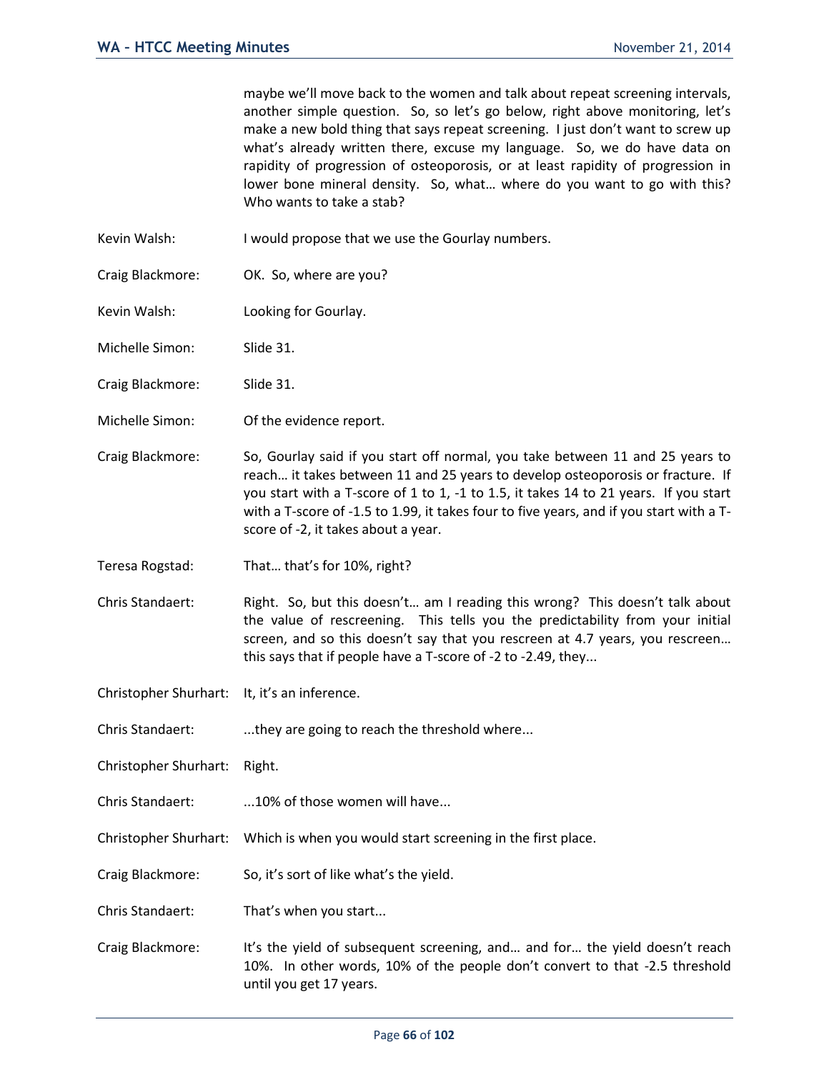maybe we'll move back to the women and talk about repeat screening intervals, another simple question. So, so let's go below, right above monitoring, let's make a new bold thing that says repeat screening. I just don't want to screw up what's already written there, excuse my language. So, we do have data on rapidity of progression of osteoporosis, or at least rapidity of progression in lower bone mineral density. So, what… where do you want to go with this? Who wants to take a stab?

Kevin Walsh: I would propose that we use the Gourlay numbers.

Craig Blackmore: OK. So, where are you?

Kevin Walsh: Looking for Gourlay.

Michelle Simon: Slide 31.

Craig Blackmore: Slide 31.

Michelle Simon: Of the evidence report.

Craig Blackmore: So, Gourlay said if you start off normal, you take between 11 and 25 years to reach… it takes between 11 and 25 years to develop osteoporosis or fracture. If you start with a T-score of 1 to 1, -1 to 1.5, it takes 14 to 21 years. If you start with a T-score of -1.5 to 1.99, it takes four to five years, and if you start with a T-score of -2, it takes about a year.

Teresa Rogstad: That… that's for 10%, right?

Chris Standaert: Right. So, but this doesn't… am I reading this wrong? This doesn't talk about the value of rescreening. This tells you the predictability from your initial screen, and so this doesn't say that you rescreen at 4.7 years, you rescreen… this says that if people have a T-score of -2 to -2.49, they...

Christopher Shurhart: It, it's an inference.

Chris Standaert: ...they are going to reach the threshold where...

Christopher Shurhart: Right.

Chris Standaert: ...10% of those women will have...

Christopher Shurhart: Which is when you would start screening in the first place.

Craig Blackmore: So, it's sort of like what's the yield.

Chris Standaert: That's when you start...

Craig Blackmore: It's the yield of subsequent screening, and… and for… the yield doesn't reach 10%. In other words, 10% of the people don't convert to that -2.5 threshold until you get 17 years.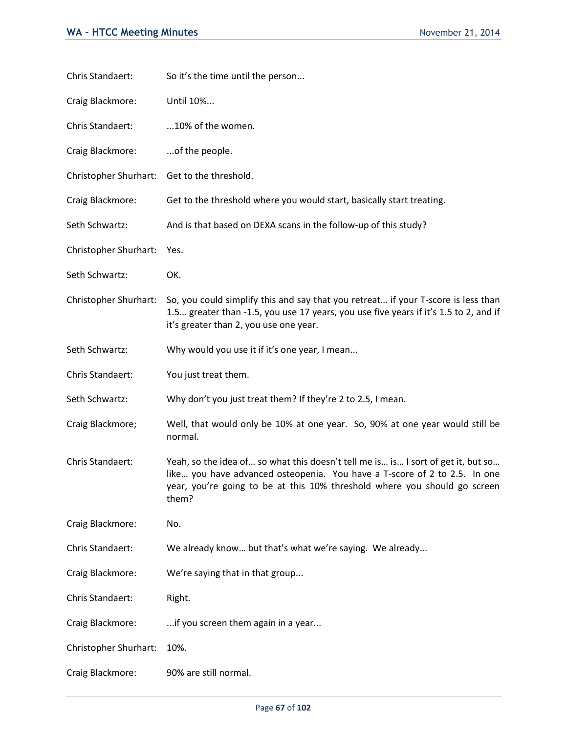Chris Standaert: So it's the time until the person...

Craig Blackmore: Until 10%...

Chris Standaert: ...10% of the women.

Craig Blackmore: ...of the people.

Christopher Shurhart: Get to the threshold.

Craig Blackmore: Get to the threshold where you would start, basically start treating.

Seth Schwartz: And is that based on DEXA scans in the follow-up of this study?

Christopher Shurhart: Yes.

Seth Schwartz: OK.

Christopher Shurhart: So, you could simplify this and say that you retreat… if your T-score is less than 1.5… greater than -1.5, you use 17 years, you use five years if it's 1.5 to 2, and if it's greater than 2, you use one year.

Seth Schwartz: Why would you use it if it's one year, I mean...

Chris Standaert: You just treat them.

Seth Schwartz: Why don't you just treat them? If they're 2 to 2.5, I mean.

Craig Blackmore; Well, that would only be 10% at one year. So, 90% at one year would still be normal.

Chris Standaert: Yeah, so the idea of… so what this doesn't tell me is… is… I sort of get it, but so… like… you have advanced osteopenia. You have a T-score of 2 to 2.5. In one year, you're going to be at this 10% threshold where you should go screen them?

Craig Blackmore: No.

Chris Standaert: We already know… but that's what we're saying. We already...

Craig Blackmore: We're saying that in that group...

Chris Standaert: Right.

Craig Blackmore: ...if you screen them again in a year...

Christopher Shurhart: 10%.

Craig Blackmore: 90% are still normal.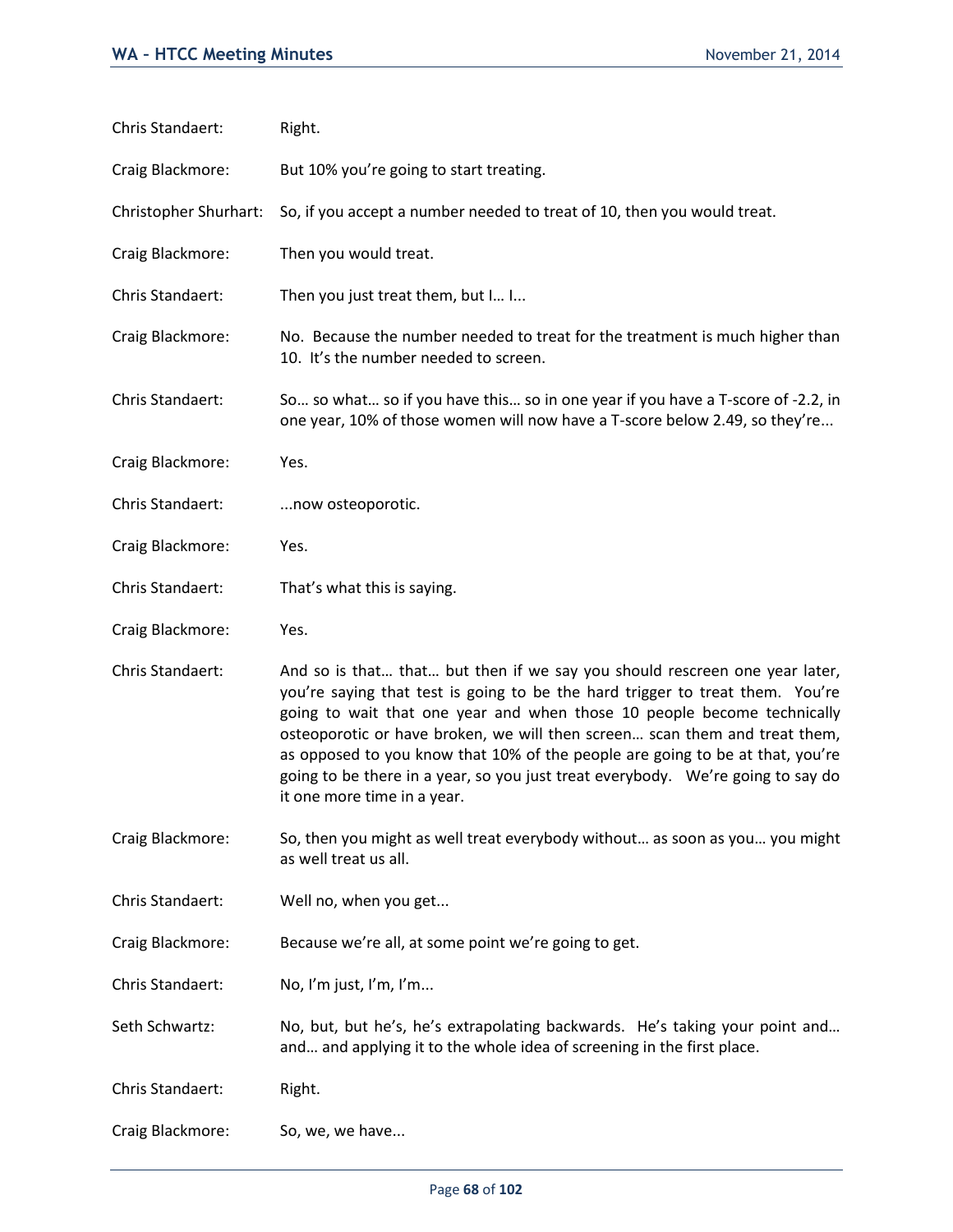Chris Standaert: Right.

Craig Blackmore: But 10% you're going to start treating.

Christopher Shurhart: So, if you accept a number needed to treat of 10, then you would treat.

Craig Blackmore: Then you would treat.

Chris Standaert: Then you just treat them, but I… I...

Craig Blackmore: No. Because the number needed to treat for the treatment is much higher than 10. It's the number needed to screen.

Chris Standaert: So… so what… so if you have this… so in one year if you have a T-score of -2.2, in one year, 10% of those women will now have a T-score below 2.49, so they're...

Craig Blackmore: Yes.

Chris Standaert: ...now osteoporotic.

Craig Blackmore: Yes.

Chris Standaert: That's what this is saying.

Craig Blackmore: Yes.

Chris Standaert: And so is that… that… but then if we say you should rescreen one year later, you're saying that test is going to be the hard trigger to treat them. You're going to wait that one year and when those 10 people become technically osteoporotic or have broken, we will then screen… scan them and treat them, as opposed to you know that 10% of the people are going to be at that, you're going to be there in a year, so you just treat everybody. We're going to say do it one more time in a year.

Craig Blackmore: So, then you might as well treat everybody without… as soon as you… you might as well treat us all.

Chris Standaert: Well no, when you get...

Craig Blackmore: Because we're all, at some point we're going to get.

Chris Standaert: No, I'm just, I'm, I'm...

Seth Schwartz: No, but, but he's, he's extrapolating backwards. He's taking your point and… and… and applying it to the whole idea of screening in the first place.

Chris Standaert: Right.

Craig Blackmore: So, we, we have...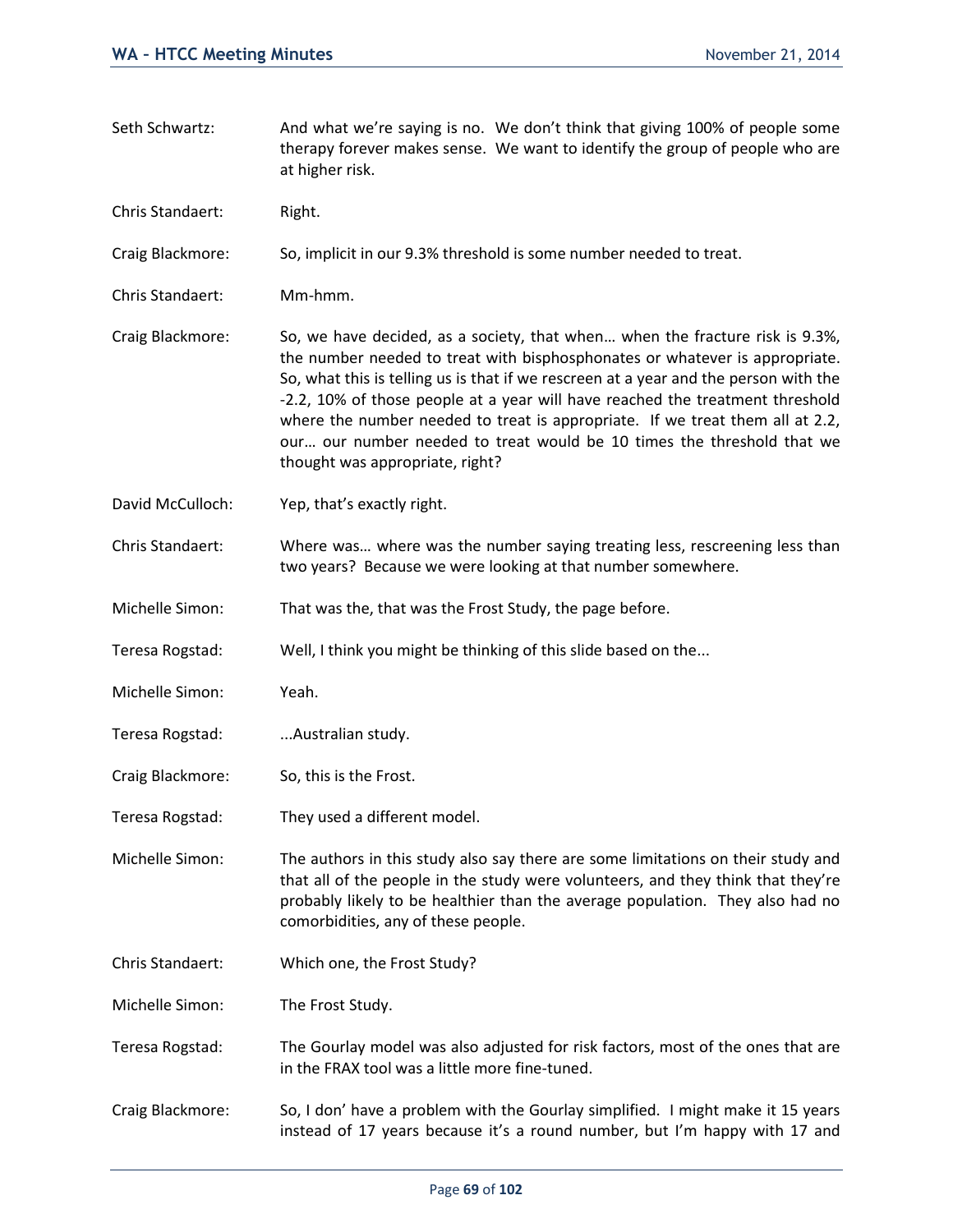Seth Schwartz: And what we're saying is no. We don't think that giving 100% of people some therapy forever makes sense. We want to identify the group of people who are at higher risk.

Chris Standaert: Right.

Craig Blackmore: So, implicit in our 9.3% threshold is some number needed to treat.

Chris Standaert: Mm-hmm.

Craig Blackmore: So, we have decided, as a society, that when… when the fracture risk is 9.3%, the number needed to treat with bisphosphonates or whatever is appropriate. So, what this is telling us is that if we rescreen at a year and the person with the -2.2, 10% of those people at a year will have reached the treatment threshold where the number needed to treat is appropriate. If we treat them all at 2.2, our… our number needed to treat would be 10 times the threshold that we thought was appropriate, right?

David McCulloch: Yep, that's exactly right.

Chris Standaert: Where was… where was the number saying treating less, rescreening less than two years? Because we were looking at that number somewhere.

Michelle Simon: That was the, that was the Frost Study, the page before.

Teresa Rogstad: Well, I think you might be thinking of this slide based on the...

Michelle Simon: Yeah.

Teresa Rogstad: ...Australian study.

Craig Blackmore: So, this is the Frost.

Teresa Rogstad: They used a different model.

Michelle Simon: The authors in this study also say there are some limitations on their study and that all of the people in the study were volunteers, and they think that they're probably likely to be healthier than the average population. They also had no comorbidities, any of these people.

Chris Standaert: Which one, the Frost Study?

Michelle Simon: The Frost Study.

Teresa Rogstad: The Gourlay model was also adjusted for risk factors, most of the ones that are in the FRAX tool was a little more fine-tuned.

Craig Blackmore: So, I don' have a problem with the Gourlay simplified. I might make it 15 years instead of 17 years because it's a round number, but I'm happy with 17 and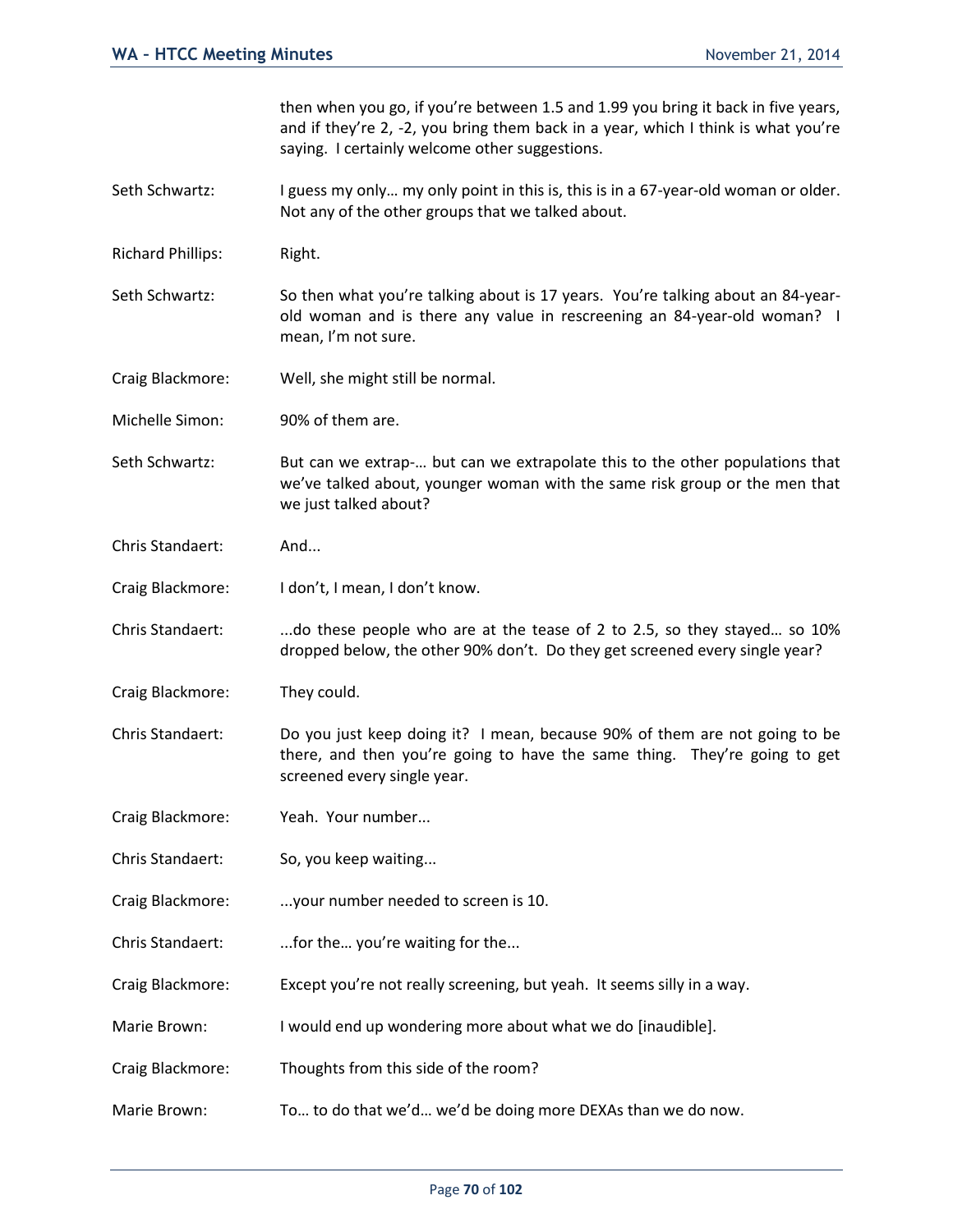then when you go, if you're between 1.5 and 1.99 you bring it back in five years, and if they're 2, -2, you bring them back in a year, which I think is what you're saying. I certainly welcome other suggestions.

Seth Schwartz: I guess my only… my only point in this is, this is in a 67-year-old woman or older. Not any of the other groups that we talked about.

Richard Phillips: Right.

Seth Schwartz: So then what you're talking about is 17 years. You're talking about an 84-year-old woman and is there any value in rescreening an 84-year-old woman? I mean, I'm not sure.

Craig Blackmore: Well, she might still be normal.

Michelle Simon: 90% of them are.

Seth Schwartz: But can we extrap-… but can we extrapolate this to the other populations that we've talked about, younger woman with the same risk group or the men that we just talked about?

Chris Standaert: And...

Craig Blackmore: I don't, I mean, I don't know.

Chris Standaert: ...do these people who are at the tease of 2 to 2.5, so they stayed… so 10% dropped below, the other 90% don't. Do they get screened every single year?

Craig Blackmore: They could.

Chris Standaert: Do you just keep doing it? I mean, because 90% of them are not going to be there, and then you're going to have the same thing. They're going to get screened every single year.

Craig Blackmore: Yeah. Your number...

Chris Standaert: So, you keep waiting...

Craig Blackmore: ...your number needed to screen is 10.

Chris Standaert: ...for the… you're waiting for the...

Craig Blackmore: Except you're not really screening, but yeah. It seems silly in a way.

Marie Brown: I would end up wondering more about what we do [inaudible].

Craig Blackmore: Thoughts from this side of the room?

Marie Brown: To… to do that we'd… we'd be doing more DEXAs than we do now.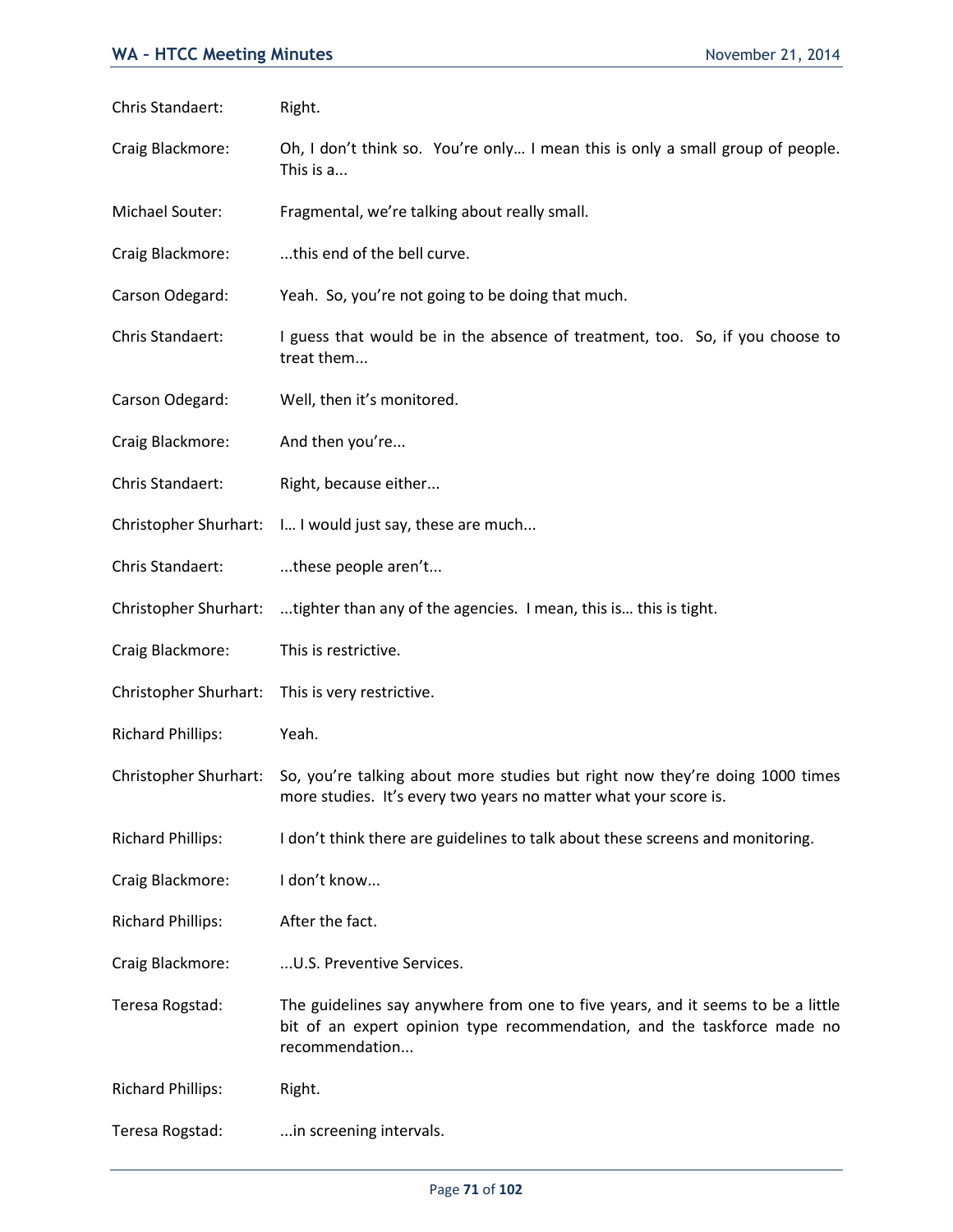Chris Standaert: Right.

Craig Blackmore: Oh, I don't think so. You're only… I mean this is only a small group of people. This is a...

Michael Souter: Fragmental, we're talking about really small.

Craig Blackmore: ...this end of the bell curve.

Carson Odegard: Yeah. So, you're not going to be doing that much.

Chris Standaert: I guess that would be in the absence of treatment, too. So, if you choose to treat them...

Carson Odegard: Well, then it's monitored.

Craig Blackmore: And then you're...

Chris Standaert: Right, because either...

Christopher Shurhart: I… I would just say, these are much...

Chris Standaert: ...these people aren't...

Christopher Shurhart: ...tighter than any of the agencies. I mean, this is… this is tight.

Craig Blackmore: This is restrictive.

Christopher Shurhart: This is very restrictive.

Richard Phillips: Yeah.

Christopher Shurhart: So, you're talking about more studies but right now they're doing 1000 times more studies. It's every two years no matter what your score is.

Richard Phillips: I don't think there are guidelines to talk about these screens and monitoring.

Craig Blackmore: I don't know...

Richard Phillips: After the fact.

Craig Blackmore: ...U.S. Preventive Services.

Teresa Rogstad: The guidelines say anywhere from one to five years, and it seems to be a little bit of an expert opinion type recommendation, and the taskforce made no recommendation...

Richard Phillips: Right.

Teresa Rogstad: ...in screening intervals.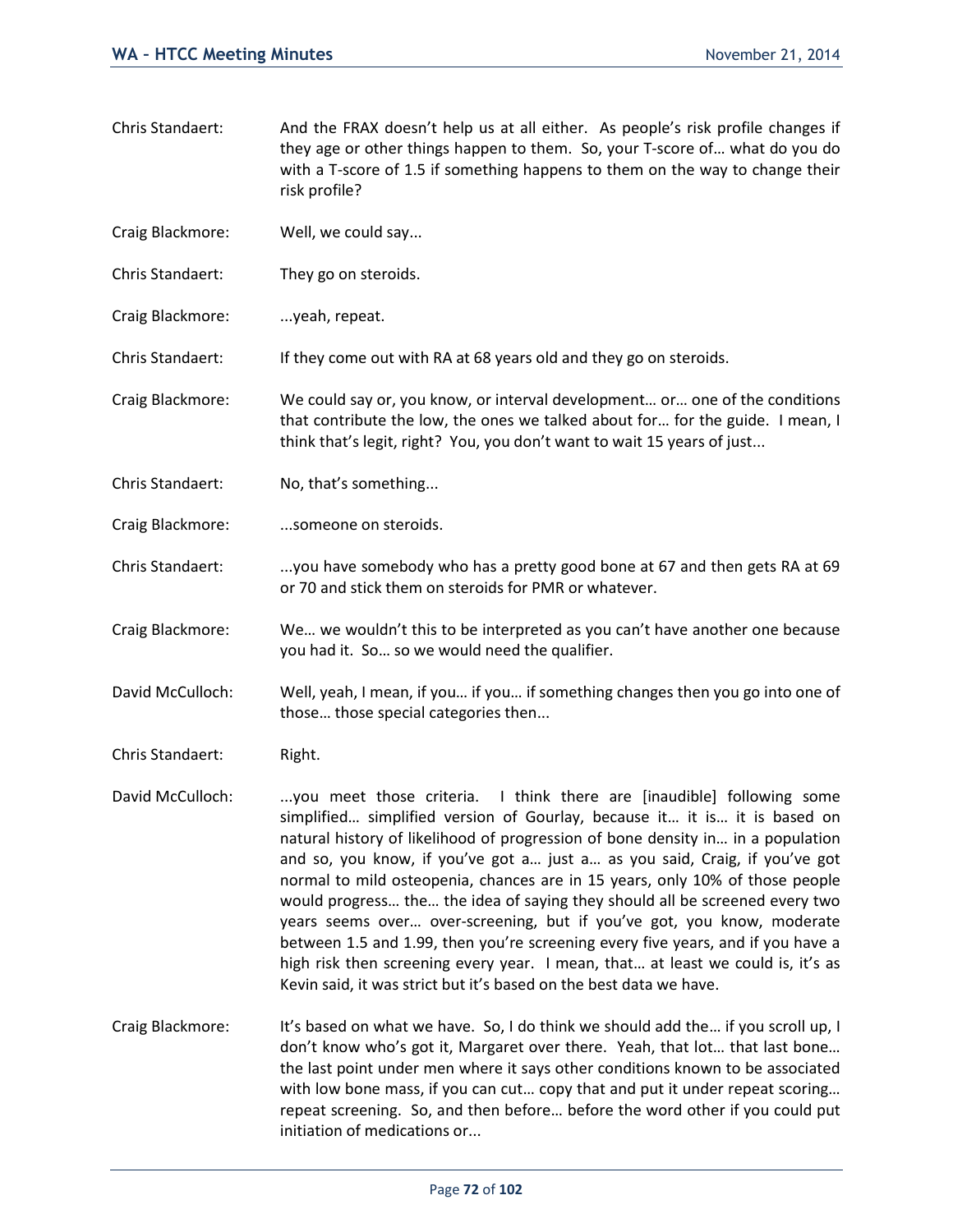Chris Standaert: And the FRAX doesn't help us at all either. As people's risk profile changes if they age or other things happen to them. So, your T-score of… what do you do with a T-score of 1.5 if something happens to them on the way to change their risk profile?

Craig Blackmore: Well, we could say...

Chris Standaert: They go on steroids.

Craig Blackmore: ...yeah, repeat.

Chris Standaert: If they come out with RA at 68 years old and they go on steroids.

Craig Blackmore: We could say or, you know, or interval development… or… one of the conditions that contribute the low, the ones we talked about for… for the guide. I mean, I think that's legit, right? You, you don't want to wait 15 years of just...

Chris Standaert: No, that's something...

Craig Blackmore: ...someone on steroids.

Chris Standaert: ...you have somebody who has a pretty good bone at 67 and then gets RA at 69 or 70 and stick them on steroids for PMR or whatever.

Craig Blackmore: We… we wouldn't this to be interpreted as you can't have another one because you had it. So… so we would need the qualifier.

David McCulloch: Well, yeah, I mean, if you… if you… if something changes then you go into one of those… those special categories then...

Chris Standaert: Right.

David McCulloch: ...you meet those criteria. I think there are [inaudible] following some simplified… simplified version of Gourlay, because it… it is… it is based on natural history of likelihood of progression of bone density in… in a population and so, you know, if you've got a… just a… as you said, Craig, if you've got normal to mild osteopenia, chances are in 15 years, only 10% of those people would progress… the… the idea of saying they should all be screened every two years seems over… over-screening, but if you've got, you know, moderate between 1.5 and 1.99, then you're screening every five years, and if you have a high risk then screening every year. I mean, that… at least we could is, it's as Kevin said, it was strict but it's based on the best data we have.

Craig Blackmore: It's based on what we have. So, I do think we should add the… if you scroll up, I don't know who's got it, Margaret over there. Yeah, that lot… that last bone… the last point under men where it says other conditions known to be associated with low bone mass, if you can cut… copy that and put it under repeat scoring… repeat screening. So, and then before… before the word other if you could put initiation of medications or...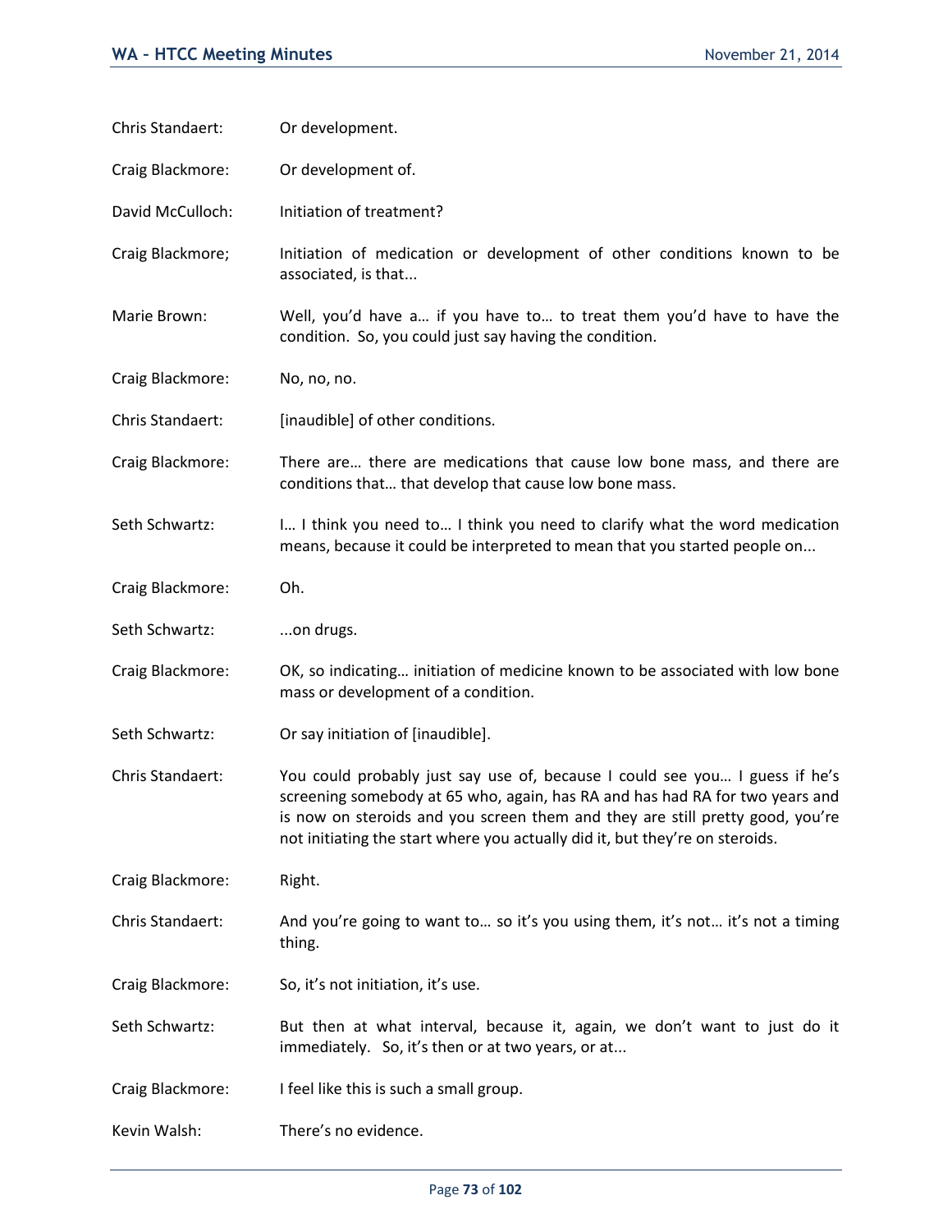Chris Standaert: Or development.

Craig Blackmore: Or development of.

David McCulloch: Initiation of treatment?

Craig Blackmore; Initiation of medication or development of other conditions known to be associated, is that...

Marie Brown: Well, you'd have a… if you have to… to treat them you'd have to have the condition. So, you could just say having the condition.

Craig Blackmore: No, no, no.

Chris Standaert: [inaudible] of other conditions.

Craig Blackmore: There are… there are medications that cause low bone mass, and there are conditions that… that develop that cause low bone mass.

Seth Schwartz: I… I think you need to… I think you need to clarify what the word medication means, because it could be interpreted to mean that you started people on...

Craig Blackmore: Oh.

Seth Schwartz: ...on drugs.

Craig Blackmore: OK, so indicating… initiation of medicine known to be associated with low bone mass or development of a condition.

Seth Schwartz: Or say initiation of [inaudible].

Chris Standaert: You could probably just say use of, because I could see you… I guess if he's screening somebody at 65 who, again, has RA and has had RA for two years and is now on steroids and you screen them and they are still pretty good, you're not initiating the start where you actually did it, but they're on steroids.

Craig Blackmore: Right.

Chris Standaert: And you're going to want to… so it's you using them, it's not… it's not a timing thing.

Craig Blackmore: So, it's not initiation, it's use.

Seth Schwartz: But then at what interval, because it, again, we don't want to just do it immediately. So, it's then or at two years, or at...

Craig Blackmore: I feel like this is such a small group.

Kevin Walsh: There's no evidence.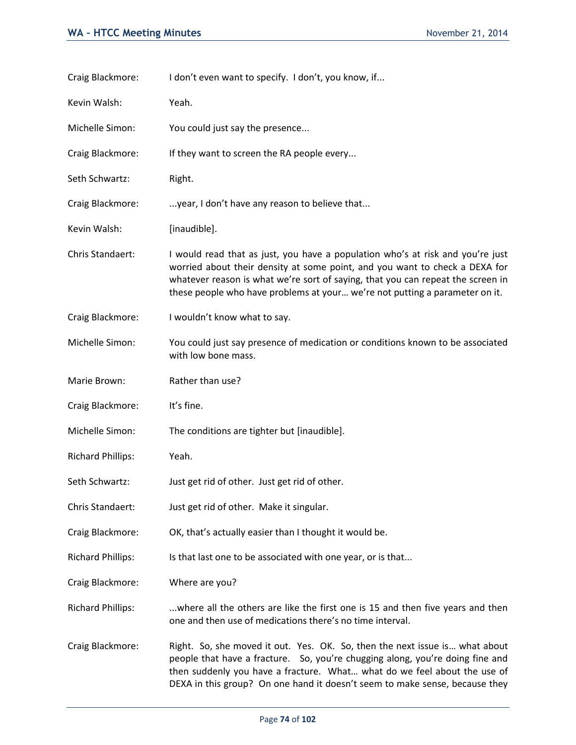Craig Blackmore: I don't even want to specify. I don't, you know, if...

Kevin Walsh: Yeah.

Michelle Simon: You could just say the presence...

Craig Blackmore: If they want to screen the RA people every...

Seth Schwartz: Right.

Craig Blackmore: ...year, I don't have any reason to believe that...

Kevin Walsh: [inaudible].

Chris Standaert: I would read that as just, you have a population who's at risk and you're just worried about their density at some point, and you want to check a DEXA for whatever reason is what we're sort of saying, that you can repeat the screen in these people who have problems at your… we're not putting a parameter on it.

Craig Blackmore: I wouldn't know what to say.

Michelle Simon: You could just say presence of medication or conditions known to be associated with low bone mass.

Marie Brown: Rather than use?

Craig Blackmore: It's fine.

Michelle Simon: The conditions are tighter but [inaudible].

Richard Phillips: Yeah.

Seth Schwartz: Just get rid of other. Just get rid of other.

Chris Standaert: Just get rid of other. Make it singular.

Craig Blackmore: OK, that's actually easier than I thought it would be.

Richard Phillips: Is that last one to be associated with one year, or is that...

Craig Blackmore: Where are you?

Richard Phillips: ...where all the others are like the first one is 15 and then five years and then one and then use of medications there's no time interval.

Craig Blackmore: Right. So, she moved it out. Yes. OK. So, then the next issue is… what about people that have a fracture. So, you're chugging along, you're doing fine and then suddenly you have a fracture. What… what do we feel about the use of DEXA in this group? On one hand it doesn't seem to make sense, because they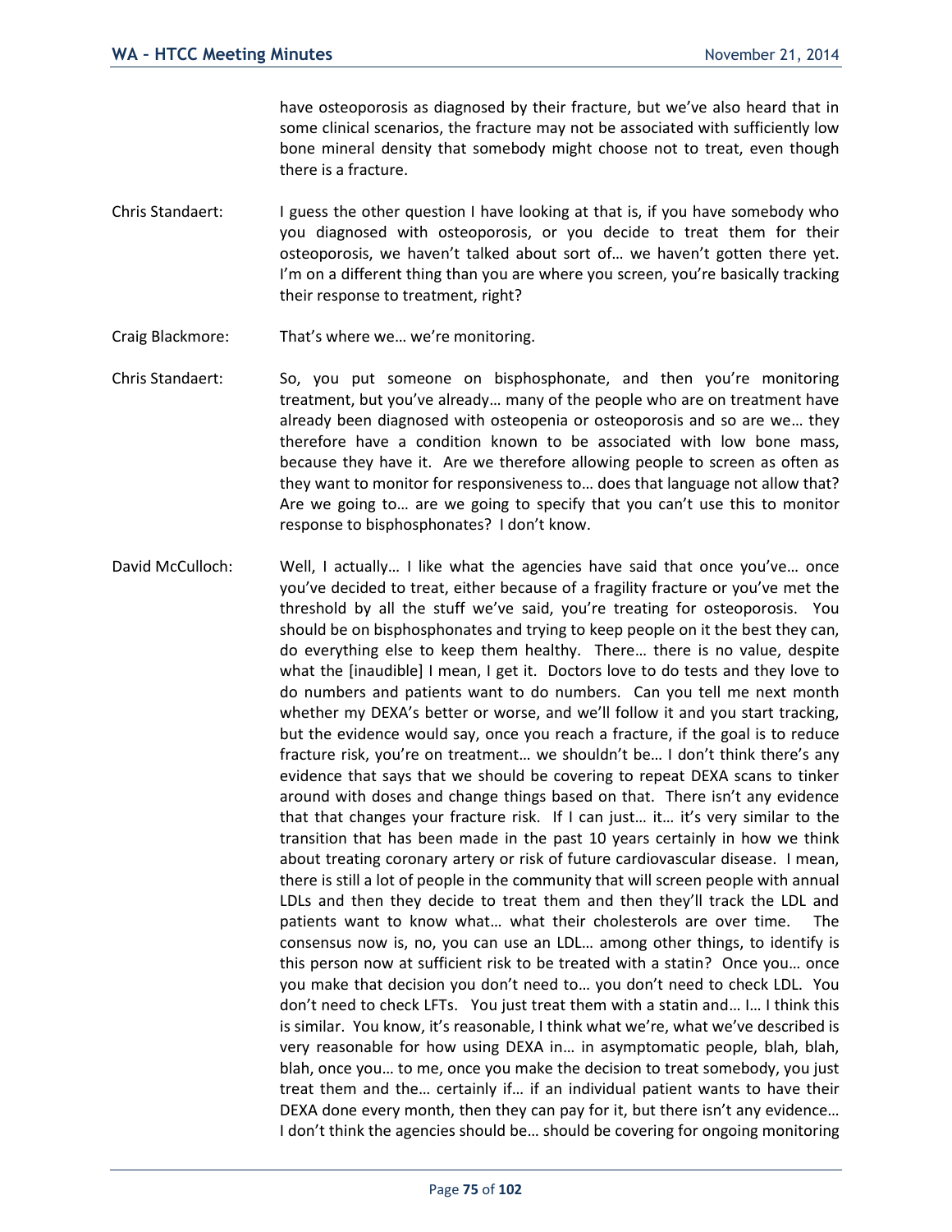have osteoporosis as diagnosed by their fracture, but we've also heard that in some clinical scenarios, the fracture may not be associated with sufficiently low bone mineral density that somebody might choose not to treat, even though there is a fracture.

Chris Standaert: I guess the other question I have looking at that is, if you have somebody who you diagnosed with osteoporosis, or you decide to treat them for their osteoporosis, we haven't talked about sort of… we haven't gotten there yet. I'm on a different thing than you are where you screen, you're basically tracking their response to treatment, right?

Craig Blackmore: That's where we… we're monitoring.

Chris Standaert: So, you put someone on bisphosphonate, and then you're monitoring treatment, but you've already… many of the people who are on treatment have already been diagnosed with osteopenia or osteoporosis and so are we… they therefore have a condition known to be associated with low bone mass, because they have it. Are we therefore allowing people to screen as often as they want to monitor for responsiveness to… does that language not allow that? Are we going to… are we going to specify that you can't use this to monitor response to bisphosphonates? I don't know.

David McCulloch: Well, I actually… I like what the agencies have said that once you've… once you've decided to treat, either because of a fragility fracture or you've met the threshold by all the stuff we've said, you're treating for osteoporosis. You should be on bisphosphonates and trying to keep people on it the best they can, do everything else to keep them healthy. There… there is no value, despite what the [inaudible] I mean, I get it. Doctors love to do tests and they love to do numbers and patients want to do numbers. Can you tell me next month whether my DEXA's better or worse, and we'll follow it and you start tracking, but the evidence would say, once you reach a fracture, if the goal is to reduce fracture risk, you're on treatment… we shouldn't be… I don't think there's any evidence that says that we should be covering to repeat DEXA scans to tinker around with doses and change things based on that. There isn't any evidence that that changes your fracture risk. If I can just… it… it's very similar to the transition that has been made in the past 10 years certainly in how we think about treating coronary artery or risk of future cardiovascular disease. I mean, there is still a lot of people in the community that will screen people with annual LDLs and then they decide to treat them and then they'll track the LDL and patients want to know what… what their cholesterols are over time. The consensus now is, no, you can use an LDL… among other things, to identify is this person now at sufficient risk to be treated with a statin? Once you… once you make that decision you don't need to… you don't need to check LDL. You don't need to check LFTs. You just treat them with a statin and… I… I think this is similar. You know, it's reasonable, I think what we're, what we've described is very reasonable for how using DEXA in… in asymptomatic people, blah, blah, blah, once you… to me, once you make the decision to treat somebody, you just treat them and the… certainly if… if an individual patient wants to have their DEXA done every month, then they can pay for it, but there isn't any evidence… I don't think the agencies should be… should be covering for ongoing monitoring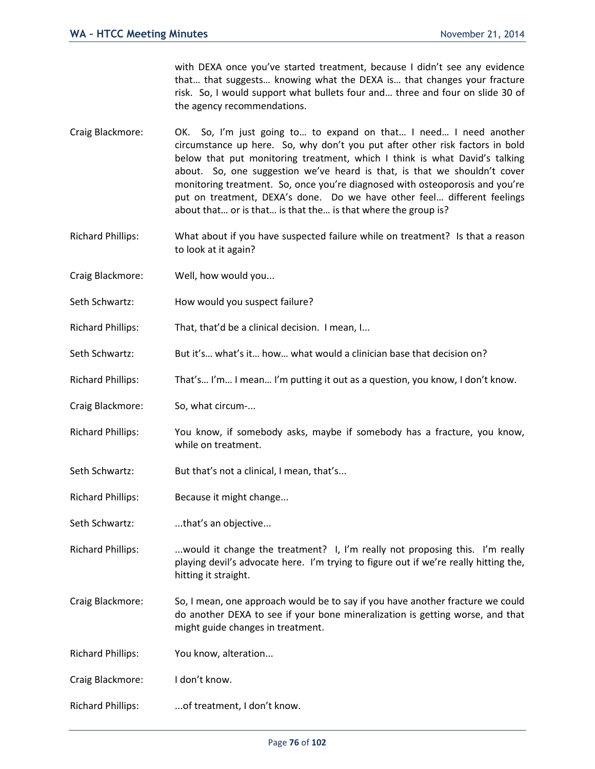with DEXA once you've started treatment, because I didn't see any evidence that… that suggests… knowing what the DEXA is… that changes your fracture risk. So, I would support what bullets four and… three and four on slide 30 of the agency recommendations.

Craig Blackmore: OK. So, I'm just going to… to expand on that… I need… I need another circumstance up here. So, why don't you put after other risk factors in bold below that put monitoring treatment, which I think is what David's talking about. So, one suggestion we've heard is that, is that we shouldn't cover monitoring treatment. So, once you're diagnosed with osteoporosis and you're put on treatment, DEXA's done. Do we have other feel… different feelings about that… or is that… is that the… is that where the group is?

Richard Phillips: What about if you have suspected failure while on treatment? Is that a reason to look at it again?

Craig Blackmore: Well, how would you...

Seth Schwartz: How would you suspect failure?

Richard Phillips: That, that'd be a clinical decision. I mean, I...

Seth Schwartz: But it's… what's it… how… what would a clinician base that decision on?

Richard Phillips: That's… I'm… I mean… I'm putting it out as a question, you know, I don't know.

Craig Blackmore: So, what circum-...

Richard Phillips: You know, if somebody asks, maybe if somebody has a fracture, you know, while on treatment.

Seth Schwartz: But that's not a clinical, I mean, that's...

Richard Phillips: Because it might change...

Seth Schwartz: ...that's an objective...

Richard Phillips: ...would it change the treatment? I, I'm really not proposing this. I'm really playing devil's advocate here. I'm trying to figure out if we're really hitting the, hitting it straight.

Craig Blackmore: So, I mean, one approach would be to say if you have another fracture we could do another DEXA to see if your bone mineralization is getting worse, and that might guide changes in treatment.

Richard Phillips: You know, alteration...

Craig Blackmore: I don't know.

Richard Phillips: ...of treatment, I don't know.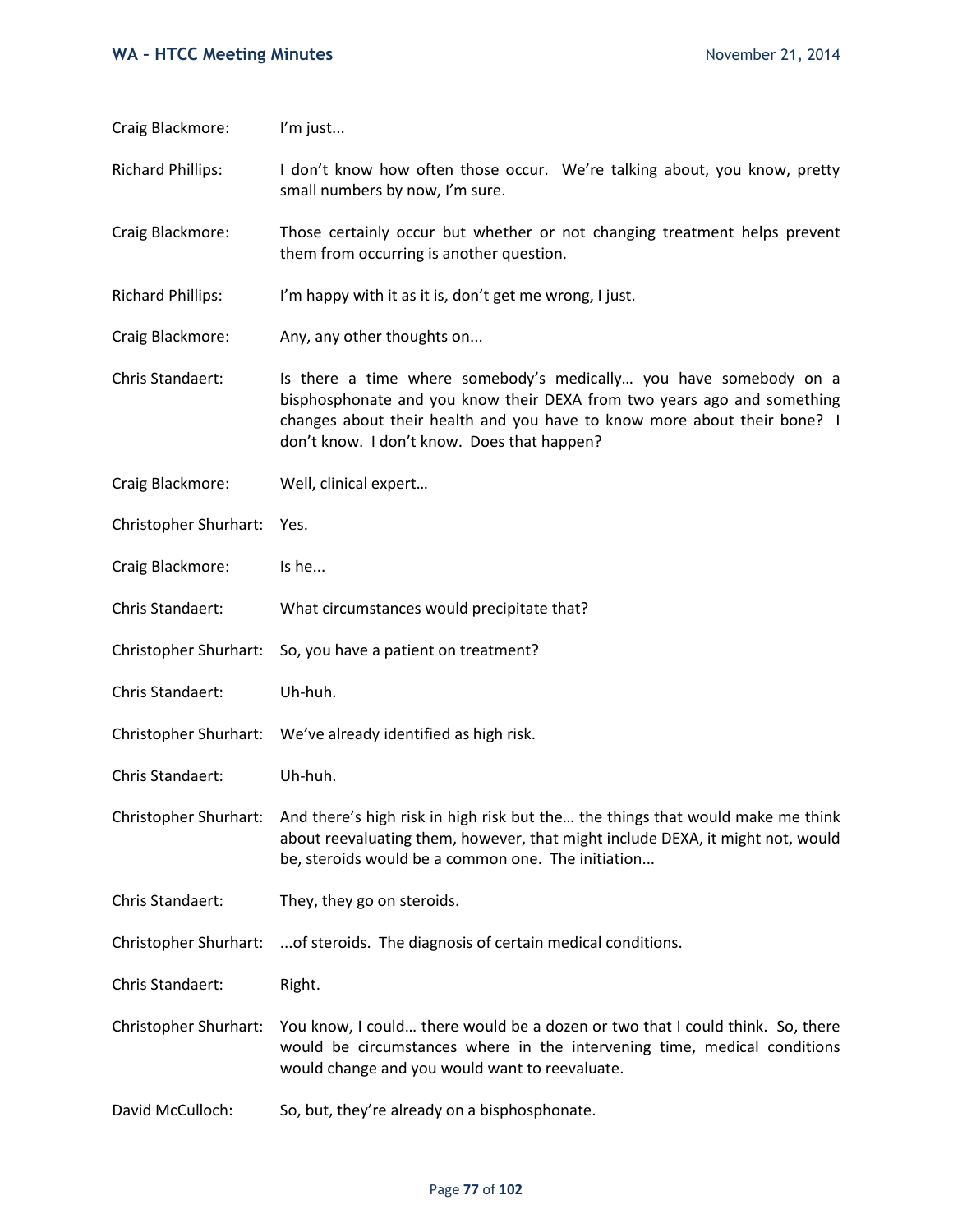Craig Blackmore: I'm just...

Richard Phillips: I don't know how often those occur. We're talking about, you know, pretty small numbers by now, I'm sure.

Craig Blackmore: Those certainly occur but whether or not changing treatment helps prevent them from occurring is another question.

Richard Phillips: I'm happy with it as it is, don't get me wrong, I just.

Craig Blackmore: Any, any other thoughts on...

Chris Standaert: Is there a time where somebody's medically… you have somebody on a bisphosphonate and you know their DEXA from two years ago and something changes about their health and you have to know more about their bone? I don't know. I don't know. Does that happen?

Craig Blackmore: Well, clinical expert…

Christopher Shurhart: Yes.

Craig Blackmore: Is he...

Chris Standaert: What circumstances would precipitate that?

Christopher Shurhart: So, you have a patient on treatment?

Chris Standaert: Uh-huh.

Christopher Shurhart: We've already identified as high risk.

Chris Standaert: Uh-huh.

Christopher Shurhart: And there's high risk in high risk but the… the things that would make me think about reevaluating them, however, that might include DEXA, it might not, would be, steroids would be a common one. The initiation...

Chris Standaert: They, they go on steroids.

Christopher Shurhart: ...of steroids. The diagnosis of certain medical conditions.

Chris Standaert: Right.

Christopher Shurhart: You know, I could… there would be a dozen or two that I could think. So, there would be circumstances where in the intervening time, medical conditions would change and you would want to reevaluate.

David McCulloch: So, but, they're already on a bisphosphonate.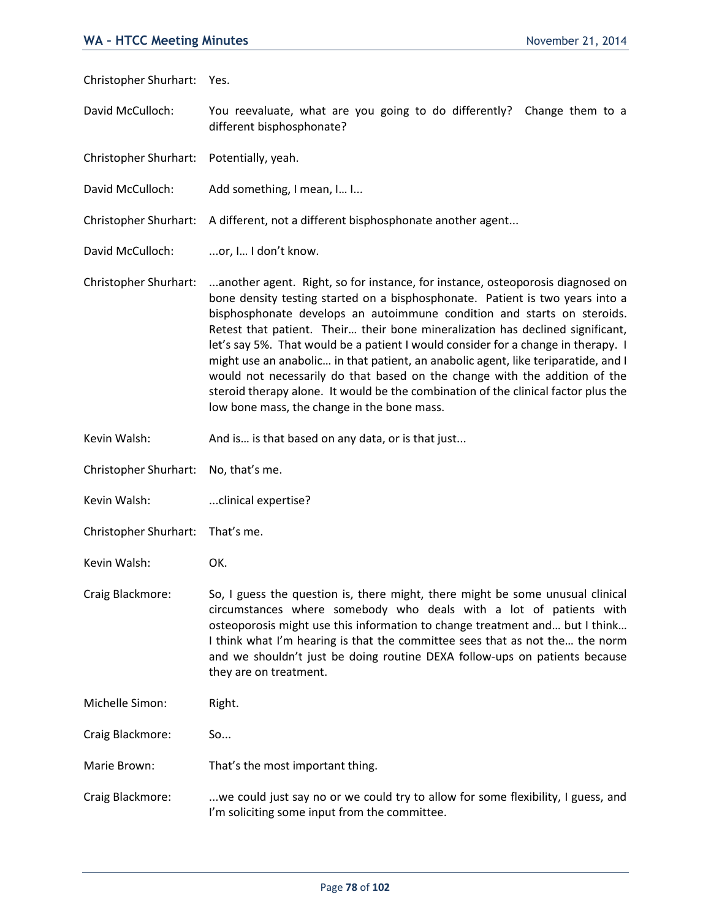Christopher Shurhart: Yes.

David McCulloch: You reevaluate, what are you going to do differently? Change them to a different bisphosphonate?

Christopher Shurhart: Potentially, yeah.

David McCulloch: Add something, I mean, I… I...

Christopher Shurhart: A different, not a different bisphosphonate another agent...

David McCulloch: ...or, I… I don't know.

Christopher Shurhart: ...another agent. Right, so for instance, for instance, osteoporosis diagnosed on bone density testing started on a bisphosphonate. Patient is two years into a bisphosphonate develops an autoimmune condition and starts on steroids. Retest that patient. Their… their bone mineralization has declined significant, let's say 5%. That would be a patient I would consider for a change in therapy. I might use an anabolic… in that patient, an anabolic agent, like teriparatide, and I would not necessarily do that based on the change with the addition of the steroid therapy alone. It would be the combination of the clinical factor plus the low bone mass, the change in the bone mass.

Kevin Walsh: And is… is that based on any data, or is that just...

Christopher Shurhart: No, that's me.

Kevin Walsh: ...clinical expertise?

Christopher Shurhart: That's me.

Kevin Walsh: OK.

Craig Blackmore: So, I guess the question is, there might, there might be some unusual clinical circumstances where somebody who deals with a lot of patients with osteoporosis might use this information to change treatment and… but I think… I think what I'm hearing is that the committee sees that as not the… the norm and we shouldn't just be doing routine DEXA follow-ups on patients because they are on treatment.

Michelle Simon: Right.

Craig Blackmore: So...

Marie Brown: That's the most important thing.

Craig Blackmore: ...we could just say no or we could try to allow for some flexibility, I guess, and I'm soliciting some input from the committee.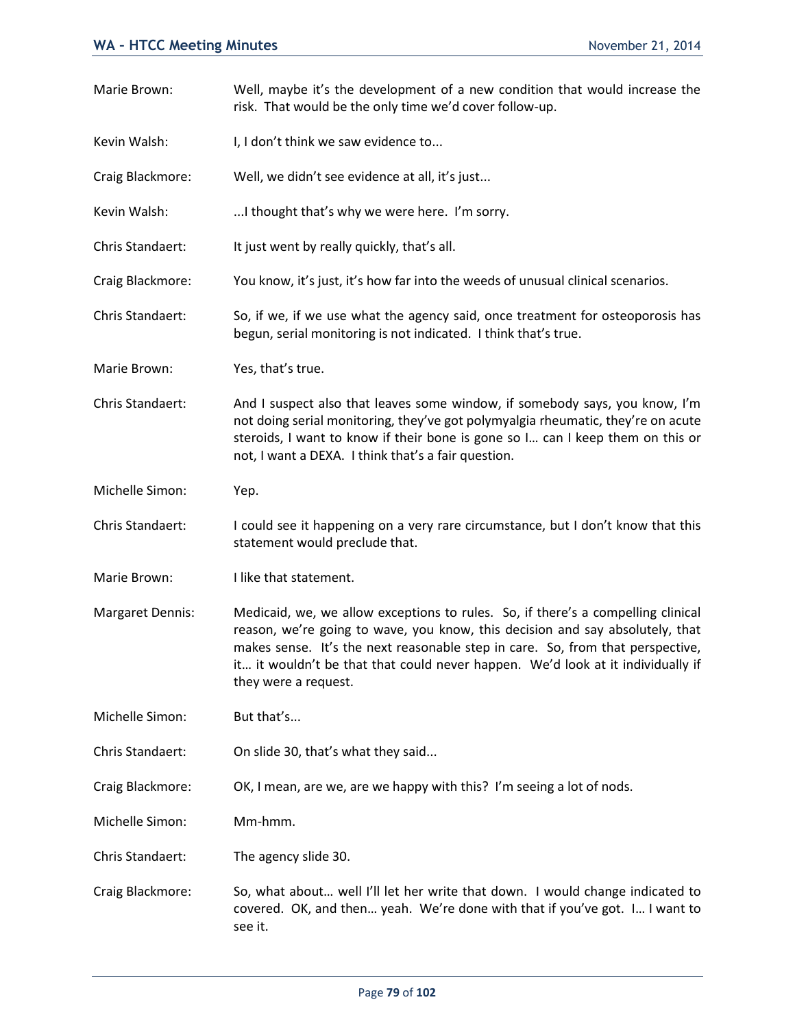Marie Brown: Well, maybe it's the development of a new condition that would increase the risk. That would be the only time we'd cover follow-up.

Kevin Walsh: I, I don't think we saw evidence to...

Craig Blackmore: Well, we didn't see evidence at all, it's just...

Kevin Walsh: ...I thought that's why we were here. I'm sorry.

Chris Standaert: It just went by really quickly, that's all.

Craig Blackmore: You know, it's just, it's how far into the weeds of unusual clinical scenarios.

Chris Standaert: So, if we, if we use what the agency said, once treatment for osteoporosis has begun, serial monitoring is not indicated. I think that's true.

Marie Brown: Yes, that's true.

Chris Standaert: And I suspect also that leaves some window, if somebody says, you know, I'm not doing serial monitoring, they've got polymyalgia rheumatic, they're on acute steroids, I want to know if their bone is gone so I… can I keep them on this or not, I want a DEXA. I think that's a fair question.

Michelle Simon: Yep.

Chris Standaert: I could see it happening on a very rare circumstance, but I don't know that this statement would preclude that.

Marie Brown: I like that statement.

Margaret Dennis: Medicaid, we, we allow exceptions to rules. So, if there's a compelling clinical reason, we're going to wave, you know, this decision and say absolutely, that makes sense. It's the next reasonable step in care. So, from that perspective, it… it wouldn't be that that could never happen. We'd look at it individually if they were a request.

Michelle Simon: But that's...

Chris Standaert: On slide 30, that's what they said...

Craig Blackmore: OK, I mean, are we, are we happy with this? I'm seeing a lot of nods.

Michelle Simon: Mm-hmm.

Chris Standaert: The agency slide 30.

Craig Blackmore: So, what about… well I'll let her write that down. I would change indicated to covered. OK, and then… yeah. We're done with that if you've got. I… I want to see it.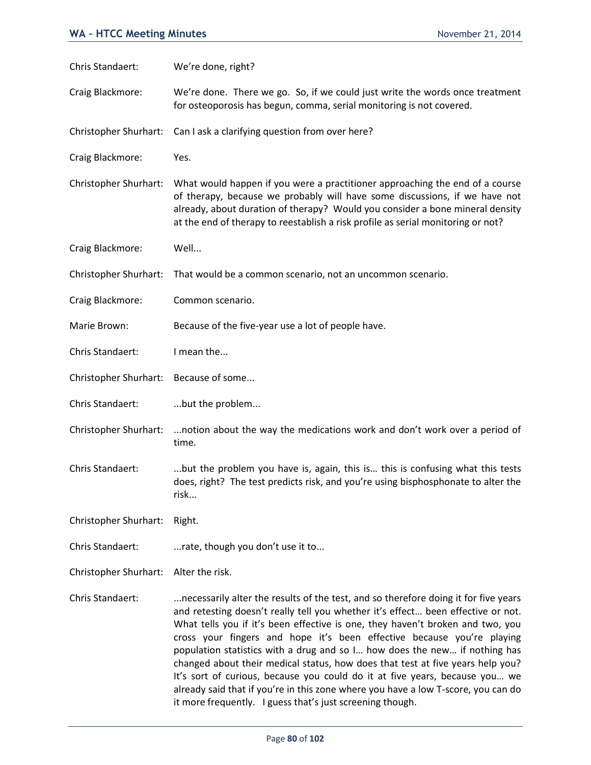Chris Standaert: We're done, right?

Craig Blackmore: We're done. There we go. So, if we could just write the words once treatment for osteoporosis has begun, comma, serial monitoring is not covered.

Christopher Shurhart: Can I ask a clarifying question from over here?

Craig Blackmore: Yes.

Christopher Shurhart: What would happen if you were a practitioner approaching the end of a course of therapy, because we probably will have some discussions, if we have not already, about duration of therapy? Would you consider a bone mineral density at the end of therapy to reestablish a risk profile as serial monitoring or not?

Craig Blackmore: Well...

Christopher Shurhart: That would be a common scenario, not an uncommon scenario.

Craig Blackmore: Common scenario.

Marie Brown: Because of the five-year use a lot of people have.

Chris Standaert: I mean the...

Christopher Shurhart: Because of some...

Chris Standaert: ...but the problem...

Christopher Shurhart: ...notion about the way the medications work and don't work over a period of time.

Chris Standaert: ...but the problem you have is, again, this is… this is confusing what this tests does, right? The test predicts risk, and you're using bisphosphonate to alter the risk...

Christopher Shurhart: Right.

Chris Standaert: ...rate, though you don't use it to...

Christopher Shurhart: Alter the risk.

Chris Standaert: ...necessarily alter the results of the test, and so therefore doing it for five years and retesting doesn't really tell you whether it's effect… been effective or not. What tells you if it's been effective is one, they haven't broken and two, you cross your fingers and hope it's been effective because you're playing population statistics with a drug and so I… how does the new… if nothing has changed about their medical status, how does that test at five years help you? It's sort of curious, because you could do it at five years, because you… we already said that if you're in this zone where you have a low T-score, you can do it more frequently. I guess that's just screening though.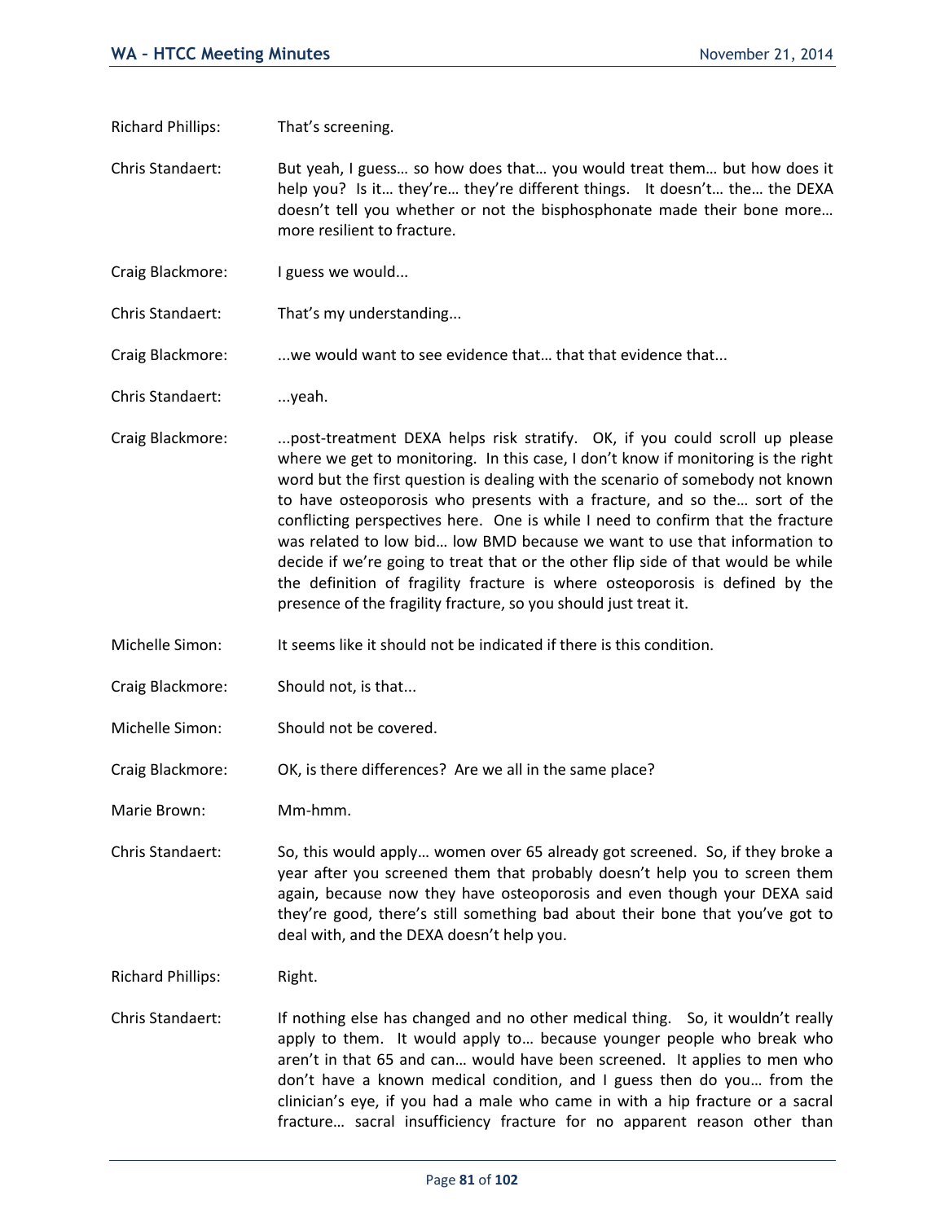Richard Phillips: That's screening.

Chris Standaert: But yeah, I guess… so how does that… you would treat them… but how does it help you? Is it… they're… they're different things. It doesn't… the… the DEXA doesn't tell you whether or not the bisphosphonate made their bone more… more resilient to fracture.

Craig Blackmore: I guess we would...

Chris Standaert: That's my understanding...

Craig Blackmore: ...we would want to see evidence that… that that evidence that...

Chris Standaert: ...yeah.

Craig Blackmore: ...post-treatment DEXA helps risk stratify. OK, if you could scroll up please where we get to monitoring. In this case, I don't know if monitoring is the right word but the first question is dealing with the scenario of somebody not known to have osteoporosis who presents with a fracture, and so the… sort of the conflicting perspectives here. One is while I need to confirm that the fracture was related to low bid… low BMD because we want to use that information to decide if we're going to treat that or the other flip side of that would be while the definition of fragility fracture is where osteoporosis is defined by the presence of the fragility fracture, so you should just treat it.

Michelle Simon: It seems like it should not be indicated if there is this condition.

Craig Blackmore: Should not, is that...

Michelle Simon: Should not be covered.

Craig Blackmore: OK, is there differences? Are we all in the same place?

Marie Brown: Mm-hmm.

Chris Standaert: So, this would apply… women over 65 already got screened. So, if they broke a year after you screened them that probably doesn't help you to screen them again, because now they have osteoporosis and even though your DEXA said they're good, there's still something bad about their bone that you've got to deal with, and the DEXA doesn't help you.

Richard Phillips: Right.

Chris Standaert: If nothing else has changed and no other medical thing. So, it wouldn't really apply to them. It would apply to… because younger people who break who aren't in that 65 and can… would have been screened. It applies to men who don't have a known medical condition, and I guess then do you… from the clinician's eye, if you had a male who came in with a hip fracture or a sacral fracture… sacral insufficiency fracture for no apparent reason other than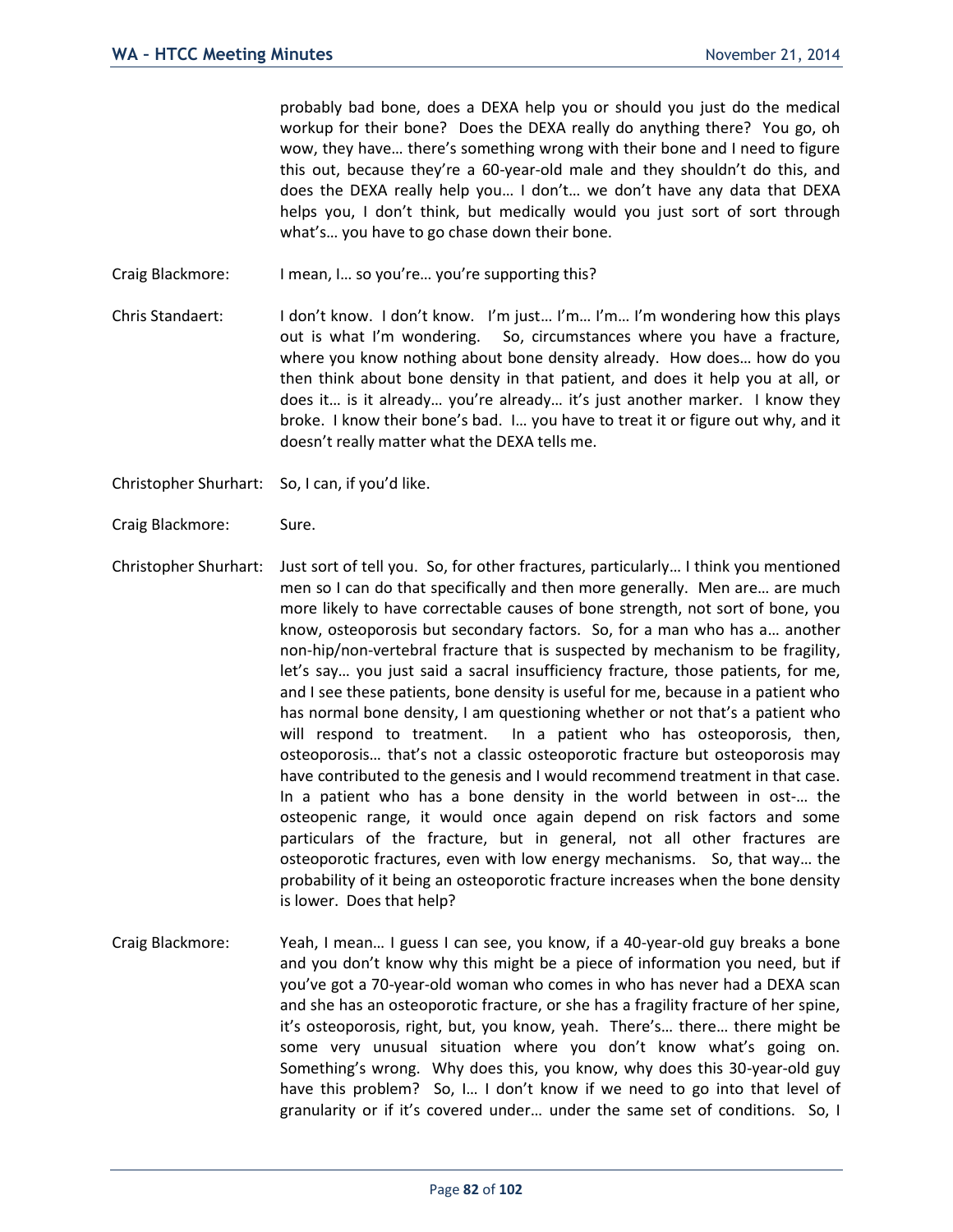probably bad bone, does a DEXA help you or should you just do the medical workup for their bone? Does the DEXA really do anything there? You go, oh wow, they have… there's something wrong with their bone and I need to figure this out, because they're a 60-year-old male and they shouldn't do this, and does the DEXA really help you… I don't… we don't have any data that DEXA helps you, I don't think, but medically would you just sort of sort through what's… you have to go chase down their bone.

Craig Blackmore: I mean, I… so you're… you're supporting this?

Chris Standaert: I don't know. I don't know. I'm just… I'm… I'm… I'm wondering how this plays out is what I'm wondering. So, circumstances where you have a fracture, where you know nothing about bone density already. How does… how do you then think about bone density in that patient, and does it help you at all, or does it… is it already… you're already… it's just another marker. I know they broke. I know their bone's bad. I… you have to treat it or figure out why, and it doesn't really matter what the DEXA tells me.

Christopher Shurhart: So, I can, if you'd like.

Craig Blackmore: Sure.

Christopher Shurhart: Just sort of tell you. So, for other fractures, particularly… I think you mentioned men so I can do that specifically and then more generally. Men are… are much more likely to have correctable causes of bone strength, not sort of bone, you know, osteoporosis but secondary factors. So, for a man who has a… another non-hip/non-vertebral fracture that is suspected by mechanism to be fragility, let's say… you just said a sacral insufficiency fracture, those patients, for me, and I see these patients, bone density is useful for me, because in a patient who has normal bone density, I am questioning whether or not that's a patient who will respond to treatment. In a patient who has osteoporosis, then, osteoporosis… that's not a classic osteoporotic fracture but osteoporosis may have contributed to the genesis and I would recommend treatment in that case. In a patient who has a bone density in the world between in ost-… the osteopenic range, it would once again depend on risk factors and some particulars of the fracture, but in general, not all other fractures are osteoporotic fractures, even with low energy mechanisms. So, that way… the probability of it being an osteoporotic fracture increases when the bone density is lower. Does that help?

Craig Blackmore: Yeah, I mean… I guess I can see, you know, if a 40-year-old guy breaks a bone and you don't know why this might be a piece of information you need, but if you've got a 70-year-old woman who comes in who has never had a DEXA scan and she has an osteoporotic fracture, or she has a fragility fracture of her spine, it's osteoporosis, right, but, you know, yeah. There's… there… there might be some very unusual situation where you don't know what's going on. Something's wrong. Why does this, you know, why does this 30-year-old guy have this problem? So, I… I don't know if we need to go into that level of granularity or if it's covered under… under the same set of conditions. So, I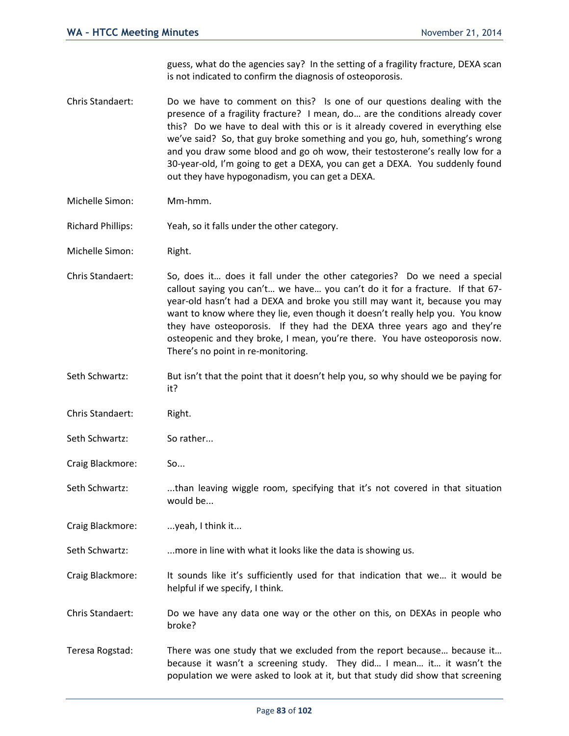guess, what do the agencies say? In the setting of a fragility fracture, DEXA scan is not indicated to confirm the diagnosis of osteoporosis.

Chris Standaert: Do we have to comment on this? Is one of our questions dealing with the presence of a fragility fracture? I mean, do… are the conditions already cover this? Do we have to deal with this or is it already covered in everything else we've said? So, that guy broke something and you go, huh, something's wrong and you draw some blood and go oh wow, their testosterone's really low for a 30-year-old, I'm going to get a DEXA, you can get a DEXA. You suddenly found out they have hypogonadism, you can get a DEXA.

Michelle Simon: Mm-hmm.

Richard Phillips: Yeah, so it falls under the other category.

Michelle Simon: Right.

Chris Standaert: So, does it… does it fall under the other categories? Do we need a special callout saying you can't… we have… you can't do it for a fracture. If that 67-year-old hasn't had a DEXA and broke you still may want it, because you may want to know where they lie, even though it doesn't really help you. You know they have osteoporosis. If they had the DEXA three years ago and they're osteopenic and they broke, I mean, you're there. You have osteoporosis now. There's no point in re-monitoring.

Seth Schwartz: But isn't that the point that it doesn't help you, so why should we be paying for it?

Chris Standaert: Right.

Seth Schwartz: So rather...

Craig Blackmore: So...

Seth Schwartz: ...than leaving wiggle room, specifying that it's not covered in that situation would be...

Craig Blackmore: ...yeah, I think it...

Seth Schwartz: ...more in line with what it looks like the data is showing us.

Craig Blackmore: It sounds like it's sufficiently used for that indication that we… it would be helpful if we specify, I think.

Chris Standaert: Do we have any data one way or the other on this, on DEXAs in people who broke?

Teresa Rogstad: There was one study that we excluded from the report because… because it… because it wasn't a screening study. They did… I mean… it… it wasn't the population we were asked to look at it, but that study did show that screening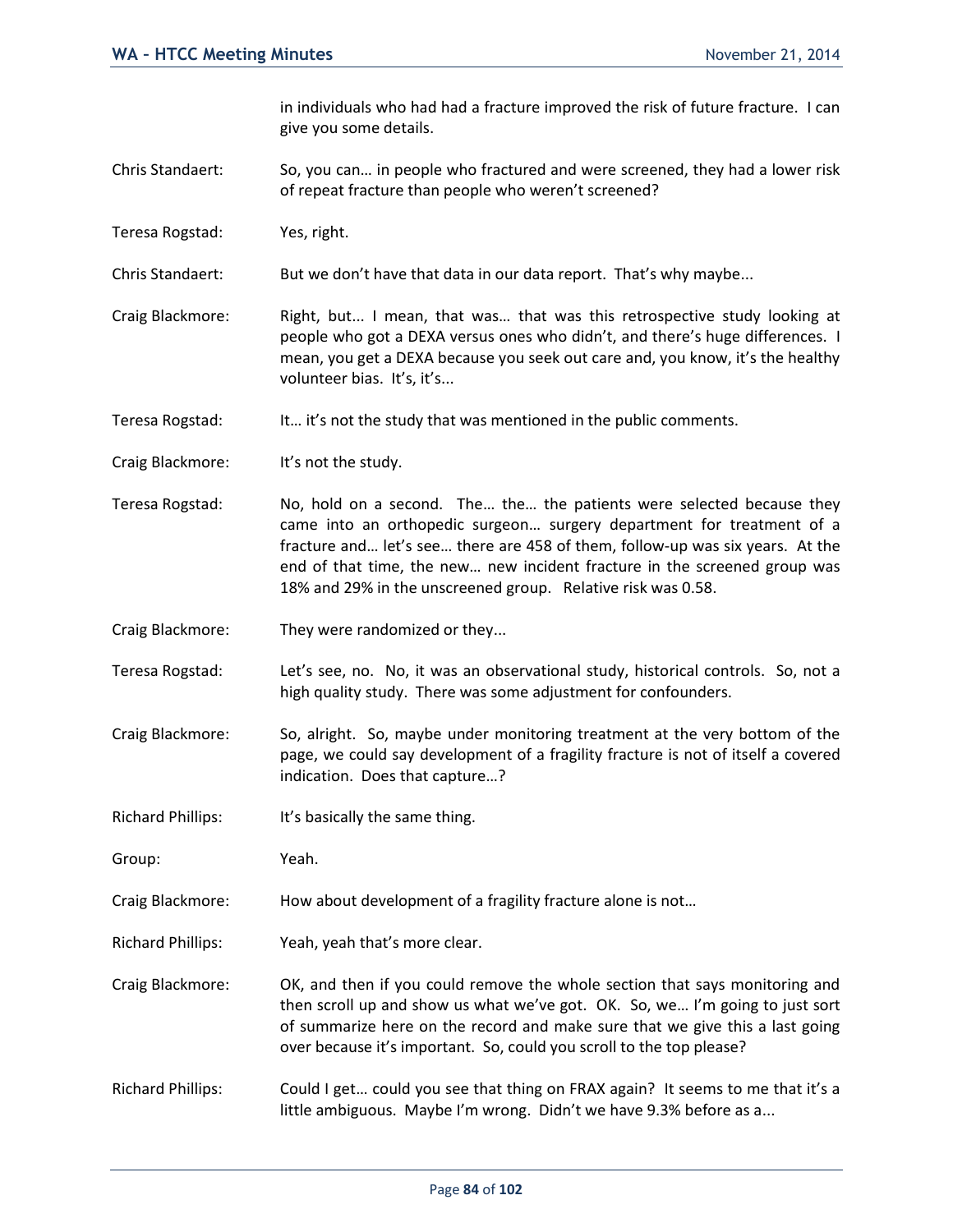in individuals who had had a fracture improved the risk of future fracture. I can give you some details.

Chris Standaert: So, you can… in people who fractured and were screened, they had a lower risk of repeat fracture than people who weren't screened?

Teresa Rogstad: Yes, right.

Chris Standaert: But we don't have that data in our data report. That's why maybe...

Craig Blackmore: Right, but... I mean, that was… that was this retrospective study looking at people who got a DEXA versus ones who didn't, and there's huge differences. I mean, you get a DEXA because you seek out care and, you know, it's the healthy volunteer bias. It's, it's...

Teresa Rogstad: It… it's not the study that was mentioned in the public comments.

Craig Blackmore: It's not the study.

Teresa Rogstad: No, hold on a second. The… the… the patients were selected because they came into an orthopedic surgeon… surgery department for treatment of a fracture and… let's see… there are 458 of them, follow-up was six years. At the end of that time, the new… new incident fracture in the screened group was 18% and 29% in the unscreened group. Relative risk was 0.58.

Craig Blackmore: They were randomized or they...

Teresa Rogstad: Let's see, no. No, it was an observational study, historical controls. So, not a high quality study. There was some adjustment for confounders.

Craig Blackmore: So, alright. So, maybe under monitoring treatment at the very bottom of the page, we could say development of a fragility fracture is not of itself a covered indication. Does that capture…?

Richard Phillips: It's basically the same thing.

Group: Yeah.

Craig Blackmore: How about development of a fragility fracture alone is not…

Richard Phillips: Yeah, yeah that's more clear.

Craig Blackmore: OK, and then if you could remove the whole section that says monitoring and then scroll up and show us what we've got. OK. So, we… I'm going to just sort of summarize here on the record and make sure that we give this a last going over because it's important. So, could you scroll to the top please?

Richard Phillips: Could I get… could you see that thing on FRAX again? It seems to me that it's a little ambiguous. Maybe I'm wrong. Didn't we have 9.3% before as a...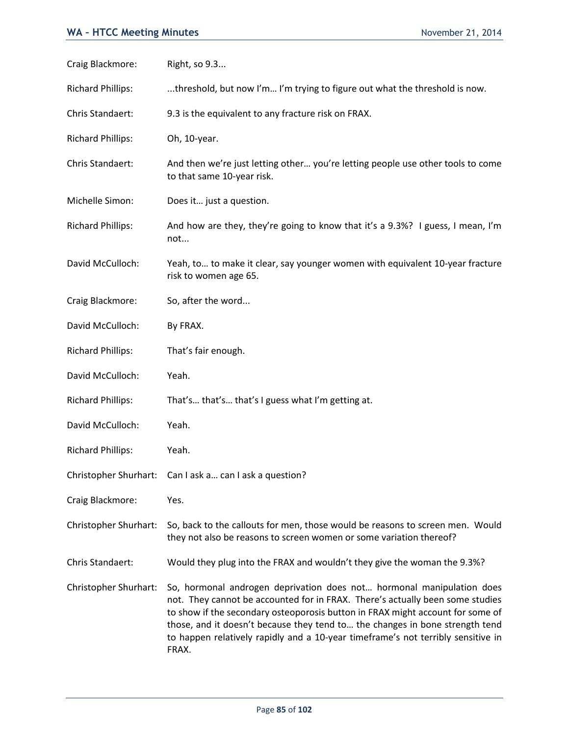Craig Blackmore: Right, so 9.3...

Richard Phillips: ...threshold, but now I'm… I'm trying to figure out what the threshold is now.

Chris Standaert: 9.3 is the equivalent to any fracture risk on FRAX.

Richard Phillips: Oh, 10-year.

Chris Standaert: And then we're just letting other… you're letting people use other tools to come to that same 10-year risk.

Michelle Simon: Does it… just a question.

Richard Phillips: And how are they, they're going to know that it's a 9.3%? I guess, I mean, I'm not...

David McCulloch: Yeah, to… to make it clear, say younger women with equivalent 10-year fracture risk to women age 65.

Craig Blackmore: So, after the word...

David McCulloch: By FRAX.

Richard Phillips: That's fair enough.

David McCulloch: Yeah.

Richard Phillips: That's… that's… that's I guess what I'm getting at.

David McCulloch: Yeah.

Richard Phillips: Yeah.

Christopher Shurhart: Can I ask a… can I ask a question?

Craig Blackmore: Yes.

Christopher Shurhart: So, back to the callouts for men, those would be reasons to screen men. Would they not also be reasons to screen women or some variation thereof?

Chris Standaert: Would they plug into the FRAX and wouldn't they give the woman the 9.3%?

Christopher Shurhart: So, hormonal androgen deprivation does not… hormonal manipulation does not. They cannot be accounted for in FRAX. There's actually been some studies to show if the secondary osteoporosis button in FRAX might account for some of those, and it doesn't because they tend to… the changes in bone strength tend to happen relatively rapidly and a 10-year timeframe's not terribly sensitive in FRAX.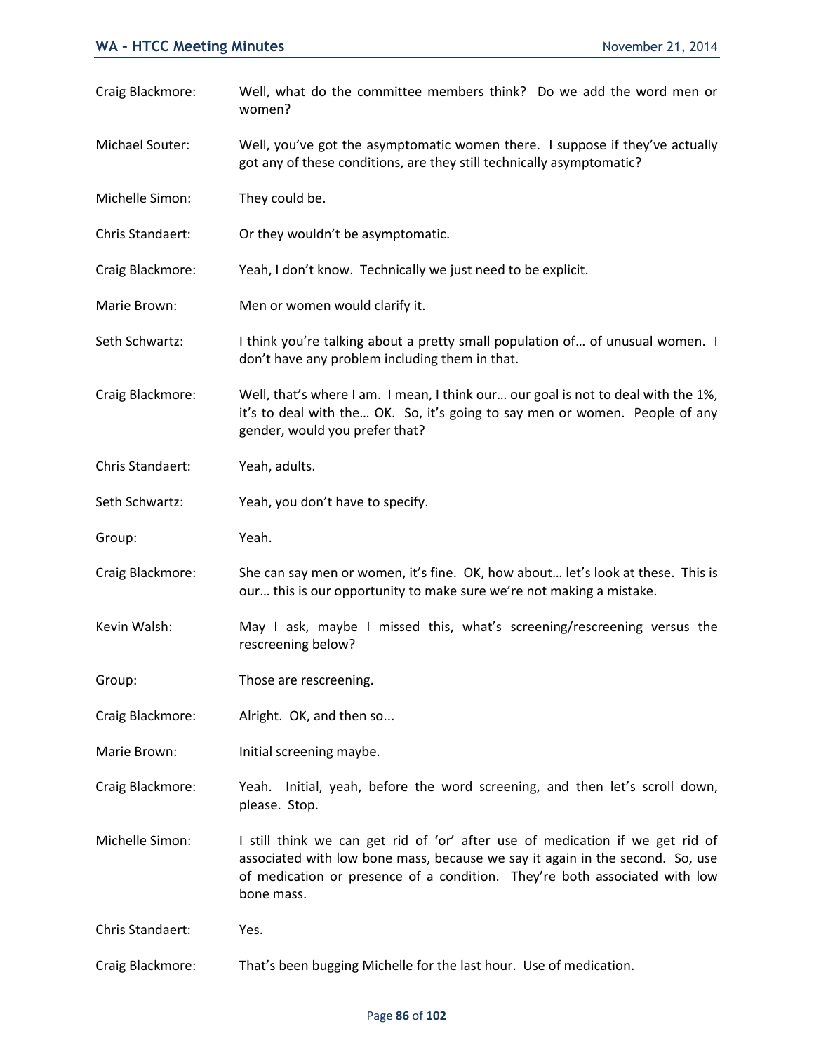Craig Blackmore: Well, what do the committee members think? Do we add the word men or women?

Michael Souter: Well, you've got the asymptomatic women there. I suppose if they've actually got any of these conditions, are they still technically asymptomatic?

Michelle Simon: They could be.

Chris Standaert: Or they wouldn't be asymptomatic.

Craig Blackmore: Yeah, I don't know. Technically we just need to be explicit.

Marie Brown: Men or women would clarify it.

Seth Schwartz: I think you're talking about a pretty small population of… of unusual women. I don't have any problem including them in that.

Craig Blackmore: Well, that's where I am. I mean, I think our… our goal is not to deal with the 1%, it's to deal with the… OK. So, it's going to say men or women. People of any gender, would you prefer that?

Chris Standaert: Yeah, adults.

Seth Schwartz: Yeah, you don't have to specify.

Group: Yeah.

Craig Blackmore: She can say men or women, it's fine. OK, how about… let's look at these. This is our… this is our opportunity to make sure we're not making a mistake.

Kevin Walsh: May I ask, maybe I missed this, what's screening/rescreening versus the rescreening below?

Group: Those are rescreening.

Craig Blackmore: Alright. OK, and then so...

Marie Brown: Initial screening maybe.

Craig Blackmore: Yeah. Initial, yeah, before the word screening, and then let's scroll down, please. Stop.

Michelle Simon: I still think we can get rid of 'or' after use of medication if we get rid of associated with low bone mass, because we say it again in the second. So, use of medication or presence of a condition. They're both associated with low bone mass.

Chris Standaert: Yes.

Craig Blackmore: That's been bugging Michelle for the last hour. Use of medication.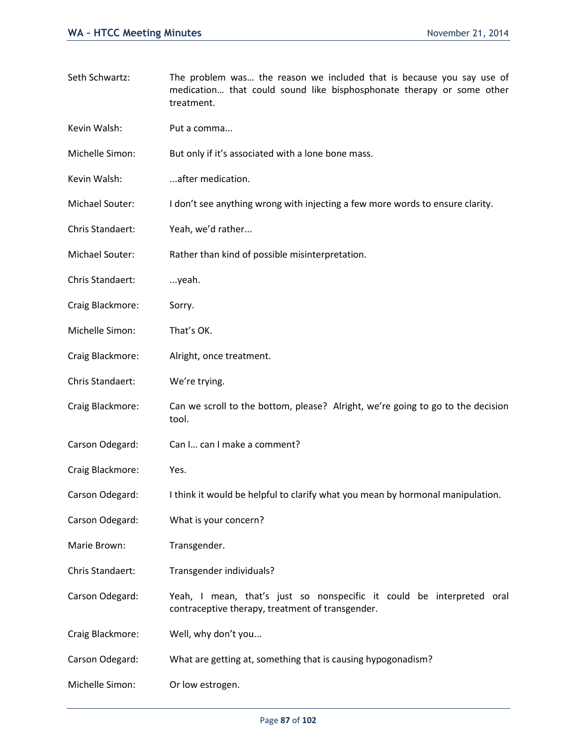Seth Schwartz: The problem was… the reason we included that is because you say use of medication… that could sound like bisphosphonate therapy or some other treatment.

Kevin Walsh: Put a comma...

Michelle Simon: But only if it's associated with a lone bone mass.

Kevin Walsh: ...after medication.

Michael Souter: I don't see anything wrong with injecting a few more words to ensure clarity.

Chris Standaert: Yeah, we'd rather...

Michael Souter: Rather than kind of possible misinterpretation.

Chris Standaert: ...yeah.

Craig Blackmore: Sorry.

Michelle Simon: That's OK.

Craig Blackmore: Alright, once treatment.

Chris Standaert: We're trying.

Craig Blackmore: Can we scroll to the bottom, please? Alright, we're going to go to the decision tool.

Carson Odegard: Can I… can I make a comment?

Craig Blackmore: Yes.

Carson Odegard: I think it would be helpful to clarify what you mean by hormonal manipulation.

Carson Odegard: What is your concern?

Marie Brown: Transgender.

Chris Standaert: Transgender individuals?

Carson Odegard: Yeah, I mean, that's just so nonspecific it could be interpreted oral contraceptive therapy, treatment of transgender.

Craig Blackmore: Well, why don't you...

Carson Odegard: What are getting at, something that is causing hypogonadism?

Michelle Simon: Or low estrogen.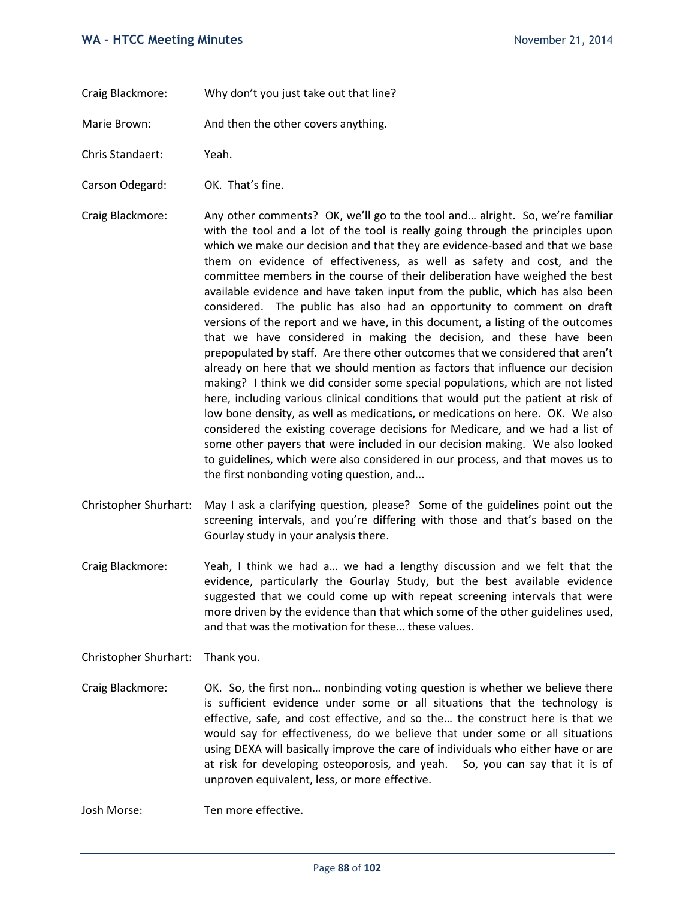Craig Blackmore: Why don't you just take out that line?

Marie Brown: And then the other covers anything.

Chris Standaert: Yeah.

Carson Odegard: OK. That's fine.

Craig Blackmore: Any other comments? OK, we'll go to the tool and… alright. So, we're familiar with the tool and a lot of the tool is really going through the principles upon which we make our decision and that they are evidence-based and that we base them on evidence of effectiveness, as well as safety and cost, and the committee members in the course of their deliberation have weighed the best available evidence and have taken input from the public, which has also been considered. The public has also had an opportunity to comment on draft versions of the report and we have, in this document, a listing of the outcomes that we have considered in making the decision, and these have been prepopulated by staff. Are there other outcomes that we considered that aren't already on here that we should mention as factors that influence our decision making? I think we did consider some special populations, which are not listed here, including various clinical conditions that would put the patient at risk of low bone density, as well as medications, or medications on here. OK. We also considered the existing coverage decisions for Medicare, and we had a list of some other payers that were included in our decision making. We also looked to guidelines, which were also considered in our process, and that moves us to the first nonbonding voting question, and...

Christopher Shurhart: May I ask a clarifying question, please? Some of the guidelines point out the screening intervals, and you're differing with those and that's based on the Gourlay study in your analysis there.

Craig Blackmore: Yeah, I think we had a… we had a lengthy discussion and we felt that the evidence, particularly the Gourlay Study, but the best available evidence suggested that we could come up with repeat screening intervals that were more driven by the evidence than that which some of the other guidelines used, and that was the motivation for these… these values.

Christopher Shurhart: Thank you.

Craig Blackmore: OK. So, the first non… nonbinding voting question is whether we believe there is sufficient evidence under some or all situations that the technology is effective, safe, and cost effective, and so the… the construct here is that we would say for effectiveness, do we believe that under some or all situations using DEXA will basically improve the care of individuals who either have or are at risk for developing osteoporosis, and yeah. So, you can say that it is of unproven equivalent, less, or more effective.

Josh Morse: Ten more effective.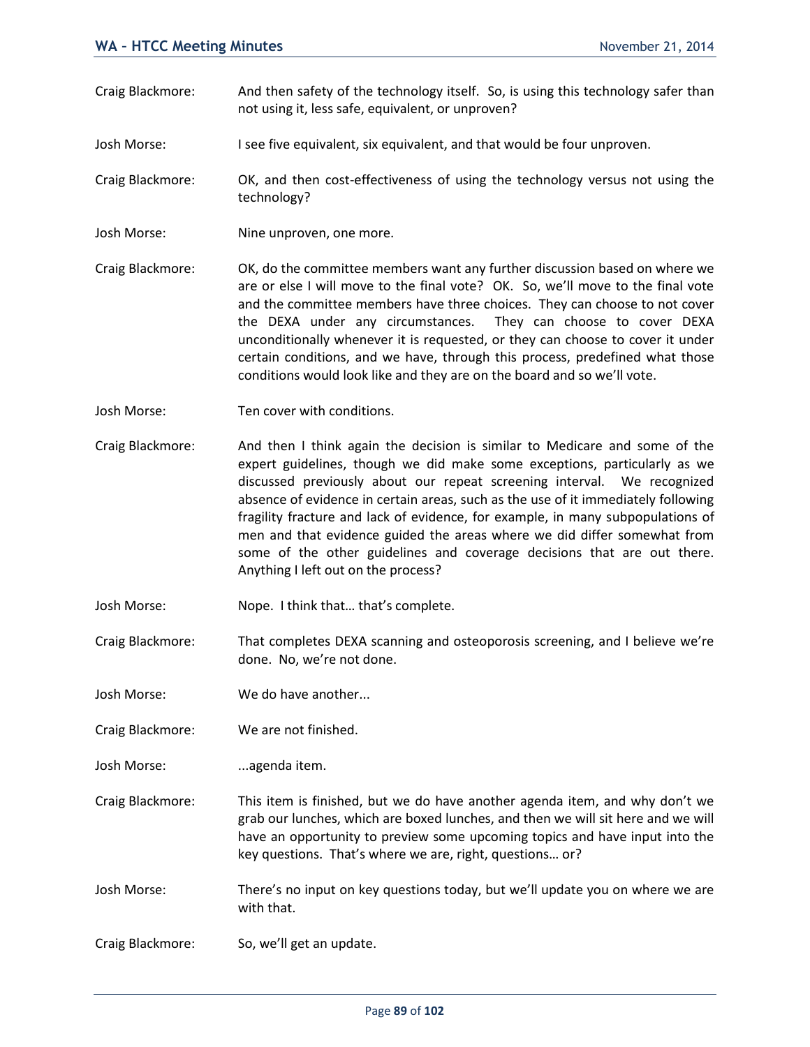Craig Blackmore: And then safety of the technology itself. So, is using this technology safer than not using it, less safe, equivalent, or unproven?

Josh Morse: I see five equivalent, six equivalent, and that would be four unproven.

Craig Blackmore: OK, and then cost-effectiveness of using the technology versus not using the technology?

Josh Morse: Nine unproven, one more.

Craig Blackmore: OK, do the committee members want any further discussion based on where we are or else I will move to the final vote? OK. So, we'll move to the final vote and the committee members have three choices. They can choose to not cover the DEXA under any circumstances. They can choose to cover DEXA unconditionally whenever it is requested, or they can choose to cover it under certain conditions, and we have, through this process, predefined what those conditions would look like and they are on the board and so we'll vote.

Josh Morse: Ten cover with conditions.

Craig Blackmore: And then I think again the decision is similar to Medicare and some of the expert guidelines, though we did make some exceptions, particularly as we discussed previously about our repeat screening interval. We recognized absence of evidence in certain areas, such as the use of it immediately following fragility fracture and lack of evidence, for example, in many subpopulations of men and that evidence guided the areas where we did differ somewhat from some of the other guidelines and coverage decisions that are out there. Anything I left out on the process?

Josh Morse: Nope. I think that… that's complete.

Craig Blackmore: That completes DEXA scanning and osteoporosis screening, and I believe we're done. No, we're not done.

Josh Morse: We do have another...

Craig Blackmore: We are not finished.

Josh Morse: ...agenda item.

Craig Blackmore: This item is finished, but we do have another agenda item, and why don't we grab our lunches, which are boxed lunches, and then we will sit here and we will have an opportunity to preview some upcoming topics and have input into the key questions. That's where we are, right, questions… or?

Josh Morse: There's no input on key questions today, but we'll update you on where we are with that.

Craig Blackmore: So, we'll get an update.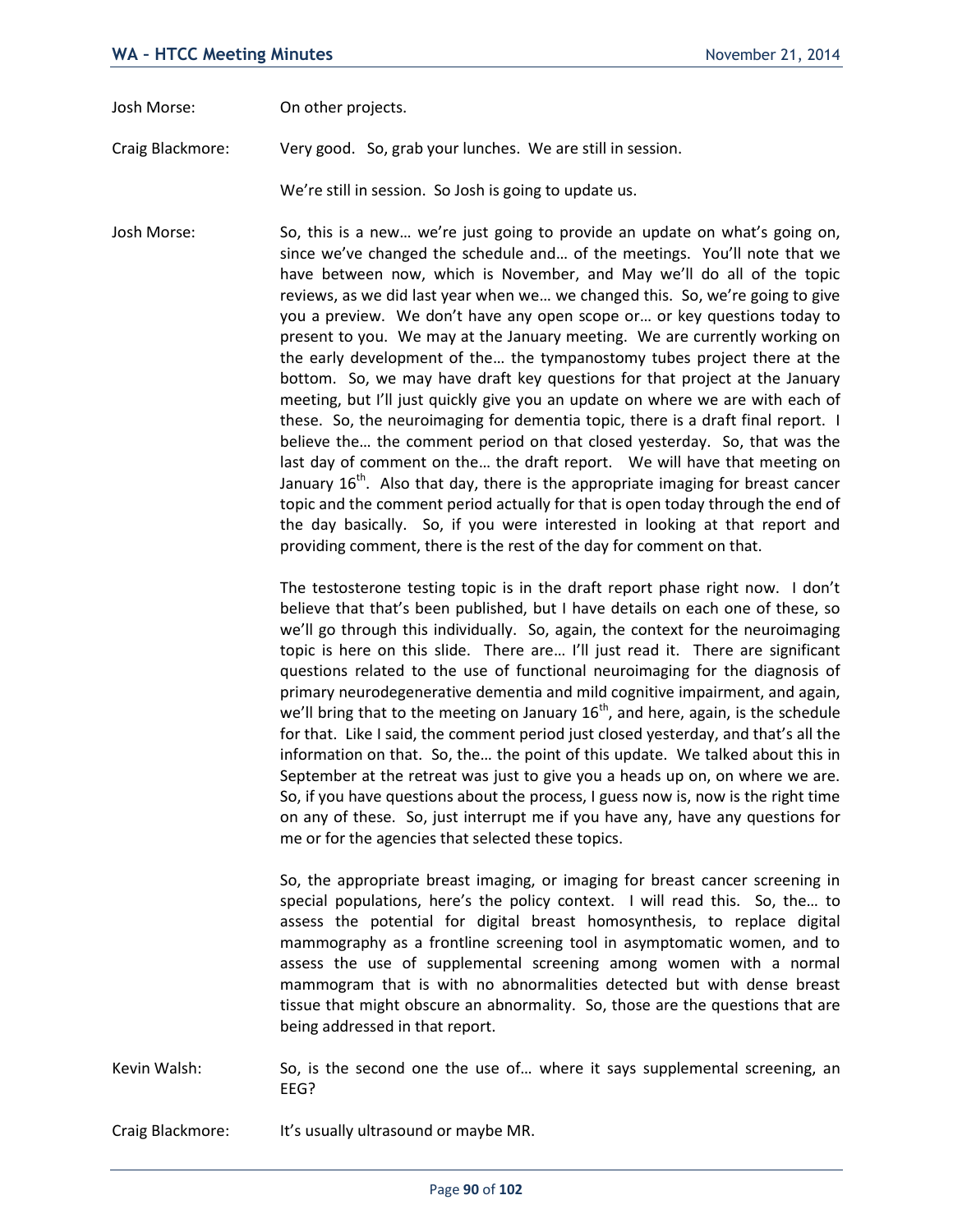Josh Morse: On other projects.

Craig Blackmore: Very good. So, grab your lunches. We are still in session.

We're still in session. So Josh is going to update us.

Josh Morse: So, this is a new… we're just going to provide an update on what's going on, since we've changed the schedule and… of the meetings. You'll note that we have between now, which is November, and May we'll do all of the topic reviews, as we did last year when we… we changed this. So, we're going to give you a preview. We don't have any open scope or… or key questions today to present to you. We may at the January meeting. We are currently working on the early development of the… the tympanostomy tubes project there at the bottom. So, we may have draft key questions for that project at the January meeting, but I'll just quickly give you an update on where we are with each of these. So, the neuroimaging for dementia topic, there is a draft final report. I believe the… the comment period on that closed yesterday. So, that was the last day of comment on the… the draft report. We will have that meeting on January 16th. Also that day, there is the appropriate imaging for breast cancer topic and the comment period actually for that is open today through the end of the day basically. So, if you were interested in looking at that report and providing comment, there is the rest of the day for comment on that.

The testosterone testing topic is in the draft report phase right now. I don't believe that that's been published, but I have details on each one of these, so we'll go through this individually. So, again, the context for the neuroimaging topic is here on this slide. There are… I'll just read it. There are significant questions related to the use of functional neuroimaging for the diagnosis of primary neurodegenerative dementia and mild cognitive impairment, and again, we'll bring that to the meeting on January 16th, and here, again, is the schedule for that. Like I said, the comment period just closed yesterday, and that's all the information on that. So, the… the point of this update. We talked about this in September at the retreat was just to give you a heads up on, on where we are. So, if you have questions about the process, I guess now is, now is the right time on any of these. So, just interrupt me if you have any, have any questions for me or for the agencies that selected these topics.

So, the appropriate breast imaging, or imaging for breast cancer screening in special populations, here's the policy context. I will read this. So, the… to assess the potential for digital breast homosynthesis, to replace digital mammography as a frontline screening tool in asymptomatic women, and to assess the use of supplemental screening among women with a normal mammogram that is with no abnormalities detected but with dense breast tissue that might obscure an abnormality. So, those are the questions that are being addressed in that report.

Kevin Walsh: So, is the second one the use of… where it says supplemental screening, an EEG?

Craig Blackmore: It's usually ultrasound or maybe MR.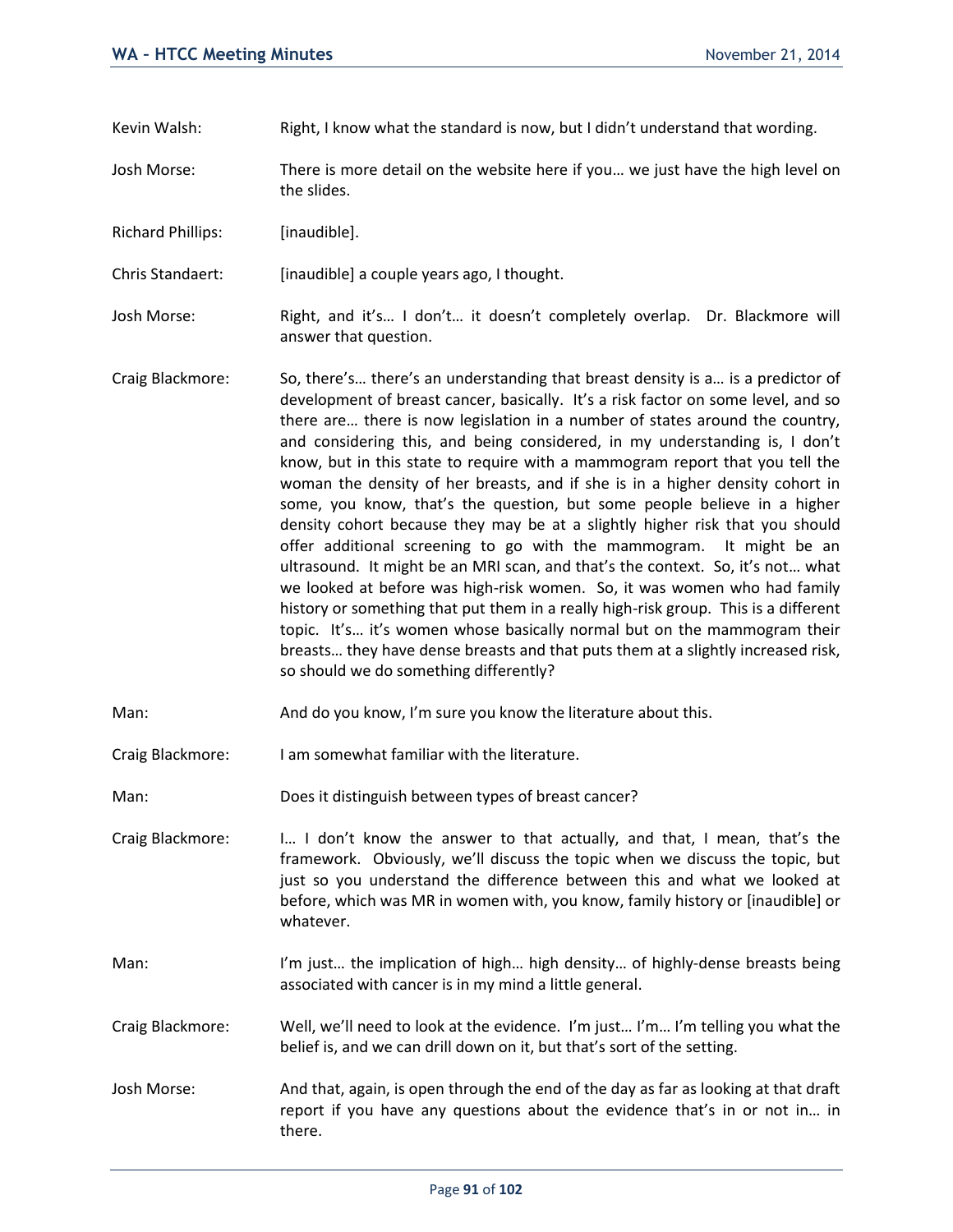Kevin Walsh: Right, I know what the standard is now, but I didn't understand that wording.

Josh Morse: There is more detail on the website here if you… we just have the high level on the slides.

Richard Phillips: [inaudible].

Chris Standaert: [inaudible] a couple years ago, I thought.

Josh Morse: Right, and it's… I don't… it doesn't completely overlap. Dr. Blackmore will answer that question.

Craig Blackmore: So, there's… there's an understanding that breast density is a… is a predictor of development of breast cancer, basically. It's a risk factor on some level, and so there are… there is now legislation in a number of states around the country, and considering this, and being considered, in my understanding is, I don't know, but in this state to require with a mammogram report that you tell the woman the density of her breasts, and if she is in a higher density cohort in some, you know, that's the question, but some people believe in a higher density cohort because they may be at a slightly higher risk that you should offer additional screening to go with the mammogram. It might be an ultrasound. It might be an MRI scan, and that's the context. So, it's not… what we looked at before was high-risk women. So, it was women who had family history or something that put them in a really high-risk group. This is a different topic. It's… it's women whose basically normal but on the mammogram their breasts… they have dense breasts and that puts them at a slightly increased risk, so should we do something differently?

Man: And do you know, I'm sure you know the literature about this.

Craig Blackmore: I am somewhat familiar with the literature.

Man: Does it distinguish between types of breast cancer?

Craig Blackmore: I… I don't know the answer to that actually, and that, I mean, that's the framework. Obviously, we'll discuss the topic when we discuss the topic, but just so you understand the difference between this and what we looked at before, which was MR in women with, you know, family history or [inaudible] or whatever.

Man: I'm just… the implication of high… high density… of highly-dense breasts being associated with cancer is in my mind a little general.

Craig Blackmore: Well, we'll need to look at the evidence. I'm just… I'm… I'm telling you what the belief is, and we can drill down on it, but that's sort of the setting.

Josh Morse: And that, again, is open through the end of the day as far as looking at that draft report if you have any questions about the evidence that's in or not in… in there.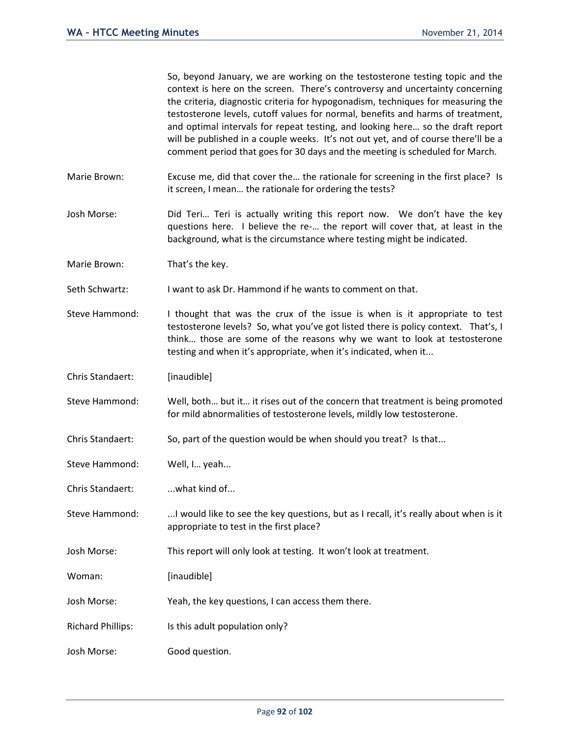So, beyond January, we are working on the testosterone testing topic and the context is here on the screen. There's controversy and uncertainty concerning the criteria, diagnostic criteria for hypogonadism, techniques for measuring the testosterone levels, cutoff values for normal, benefits and harms of treatment, and optimal intervals for repeat testing, and looking here… so the draft report will be published in a couple weeks. It's not out yet, and of course there'll be a comment period that goes for 30 days and the meeting is scheduled for March.

Marie Brown: Excuse me, did that cover the… the rationale for screening in the first place? Is it screen, I mean… the rationale for ordering the tests?

Josh Morse: Did Teri… Teri is actually writing this report now. We don't have the key questions here. I believe the re-… the report will cover that, at least in the background, what is the circumstance where testing might be indicated.

Marie Brown: That's the key.

Seth Schwartz: I want to ask Dr. Hammond if he wants to comment on that.

Steve Hammond: I thought that was the crux of the issue is when is it appropriate to test testosterone levels? So, what you've got listed there is policy context. That's, I think… those are some of the reasons why we want to look at testosterone testing and when it's appropriate, when it's indicated, when it...

Chris Standaert: [inaudible]

Steve Hammond: Well, both… but it… it rises out of the concern that treatment is being promoted for mild abnormalities of testosterone levels, mildly low testosterone.

Chris Standaert: So, part of the question would be when should you treat? Is that...

Steve Hammond: Well, I… yeah...

Chris Standaert: ...what kind of...

Steve Hammond: ...I would like to see the key questions, but as I recall, it's really about when is it appropriate to test in the first place?

Josh Morse: This report will only look at testing. It won't look at treatment.

Woman: [inaudible]

Josh Morse: Yeah, the key questions, I can access them there.

Richard Phillips: Is this adult population only?

Josh Morse: Good question.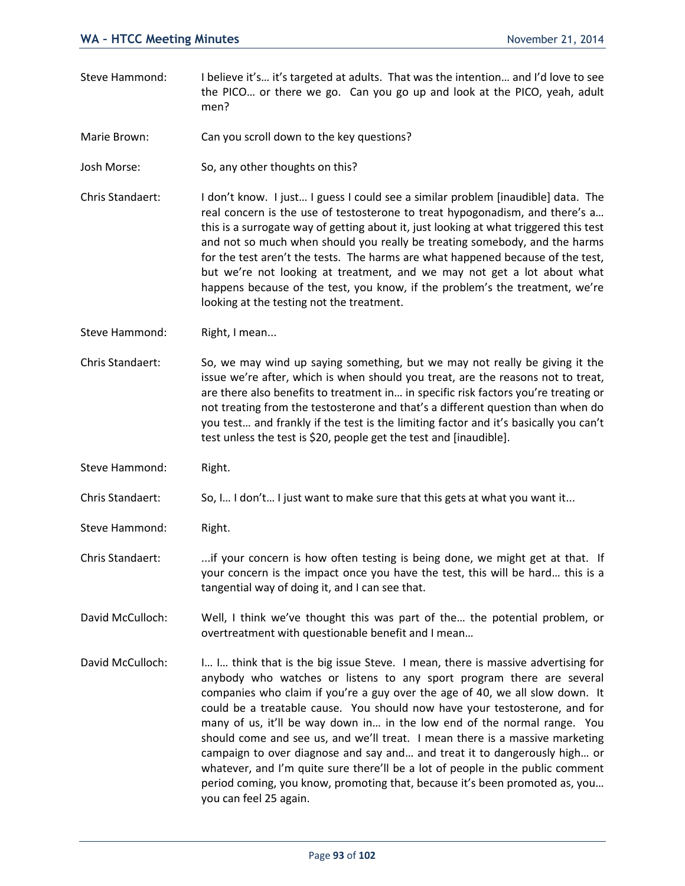Steve Hammond: I believe it's… it's targeted at adults. That was the intention… and I'd love to see the PICO… or there we go. Can you go up and look at the PICO, yeah, adult men?

Marie Brown: Can you scroll down to the key questions?

Josh Morse: So, any other thoughts on this?

Chris Standaert: I don't know. I just… I guess I could see a similar problem [inaudible] data. The real concern is the use of testosterone to treat hypogonadism, and there's a… this is a surrogate way of getting about it, just looking at what triggered this test and not so much when should you really be treating somebody, and the harms for the test aren't the tests. The harms are what happened because of the test, but we're not looking at treatment, and we may not get a lot about what happens because of the test, you know, if the problem's the treatment, we're looking at the testing not the treatment.

Steve Hammond: Right, I mean...

Chris Standaert: So, we may wind up saying something, but we may not really be giving it the issue we're after, which is when should you treat, are the reasons not to treat, are there also benefits to treatment in… in specific risk factors you're treating or not treating from the testosterone and that's a different question than when do you test… and frankly if the test is the limiting factor and it's basically you can't test unless the test is $20, people get the test and [inaudible].

Steve Hammond: Right.

Chris Standaert: So, I… I don't… I just want to make sure that this gets at what you want it...

Steve Hammond: Right.

Chris Standaert: ...if your concern is how often testing is being done, we might get at that. If your concern is the impact once you have the test, this will be hard… this is a tangential way of doing it, and I can see that.

David McCulloch: Well, I think we've thought this was part of the… the potential problem, or overtreatment with questionable benefit and I mean…

David McCulloch: I… I… think that is the big issue Steve. I mean, there is massive advertising for anybody who watches or listens to any sport program there are several companies who claim if you're a guy over the age of 40, we all slow down. It could be a treatable cause. You should now have your testosterone, and for many of us, it'll be way down in… in the low end of the normal range. You should come and see us, and we'll treat. I mean there is a massive marketing campaign to over diagnose and say and… and treat it to dangerously high… or whatever, and I'm quite sure there'll be a lot of people in the public comment period coming, you know, promoting that, because it's been promoted as, you… you can feel 25 again.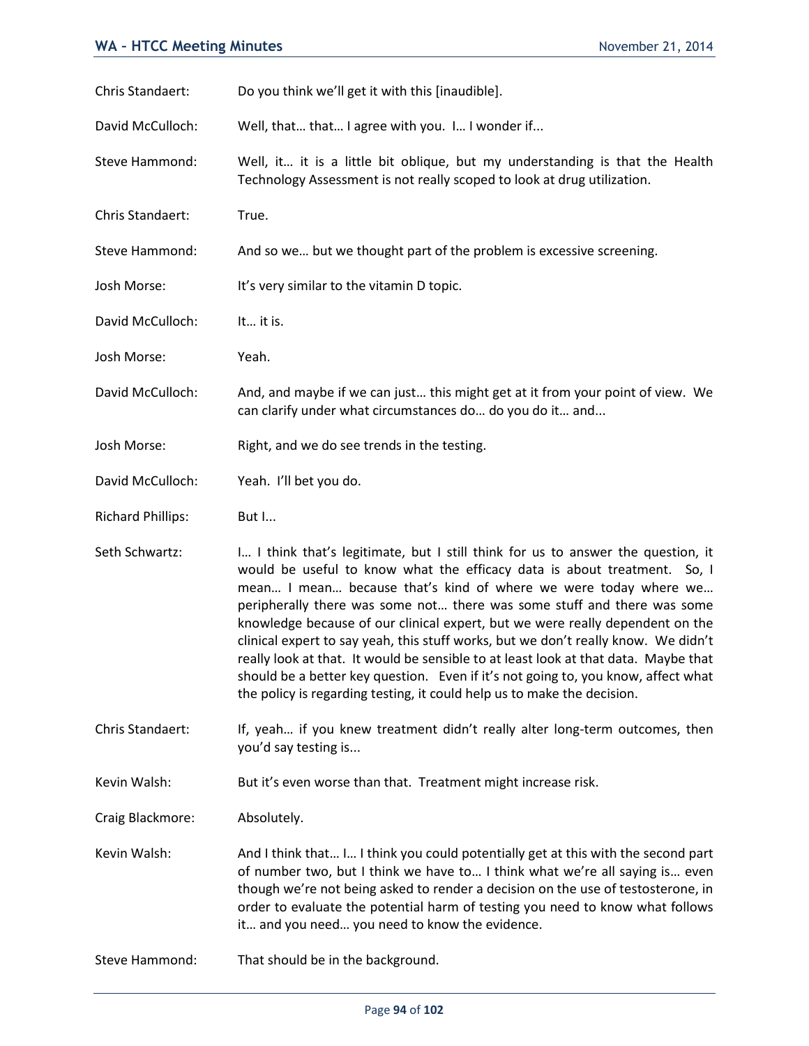Chris Standaert: Do you think we'll get it with this [inaudible].

David McCulloch: Well, that… that… I agree with you. I… I wonder if...

Steve Hammond: Well, it… it is a little bit oblique, but my understanding is that the Health Technology Assessment is not really scoped to look at drug utilization.

Chris Standaert: True.

Steve Hammond: And so we… but we thought part of the problem is excessive screening.

Josh Morse: It's very similar to the vitamin D topic.

David McCulloch: It… it is.

Josh Morse: Yeah.

David McCulloch: And, and maybe if we can just… this might get at it from your point of view. We can clarify under what circumstances do… do you do it… and...

Josh Morse: Right, and we do see trends in the testing.

David McCulloch: Yeah. I'll bet you do.

Richard Phillips: But I...

Seth Schwartz: I… I think that's legitimate, but I still think for us to answer the question, it would be useful to know what the efficacy data is about treatment. So, I mean… I mean… because that's kind of where we were today where we… peripherally there was some not… there was some stuff and there was some knowledge because of our clinical expert, but we were really dependent on the clinical expert to say yeah, this stuff works, but we don't really know. We didn't really look at that. It would be sensible to at least look at that data. Maybe that should be a better key question. Even if it's not going to, you know, affect what the policy is regarding testing, it could help us to make the decision.

Chris Standaert: If, yeah… if you knew treatment didn't really alter long-term outcomes, then you'd say testing is...

Kevin Walsh: But it's even worse than that. Treatment might increase risk.

Craig Blackmore: Absolutely.

Kevin Walsh: And I think that… I… I think you could potentially get at this with the second part of number two, but I think we have to… I think what we're all saying is… even though we're not being asked to render a decision on the use of testosterone, in order to evaluate the potential harm of testing you need to know what follows it… and you need… you need to know the evidence.

Steve Hammond: That should be in the background.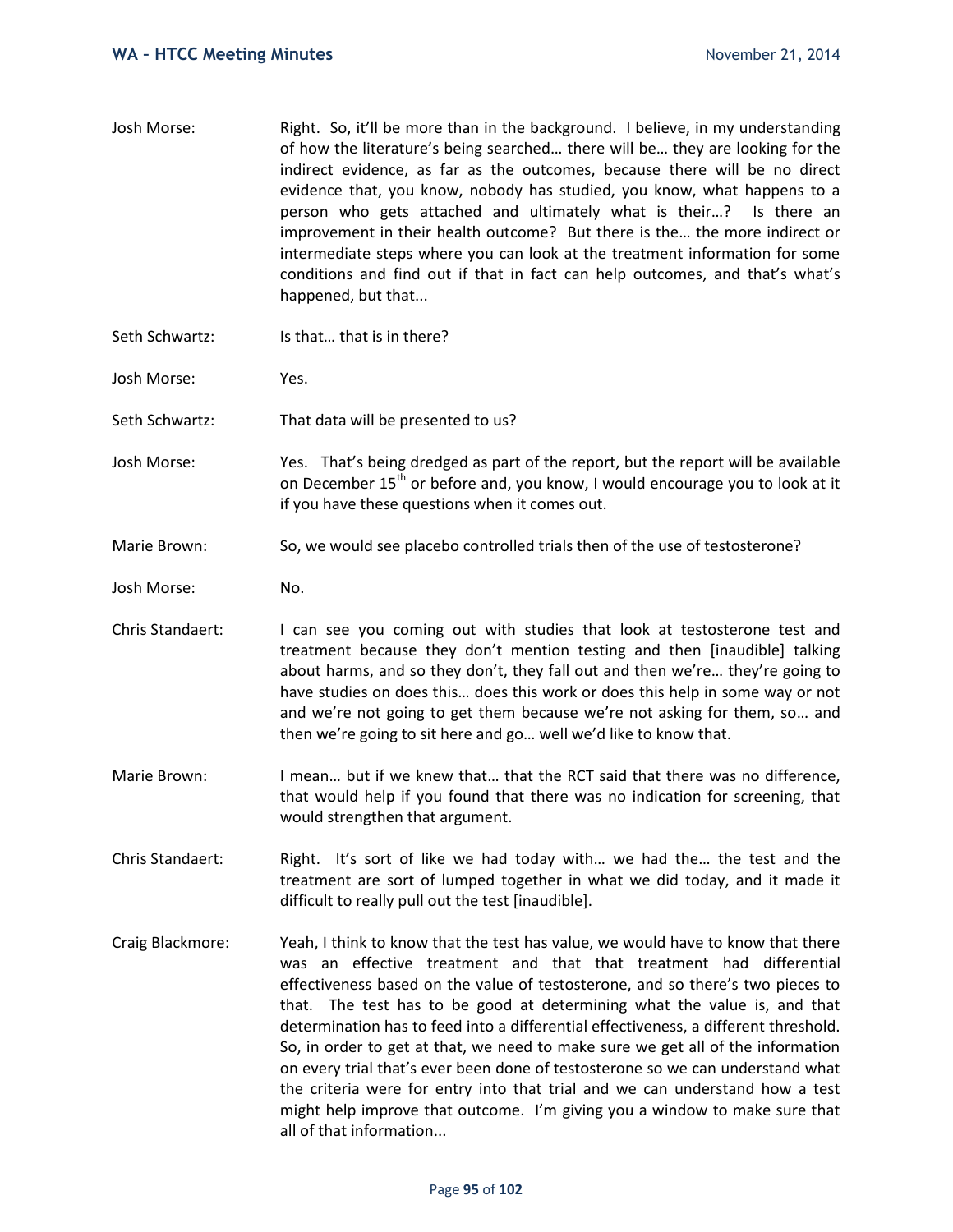Josh Morse: Right. So, it'll be more than in the background. I believe, in my understanding of how the literature's being searched… there will be… they are looking for the indirect evidence, as far as the outcomes, because there will be no direct evidence that, you know, nobody has studied, you know, what happens to a person who gets attached and ultimately what is their…? Is there an improvement in their health outcome? But there is the… the more indirect or intermediate steps where you can look at the treatment information for some conditions and find out if that in fact can help outcomes, and that's what's happened, but that...

Seth Schwartz: Is that… that is in there?

Josh Morse: Yes.

Seth Schwartz: That data will be presented to us?

Josh Morse: Yes. That's being dredged as part of the report, but the report will be available on December 15th or before and, you know, I would encourage you to look at it if you have these questions when it comes out.

Marie Brown: So, we would see placebo controlled trials then of the use of testosterone?

Josh Morse: No.

Chris Standaert: I can see you coming out with studies that look at testosterone test and treatment because they don't mention testing and then [inaudible] talking about harms, and so they don't, they fall out and then we're… they're going to have studies on does this… does this work or does this help in some way or not and we're not going to get them because we're not asking for them, so… and then we're going to sit here and go… well we'd like to know that.

Marie Brown: I mean… but if we knew that… that the RCT said that there was no difference, that would help if you found that there was no indication for screening, that would strengthen that argument.

Chris Standaert: Right. It's sort of like we had today with… we had the… the test and the treatment are sort of lumped together in what we did today, and it made it difficult to really pull out the test [inaudible].

Craig Blackmore: Yeah, I think to know that the test has value, we would have to know that there was an effective treatment and that that treatment had differential effectiveness based on the value of testosterone, and so there's two pieces to that. The test has to be good at determining what the value is, and that determination has to feed into a differential effectiveness, a different threshold. So, in order to get at that, we need to make sure we get all of the information on every trial that's ever been done of testosterone so we can understand what the criteria were for entry into that trial and we can understand how a test might help improve that outcome. I'm giving you a window to make sure that all of that information...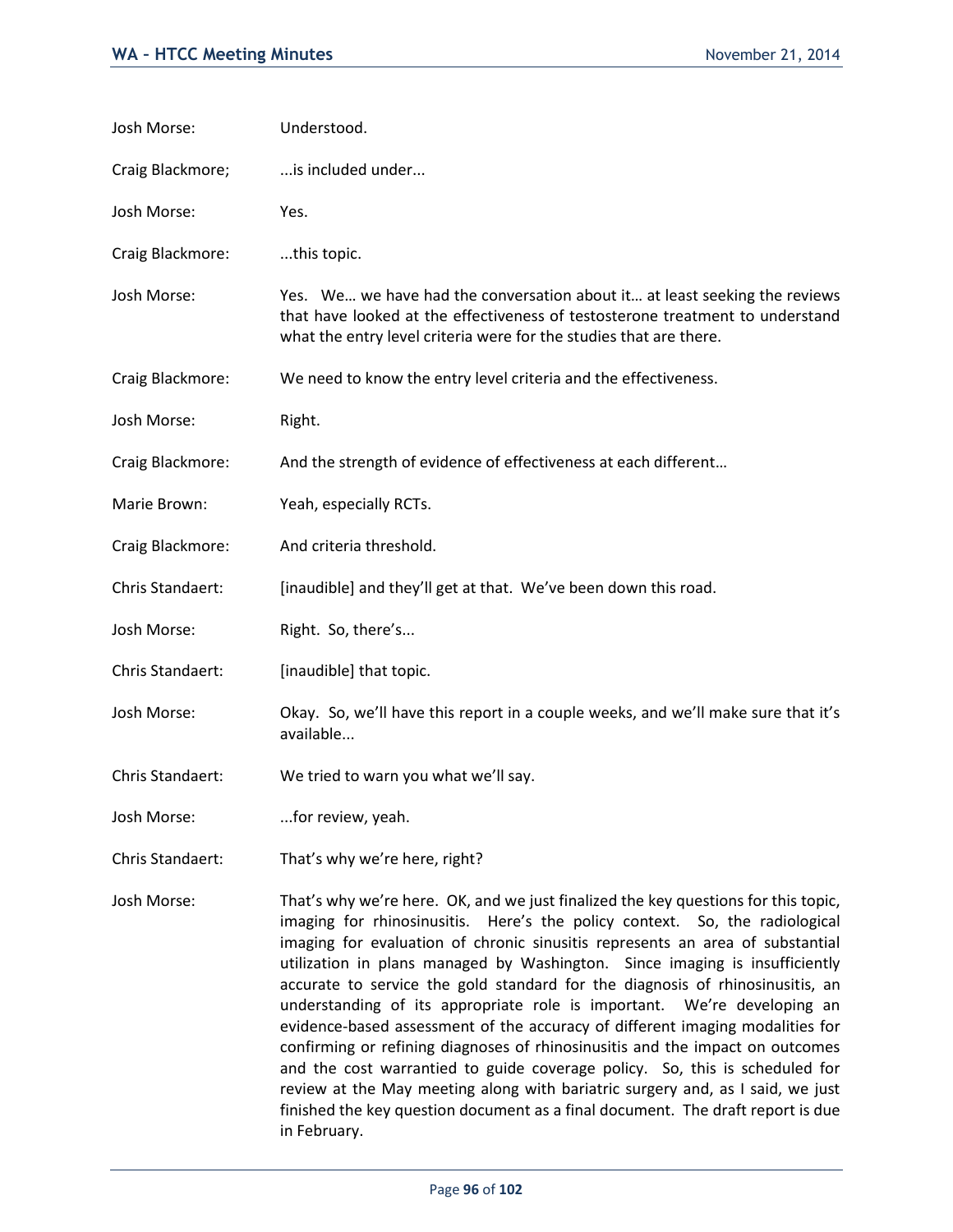Josh Morse: Understood.

Craig Blackmore; ...is included under...

Josh Morse: Yes.

Craig Blackmore: ...this topic.

Josh Morse: Yes. We… we have had the conversation about it… at least seeking the reviews that have looked at the effectiveness of testosterone treatment to understand what the entry level criteria were for the studies that are there.

Craig Blackmore: We need to know the entry level criteria and the effectiveness.

Josh Morse: Right.

Craig Blackmore: And the strength of evidence of effectiveness at each different…

Marie Brown: Yeah, especially RCTs.

Craig Blackmore: And criteria threshold.

Chris Standaert: [inaudible] and they'll get at that. We've been down this road.

Josh Morse: Right. So, there's...

Chris Standaert: [inaudible] that topic.

Josh Morse: Okay. So, we'll have this report in a couple weeks, and we'll make sure that it's available...

Chris Standaert: We tried to warn you what we'll say.

Josh Morse: ...for review, yeah.

Chris Standaert: That's why we're here, right?

Josh Morse: That's why we're here. OK, and we just finalized the key questions for this topic, imaging for rhinosinusitis. Here's the policy context. So, the radiological imaging for evaluation of chronic sinusitis represents an area of substantial utilization in plans managed by Washington. Since imaging is insufficiently accurate to service the gold standard for the diagnosis of rhinosinusitis, an understanding of its appropriate role is important. We're developing an evidence-based assessment of the accuracy of different imaging modalities for confirming or refining diagnoses of rhinosinusitis and the impact on outcomes and the cost warrantied to guide coverage policy. So, this is scheduled for review at the May meeting along with bariatric surgery and, as I said, we just finished the key question document as a final document. The draft report is due in February.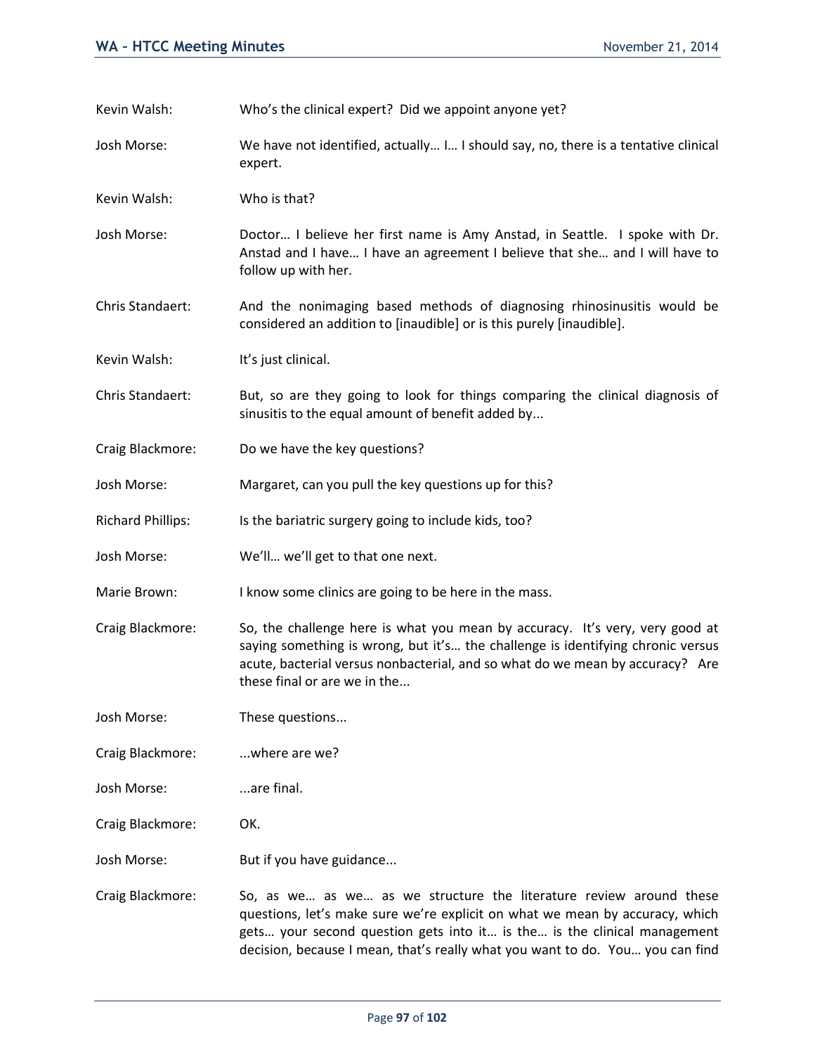Kevin Walsh: Who's the clinical expert? Did we appoint anyone yet?

Josh Morse: We have not identified, actually… I… I should say, no, there is a tentative clinical expert.

Kevin Walsh: Who is that?

Josh Morse: Doctor… I believe her first name is Amy Anstad, in Seattle. I spoke with Dr. Anstad and I have… I have an agreement I believe that she… and I will have to follow up with her.

Chris Standaert: And the nonimaging based methods of diagnosing rhinosinusitis would be considered an addition to [inaudible] or is this purely [inaudible].

Kevin Walsh: It's just clinical.

Chris Standaert: But, so are they going to look for things comparing the clinical diagnosis of sinusitis to the equal amount of benefit added by...

Craig Blackmore: Do we have the key questions?

Josh Morse: Margaret, can you pull the key questions up for this?

Richard Phillips: Is the bariatric surgery going to include kids, too?

Josh Morse: We'll… we'll get to that one next.

Marie Brown: I know some clinics are going to be here in the mass.

Craig Blackmore: So, the challenge here is what you mean by accuracy. It's very, very good at saying something is wrong, but it's… the challenge is identifying chronic versus acute, bacterial versus nonbacterial, and so what do we mean by accuracy? Are these final or are we in the...

Josh Morse: These questions...

Craig Blackmore: ...where are we?

Josh Morse: ...are final.

Craig Blackmore: OK.

Josh Morse: But if you have guidance...

Craig Blackmore: So, as we… as we… as we structure the literature review around these questions, let's make sure we're explicit on what we mean by accuracy, which gets… your second question gets into it… is the… is the clinical management decision, because I mean, that's really what you want to do. You… you can find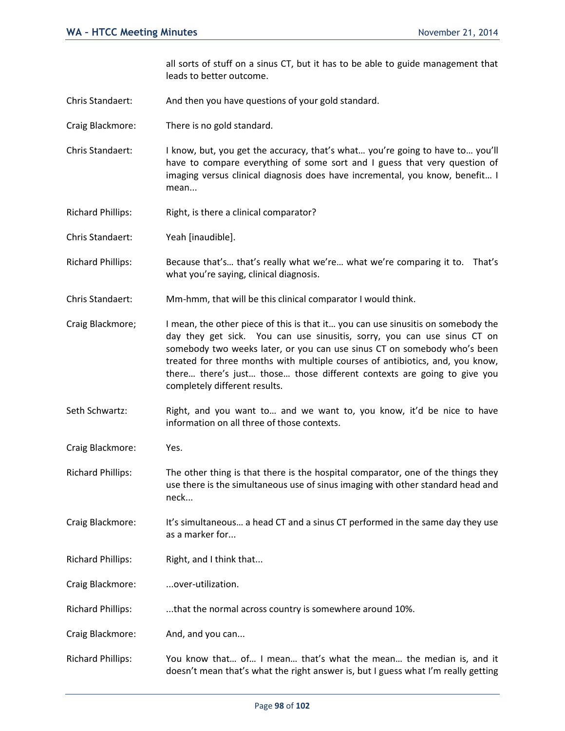all sorts of stuff on a sinus CT, but it has to be able to guide management that leads to better outcome.

Chris Standaert: And then you have questions of your gold standard.

Craig Blackmore: There is no gold standard.

Chris Standaert: I know, but, you get the accuracy, that's what… you're going to have to… you'll have to compare everything of some sort and I guess that very question of imaging versus clinical diagnosis does have incremental, you know, benefit… I mean...

Richard Phillips: Right, is there a clinical comparator?

Chris Standaert: Yeah [inaudible].

Richard Phillips: Because that's… that's really what we're… what we're comparing it to. That's what you're saying, clinical diagnosis.

Chris Standaert: Mm-hmm, that will be this clinical comparator I would think.

Craig Blackmore; I mean, the other piece of this is that it… you can use sinusitis on somebody the day they get sick. You can use sinusitis, sorry, you can use sinus CT on somebody two weeks later, or you can use sinus CT on somebody who's been treated for three months with multiple courses of antibiotics, and, you know, there… there's just… those… those different contexts are going to give you completely different results.

Seth Schwartz: Right, and you want to… and we want to, you know, it'd be nice to have information on all three of those contexts.

Craig Blackmore: Yes.

Richard Phillips: The other thing is that there is the hospital comparator, one of the things they use there is the simultaneous use of sinus imaging with other standard head and neck...

Craig Blackmore: It's simultaneous… a head CT and a sinus CT performed in the same day they use as a marker for...

Richard Phillips: Right, and I think that...

Craig Blackmore: ...over-utilization.

Richard Phillips: ...that the normal across country is somewhere around 10%.

Craig Blackmore: And, and you can...

Richard Phillips: You know that… of… I mean… that's what the mean… the median is, and it doesn't mean that's what the right answer is, but I guess what I'm really getting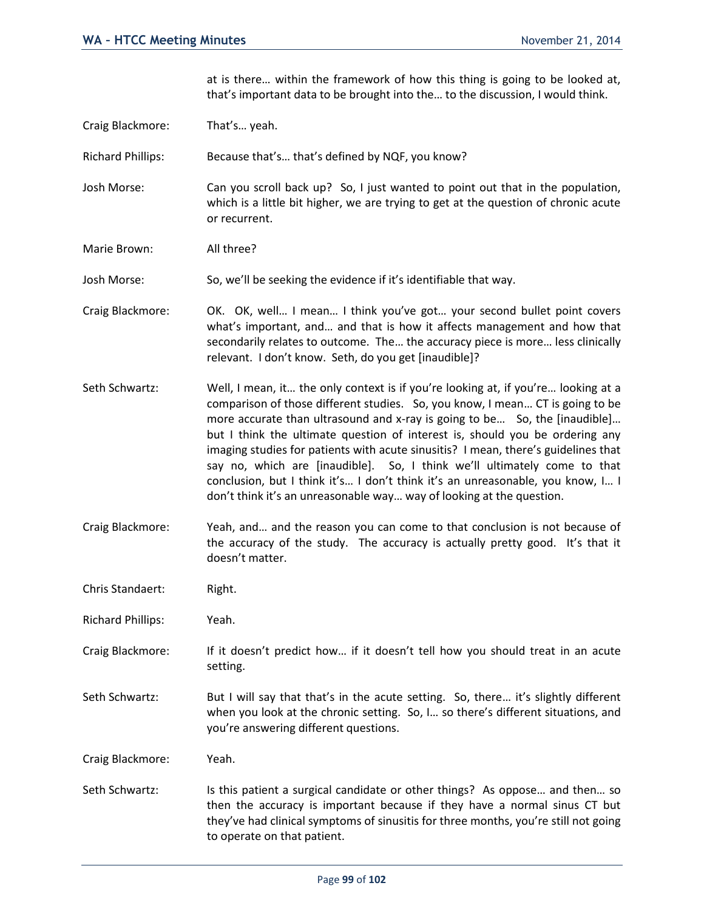at is there… within the framework of how this thing is going to be looked at, that's important data to be brought into the… to the discussion, I would think.

Craig Blackmore: That's… yeah.

Richard Phillips: Because that's… that's defined by NQF, you know?

Josh Morse: Can you scroll back up? So, I just wanted to point out that in the population, which is a little bit higher, we are trying to get at the question of chronic acute or recurrent.

Marie Brown: All three?

Josh Morse: So, we'll be seeking the evidence if it's identifiable that way.

Craig Blackmore: OK. OK, well… I mean… I think you've got… your second bullet point covers what's important, and… and that is how it affects management and how that secondarily relates to outcome. The… the accuracy piece is more… less clinically relevant. I don't know. Seth, do you get [inaudible]?

Seth Schwartz: Well, I mean, it… the only context is if you're looking at, if you're… looking at a comparison of those different studies. So, you know, I mean… CT is going to be more accurate than ultrasound and x-ray is going to be… So, the [inaudible]… but I think the ultimate question of interest is, should you be ordering any imaging studies for patients with acute sinusitis? I mean, there's guidelines that say no, which are [inaudible]. So, I think we'll ultimately come to that conclusion, but I think it's… I don't think it's an unreasonable, you know, I… I don't think it's an unreasonable way… way of looking at the question.

Craig Blackmore: Yeah, and… and the reason you can come to that conclusion is not because of the accuracy of the study. The accuracy is actually pretty good. It's that it doesn't matter.

Chris Standaert: Right.

Richard Phillips: Yeah.

Craig Blackmore: If it doesn't predict how… if it doesn't tell how you should treat in an acute setting.

Seth Schwartz: But I will say that that's in the acute setting. So, there… it's slightly different when you look at the chronic setting. So, I… so there's different situations, and you're answering different questions.

Craig Blackmore: Yeah.

Seth Schwartz: Is this patient a surgical candidate or other things? As oppose… and then… so then the accuracy is important because if they have a normal sinus CT but they've had clinical symptoms of sinusitis for three months, you're still not going to operate on that patient.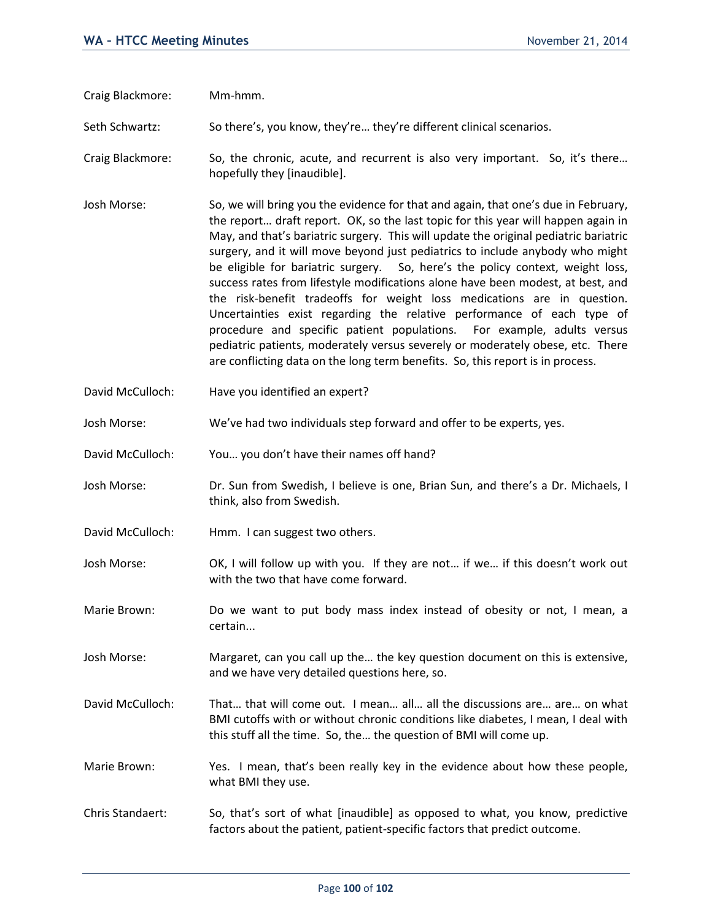Craig Blackmore: Mm-hmm.

Seth Schwartz: So there's, you know, they're… they're different clinical scenarios.

Craig Blackmore: So, the chronic, acute, and recurrent is also very important. So, it's there… hopefully they [inaudible].

Josh Morse: So, we will bring you the evidence for that and again, that one's due in February, the report… draft report. OK, so the last topic for this year will happen again in May, and that's bariatric surgery. This will update the original pediatric bariatric surgery, and it will move beyond just pediatrics to include anybody who might be eligible for bariatric surgery. So, here's the policy context, weight loss, success rates from lifestyle modifications alone have been modest, at best, and the risk-benefit tradeoffs for weight loss medications are in question. Uncertainties exist regarding the relative performance of each type of procedure and specific patient populations. For example, adults versus pediatric patients, moderately versus severely or moderately obese, etc. There are conflicting data on the long term benefits. So, this report is in process.

David McCulloch: Have you identified an expert?

Josh Morse: We've had two individuals step forward and offer to be experts, yes.

David McCulloch: You… you don't have their names off hand?

Josh Morse: Dr. Sun from Swedish, I believe is one, Brian Sun, and there's a Dr. Michaels, I think, also from Swedish.

David McCulloch: Hmm. I can suggest two others.

Josh Morse: OK, I will follow up with you. If they are not… if we… if this doesn't work out with the two that have come forward.

Marie Brown: Do we want to put body mass index instead of obesity or not, I mean, a certain...

Josh Morse: Margaret, can you call up the… the key question document on this is extensive, and we have very detailed questions here, so.

David McCulloch: That… that will come out. I mean… all… all the discussions are… are… on what BMI cutoffs with or without chronic conditions like diabetes, I mean, I deal with this stuff all the time. So, the… the question of BMI will come up.

Marie Brown: Yes. I mean, that's been really key in the evidence about how these people, what BMI they use.

Chris Standaert: So, that's sort of what [inaudible] as opposed to what, you know, predictive factors about the patient, patient-specific factors that predict outcome.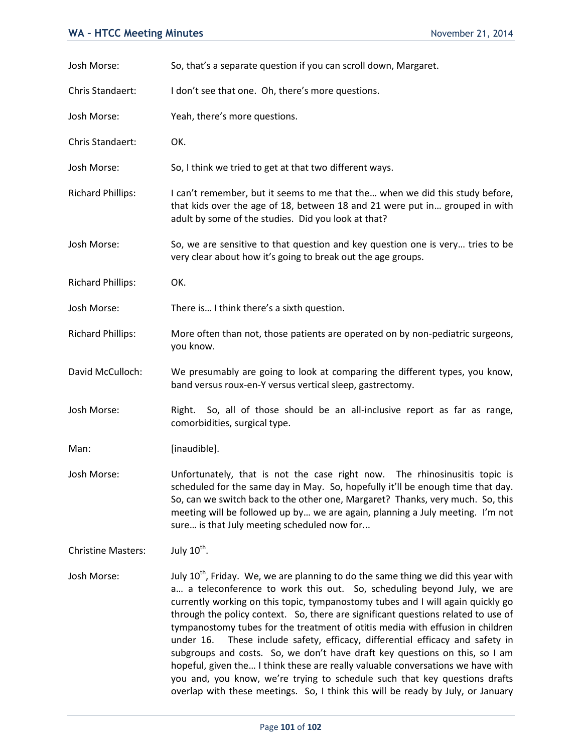Josh Morse: So, that's a separate question if you can scroll down, Margaret.

Chris Standaert: I don't see that one. Oh, there's more questions.

Josh Morse: Yeah, there's more questions.

Chris Standaert: OK.

Josh Morse: So, I think we tried to get at that two different ways.

Richard Phillips: I can't remember, but it seems to me that the… when we did this study before, that kids over the age of 18, between 18 and 21 were put in… grouped in with adult by some of the studies. Did you look at that?

Josh Morse: So, we are sensitive to that question and key question one is very… tries to be very clear about how it's going to break out the age groups.

Richard Phillips: OK.

Josh Morse: There is… I think there's a sixth question.

Richard Phillips: More often than not, those patients are operated on by non-pediatric surgeons, you know.

David McCulloch: We presumably are going to look at comparing the different types, you know, band versus roux-en-Y versus vertical sleep, gastrectomy.

Josh Morse: Right. So, all of those should be an all-inclusive report as far as range, comorbidities, surgical type.

Man: [inaudible].

Josh Morse: Unfortunately, that is not the case right now. The rhinosinusitis topic is scheduled for the same day in May. So, hopefully it'll be enough time that day. So, can we switch back to the other one, Margaret? Thanks, very much. So, this meeting will be followed up by… we are again, planning a July meeting. I'm not sure… is that July meeting scheduled now for...

Christine Masters: July 10th.

Josh Morse: July 10th, Friday. We, we are planning to do the same thing we did this year with a… a teleconference to work this out. So, scheduling beyond July, we are currently working on this topic, tympanostomy tubes and I will again quickly go through the policy context. So, there are significant questions related to use of tympanostomy tubes for the treatment of otitis media with effusion in children under 16. These include safety, efficacy, differential efficacy and safety in subgroups and costs. So, we don't have draft key questions on this, so I am hopeful, given the… I think these are really valuable conversations we have with you and, you know, we're trying to schedule such that key questions drafts overlap with these meetings. So, I think this will be ready by July, or January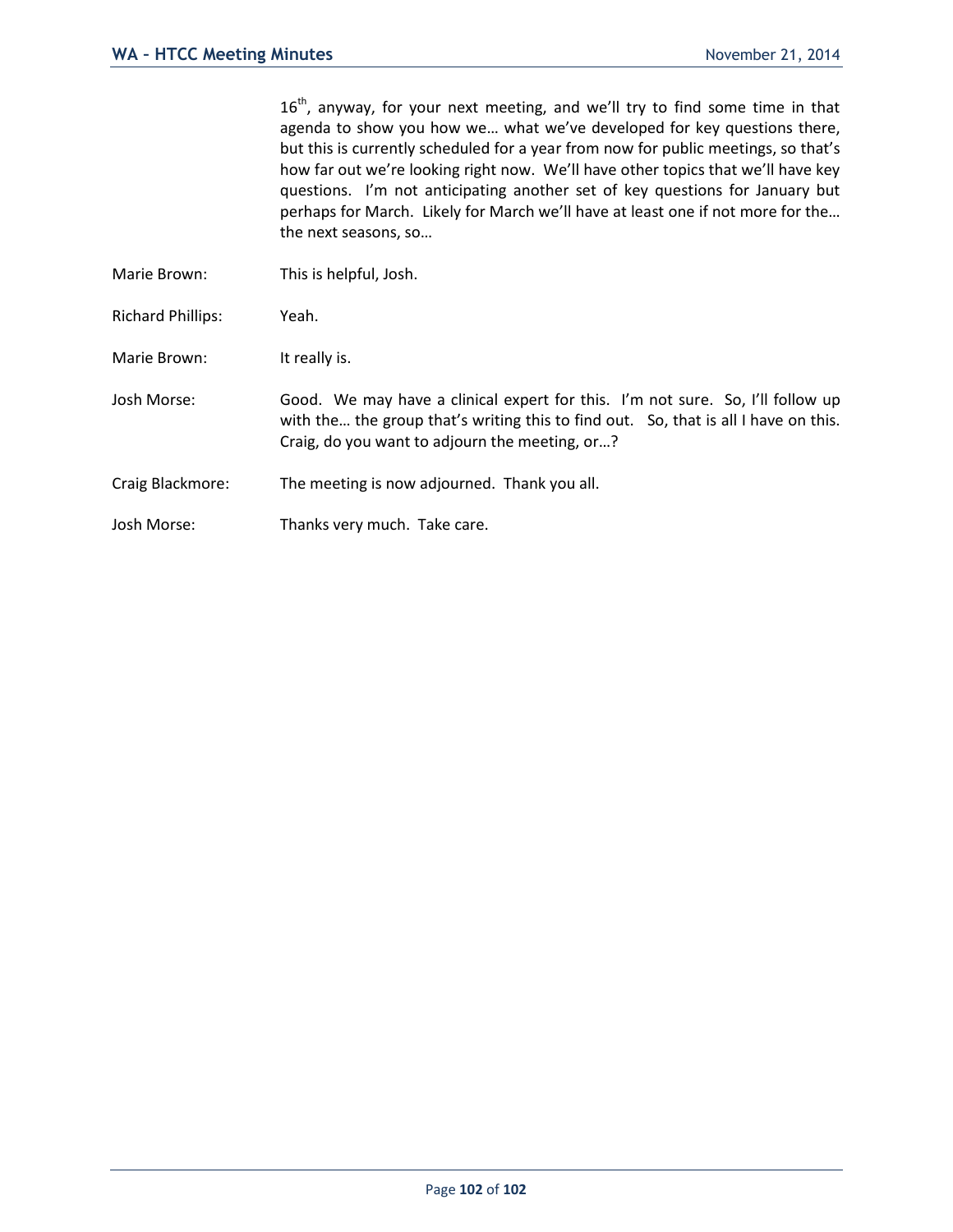16th, anyway, for your next meeting, and we'll try to find some time in that agenda to show you how we… what we've developed for key questions there, but this is currently scheduled for a year from now for public meetings, so that's how far out we're looking right now. We'll have other topics that we'll have key questions. I'm not anticipating another set of key questions for January but perhaps for March. Likely for March we'll have at least one if not more for the… the next seasons, so…

Marie Brown: This is helpful, Josh.

Richard Phillips: Yeah.

Marie Brown: It really is.

Josh Morse: Good. We may have a clinical expert for this. I'm not sure. So, I'll follow up with the… the group that's writing this to find out. So, that is all I have on this. Craig, do you want to adjourn the meeting, or…?

Craig Blackmore: The meeting is now adjourned. Thank you all.

Josh Morse: Thanks very much. Take care.